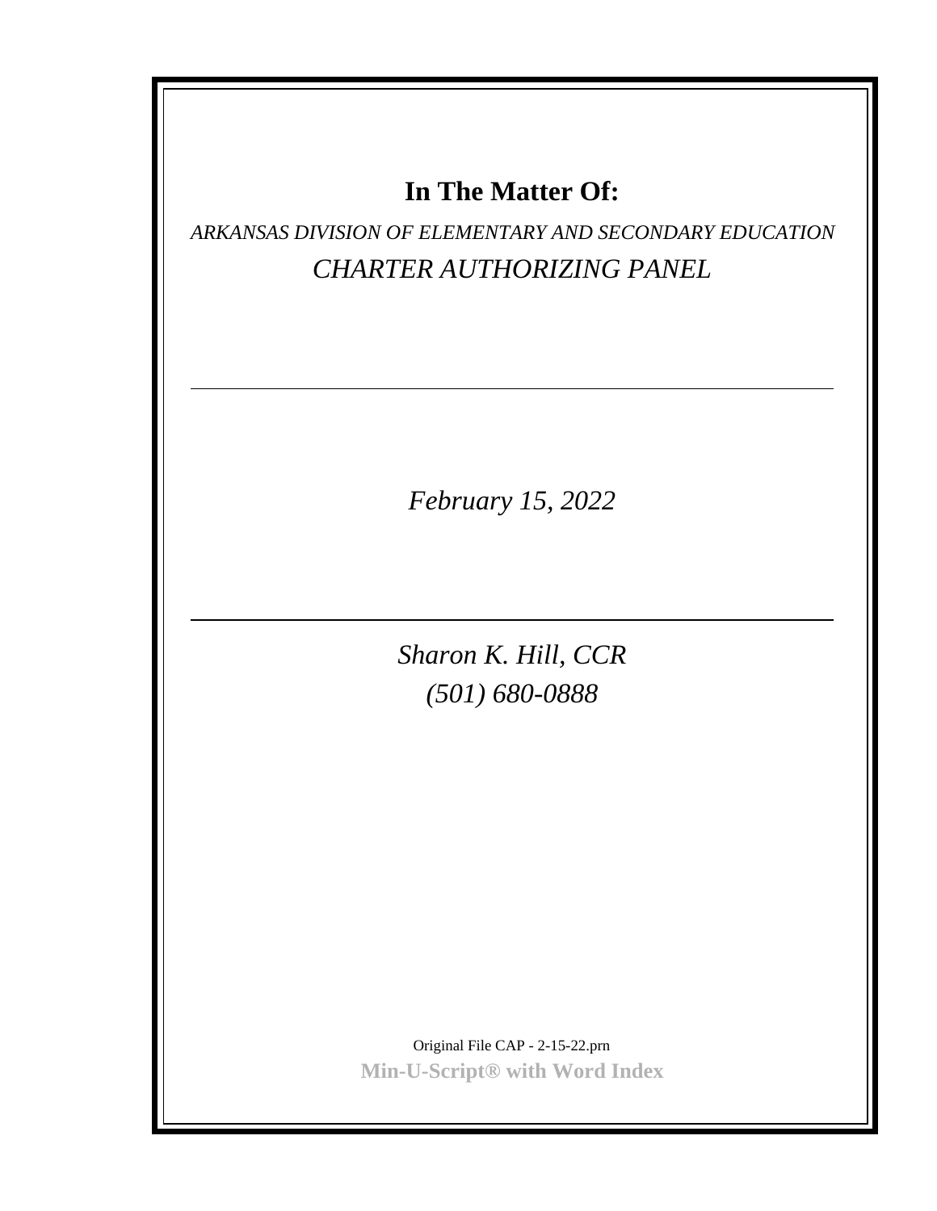# In The Matter Of:

*ARKANSAS DIVISION OF ELEMENTARY AND SECONDARY EDUCATION*

*CHARTER AUTHORIZING PANEL*

---

*February 15, 2022*

---

*Sharon K. Hill, CCR*

*(501) 680-0888*

Original File CAP - 2-15-22.prn

**Min-U-Script® with Word Index**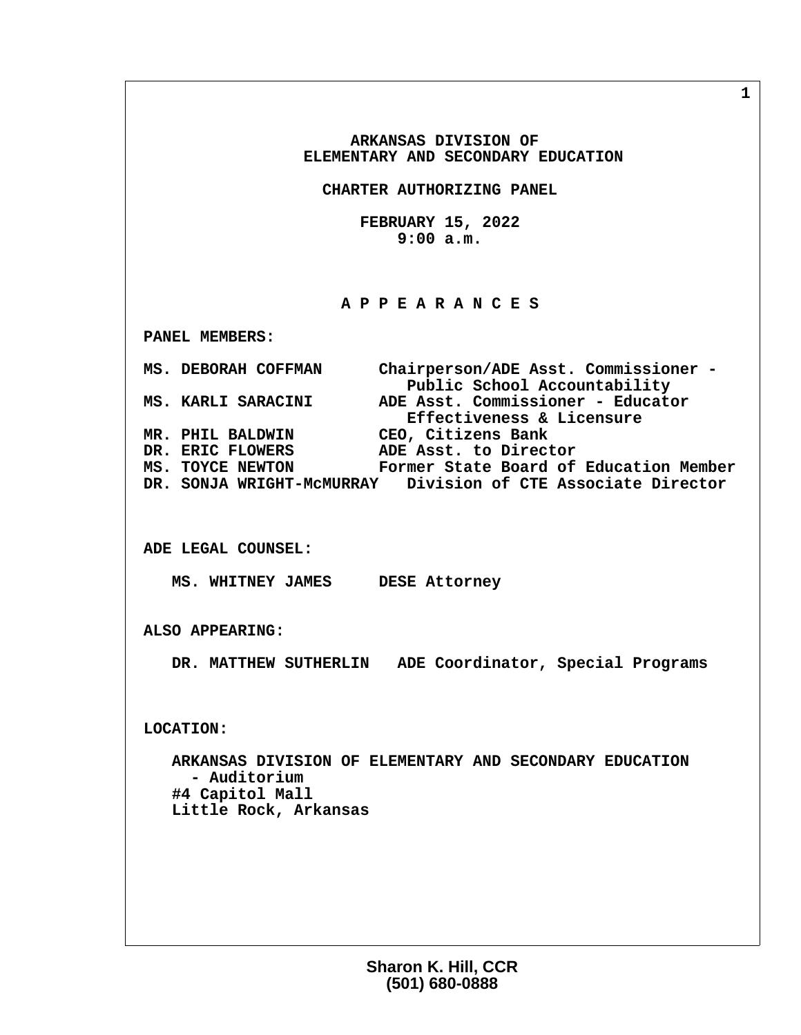# ARKANSAS DIVISION OF ELEMENTARY AND SECONDARY EDUCATION

## CHARTER AUTHORIZING PANEL

**FEBRUARY 15, 2022**
**9:00 a.m.**

## A P P E A R A N C E S

**PANEL MEMBERS:**

| Name | Title |
|---|---|
| MS. DEBORAH COFFMAN | Chairperson/ADE Asst. Commissioner - Public School Accountability |
| MS. KARLI SARACINI | ADE Asst. Commissioner - Educator Effectiveness & Licensure |
| MR. PHIL BALDWIN | CEO, Citizens Bank |
| DR. ERIC FLOWERS | ADE Asst. to Director |
| MS. TOYCE NEWTON | Former State Board of Education Member |
| DR. SONJA WRIGHT-McMURRAY | Division of CTE Associate Director |

**ADE LEGAL COUNSEL:**

MS. WHITNEY JAMES — DESE Attorney

**ALSO APPEARING:**

DR. MATTHEW SUTHERLIN — ADE Coordinator, Special Programs

**LOCATION:**

ARKANSAS DIVISION OF ELEMENTARY AND SECONDARY EDUCATION - Auditorium
#4 Capitol Mall
Little Rock, Arkansas

Sharon K. Hill, CCR
(501) 680-0888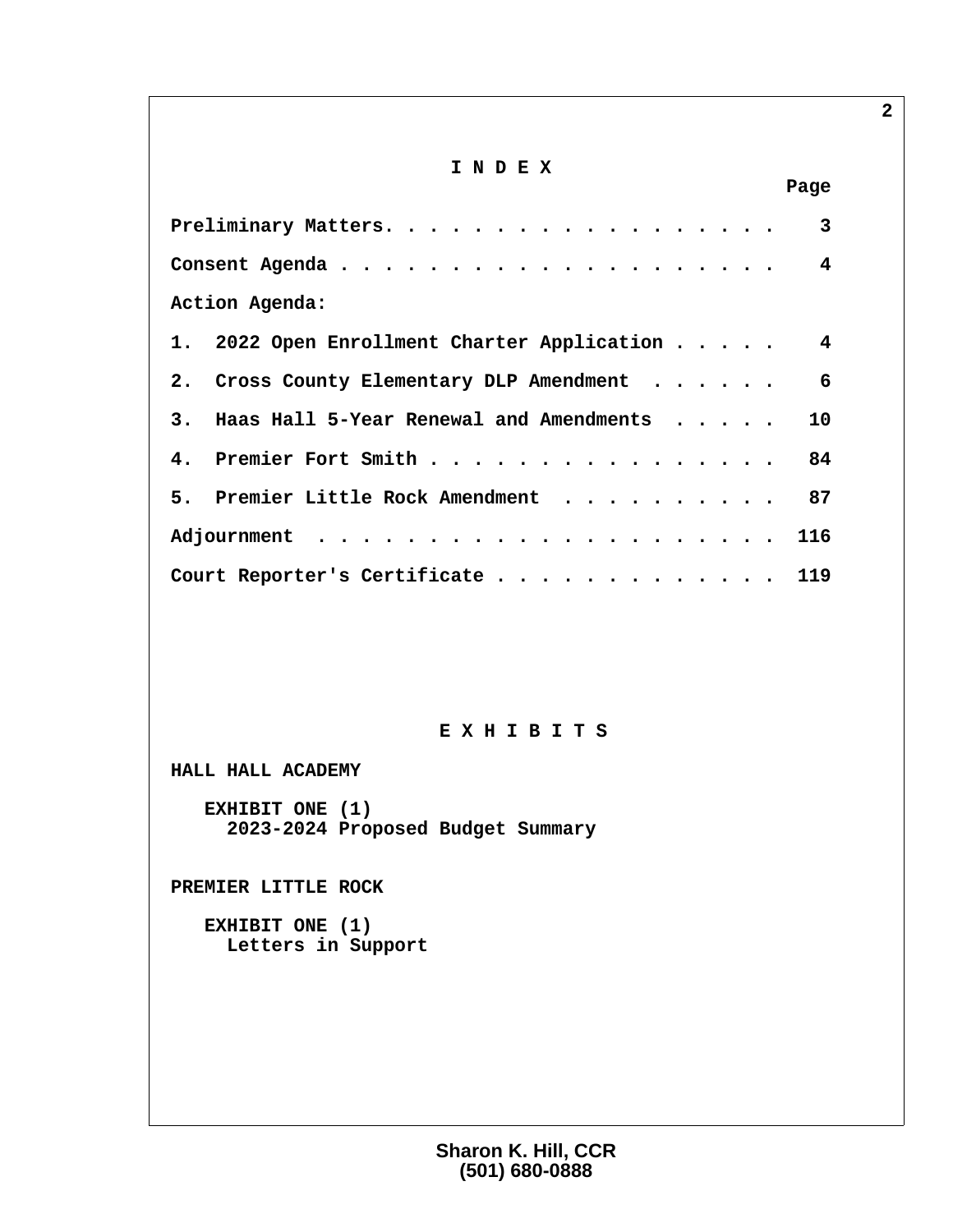# I N D E X

| | Page |
|---|---|
| Preliminary Matters. . . . . . . . . . . . . . . . . . | 3 |
| Consent Agenda . . . . . . . . . . . . . . . . . . . . | 4 |
| Action Agenda: | |
| 1. 2022 Open Enrollment Charter Application . . . . . | 4 |
| 2. Cross County Elementary DLP Amendment . . . . . . | 6 |
| 3. Haas Hall 5-Year Renewal and Amendments . . . . . | 10 |
| 4. Premier Fort Smith . . . . . . . . . . . . . . . . | 84 |
| 5. Premier Little Rock Amendment . . . . . . . . . . | 87 |
| Adjournment . . . . . . . . . . . . . . . . . . . . . | 116 |
| Court Reporter's Certificate . . . . . . . . . . . . . | 119 |

# E X H I B I T S

**HALL HALL ACADEMY**

EXHIBIT ONE (1)
2023-2024 Proposed Budget Summary

**PREMIER LITTLE ROCK**

EXHIBIT ONE (1)
Letters in Support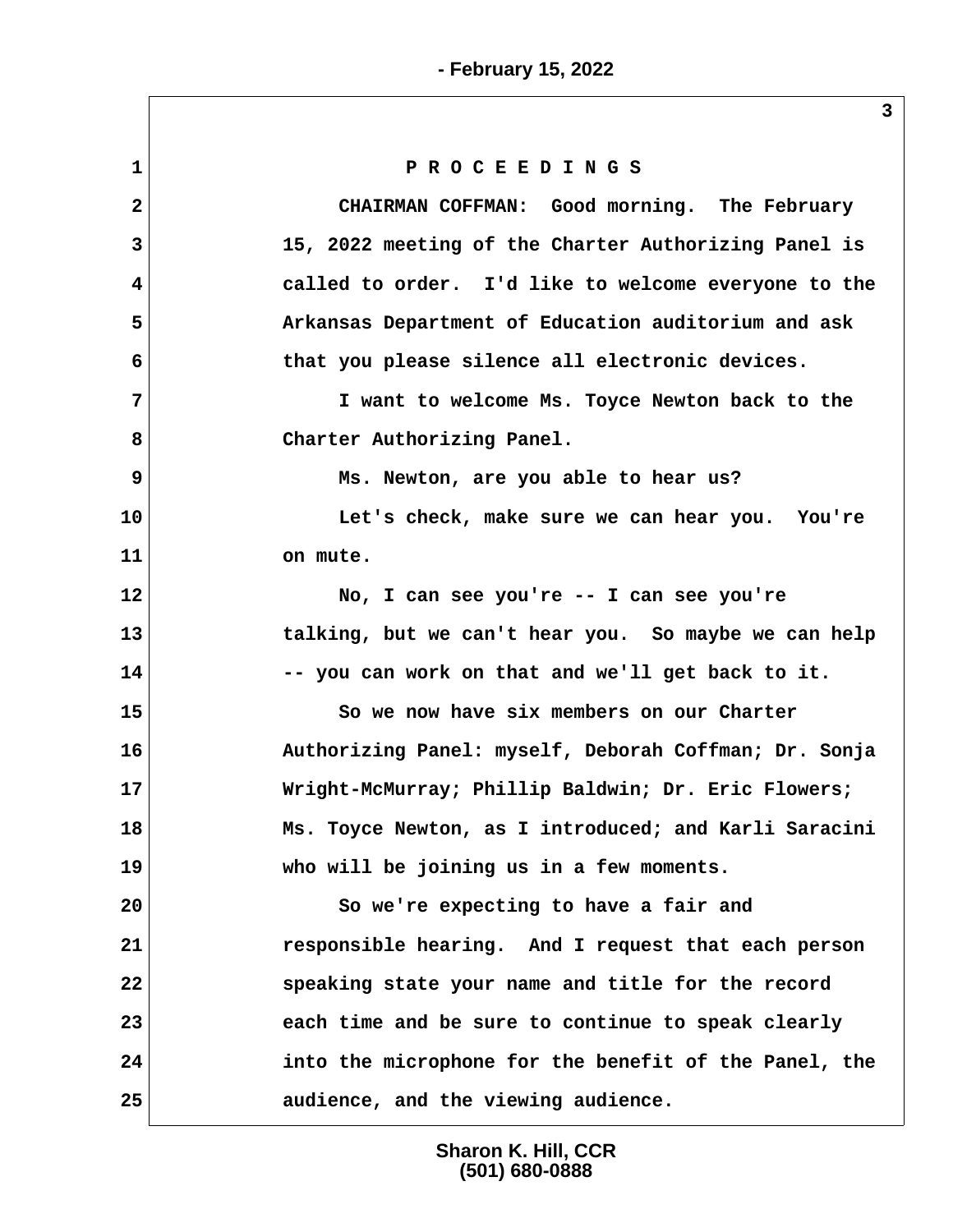P R O C E E D I N G S

CHAIRMAN COFFMAN: Good morning. The February 15, 2022 meeting of the Charter Authorizing Panel is called to order. I'd like to welcome everyone to the Arkansas Department of Education auditorium and ask that you please silence all electronic devices.

I want to welcome Ms. Toyce Newton back to the Charter Authorizing Panel.

Ms. Newton, are you able to hear us?

Let's check, make sure we can hear you. You're on mute.

No, I can see you're -- I can see you're talking, but we can't hear you. So maybe we can help -- you can work on that and we'll get back to it.

So we now have six members on our Charter Authorizing Panel: myself, Deborah Coffman; Dr. Sonja Wright-McMurray; Phillip Baldwin; Dr. Eric Flowers; Ms. Toyce Newton, as I introduced; and Karli Saracini who will be joining us in a few moments.

So we're expecting to have a fair and responsible hearing. And I request that each person speaking state your name and title for the record each time and be sure to continue to speak clearly into the microphone for the benefit of the Panel, the audience, and the viewing audience.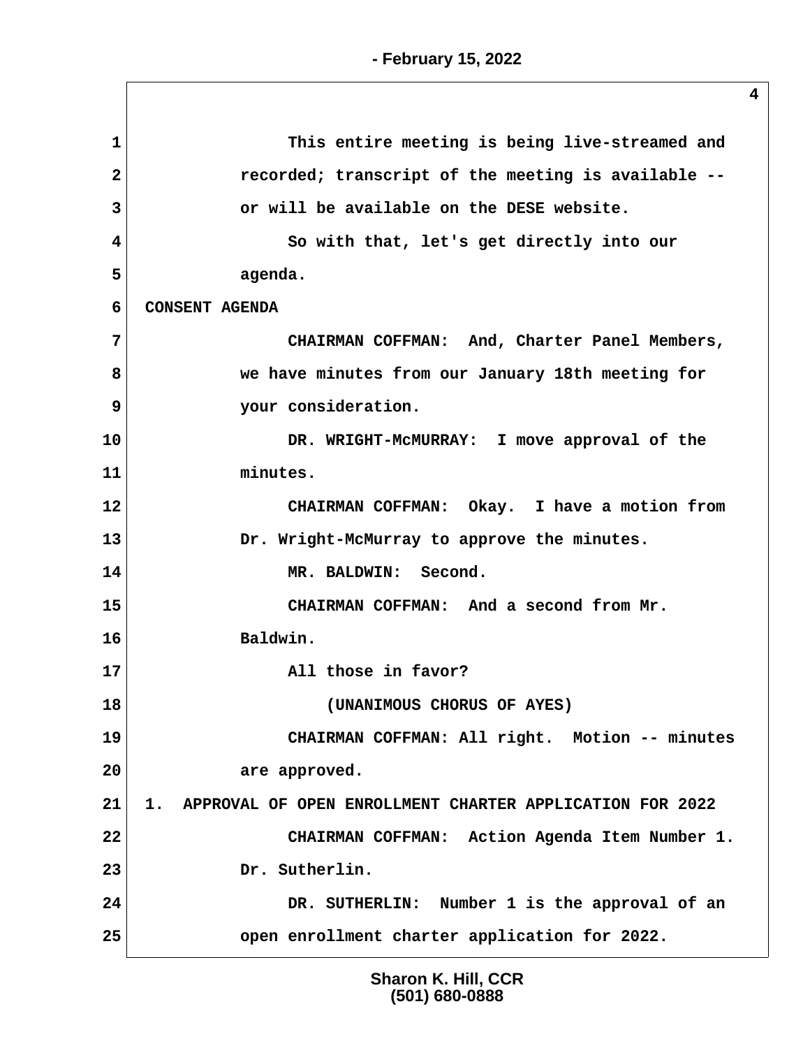This entire meeting is being live-streamed and recorded; transcript of the meeting is available -- or will be available on the DESE website.

So with that, let's get directly into our agenda.

CONSENT AGENDA

CHAIRMAN COFFMAN: And, Charter Panel Members, we have minutes from our January 18th meeting for your consideration.

DR. WRIGHT-McMURRAY: I move approval of the minutes.

CHAIRMAN COFFMAN: Okay. I have a motion from Dr. Wright-McMurray to approve the minutes.

MR. BALDWIN: Second.

CHAIRMAN COFFMAN: And a second from Mr. Baldwin.

All those in favor?

(UNANIMOUS CHORUS OF AYES)

CHAIRMAN COFFMAN: All right. Motion -- minutes are approved.

1. APPROVAL OF OPEN ENROLLMENT CHARTER APPLICATION FOR 2022

CHAIRMAN COFFMAN: Action Agenda Item Number 1. Dr. Sutherlin.

DR. SUTHERLIN: Number 1 is the approval of an open enrollment charter application for 2022.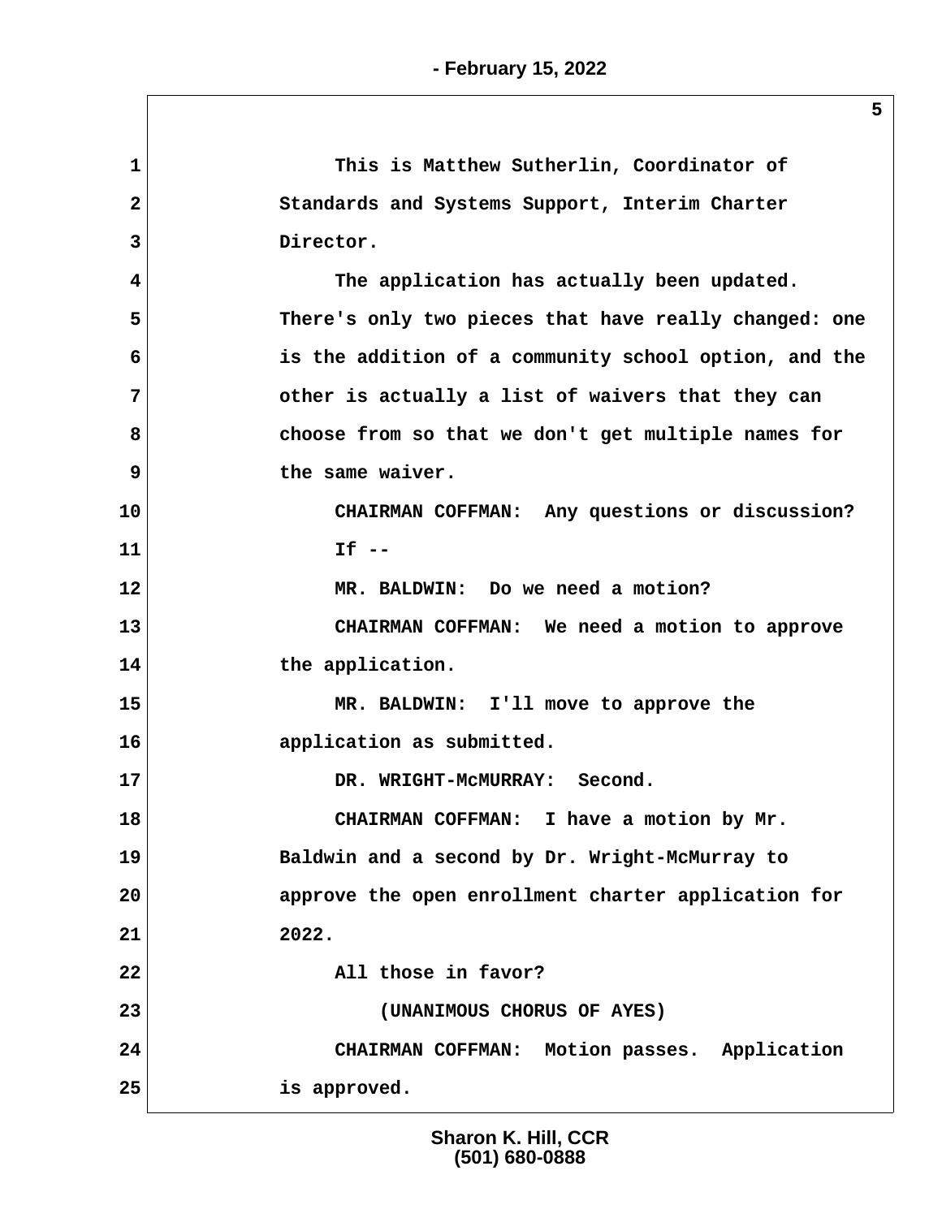This is Matthew Sutherlin, Coordinator of Standards and Systems Support, Interim Charter Director.

The application has actually been updated. There's only two pieces that have really changed: one is the addition of a community school option, and the other is actually a list of waivers that they can choose from so that we don't get multiple names for the same waiver.

CHAIRMAN COFFMAN: Any questions or discussion? If --

MR. BALDWIN: Do we need a motion?

CHAIRMAN COFFMAN: We need a motion to approve the application.

MR. BALDWIN: I'll move to approve the application as submitted.

DR. WRIGHT-McMURRAY: Second.

CHAIRMAN COFFMAN: I have a motion by Mr. Baldwin and a second by Dr. Wright-McMurray to approve the open enrollment charter application for 2022.

All those in favor?

(UNANIMOUS CHORUS OF AYES)

CHAIRMAN COFFMAN: Motion passes. Application is approved.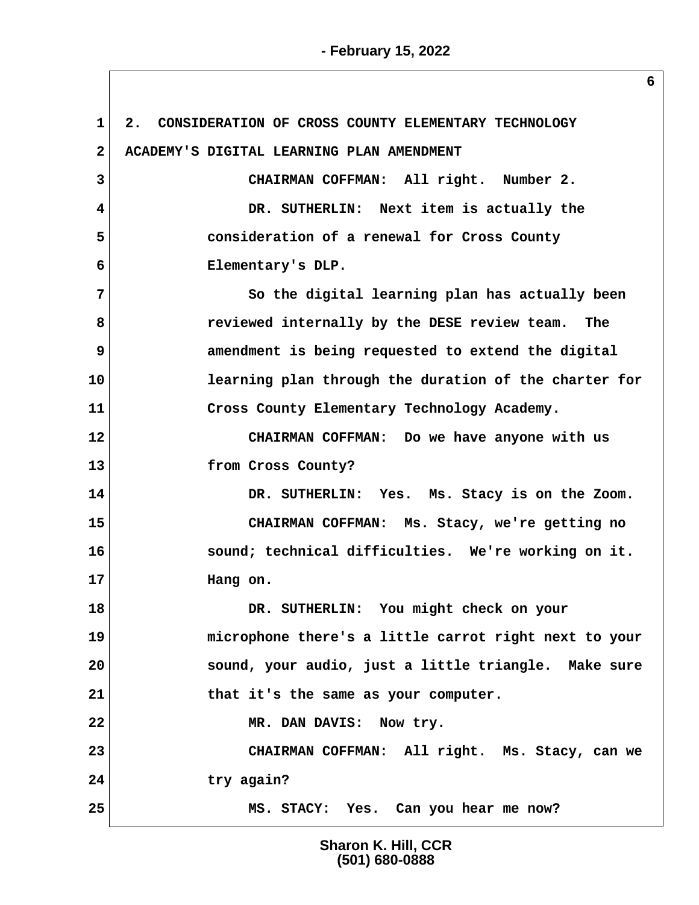2. CONSIDERATION OF CROSS COUNTY ELEMENTARY TECHNOLOGY ACADEMY'S DIGITAL LEARNING PLAN AMENDMENT

CHAIRMAN COFFMAN: All right. Number 2.

DR. SUTHERLIN: Next item is actually the consideration of a renewal for Cross County Elementary's DLP.

So the digital learning plan has actually been reviewed internally by the DESE review team. The amendment is being requested to extend the digital learning plan through the duration of the charter for Cross County Elementary Technology Academy.

CHAIRMAN COFFMAN: Do we have anyone with us from Cross County?

DR. SUTHERLIN: Yes. Ms. Stacy is on the Zoom.

CHAIRMAN COFFMAN: Ms. Stacy, we're getting no sound; technical difficulties. We're working on it. Hang on.

DR. SUTHERLIN: You might check on your microphone there's a little carrot right next to your sound, your audio, just a little triangle. Make sure that it's the same as your computer.

MR. DAN DAVIS: Now try.

CHAIRMAN COFFMAN: All right. Ms. Stacy, can we try again?

MS. STACY: Yes. Can you hear me now?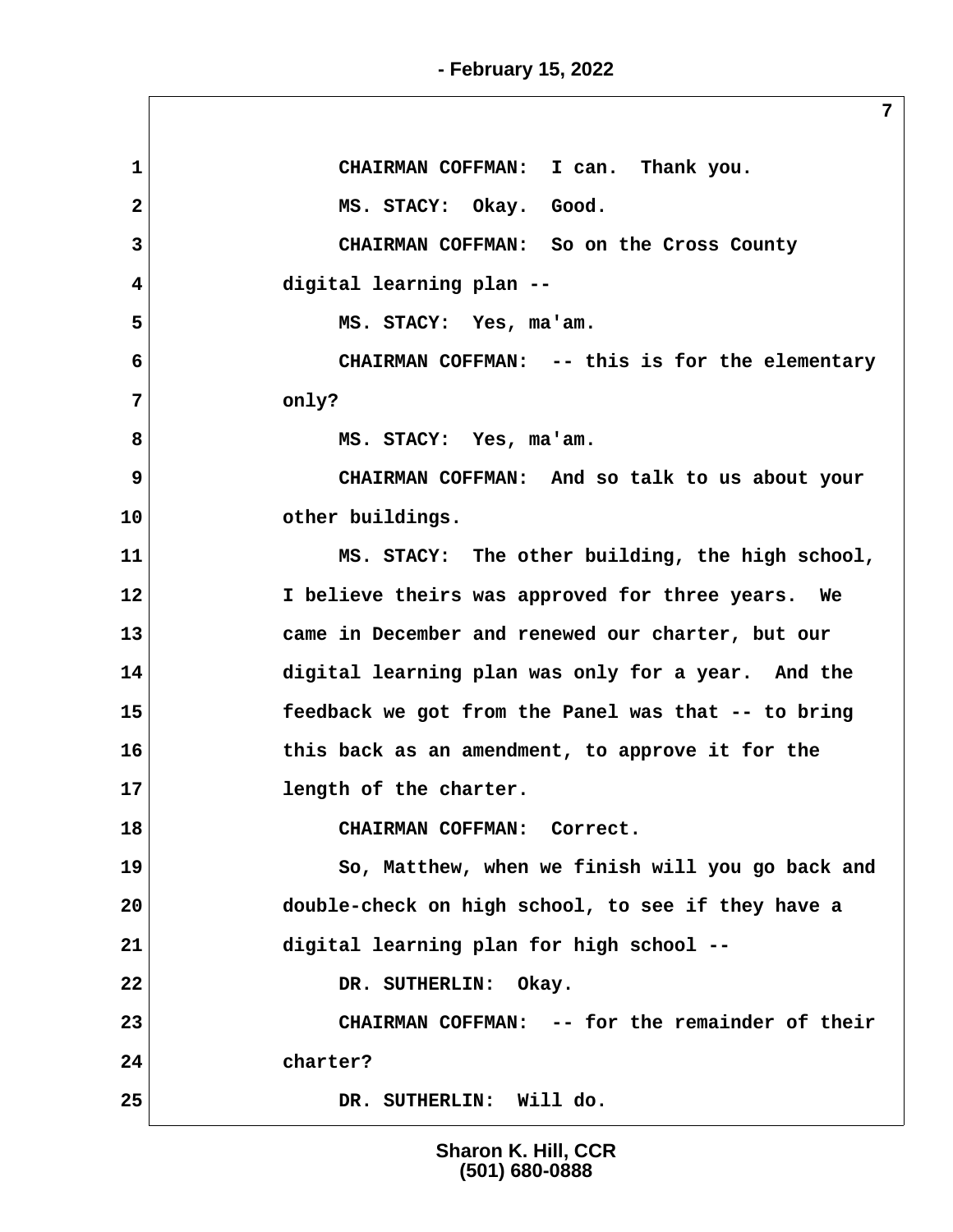CHAIRMAN COFFMAN: I can. Thank you.

MS. STACY: Okay. Good.

CHAIRMAN COFFMAN: So on the Cross County digital learning plan --

MS. STACY: Yes, ma'am.

CHAIRMAN COFFMAN: -- this is for the elementary only?

MS. STACY: Yes, ma'am.

CHAIRMAN COFFMAN: And so talk to us about your other buildings.

MS. STACY: The other building, the high school, I believe theirs was approved for three years. We came in December and renewed our charter, but our digital learning plan was only for a year. And the feedback we got from the Panel was that -- to bring this back as an amendment, to approve it for the length of the charter.

CHAIRMAN COFFMAN: Correct.

So, Matthew, when we finish will you go back and double-check on high school, to see if they have a digital learning plan for high school --

DR. SUTHERLIN: Okay.

CHAIRMAN COFFMAN: -- for the remainder of their charter?

DR. SUTHERLIN: Will do.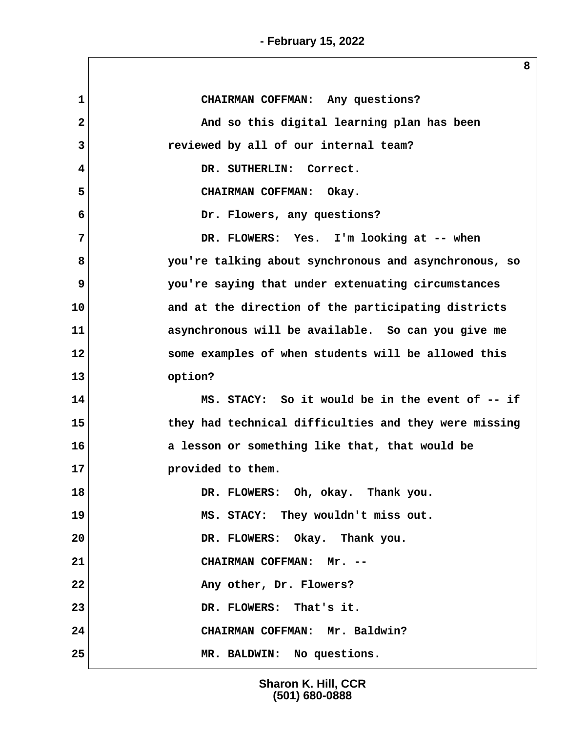1 CHAIRMAN COFFMAN: Any questions?

2 And so this digital learning plan has been

3 reviewed by all of our internal team?

4 DR. SUTHERLIN: Correct.

5 CHAIRMAN COFFMAN: Okay.

6 Dr. Flowers, any questions?

7 DR. FLOWERS: Yes. I'm looking at -- when

8 you're talking about synchronous and asynchronous, so

9 you're saying that under extenuating circumstances

10 and at the direction of the participating districts

11 asynchronous will be available. So can you give me

12 some examples of when students will be allowed this

13 option?

14 MS. STACY: So it would be in the event of -- if

15 they had technical difficulties and they were missing

16 a lesson or something like that, that would be

17 provided to them.

18 DR. FLOWERS: Oh, okay. Thank you.

19 MS. STACY: They wouldn't miss out.

20 DR. FLOWERS: Okay. Thank you.

21 CHAIRMAN COFFMAN: Mr. --

22 Any other, Dr. Flowers?

23 DR. FLOWERS: That's it.

24 CHAIRMAN COFFMAN: Mr. Baldwin?

25 MR. BALDWIN: No questions.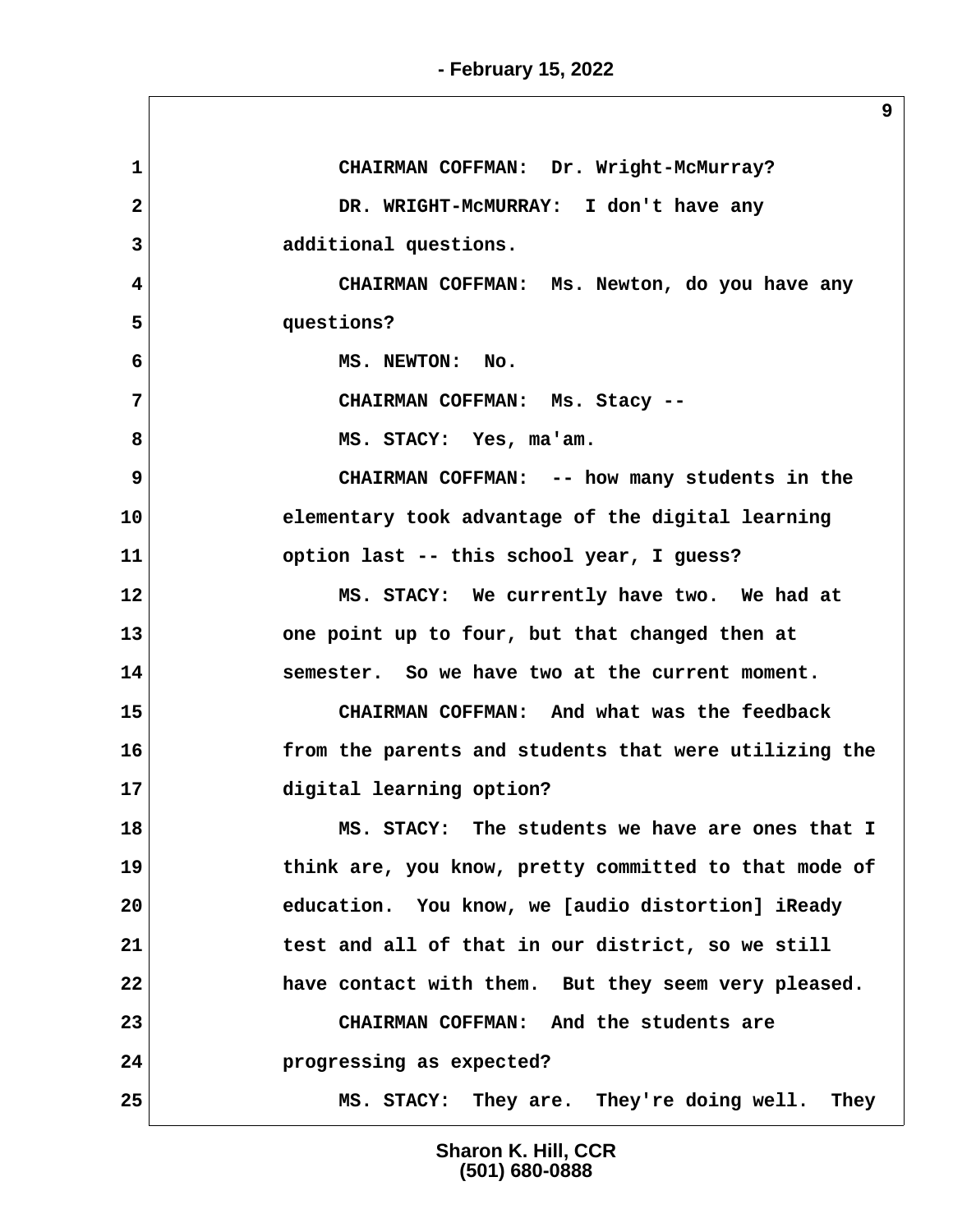CHAIRMAN COFFMAN: Dr. Wright-McMurray?

DR. WRIGHT-McMURRAY: I don't have any additional questions.

CHAIRMAN COFFMAN: Ms. Newton, do you have any questions?

MS. NEWTON: No.

CHAIRMAN COFFMAN: Ms. Stacy --

MS. STACY: Yes, ma'am.

CHAIRMAN COFFMAN: -- how many students in the elementary took advantage of the digital learning option last -- this school year, I guess?

MS. STACY: We currently have two. We had at one point up to four, but that changed then at semester. So we have two at the current moment.

CHAIRMAN COFFMAN: And what was the feedback from the parents and students that were utilizing the digital learning option?

MS. STACY: The students we have are ones that I think are, you know, pretty committed to that mode of education. You know, we [audio distortion] iReady test and all of that in our district, so we still have contact with them. But they seem very pleased.

CHAIRMAN COFFMAN: And the students are progressing as expected?

MS. STACY: They are. They're doing well. They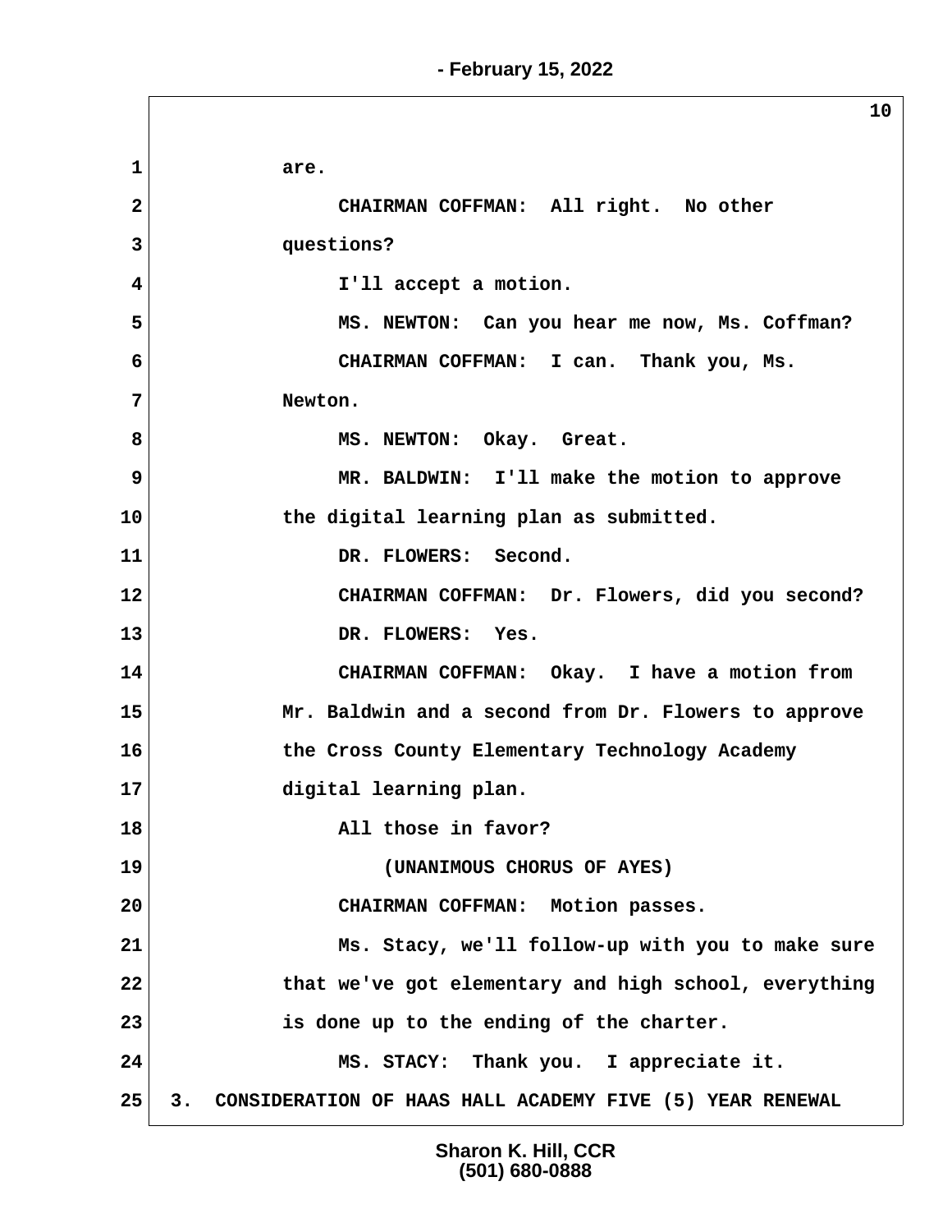are.

CHAIRMAN COFFMAN: All right. No other questions?

I'll accept a motion.

MS. NEWTON: Can you hear me now, Ms. Coffman?

CHAIRMAN COFFMAN: I can. Thank you, Ms. Newton.

MS. NEWTON: Okay. Great.

MR. BALDWIN: I'll make the motion to approve the digital learning plan as submitted.

DR. FLOWERS: Second.

CHAIRMAN COFFMAN: Dr. Flowers, did you second?

DR. FLOWERS: Yes.

CHAIRMAN COFFMAN: Okay. I have a motion from Mr. Baldwin and a second from Dr. Flowers to approve the Cross County Elementary Technology Academy digital learning plan.

All those in favor?

(UNANIMOUS CHORUS OF AYES)

CHAIRMAN COFFMAN: Motion passes.

Ms. Stacy, we'll follow-up with you to make sure that we've got elementary and high school, everything is done up to the ending of the charter.

MS. STACY: Thank you. I appreciate it.

3. CONSIDERATION OF HAAS HALL ACADEMY FIVE (5) YEAR RENEWAL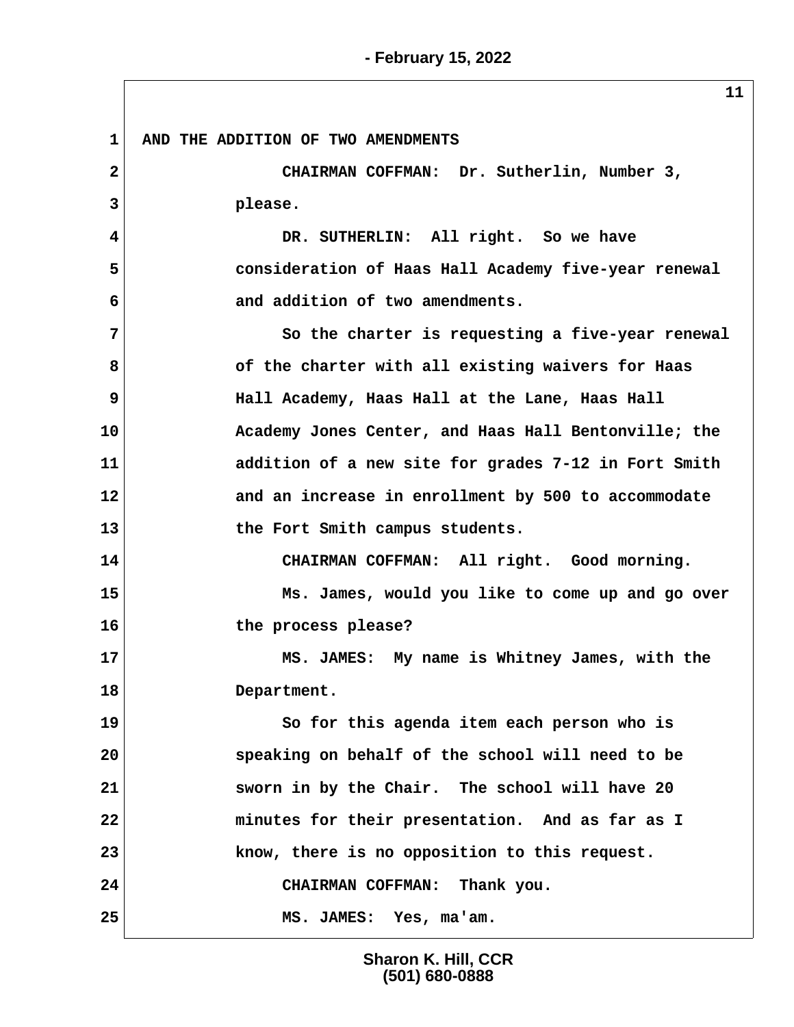AND THE ADDITION OF TWO AMENDMENTS

CHAIRMAN COFFMAN: Dr. Sutherlin, Number 3, please.

DR. SUTHERLIN: All right. So we have consideration of Haas Hall Academy five-year renewal and addition of two amendments.

So the charter is requesting a five-year renewal of the charter with all existing waivers for Haas Hall Academy, Haas Hall at the Lane, Haas Hall Academy Jones Center, and Haas Hall Bentonville; the addition of a new site for grades 7-12 in Fort Smith and an increase in enrollment by 500 to accommodate the Fort Smith campus students.

CHAIRMAN COFFMAN: All right. Good morning.

Ms. James, would you like to come up and go over the process please?

MS. JAMES: My name is Whitney James, with the Department.

So for this agenda item each person who is speaking on behalf of the school will need to be sworn in by the Chair. The school will have 20 minutes for their presentation. And as far as I know, there is no opposition to this request.

CHAIRMAN COFFMAN: Thank you.

MS. JAMES: Yes, ma'am.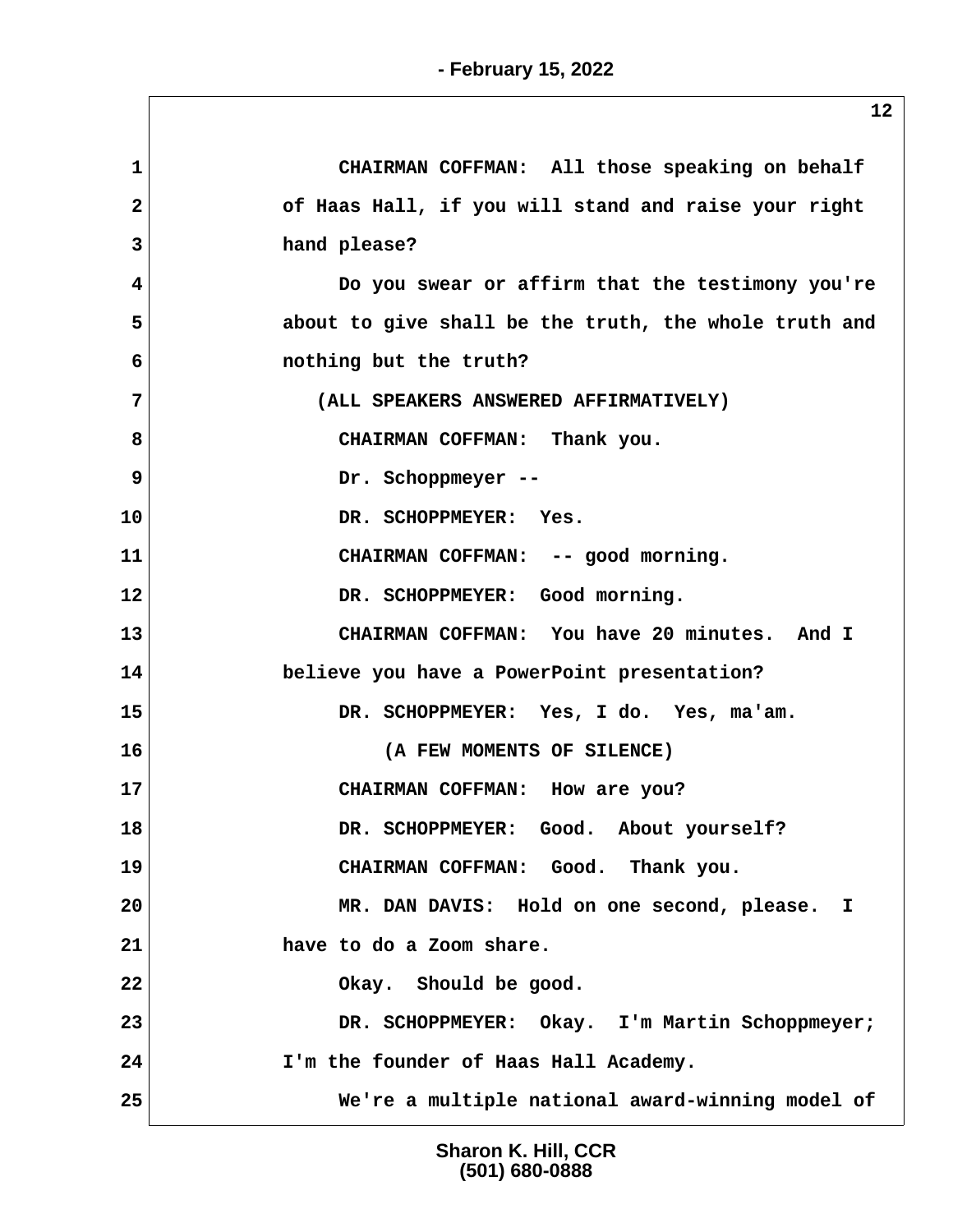CHAIRMAN COFFMAN: All those speaking on behalf of Haas Hall, if you will stand and raise your right hand please?

Do you swear or affirm that the testimony you're about to give shall be the truth, the whole truth and nothing but the truth?

(ALL SPEAKERS ANSWERED AFFIRMATIVELY)

CHAIRMAN COFFMAN: Thank you.

Dr. Schoppmeyer --

DR. SCHOPPMEYER: Yes.

CHAIRMAN COFFMAN: -- good morning.

DR. SCHOPPMEYER: Good morning.

CHAIRMAN COFFMAN: You have 20 minutes. And I believe you have a PowerPoint presentation?

DR. SCHOPPMEYER: Yes, I do. Yes, ma'am.

(A FEW MOMENTS OF SILENCE)

CHAIRMAN COFFMAN: How are you?

DR. SCHOPPMEYER: Good. About yourself?

CHAIRMAN COFFMAN: Good. Thank you.

MR. DAN DAVIS: Hold on one second, please. I have to do a Zoom share.

Okay. Should be good.

DR. SCHOPPMEYER: Okay. I'm Martin Schoppmeyer; I'm the founder of Haas Hall Academy.

We're a multiple national award-winning model of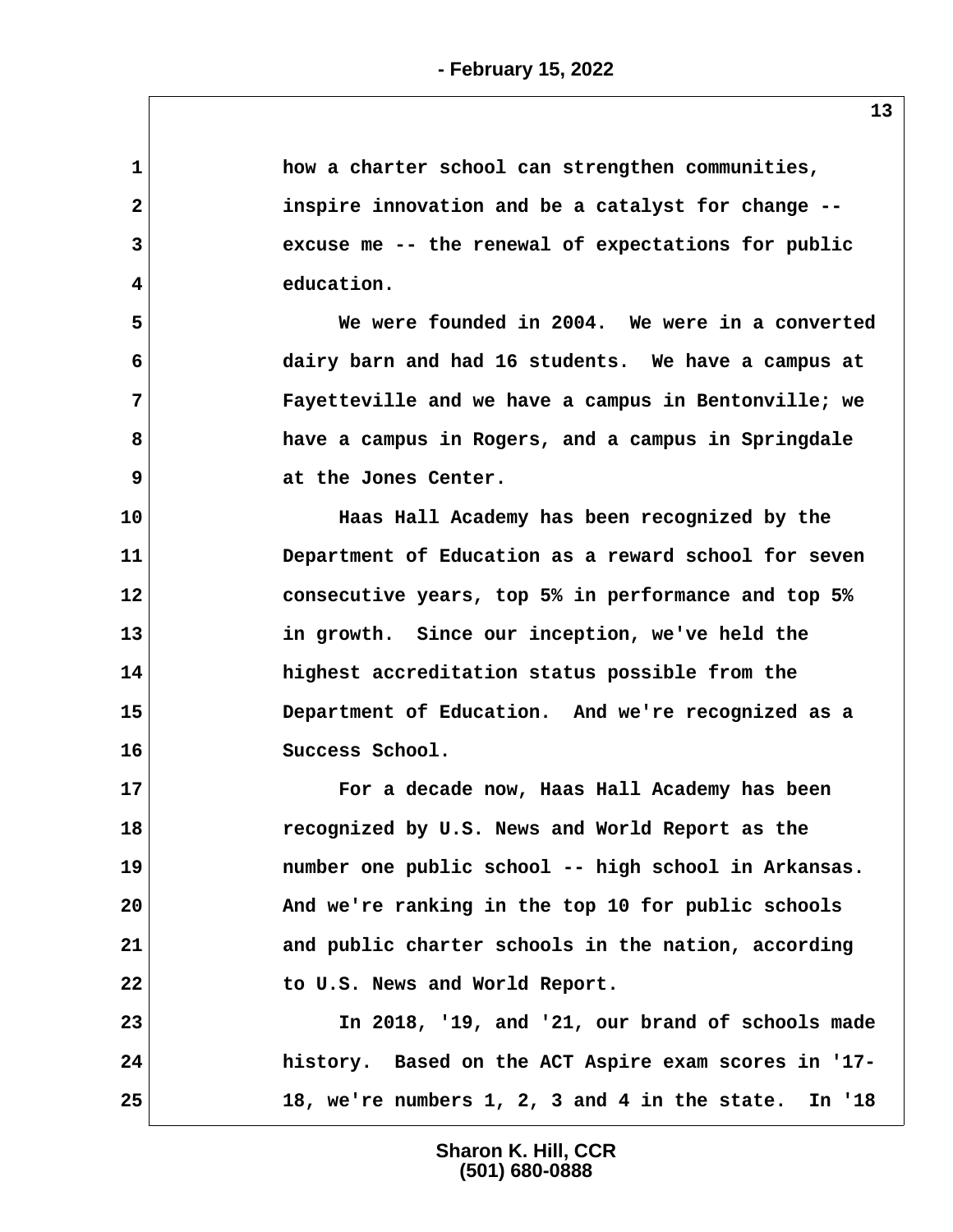how a charter school can strengthen communities, inspire innovation and be a catalyst for change -- excuse me -- the renewal of expectations for public education.

We were founded in 2004. We were in a converted dairy barn and had 16 students. We have a campus at Fayetteville and we have a campus in Bentonville; we have a campus in Rogers, and a campus in Springdale at the Jones Center.

Haas Hall Academy has been recognized by the Department of Education as a reward school for seven consecutive years, top 5% in performance and top 5% in growth. Since our inception, we've held the highest accreditation status possible from the Department of Education. And we're recognized as a Success School.

For a decade now, Haas Hall Academy has been recognized by U.S. News and World Report as the number one public school -- high school in Arkansas. And we're ranking in the top 10 for public schools and public charter schools in the nation, according to U.S. News and World Report.

In 2018, '19, and '21, our brand of schools made history. Based on the ACT Aspire exam scores in '17-18, we're numbers 1, 2, 3 and 4 in the state. In '18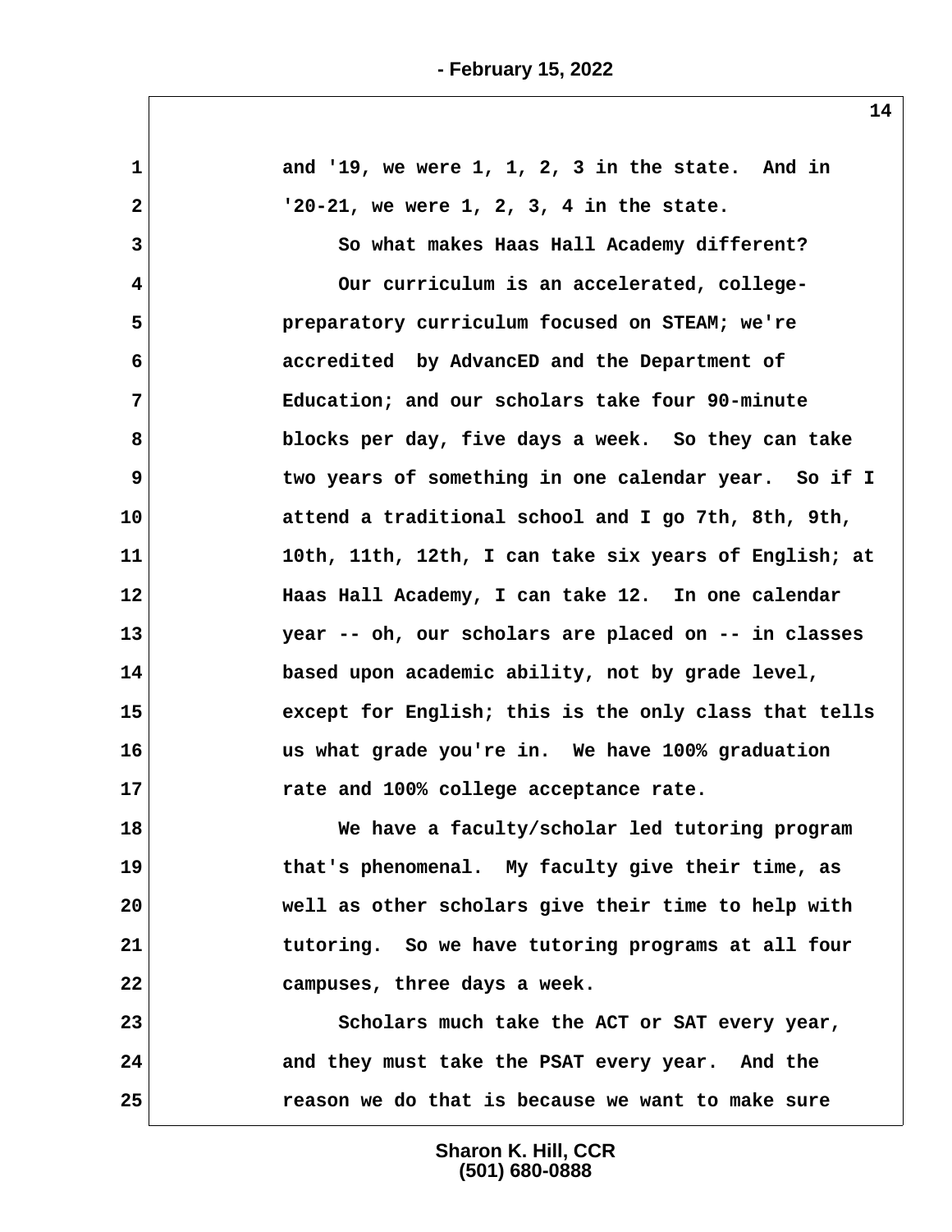and '19, we were 1, 1, 2, 3 in the state. And in '20-21, we were 1, 2, 3, 4 in the state.

So what makes Haas Hall Academy different?

Our curriculum is an accelerated, college-preparatory curriculum focused on STEAM; we're accredited by AdvancED and the Department of Education; and our scholars take four 90-minute blocks per day, five days a week. So they can take two years of something in one calendar year. So if I attend a traditional school and I go 7th, 8th, 9th, 10th, 11th, 12th, I can take six years of English; at Haas Hall Academy, I can take 12. In one calendar year -- oh, our scholars are placed on -- in classes based upon academic ability, not by grade level, except for English; this is the only class that tells us what grade you're in. We have 100% graduation rate and 100% college acceptance rate.

We have a faculty/scholar led tutoring program that's phenomenal. My faculty give their time, as well as other scholars give their time to help with tutoring. So we have tutoring programs at all four campuses, three days a week.

Scholars much take the ACT or SAT every year, and they must take the PSAT every year. And the reason we do that is because we want to make sure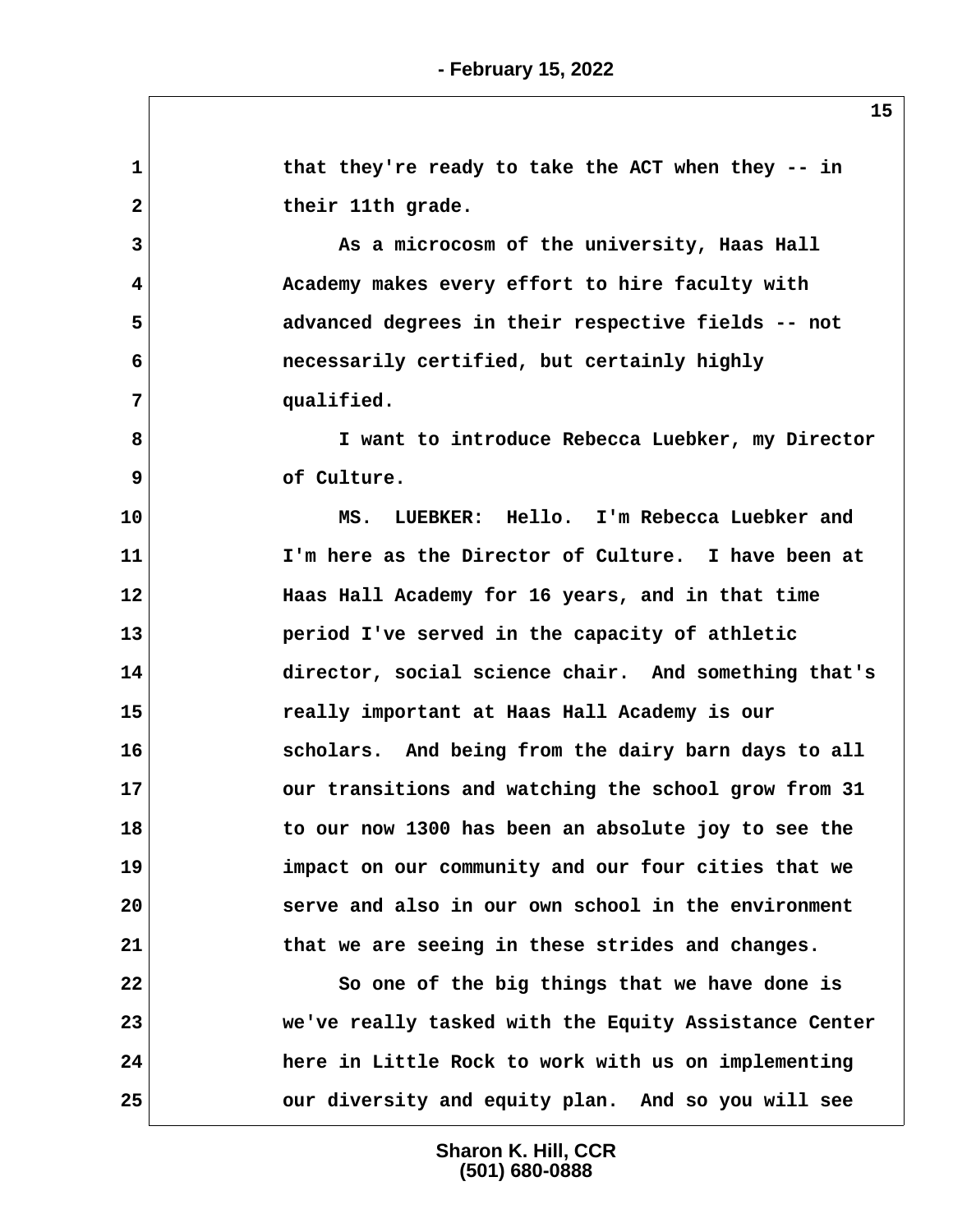that they're ready to take the ACT when they -- in their 11th grade.

As a microcosm of the university, Haas Hall Academy makes every effort to hire faculty with advanced degrees in their respective fields -- not necessarily certified, but certainly highly qualified.

I want to introduce Rebecca Luebker, my Director of Culture.

MS. LUEBKER: Hello. I'm Rebecca Luebker and I'm here as the Director of Culture. I have been at Haas Hall Academy for 16 years, and in that time period I've served in the capacity of athletic director, social science chair. And something that's really important at Haas Hall Academy is our scholars. And being from the dairy barn days to all our transitions and watching the school grow from 31 to our now 1300 has been an absolute joy to see the impact on our community and our four cities that we serve and also in our own school in the environment that we are seeing in these strides and changes.

So one of the big things that we have done is we've really tasked with the Equity Assistance Center here in Little Rock to work with us on implementing our diversity and equity plan. And so you will see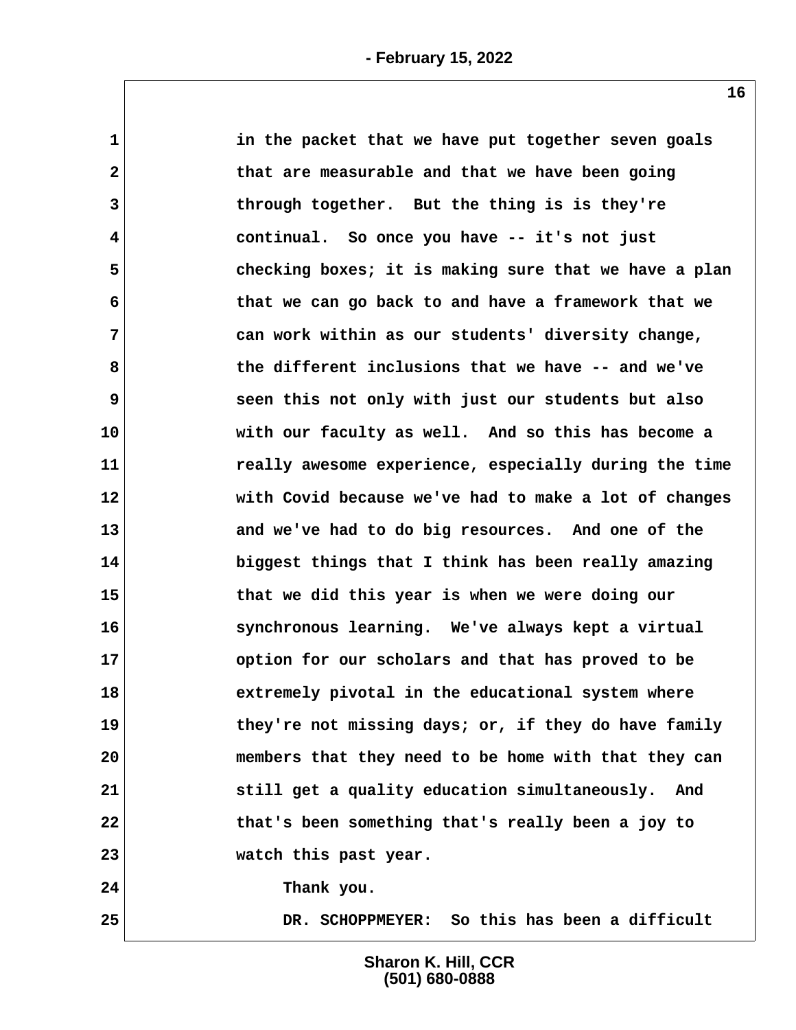in the packet that we have put together seven goals that are measurable and that we have been going through together. But the thing is is they're continual. So once you have -- it's not just checking boxes; it is making sure that we have a plan that we can go back to and have a framework that we can work within as our students' diversity change, the different inclusions that we have -- and we've seen this not only with just our students but also with our faculty as well. And so this has become a really awesome experience, especially during the time with Covid because we've had to make a lot of changes and we've had to do big resources. And one of the biggest things that I think has been really amazing that we did this year is when we were doing our synchronous learning. We've always kept a virtual option for our scholars and that has proved to be extremely pivotal in the educational system where they're not missing days; or, if they do have family members that they need to be home with that they can still get a quality education simultaneously. And that's been something that's really been a joy to watch this past year.

Thank you.

DR. SCHOPPMEYER: So this has been a difficult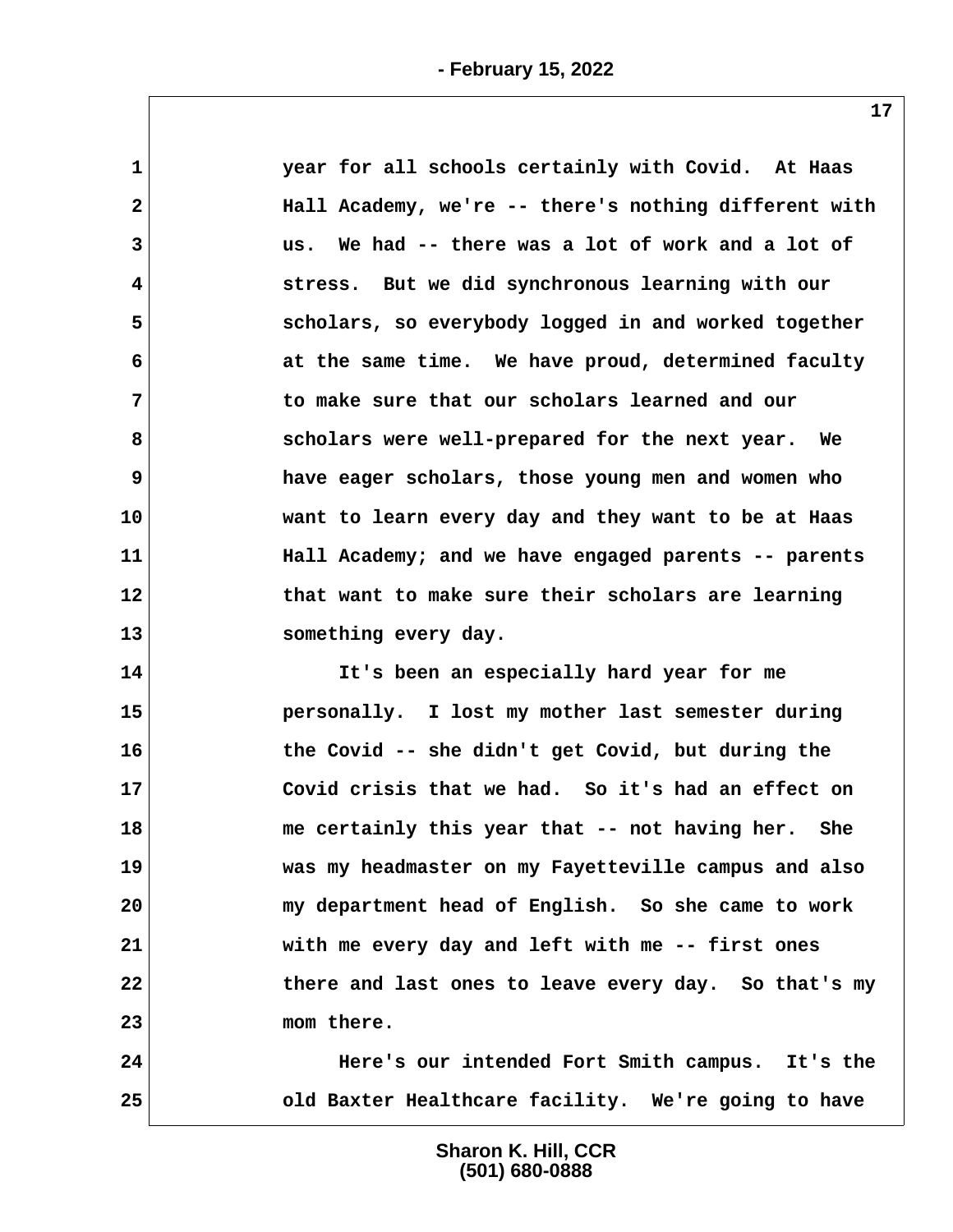year for all schools certainly with Covid. At Haas Hall Academy, we're -- there's nothing different with us. We had -- there was a lot of work and a lot of stress. But we did synchronous learning with our scholars, so everybody logged in and worked together at the same time. We have proud, determined faculty to make sure that our scholars learned and our scholars were well-prepared for the next year. We have eager scholars, those young men and women who want to learn every day and they want to be at Haas Hall Academy; and we have engaged parents -- parents that want to make sure their scholars are learning something every day.

It's been an especially hard year for me personally. I lost my mother last semester during the Covid -- she didn't get Covid, but during the Covid crisis that we had. So it's had an effect on me certainly this year that -- not having her. She was my headmaster on my Fayetteville campus and also my department head of English. So she came to work with me every day and left with me -- first ones there and last ones to leave every day. So that's my mom there.

Here's our intended Fort Smith campus. It's the old Baxter Healthcare facility. We're going to have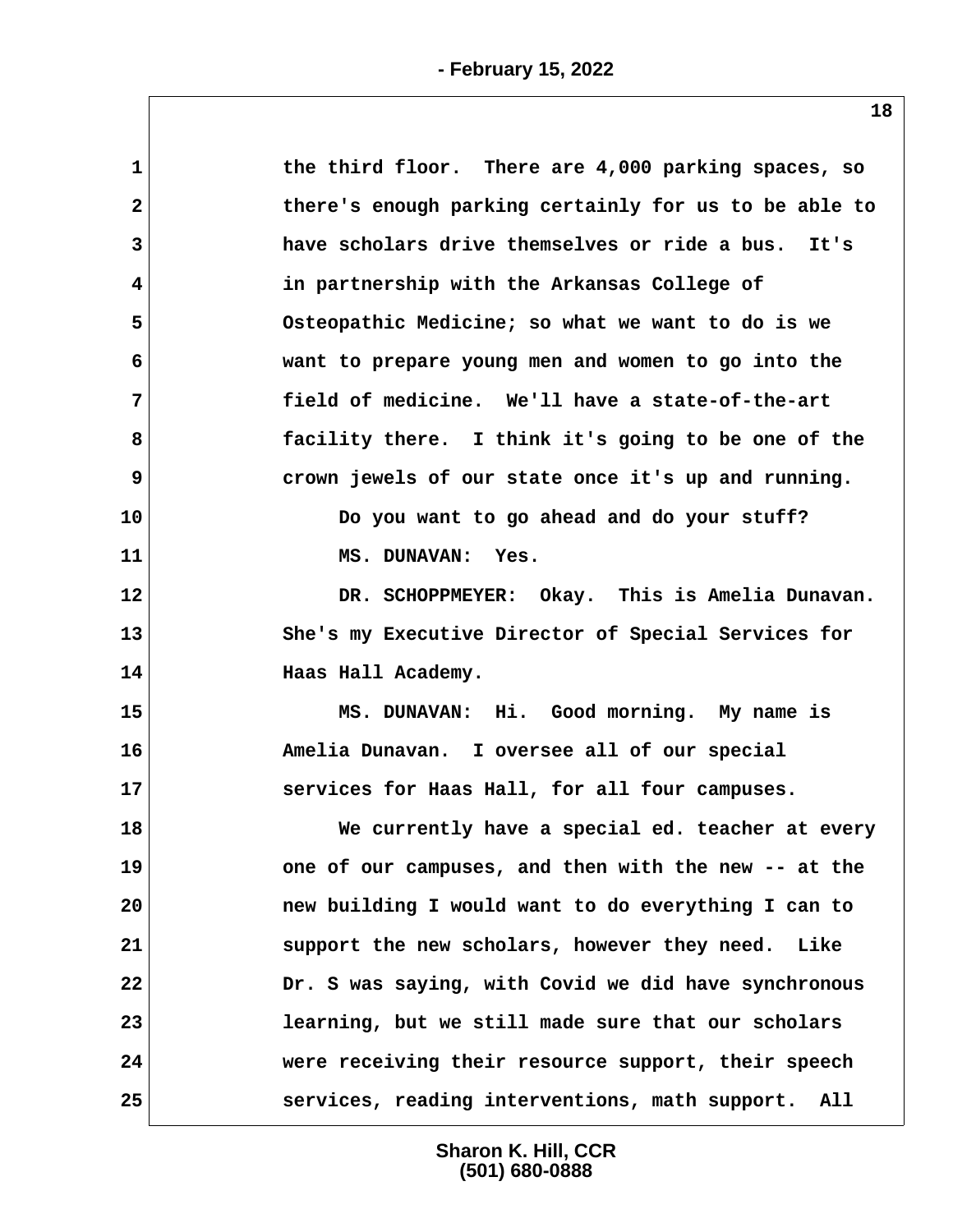the third floor. There are 4,000 parking spaces, so there's enough parking certainly for us to be able to have scholars drive themselves or ride a bus. It's in partnership with the Arkansas College of Osteopathic Medicine; so what we want to do is we want to prepare young men and women to go into the field of medicine. We'll have a state-of-the-art facility there. I think it's going to be one of the crown jewels of our state once it's up and running.

Do you want to go ahead and do your stuff?

MS. DUNAVAN: Yes.

DR. SCHOPPMEYER: Okay. This is Amelia Dunavan. She's my Executive Director of Special Services for Haas Hall Academy.

MS. DUNAVAN: Hi. Good morning. My name is Amelia Dunavan. I oversee all of our special services for Haas Hall, for all four campuses.

We currently have a special ed. teacher at every one of our campuses, and then with the new -- at the new building I would want to do everything I can to support the new scholars, however they need. Like Dr. S was saying, with Covid we did have synchronous learning, but we still made sure that our scholars were receiving their resource support, their speech services, reading interventions, math support. All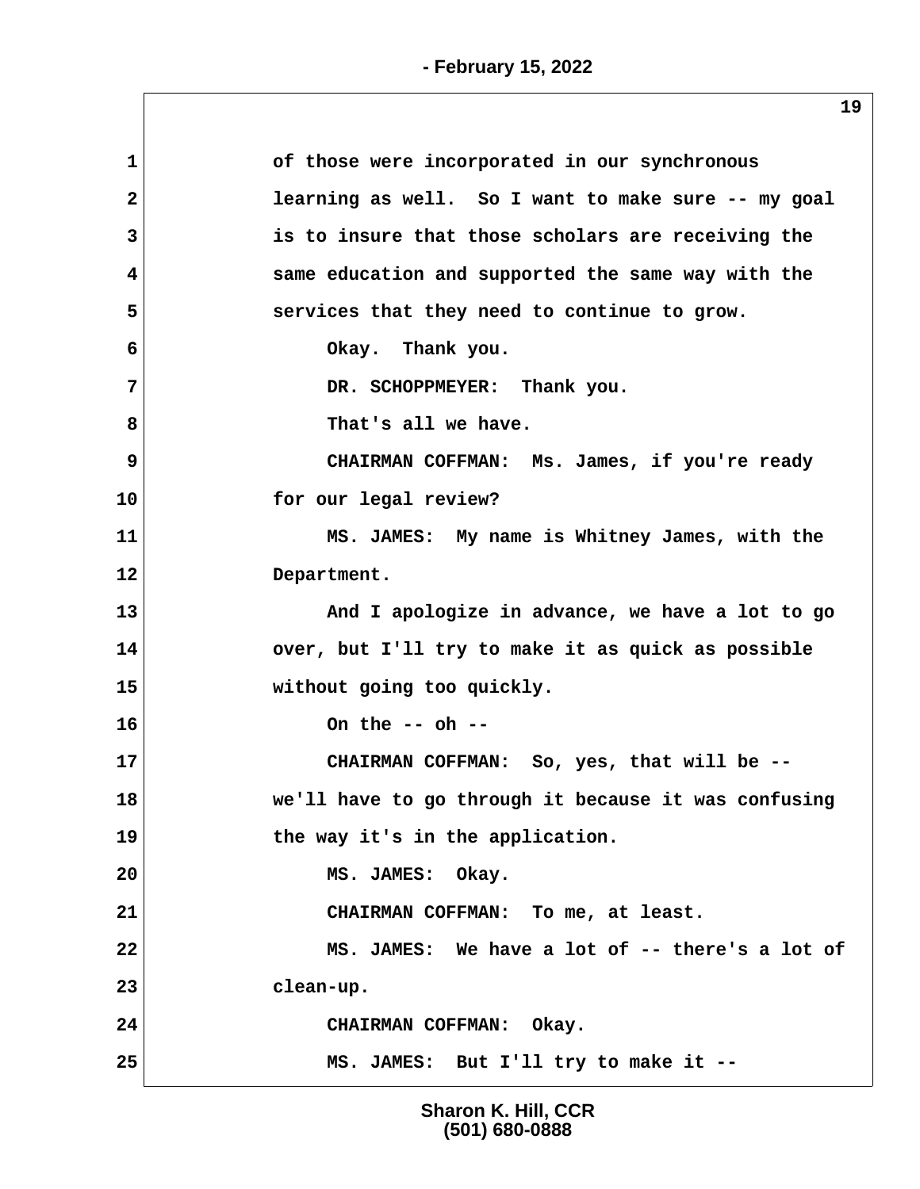of those were incorporated in our synchronous learning as well. So I want to make sure -- my goal is to insure that those scholars are receiving the same education and supported the same way with the services that they need to continue to grow.

Okay. Thank you.

DR. SCHOPPMEYER: Thank you.

That's all we have.

CHAIRMAN COFFMAN: Ms. James, if you're ready for our legal review?

MS. JAMES: My name is Whitney James, with the Department.

And I apologize in advance, we have a lot to go over, but I'll try to make it as quick as possible without going too quickly.

On the -- oh --

CHAIRMAN COFFMAN: So, yes, that will be -- we'll have to go through it because it was confusing the way it's in the application.

MS. JAMES: Okay.

CHAIRMAN COFFMAN: To me, at least.

MS. JAMES: We have a lot of -- there's a lot of clean-up.

CHAIRMAN COFFMAN: Okay.

MS. JAMES: But I'll try to make it --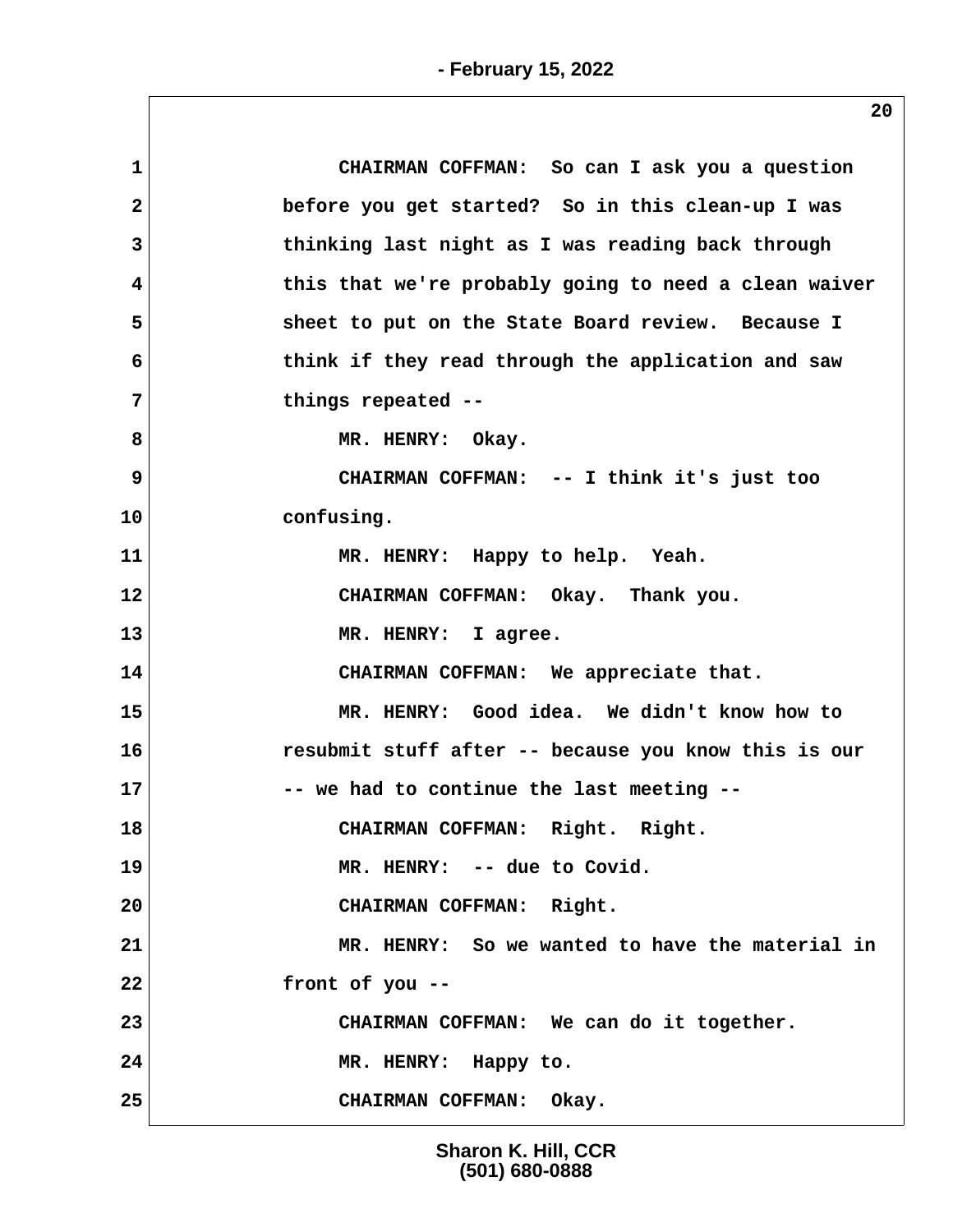CHAIRMAN COFFMAN: So can I ask you a question before you get started? So in this clean-up I was thinking last night as I was reading back through this that we're probably going to need a clean waiver sheet to put on the State Board review. Because I think if they read through the application and saw things repeated --

MR. HENRY: Okay.

CHAIRMAN COFFMAN: -- I think it's just too confusing.

MR. HENRY: Happy to help. Yeah.

CHAIRMAN COFFMAN: Okay. Thank you.

MR. HENRY: I agree.

CHAIRMAN COFFMAN: We appreciate that.

MR. HENRY: Good idea. We didn't know how to resubmit stuff after -- because you know this is our -- we had to continue the last meeting --

CHAIRMAN COFFMAN: Right. Right.

MR. HENRY: -- due to Covid.

CHAIRMAN COFFMAN: Right.

MR. HENRY: So we wanted to have the material in front of you --

CHAIRMAN COFFMAN: We can do it together.

MR. HENRY: Happy to.

CHAIRMAN COFFMAN: Okay.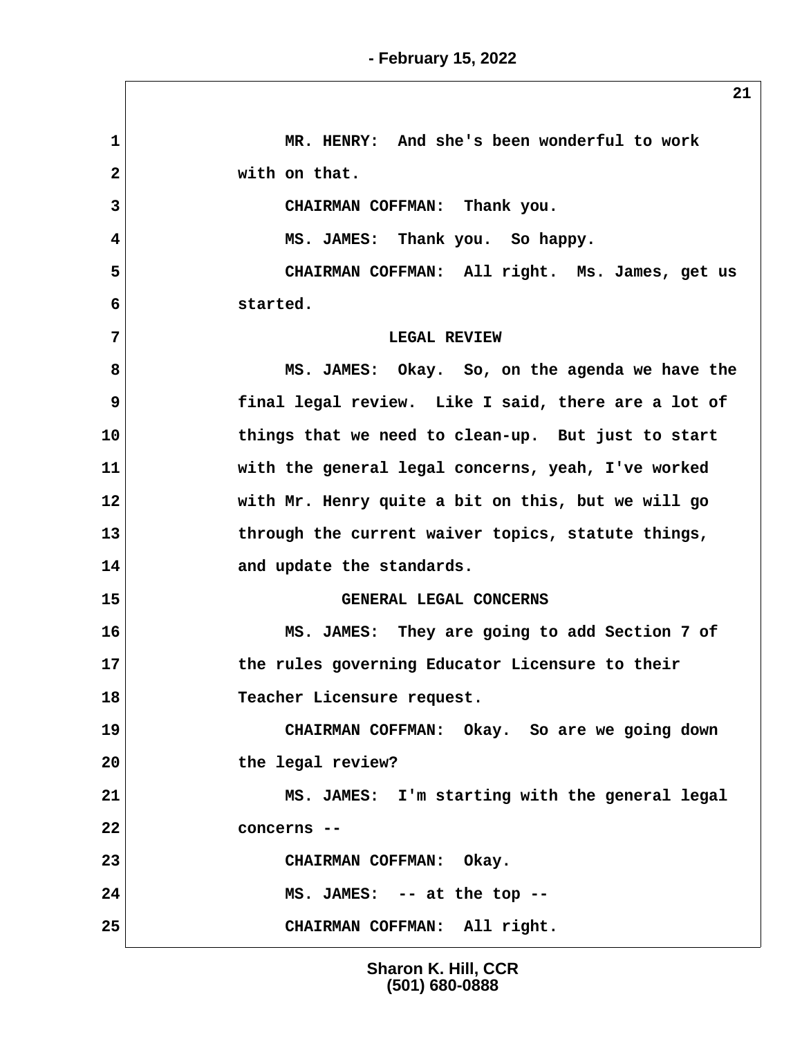MR. HENRY: And she's been wonderful to work with on that.

CHAIRMAN COFFMAN: Thank you.

MS. JAMES: Thank you. So happy.

CHAIRMAN COFFMAN: All right. Ms. James, get us started.

## LEGAL REVIEW

MS. JAMES: Okay. So, on the agenda we have the final legal review. Like I said, there are a lot of things that we need to clean-up. But just to start with the general legal concerns, yeah, I've worked with Mr. Henry quite a bit on this, but we will go through the current waiver topics, statute things, and update the standards.

## GENERAL LEGAL CONCERNS

MS. JAMES: They are going to add Section 7 of the rules governing Educator Licensure to their Teacher Licensure request.

CHAIRMAN COFFMAN: Okay. So are we going down the legal review?

MS. JAMES: I'm starting with the general legal concerns --

CHAIRMAN COFFMAN: Okay.

MS. JAMES: -- at the top --

CHAIRMAN COFFMAN: All right.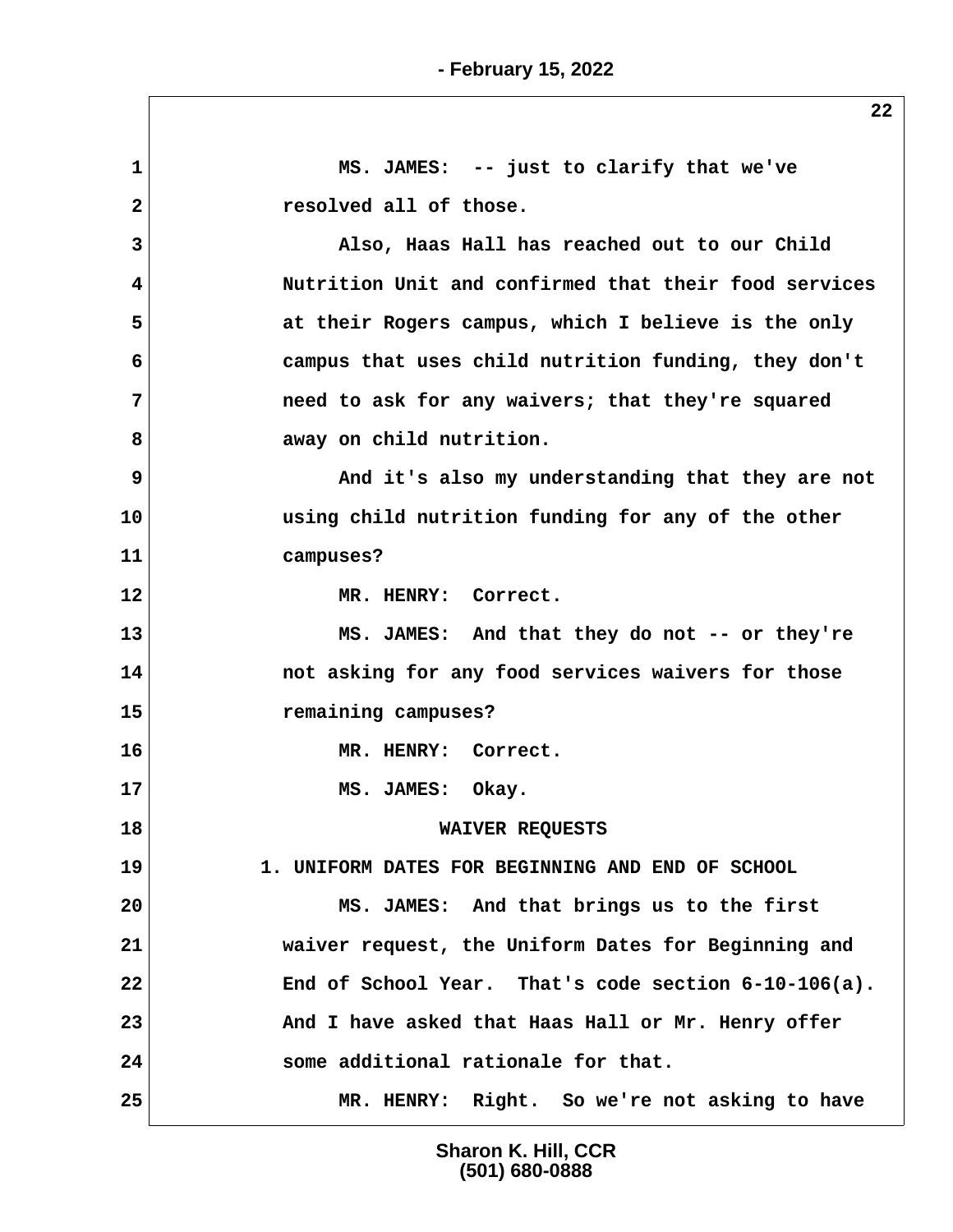MS. JAMES: -- just to clarify that we've resolved all of those.

Also, Haas Hall has reached out to our Child Nutrition Unit and confirmed that their food services at their Rogers campus, which I believe is the only campus that uses child nutrition funding, they don't need to ask for any waivers; that they're squared away on child nutrition.

And it's also my understanding that they are not using child nutrition funding for any of the other campuses?

MR. HENRY: Correct.

MS. JAMES: And that they do not -- or they're not asking for any food services waivers for those remaining campuses?

MR. HENRY: Correct.

MS. JAMES: Okay.

## WAIVER REQUESTS

### 1. UNIFORM DATES FOR BEGINNING AND END OF SCHOOL

MS. JAMES: And that brings us to the first waiver request, the Uniform Dates for Beginning and End of School Year. That's code section 6-10-106(a). And I have asked that Haas Hall or Mr. Henry offer some additional rationale for that.

MR. HENRY: Right. So we're not asking to have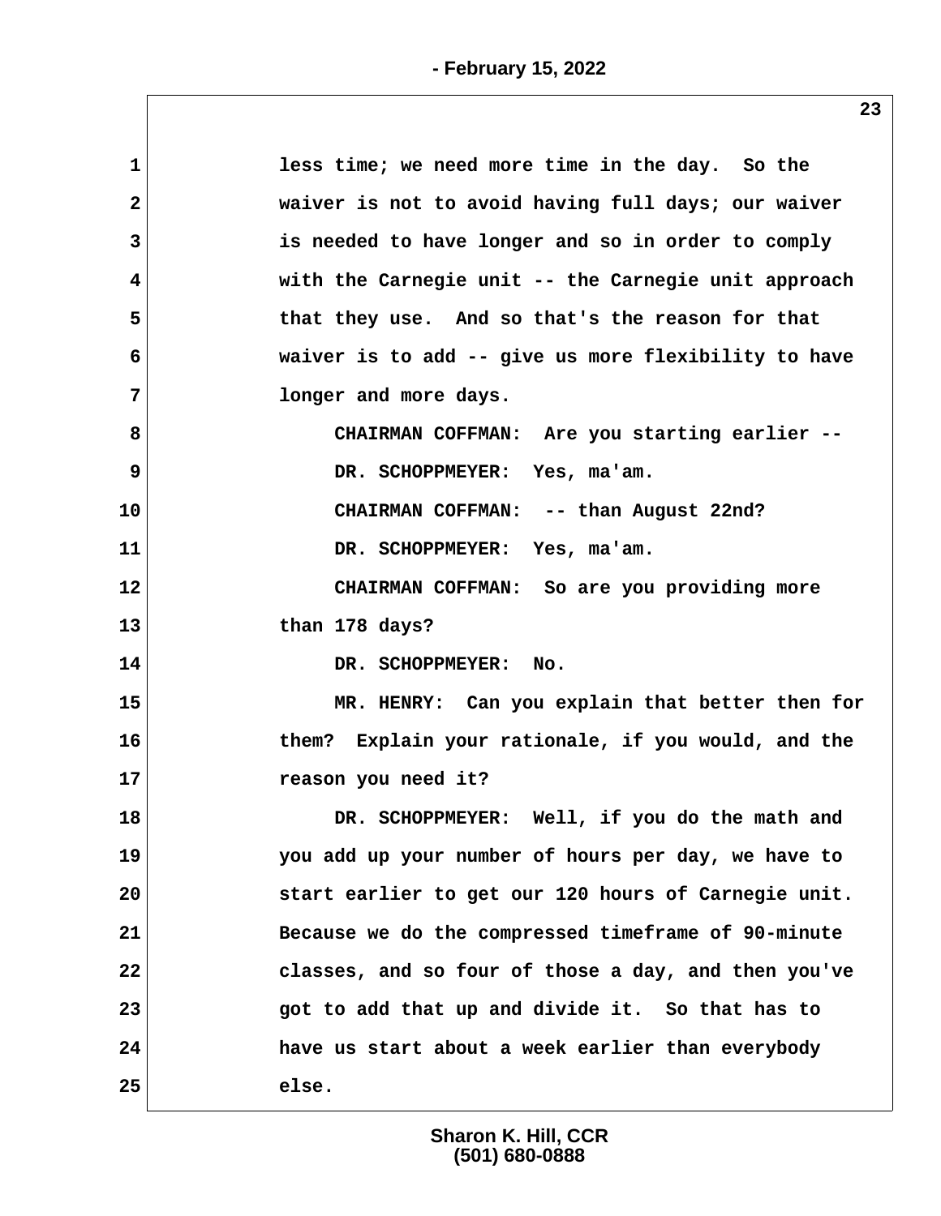less time; we need more time in the day. So the waiver is not to avoid having full days; our waiver is needed to have longer and so in order to comply with the Carnegie unit -- the Carnegie unit approach that they use. And so that's the reason for that waiver is to add -- give us more flexibility to have longer and more days.

CHAIRMAN COFFMAN: Are you starting earlier --

DR. SCHOPPMEYER: Yes, ma'am.

CHAIRMAN COFFMAN: -- than August 22nd?

DR. SCHOPPMEYER: Yes, ma'am.

CHAIRMAN COFFMAN: So are you providing more than 178 days?

DR. SCHOPPMEYER: No.

MR. HENRY: Can you explain that better then for them? Explain your rationale, if you would, and the reason you need it?

DR. SCHOPPMEYER: Well, if you do the math and you add up your number of hours per day, we have to start earlier to get our 120 hours of Carnegie unit. Because we do the compressed timeframe of 90-minute classes, and so four of those a day, and then you've got to add that up and divide it. So that has to have us start about a week earlier than everybody else.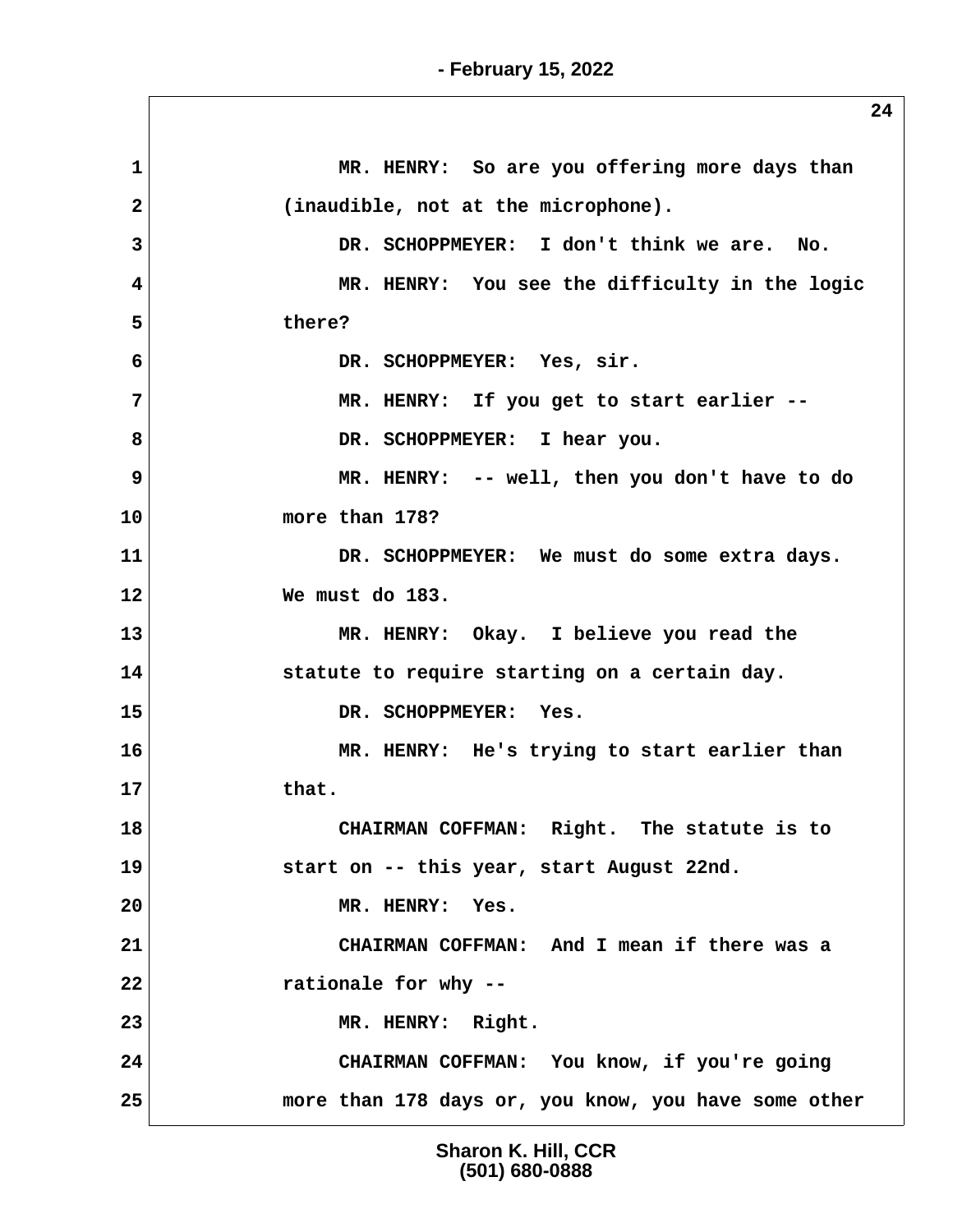MR. HENRY: So are you offering more days than (inaudible, not at the microphone).

DR. SCHOPPMEYER: I don't think we are. No.

MR. HENRY: You see the difficulty in the logic there?

DR. SCHOPPMEYER: Yes, sir.

MR. HENRY: If you get to start earlier --

DR. SCHOPPMEYER: I hear you.

MR. HENRY: -- well, then you don't have to do more than 178?

DR. SCHOPPMEYER: We must do some extra days. We must do 183.

MR. HENRY: Okay. I believe you read the statute to require starting on a certain day.

DR. SCHOPPMEYER: Yes.

MR. HENRY: He's trying to start earlier than that.

CHAIRMAN COFFMAN: Right. The statute is to start on -- this year, start August 22nd.

MR. HENRY: Yes.

CHAIRMAN COFFMAN: And I mean if there was a rationale for why --

MR. HENRY: Right.

CHAIRMAN COFFMAN: You know, if you're going more than 178 days or, you know, you have some other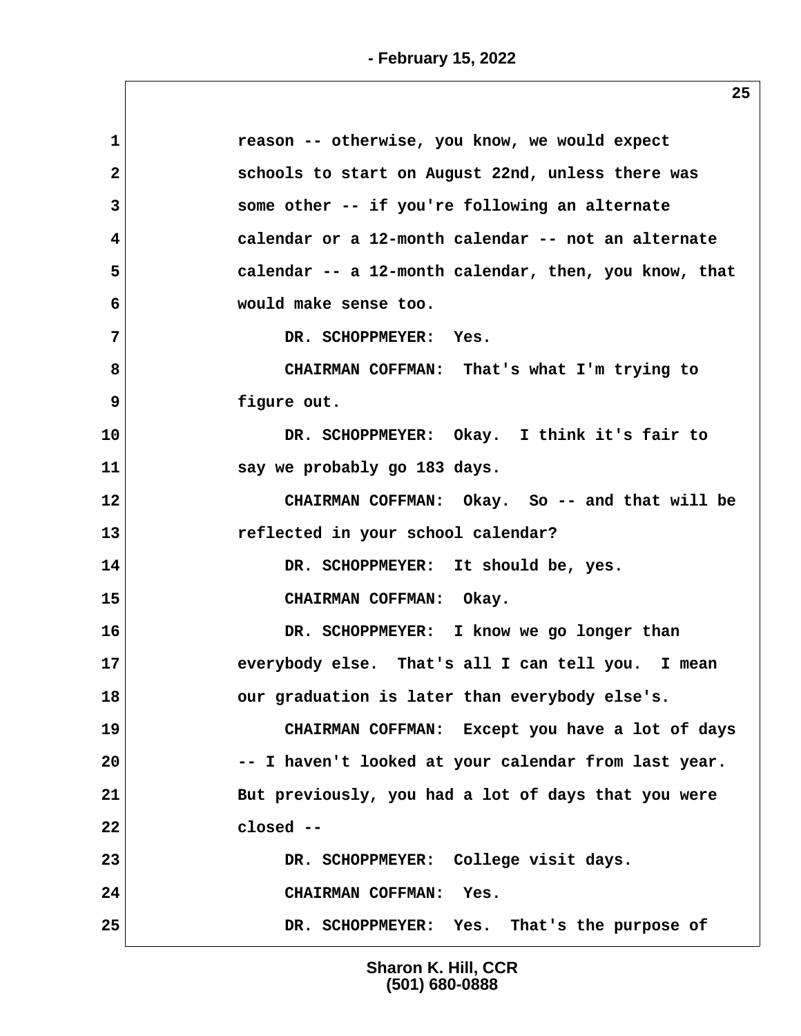1 reason -- otherwise, you know, we would expect
2 schools to start on August 22nd, unless there was
3 some other -- if you're following an alternate
4 calendar or a 12-month calendar -- not an alternate
5 calendar -- a 12-month calendar, then, you know, that
6 would make sense too.
7 DR. SCHOPPMEYER: Yes.
8 CHAIRMAN COFFMAN: That's what I'm trying to
9 figure out.
10 DR. SCHOPPMEYER: Okay. I think it's fair to
11 say we probably go 183 days.
12 CHAIRMAN COFFMAN: Okay. So -- and that will be
13 reflected in your school calendar?
14 DR. SCHOPPMEYER: It should be, yes.
15 CHAIRMAN COFFMAN: Okay.
16 DR. SCHOPPMEYER: I know we go longer than
17 everybody else. That's all I can tell you. I mean
18 our graduation is later than everybody else's.
19 CHAIRMAN COFFMAN: Except you have a lot of days
20 -- I haven't looked at your calendar from last year.
21 But previously, you had a lot of days that you were
22 closed --
23 DR. SCHOPPMEYER: College visit days.
24 CHAIRMAN COFFMAN: Yes.
25 DR. SCHOPPMEYER: Yes. That's the purpose of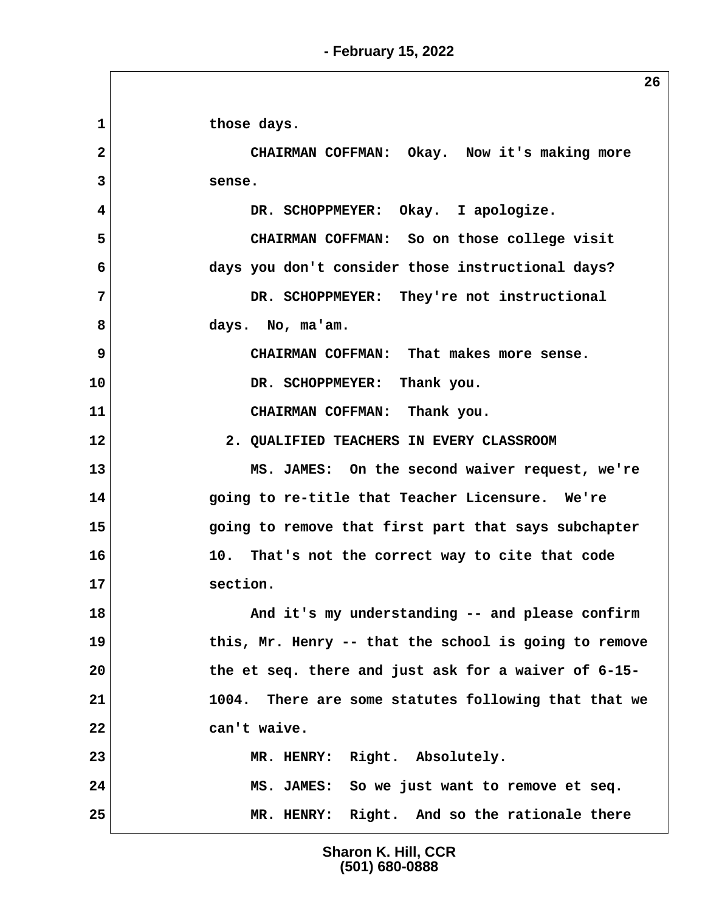1 those days.

2 CHAIRMAN COFFMAN: Okay. Now it's making more

3 sense.

4 DR. SCHOPPMEYER: Okay. I apologize.

5 CHAIRMAN COFFMAN: So on those college visit

6 days you don't consider those instructional days?

7 DR. SCHOPPMEYER: They're not instructional

8 days. No, ma'am.

9 CHAIRMAN COFFMAN: That makes more sense.

10 DR. SCHOPPMEYER: Thank you.

11 CHAIRMAN COFFMAN: Thank you.

12 2. QUALIFIED TEACHERS IN EVERY CLASSROOM

13 MS. JAMES: On the second waiver request, we're

14 going to re-title that Teacher Licensure. We're

15 going to remove that first part that says subchapter

16 10. That's not the correct way to cite that code

17 section.

18 And it's my understanding -- and please confirm

19 this, Mr. Henry -- that the school is going to remove

20 the et seq. there and just ask for a waiver of 6-15-

21 1004. There are some statutes following that that we

22 can't waive.

23 MR. HENRY: Right. Absolutely.

24 MS. JAMES: So we just want to remove et seq.

25 MR. HENRY: Right. And so the rationale there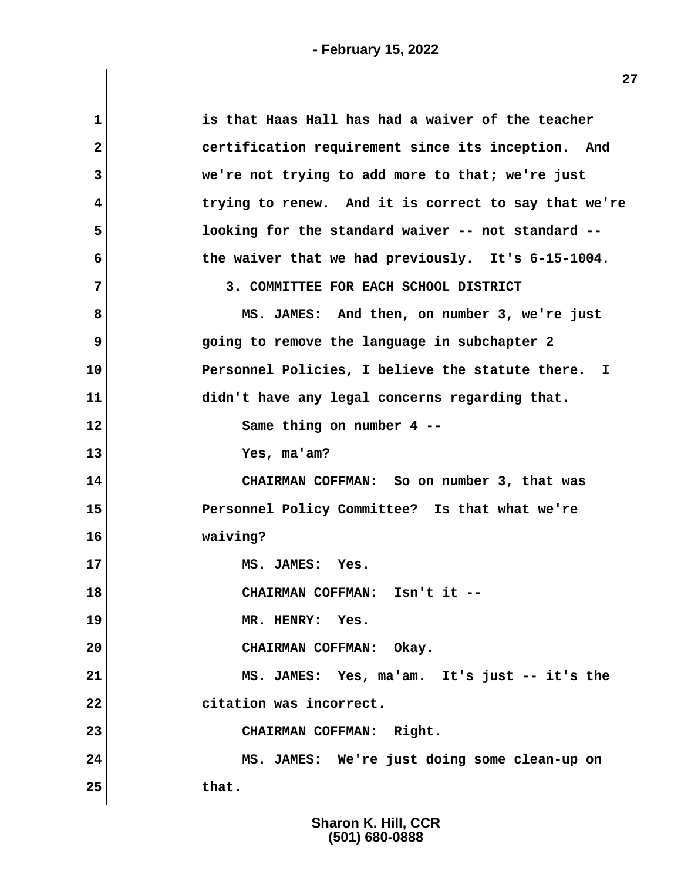is that Haas Hall has had a waiver of the teacher certification requirement since its inception. And we're not trying to add more to that; we're just trying to renew. And it is correct to say that we're looking for the standard waiver -- not standard -- the waiver that we had previously. It's 6-15-1004.

3. COMMITTEE FOR EACH SCHOOL DISTRICT

MS. JAMES: And then, on number 3, we're just going to remove the language in subchapter 2 Personnel Policies, I believe the statute there. I didn't have any legal concerns regarding that.

Same thing on number 4 --

Yes, ma'am?

CHAIRMAN COFFMAN: So on number 3, that was Personnel Policy Committee? Is that what we're waiving?

MS. JAMES: Yes.

CHAIRMAN COFFMAN: Isn't it --

MR. HENRY: Yes.

CHAIRMAN COFFMAN: Okay.

MS. JAMES: Yes, ma'am. It's just -- it's the citation was incorrect.

CHAIRMAN COFFMAN: Right.

MS. JAMES: We're just doing some clean-up on that.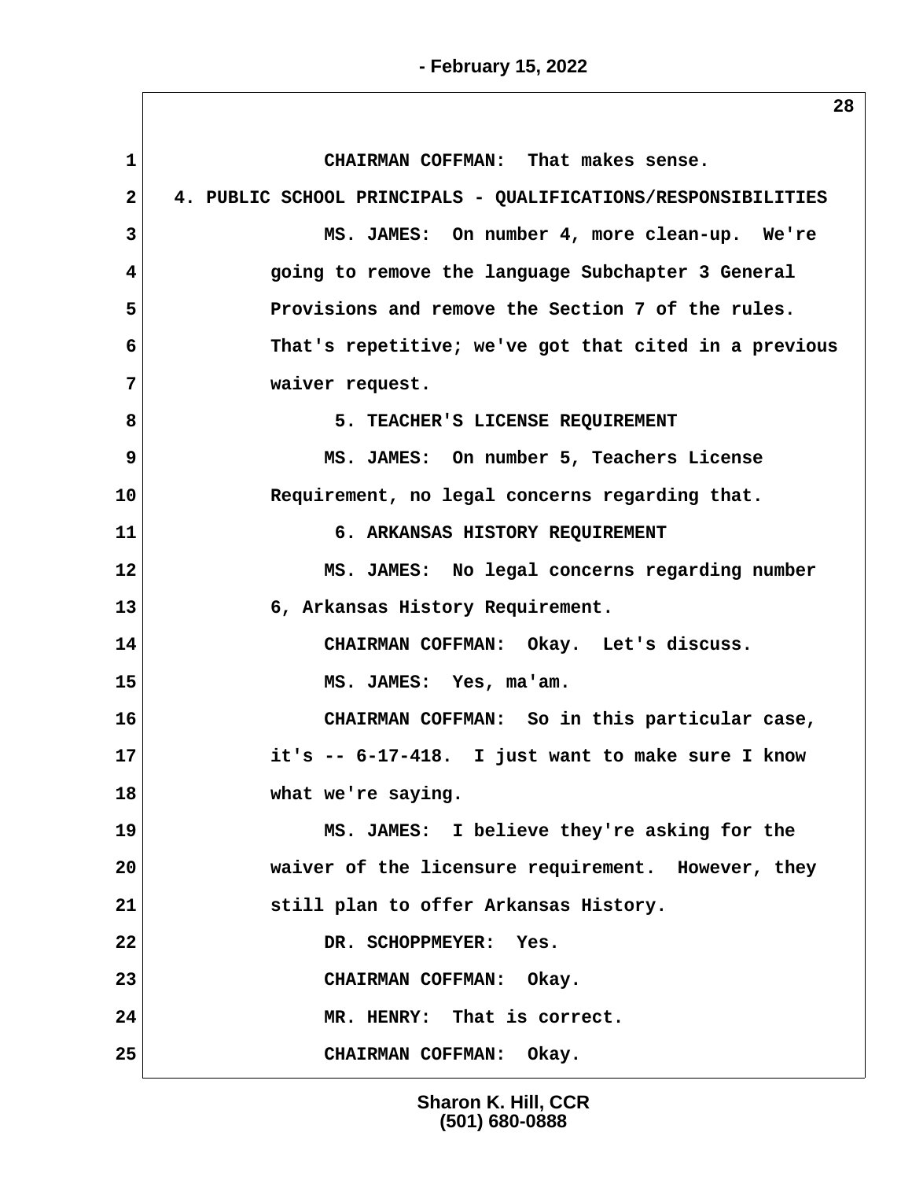CHAIRMAN COFFMAN: That makes sense.

4. PUBLIC SCHOOL PRINCIPALS - QUALIFICATIONS/RESPONSIBILITIES

MS. JAMES: On number 4, more clean-up. We're going to remove the language Subchapter 3 General Provisions and remove the Section 7 of the rules. That's repetitive; we've got that cited in a previous waiver request.

5. TEACHER'S LICENSE REQUIREMENT

MS. JAMES: On number 5, Teachers License Requirement, no legal concerns regarding that.

6. ARKANSAS HISTORY REQUIREMENT

MS. JAMES: No legal concerns regarding number 6, Arkansas History Requirement.

CHAIRMAN COFFMAN: Okay. Let's discuss.

MS. JAMES: Yes, ma'am.

CHAIRMAN COFFMAN: So in this particular case, it's -- 6-17-418. I just want to make sure I know what we're saying.

MS. JAMES: I believe they're asking for the waiver of the licensure requirement. However, they still plan to offer Arkansas History.

DR. SCHOPPMEYER: Yes.

CHAIRMAN COFFMAN: Okay.

MR. HENRY: That is correct.

CHAIRMAN COFFMAN: Okay.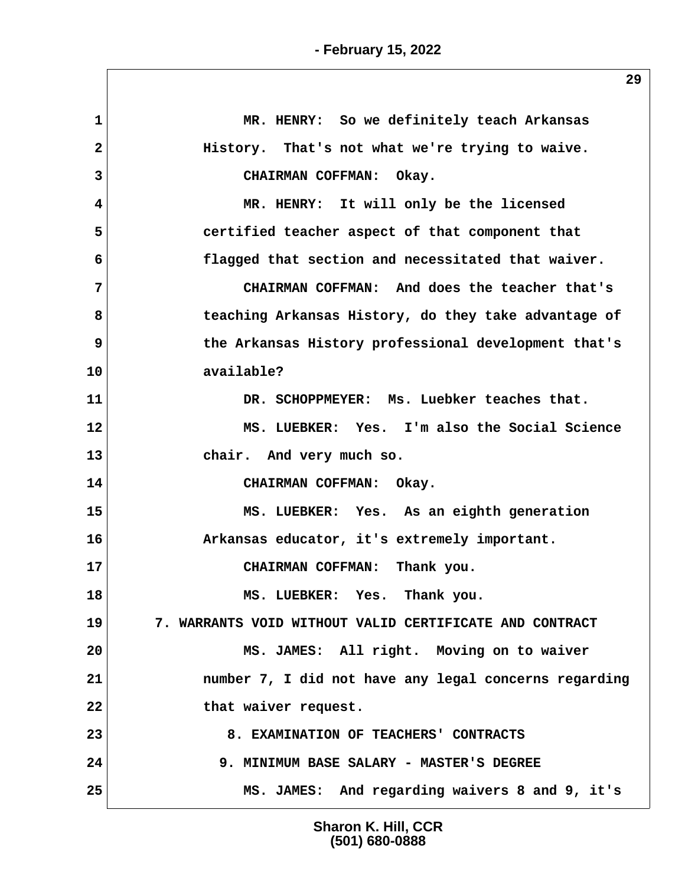MR. HENRY: So we definitely teach Arkansas History. That's not what we're trying to waive.

CHAIRMAN COFFMAN: Okay.

MR. HENRY: It will only be the licensed certified teacher aspect of that component that flagged that section and necessitated that waiver.

CHAIRMAN COFFMAN: And does the teacher that's teaching Arkansas History, do they take advantage of the Arkansas History professional development that's available?

DR. SCHOPPMEYER: Ms. Luebker teaches that.

MS. LUEBKER: Yes. I'm also the Social Science chair. And very much so.

CHAIRMAN COFFMAN: Okay.

MS. LUEBKER: Yes. As an eighth generation Arkansas educator, it's extremely important.

CHAIRMAN COFFMAN: Thank you.

MS. LUEBKER: Yes. Thank you.

7. WARRANTS VOID WITHOUT VALID CERTIFICATE AND CONTRACT

MS. JAMES: All right. Moving on to waiver number 7, I did not have any legal concerns regarding that waiver request.

8. EXAMINATION OF TEACHERS' CONTRACTS

9. MINIMUM BASE SALARY - MASTER'S DEGREE

MS. JAMES: And regarding waivers 8 and 9, it's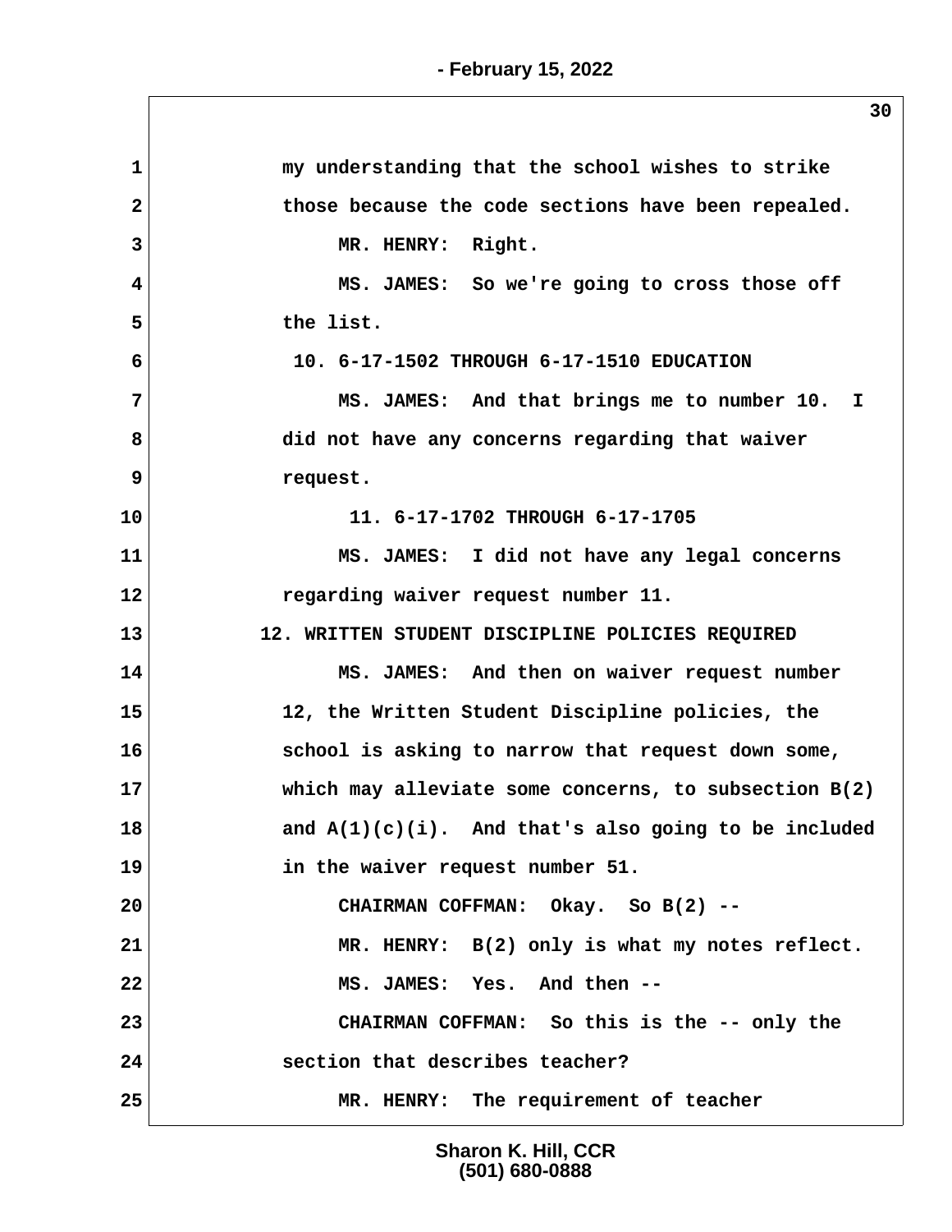1 my understanding that the school wishes to strike

2 those because the code sections have been repealed.

3 MR. HENRY: Right.

4 MS. JAMES: So we're going to cross those off

5 the list.

6 10. 6-17-1502 THROUGH 6-17-1510 EDUCATION

7 MS. JAMES: And that brings me to number 10. I

8 did not have any concerns regarding that waiver

9 request.

10 11. 6-17-1702 THROUGH 6-17-1705

11 MS. JAMES: I did not have any legal concerns

12 regarding waiver request number 11.

13 12. WRITTEN STUDENT DISCIPLINE POLICIES REQUIRED

14 MS. JAMES: And then on waiver request number

15 12, the Written Student Discipline policies, the

16 school is asking to narrow that request down some,

17 which may alleviate some concerns, to subsection B(2)

18 and A(1)(c)(i). And that's also going to be included

19 in the waiver request number 51.

20 CHAIRMAN COFFMAN: Okay. So B(2) --

21 MR. HENRY: B(2) only is what my notes reflect.

22 MS. JAMES: Yes. And then --

23 CHAIRMAN COFFMAN: So this is the -- only the

24 section that describes teacher?

25 MR. HENRY: The requirement of teacher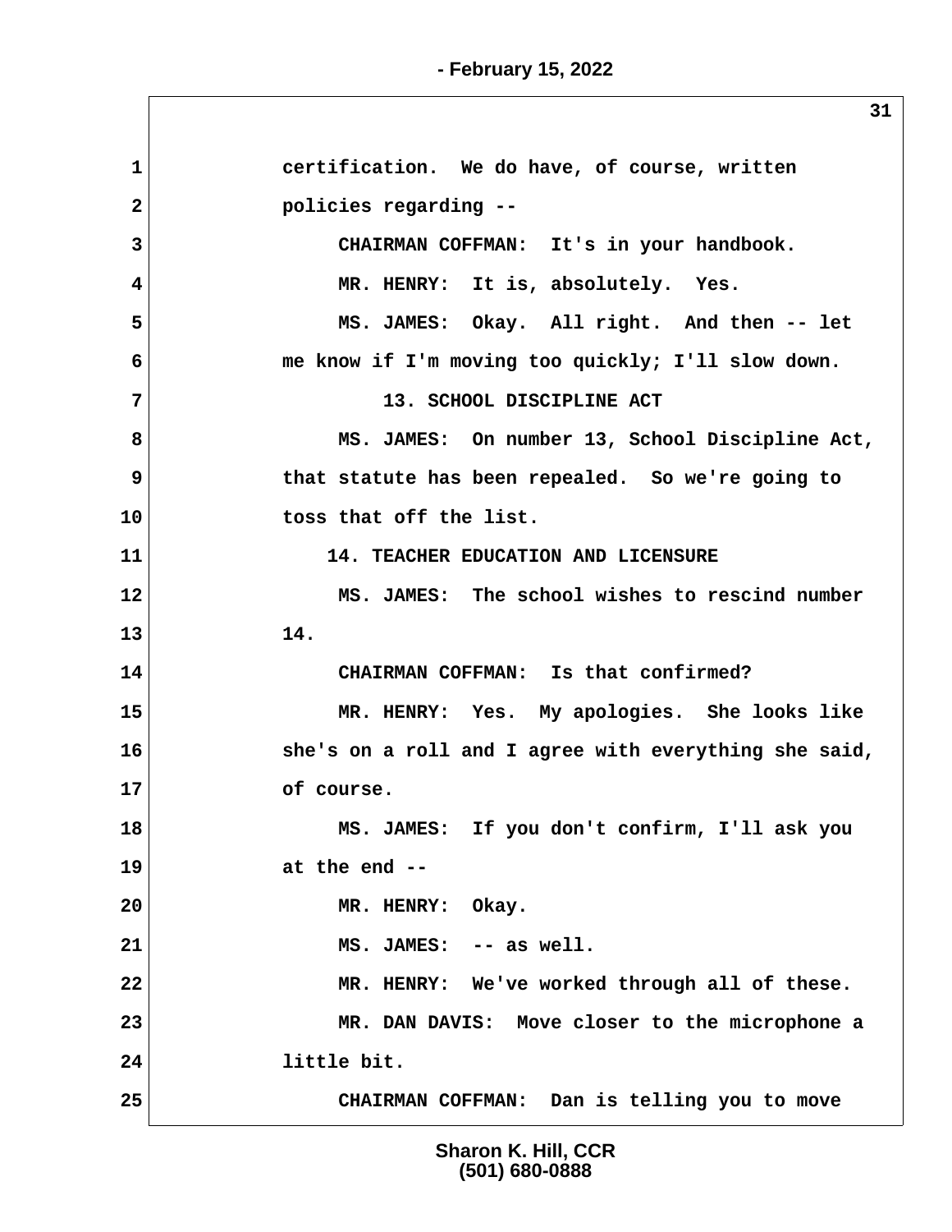certification. We do have, of course, written policies regarding --

CHAIRMAN COFFMAN: It's in your handbook.

MR. HENRY: It is, absolutely. Yes.

MS. JAMES: Okay. All right. And then -- let me know if I'm moving too quickly; I'll slow down.

13. SCHOOL DISCIPLINE ACT

MS. JAMES: On number 13, School Discipline Act, that statute has been repealed. So we're going to toss that off the list.

14. TEACHER EDUCATION AND LICENSURE

MS. JAMES: The school wishes to rescind number 14.

CHAIRMAN COFFMAN: Is that confirmed?

MR. HENRY: Yes. My apologies. She looks like she's on a roll and I agree with everything she said, of course.

MS. JAMES: If you don't confirm, I'll ask you at the end --

MR. HENRY: Okay.

MS. JAMES: -- as well.

MR. HENRY: We've worked through all of these.

MR. DAN DAVIS: Move closer to the microphone a little bit.

CHAIRMAN COFFMAN: Dan is telling you to move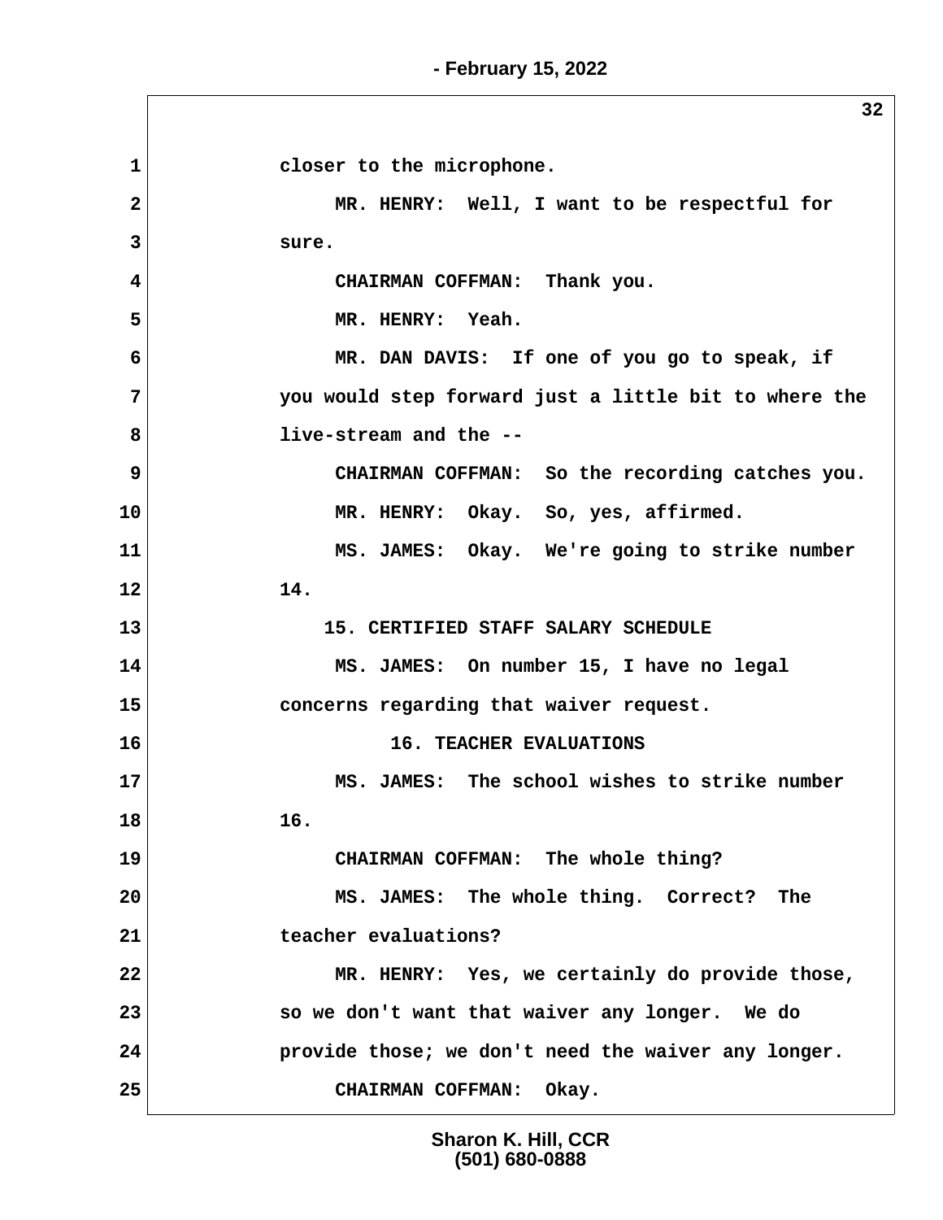closer to the microphone.

MR. HENRY: Well, I want to be respectful for sure.

CHAIRMAN COFFMAN: Thank you.

MR. HENRY: Yeah.

MR. DAN DAVIS: If one of you go to speak, if you would step forward just a little bit to where the live-stream and the --

CHAIRMAN COFFMAN: So the recording catches you.

MR. HENRY: Okay. So, yes, affirmed.

MS. JAMES: Okay. We're going to strike number 14.

15. CERTIFIED STAFF SALARY SCHEDULE

MS. JAMES: On number 15, I have no legal concerns regarding that waiver request.

16. TEACHER EVALUATIONS

MS. JAMES: The school wishes to strike number 16.

CHAIRMAN COFFMAN: The whole thing?

MS. JAMES: The whole thing. Correct? The teacher evaluations?

MR. HENRY: Yes, we certainly do provide those, so we don't want that waiver any longer. We do provide those; we don't need the waiver any longer.

CHAIRMAN COFFMAN: Okay.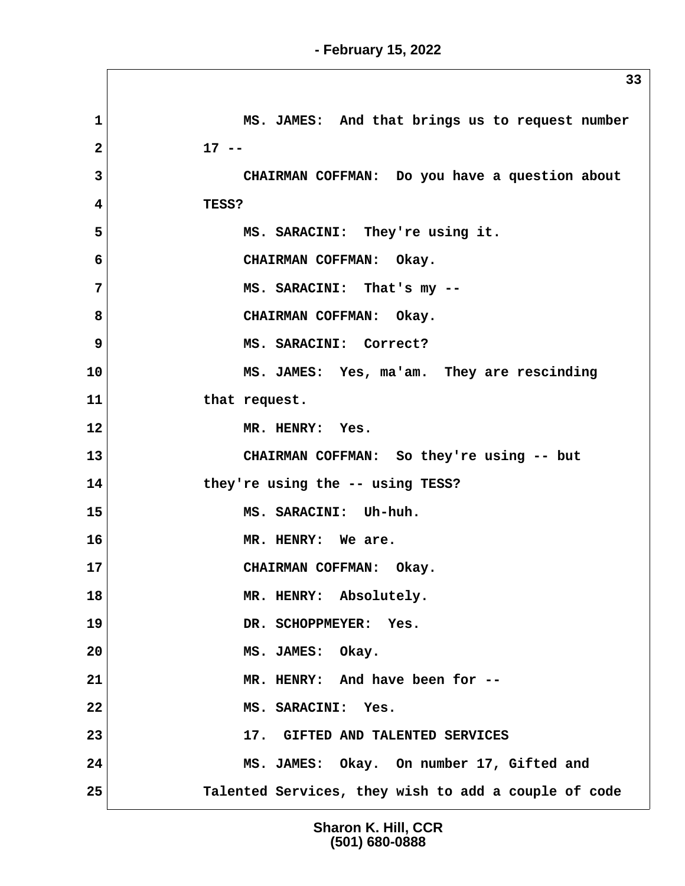MS. JAMES: And that brings us to request number 17 --

CHAIRMAN COFFMAN: Do you have a question about TESS?

MS. SARACINI: They're using it.

CHAIRMAN COFFMAN: Okay.

MS. SARACINI: That's my --

CHAIRMAN COFFMAN: Okay.

MS. SARACINI: Correct?

MS. JAMES: Yes, ma'am. They are rescinding that request.

MR. HENRY: Yes.

CHAIRMAN COFFMAN: So they're using -- but they're using the -- using TESS?

MS. SARACINI: Uh-huh.

MR. HENRY: We are.

CHAIRMAN COFFMAN: Okay.

MR. HENRY: Absolutely.

DR. SCHOPPMEYER: Yes.

MS. JAMES: Okay.

MR. HENRY: And have been for --

MS. SARACINI: Yes.

17. GIFTED AND TALENTED SERVICES

MS. JAMES: Okay. On number 17, Gifted and Talented Services, they wish to add a couple of code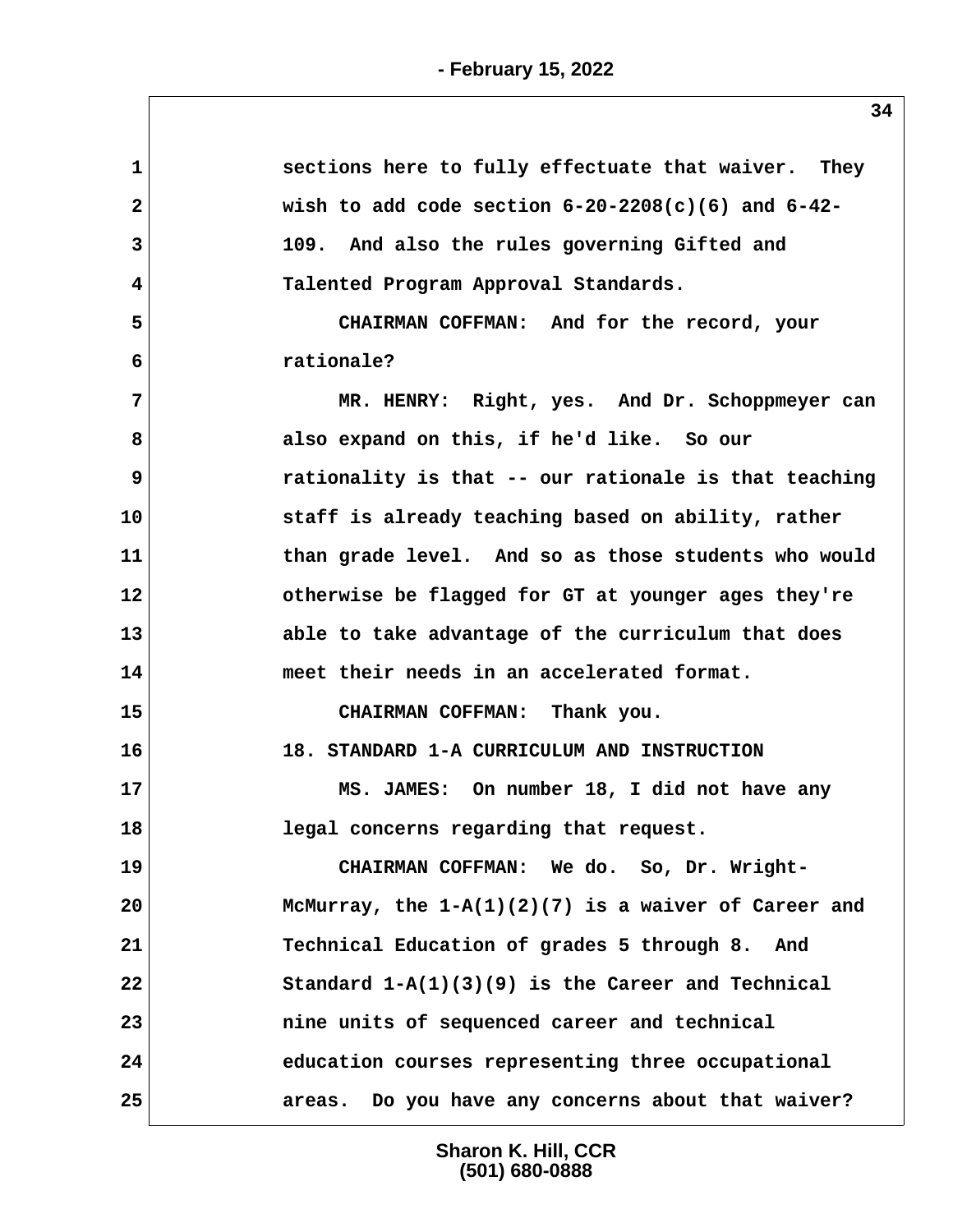sections here to fully effectuate that waiver. They wish to add code section 6-20-2208(c)(6) and 6-42-109. And also the rules governing Gifted and Talented Program Approval Standards.

CHAIRMAN COFFMAN: And for the record, your rationale?

MR. HENRY: Right, yes. And Dr. Schoppmeyer can also expand on this, if he'd like. So our rationality is that -- our rationale is that teaching staff is already teaching based on ability, rather than grade level. And so as those students who would otherwise be flagged for GT at younger ages they're able to take advantage of the curriculum that does meet their needs in an accelerated format.

CHAIRMAN COFFMAN: Thank you.

18. STANDARD 1-A CURRICULUM AND INSTRUCTION

MS. JAMES: On number 18, I did not have any legal concerns regarding that request.

CHAIRMAN COFFMAN: We do. So, Dr. Wright-McMurray, the 1-A(1)(2)(7) is a waiver of Career and Technical Education of grades 5 through 8. And Standard 1-A(1)(3)(9) is the Career and Technical nine units of sequenced career and technical education courses representing three occupational areas. Do you have any concerns about that waiver?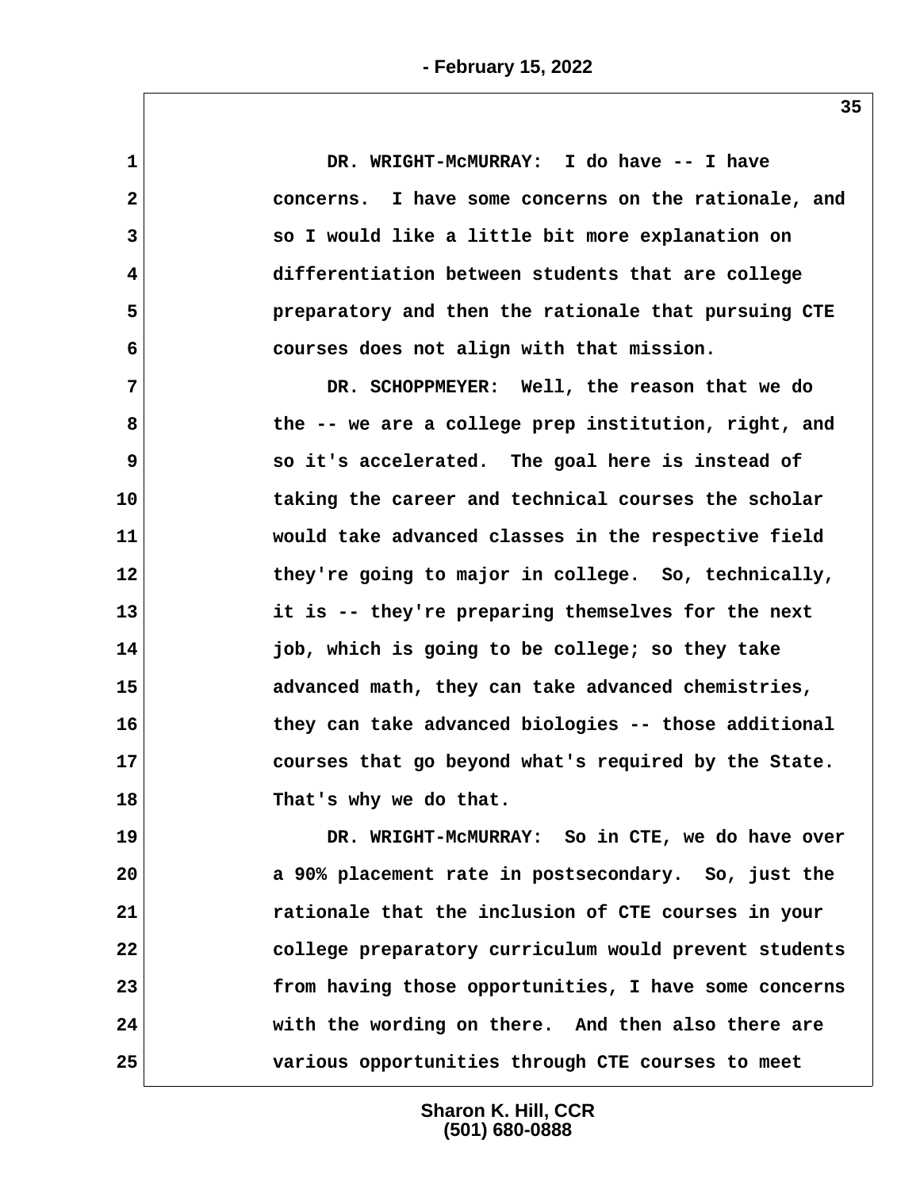DR. WRIGHT-McMURRAY: I do have -- I have concerns. I have some concerns on the rationale, and so I would like a little bit more explanation on differentiation between students that are college preparatory and then the rationale that pursuing CTE courses does not align with that mission.

DR. SCHOPPMEYER: Well, the reason that we do the -- we are a college prep institution, right, and so it's accelerated. The goal here is instead of taking the career and technical courses the scholar would take advanced classes in the respective field they're going to major in college. So, technically, it is -- they're preparing themselves for the next job, which is going to be college; so they take advanced math, they can take advanced chemistries, they can take advanced biologies -- those additional courses that go beyond what's required by the State. That's why we do that.

DR. WRIGHT-McMURRAY: So in CTE, we do have over a 90% placement rate in postsecondary. So, just the rationale that the inclusion of CTE courses in your college preparatory curriculum would prevent students from having those opportunities, I have some concerns with the wording on there. And then also there are various opportunities through CTE courses to meet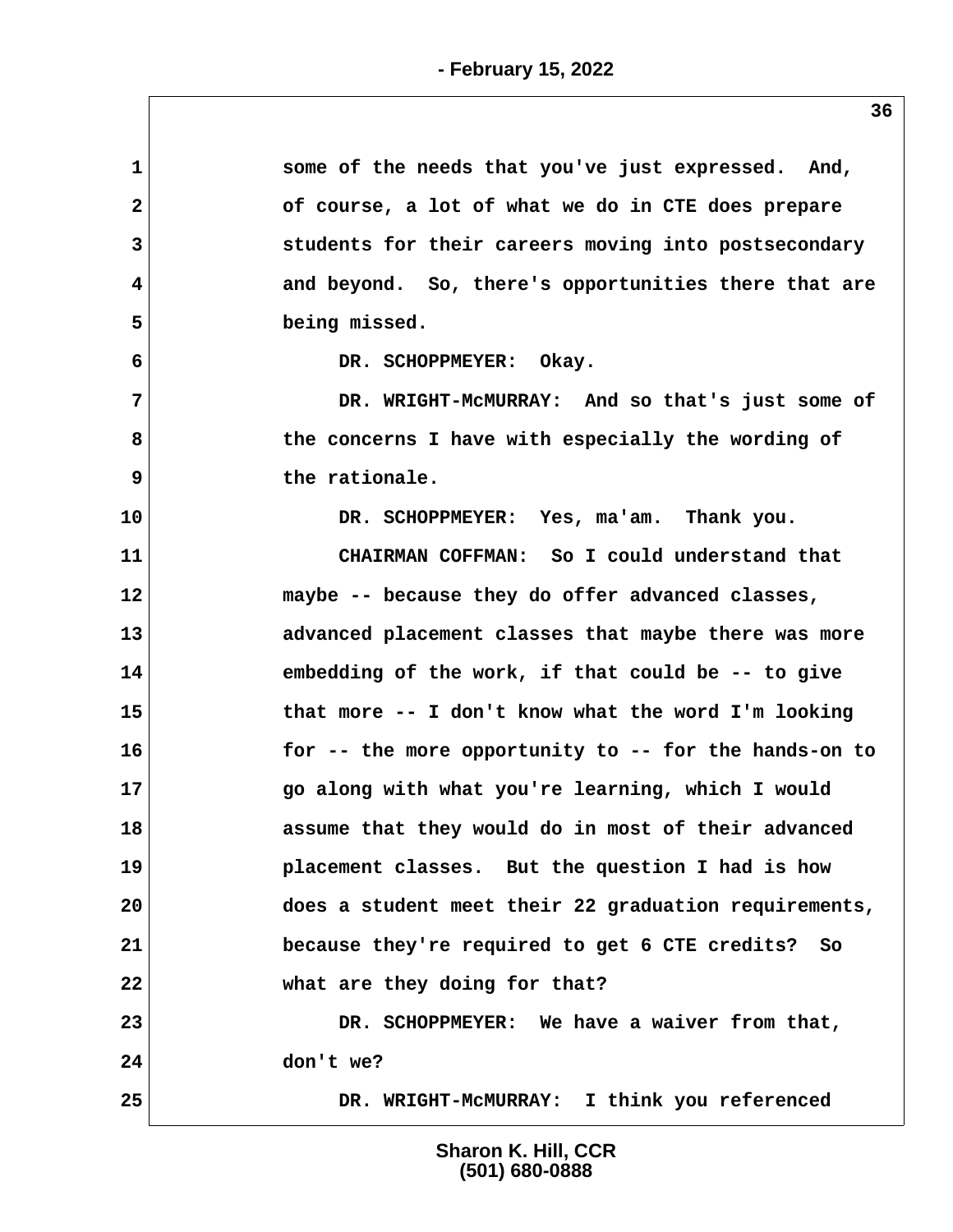1 some of the needs that you've just expressed. And,
2 of course, a lot of what we do in CTE does prepare
3 students for their careers moving into postsecondary
4 and beyond. So, there's opportunities there that are
5 being missed.

6 DR. SCHOPPMEYER: Okay.

7 DR. WRIGHT-McMURRAY: And so that's just some of
8 the concerns I have with especially the wording of
9 the rationale.

10 DR. SCHOPPMEYER: Yes, ma'am. Thank you.

11 CHAIRMAN COFFMAN: So I could understand that
12 maybe -- because they do offer advanced classes,
13 advanced placement classes that maybe there was more
14 embedding of the work, if that could be -- to give
15 that more -- I don't know what the word I'm looking
16 for -- the more opportunity to -- for the hands-on to
17 go along with what you're learning, which I would
18 assume that they would do in most of their advanced
19 placement classes. But the question I had is how
20 does a student meet their 22 graduation requirements,
21 because they're required to get 6 CTE credits? So
22 what are they doing for that?

23 DR. SCHOPPMEYER: We have a waiver from that,
24 don't we?

25 DR. WRIGHT-McMURRAY: I think you referenced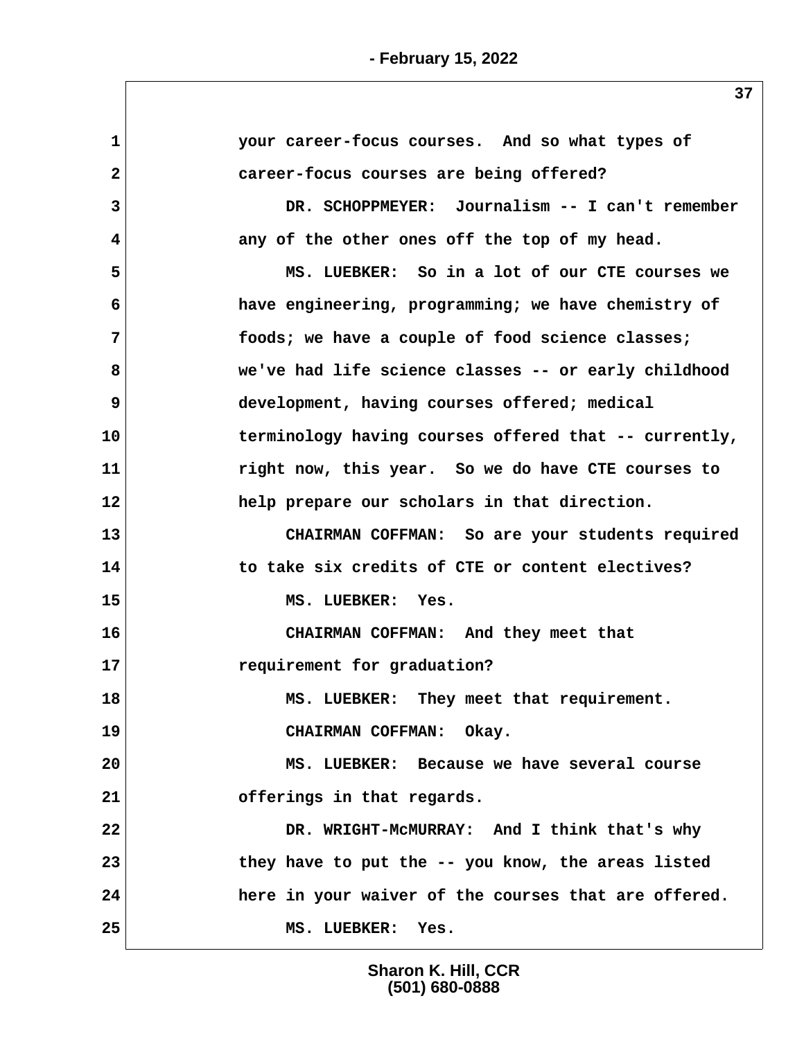your career-focus courses. And so what types of career-focus courses are being offered?

DR. SCHOPPMEYER: Journalism -- I can't remember any of the other ones off the top of my head.

MS. LUEBKER: So in a lot of our CTE courses we have engineering, programming; we have chemistry of foods; we have a couple of food science classes; we've had life science classes -- or early childhood development, having courses offered; medical terminology having courses offered that -- currently, right now, this year. So we do have CTE courses to help prepare our scholars in that direction.

CHAIRMAN COFFMAN: So are your students required to take six credits of CTE or content electives?

MS. LUEBKER: Yes.

CHAIRMAN COFFMAN: And they meet that requirement for graduation?

MS. LUEBKER: They meet that requirement.

CHAIRMAN COFFMAN: Okay.

MS. LUEBKER: Because we have several course offerings in that regards.

DR. WRIGHT-McMURRAY: And I think that's why they have to put the -- you know, the areas listed here in your waiver of the courses that are offered.

MS. LUEBKER: Yes.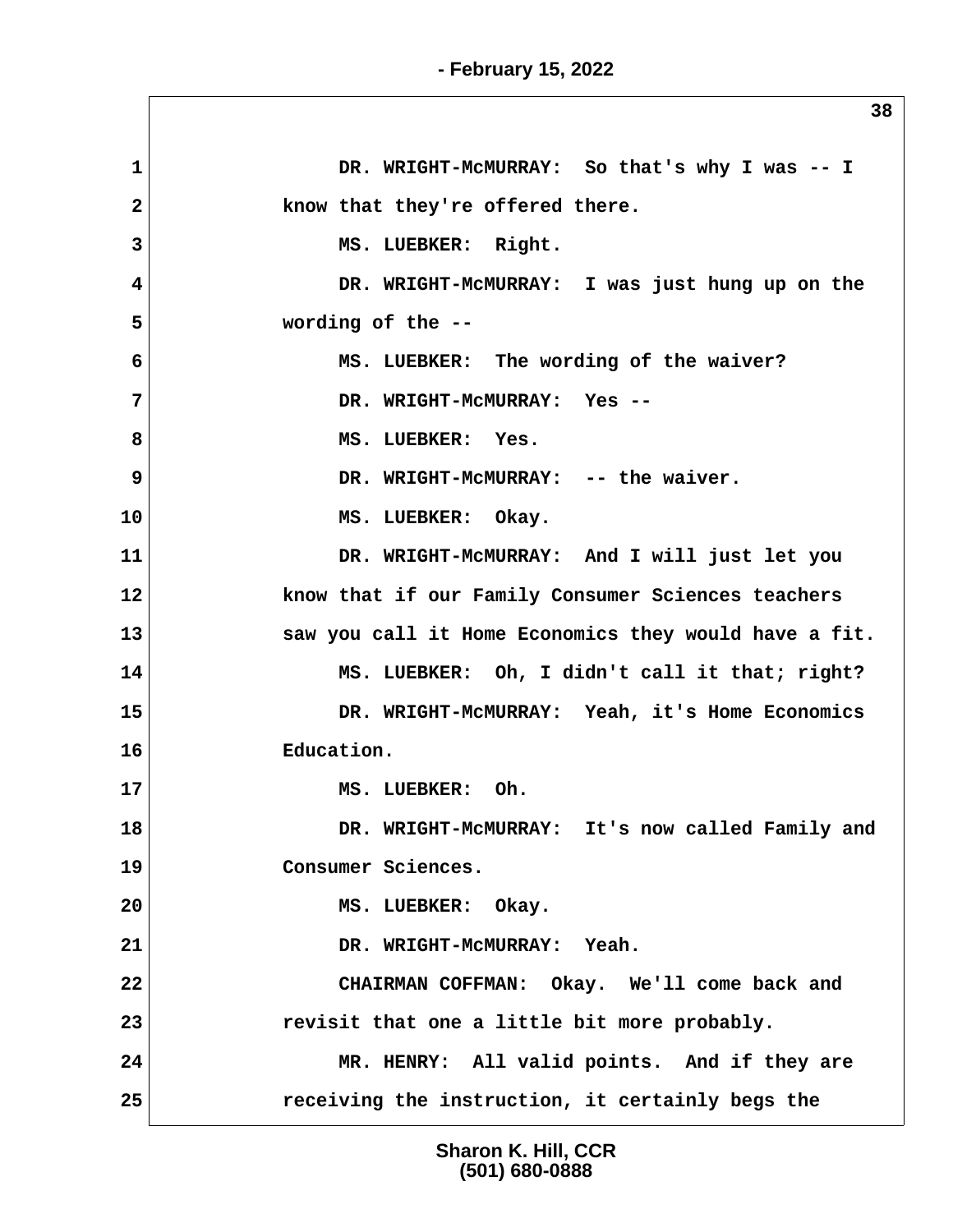1 DR. WRIGHT-McMURRAY: So that's why I was -- I
2 know that they're offered there.
3 MS. LUEBKER: Right.
4 DR. WRIGHT-McMURRAY: I was just hung up on the
5 wording of the --
6 MS. LUEBKER: The wording of the waiver?
7 DR. WRIGHT-McMURRAY: Yes --
8 MS. LUEBKER: Yes.
9 DR. WRIGHT-McMURRAY: -- the waiver.
10 MS. LUEBKER: Okay.
11 DR. WRIGHT-McMURRAY: And I will just let you
12 know that if our Family Consumer Sciences teachers
13 saw you call it Home Economics they would have a fit.
14 MS. LUEBKER: Oh, I didn't call it that; right?
15 DR. WRIGHT-McMURRAY: Yeah, it's Home Economics
16 Education.
17 MS. LUEBKER: Oh.
18 DR. WRIGHT-McMURRAY: It's now called Family and
19 Consumer Sciences.
20 MS. LUEBKER: Okay.
21 DR. WRIGHT-McMURRAY: Yeah.
22 CHAIRMAN COFFMAN: Okay. We'll come back and
23 revisit that one a little bit more probably.
24 MR. HENRY: All valid points. And if they are
25 receiving the instruction, it certainly begs the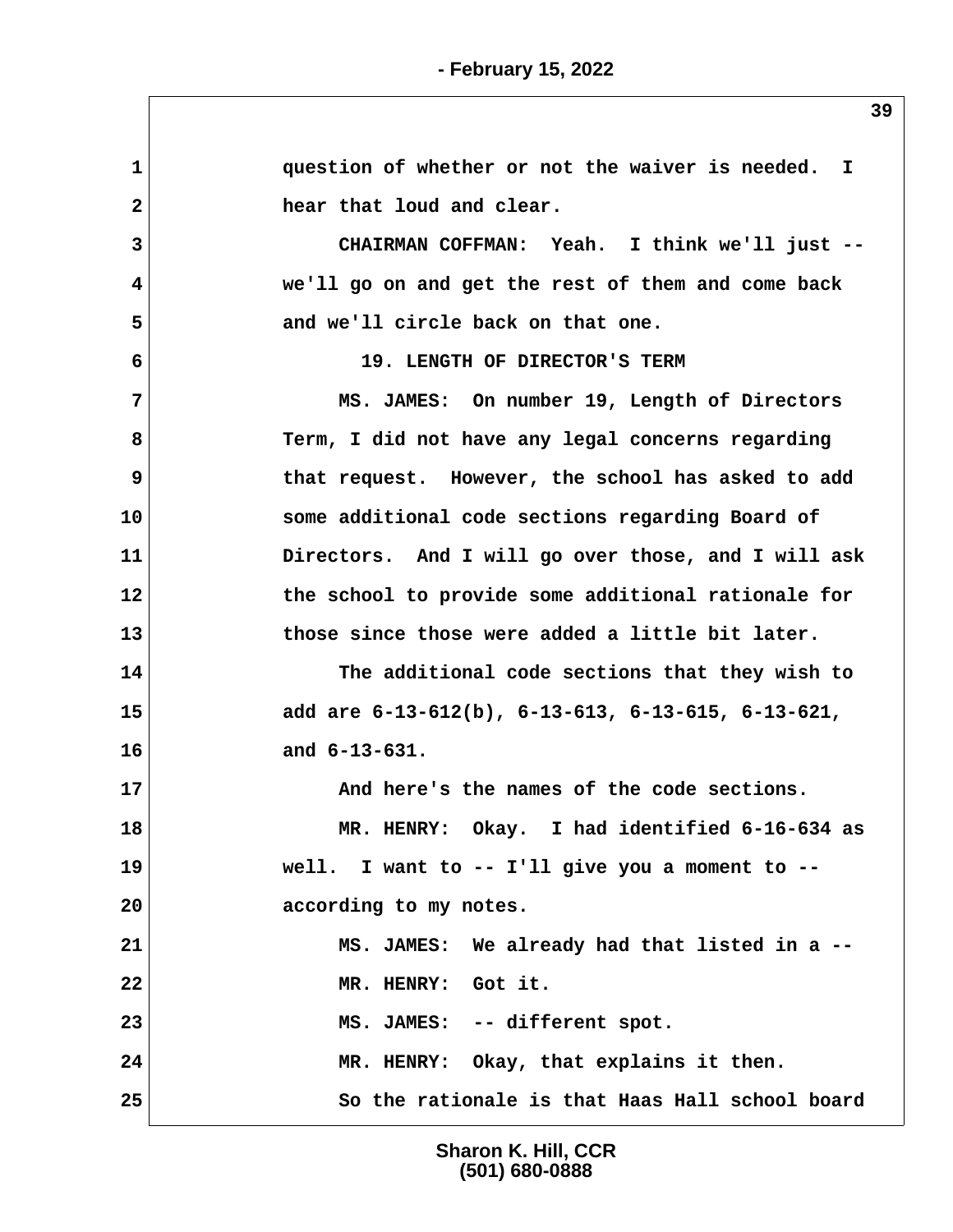question of whether or not the waiver is needed. I hear that loud and clear.

CHAIRMAN COFFMAN: Yeah. I think we'll just -- we'll go on and get the rest of them and come back and we'll circle back on that one.

19. LENGTH OF DIRECTOR'S TERM

MS. JAMES: On number 19, Length of Directors Term, I did not have any legal concerns regarding that request. However, the school has asked to add some additional code sections regarding Board of Directors. And I will go over those, and I will ask the school to provide some additional rationale for those since those were added a little bit later.

The additional code sections that they wish to add are 6-13-612(b), 6-13-613, 6-13-615, 6-13-621, and 6-13-631.

And here's the names of the code sections.

MR. HENRY: Okay. I had identified 6-16-634 as well. I want to -- I'll give you a moment to -- according to my notes.

MS. JAMES: We already had that listed in a --

MR. HENRY: Got it.

MS. JAMES: -- different spot.

MR. HENRY: Okay, that explains it then.

So the rationale is that Haas Hall school board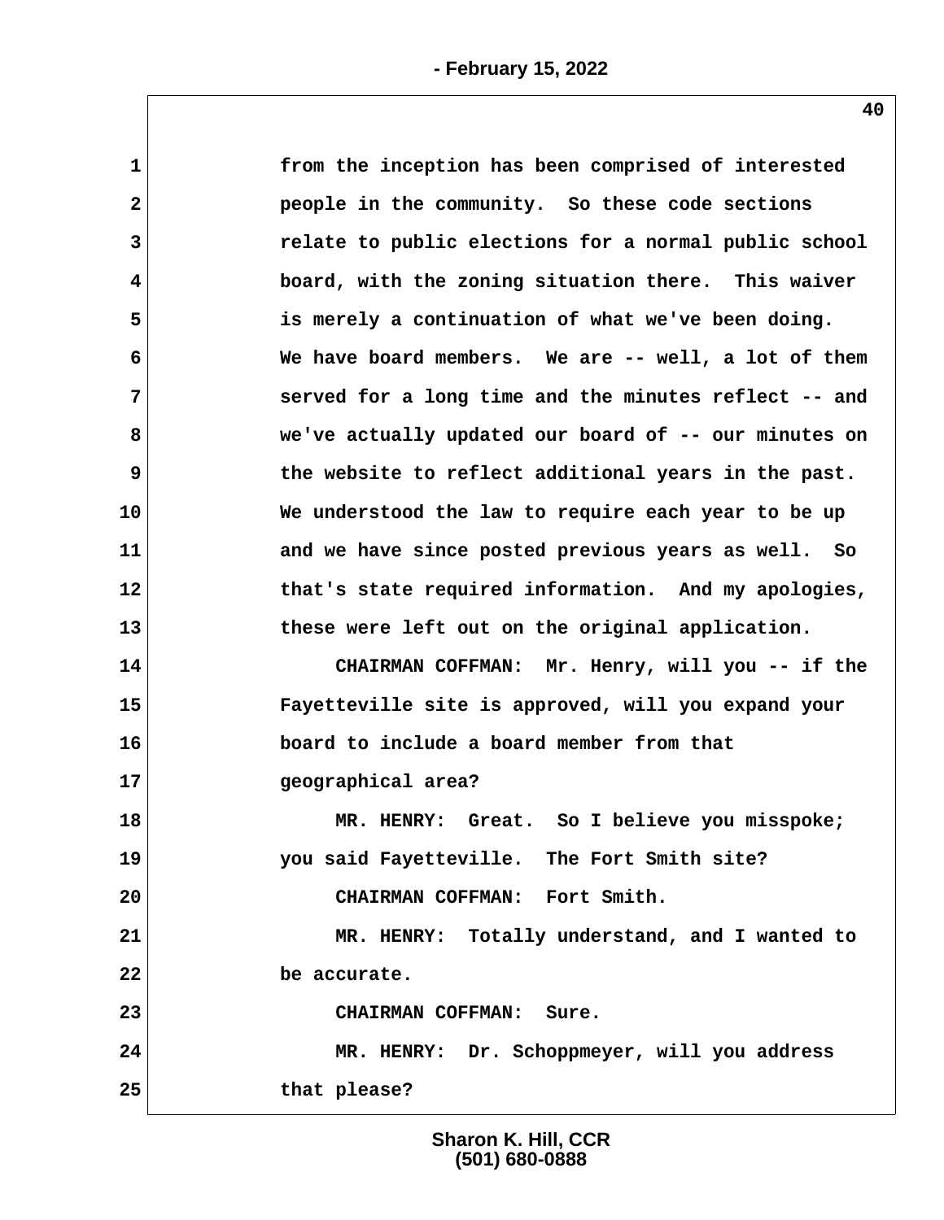from the inception has been comprised of interested people in the community. So these code sections relate to public elections for a normal public school board, with the zoning situation there. This waiver is merely a continuation of what we've been doing. We have board members. We are -- well, a lot of them served for a long time and the minutes reflect -- and we've actually updated our board of -- our minutes on the website to reflect additional years in the past. We understood the law to require each year to be up and we have since posted previous years as well. So that's state required information. And my apologies, these were left out on the original application.

CHAIRMAN COFFMAN: Mr. Henry, will you -- if the Fayetteville site is approved, will you expand your board to include a board member from that geographical area?

MR. HENRY: Great. So I believe you misspoke; you said Fayetteville. The Fort Smith site?

CHAIRMAN COFFMAN: Fort Smith.

MR. HENRY: Totally understand, and I wanted to be accurate.

CHAIRMAN COFFMAN: Sure.

MR. HENRY: Dr. Schoppmeyer, will you address that please?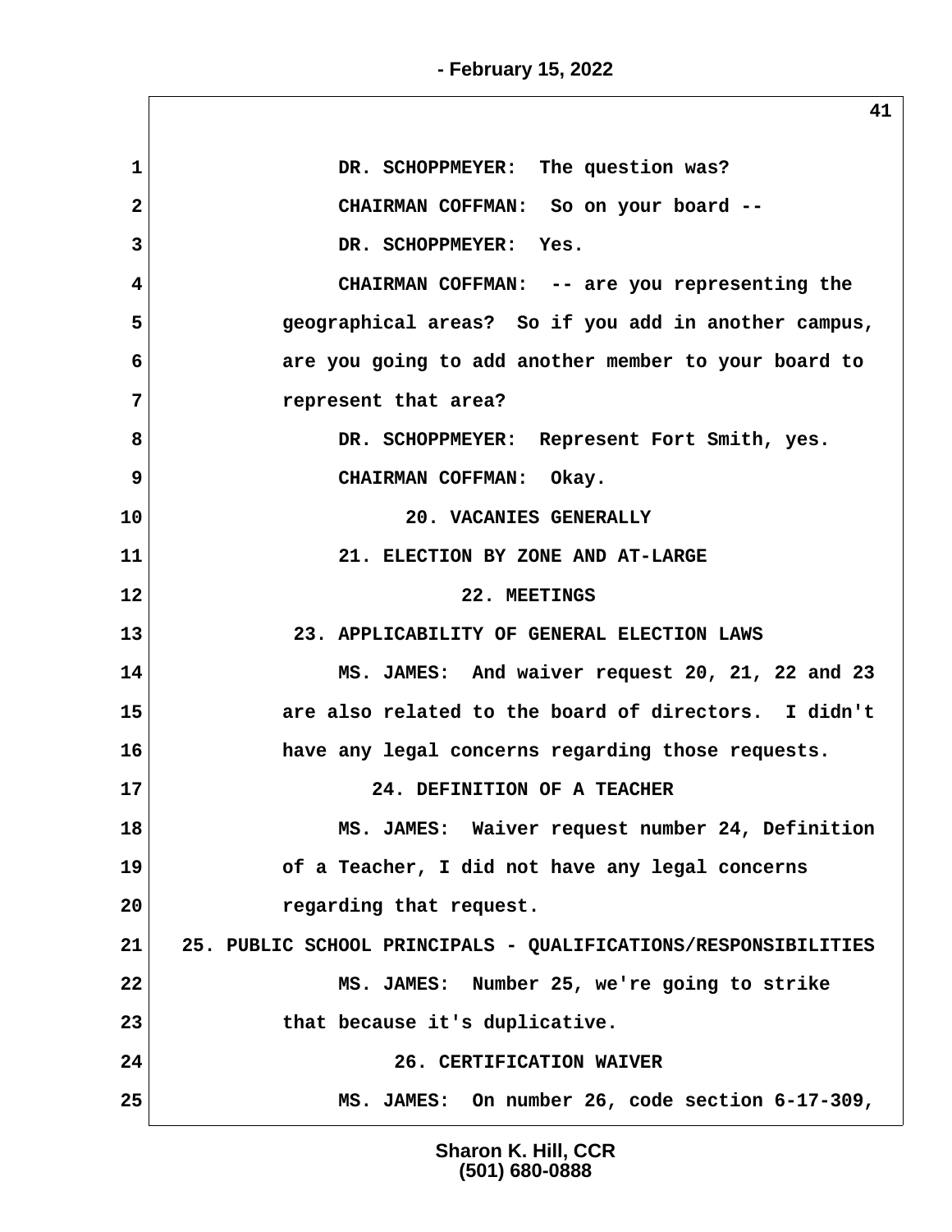DR. SCHOPPMEYER: The question was?

CHAIRMAN COFFMAN: So on your board --

DR. SCHOPPMEYER: Yes.

CHAIRMAN COFFMAN: -- are you representing the geographical areas? So if you add in another campus, are you going to add another member to your board to represent that area?

DR. SCHOPPMEYER: Represent Fort Smith, yes.

CHAIRMAN COFFMAN: Okay.

20. VACANIES GENERALLY

21. ELECTION BY ZONE AND AT-LARGE

22. MEETINGS

23. APPLICABILITY OF GENERAL ELECTION LAWS

MS. JAMES: And waiver request 20, 21, 22 and 23 are also related to the board of directors. I didn't have any legal concerns regarding those requests.

24. DEFINITION OF A TEACHER

MS. JAMES: Waiver request number 24, Definition of a Teacher, I did not have any legal concerns regarding that request.

25. PUBLIC SCHOOL PRINCIPALS - QUALIFICATIONS/RESPONSIBILITIES

MS. JAMES: Number 25, we're going to strike that because it's duplicative.

26. CERTIFICATION WAIVER

MS. JAMES: On number 26, code section 6-17-309,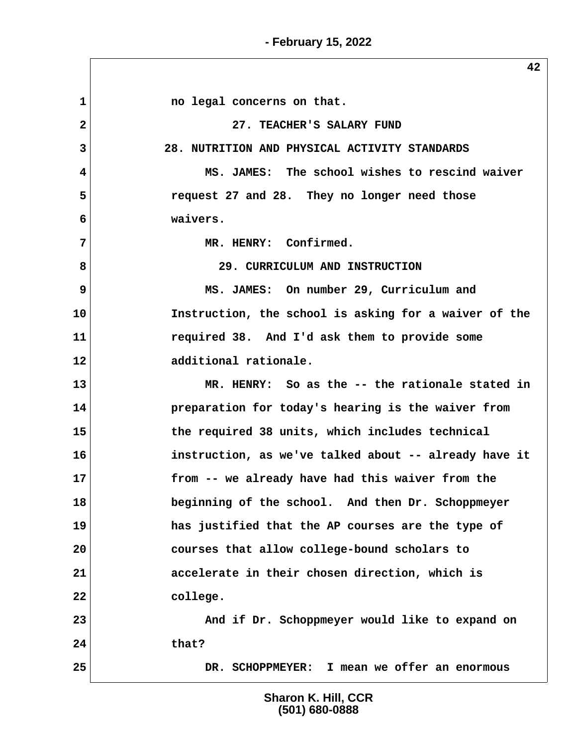no legal concerns on that.

27. TEACHER'S SALARY FUND

28. NUTRITION AND PHYSICAL ACTIVITY STANDARDS

MS. JAMES: The school wishes to rescind waiver request 27 and 28. They no longer need those waivers.

MR. HENRY: Confirmed.

29. CURRICULUM AND INSTRUCTION

MS. JAMES: On number 29, Curriculum and Instruction, the school is asking for a waiver of the required 38. And I'd ask them to provide some additional rationale.

MR. HENRY: So as the -- the rationale stated in preparation for today's hearing is the waiver from the required 38 units, which includes technical instruction, as we've talked about -- already have it from -- we already have had this waiver from the beginning of the school. And then Dr. Schoppmeyer has justified that the AP courses are the type of courses that allow college-bound scholars to accelerate in their chosen direction, which is college.

And if Dr. Schoppmeyer would like to expand on that?

DR. SCHOPPMEYER: I mean we offer an enormous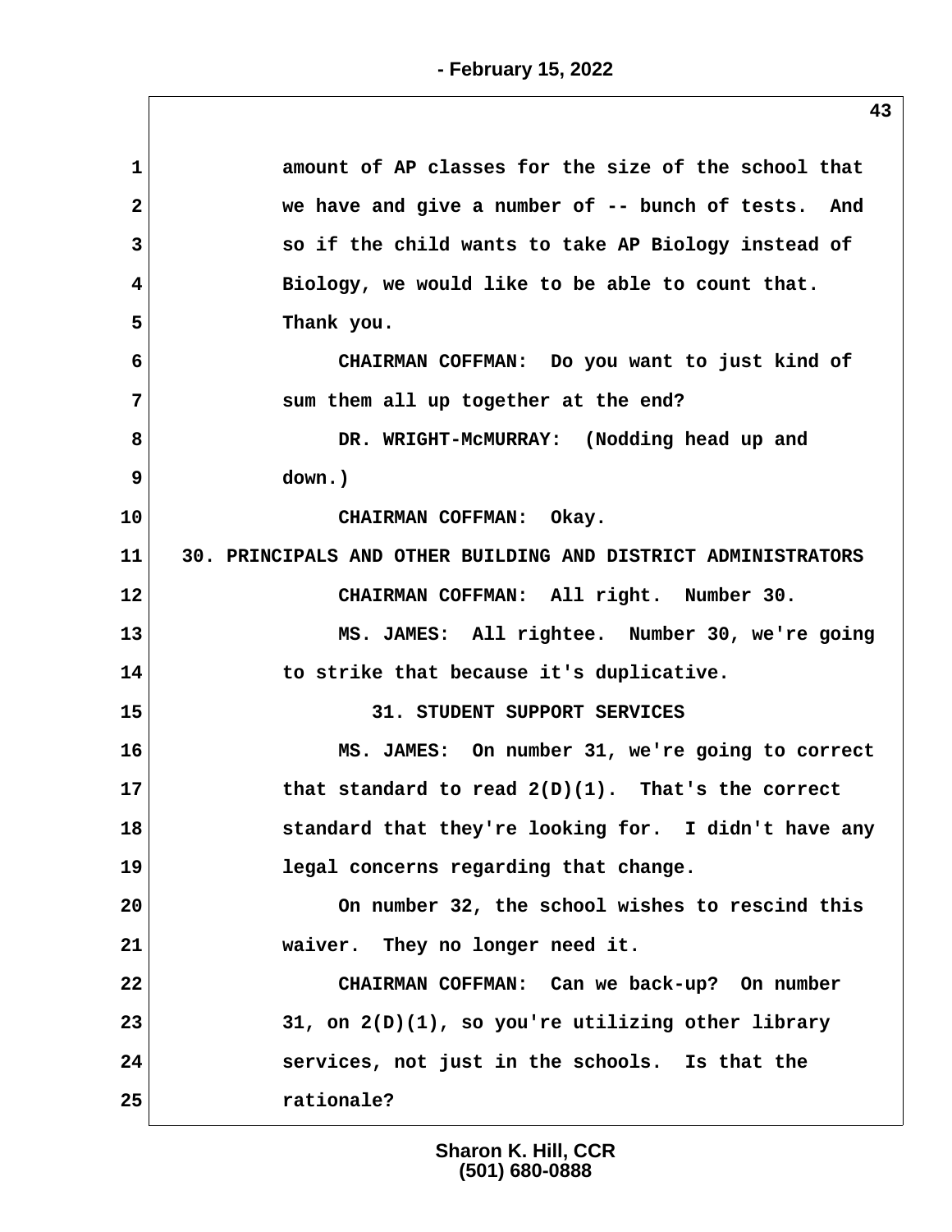amount of AP classes for the size of the school that we have and give a number of -- bunch of tests. And so if the child wants to take AP Biology instead of Biology, we would like to be able to count that. Thank you.

CHAIRMAN COFFMAN: Do you want to just kind of sum them all up together at the end?

DR. WRIGHT-McMURRAY: (Nodding head up and down.)

CHAIRMAN COFFMAN: Okay.

30. PRINCIPALS AND OTHER BUILDING AND DISTRICT ADMINISTRATORS

CHAIRMAN COFFMAN: All right. Number 30.

MS. JAMES: All rightee. Number 30, we're going to strike that because it's duplicative.

31. STUDENT SUPPORT SERVICES

MS. JAMES: On number 31, we're going to correct that standard to read 2(D)(1). That's the correct standard that they're looking for. I didn't have any legal concerns regarding that change.

On number 32, the school wishes to rescind this waiver. They no longer need it.

CHAIRMAN COFFMAN: Can we back-up? On number 31, on 2(D)(1), so you're utilizing other library services, not just in the schools. Is that the rationale?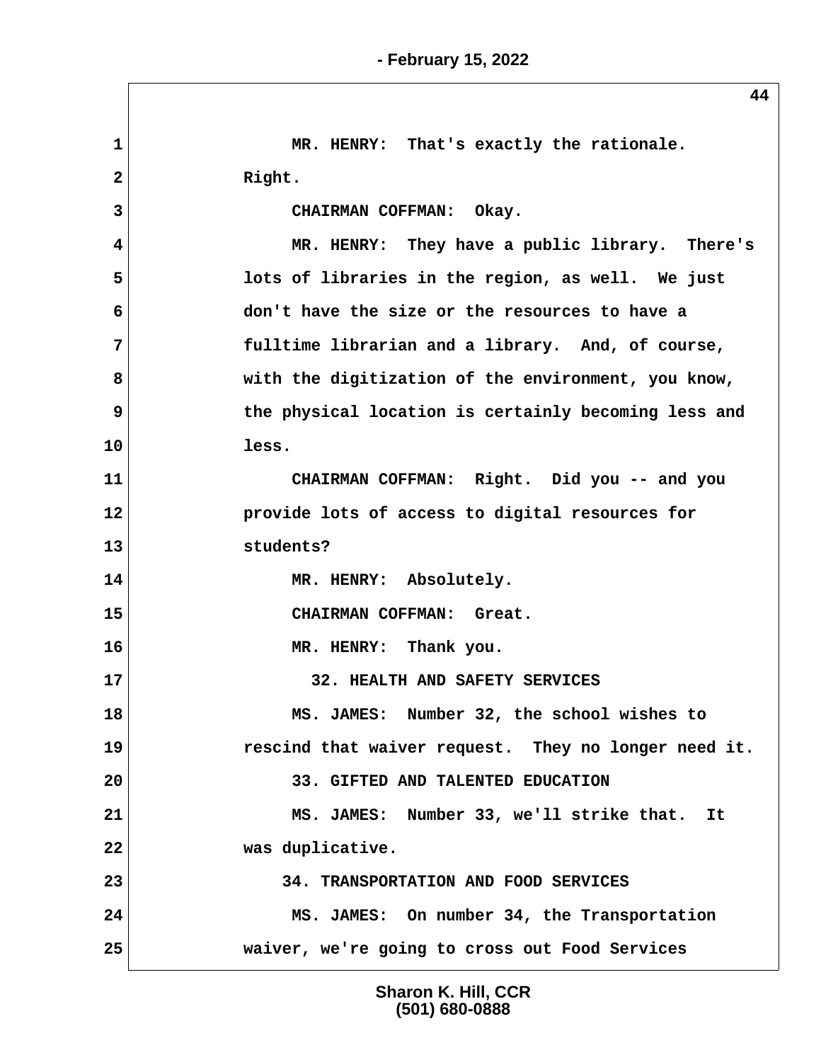MR. HENRY: That's exactly the rationale. Right.

CHAIRMAN COFFMAN: Okay.

MR. HENRY: They have a public library. There's lots of libraries in the region, as well. We just don't have the size or the resources to have a fulltime librarian and a library. And, of course, with the digitization of the environment, you know, the physical location is certainly becoming less and less.

CHAIRMAN COFFMAN: Right. Did you -- and you provide lots of access to digital resources for students?

MR. HENRY: Absolutely.

CHAIRMAN COFFMAN: Great.

MR. HENRY: Thank you.

32. HEALTH AND SAFETY SERVICES

MS. JAMES: Number 32, the school wishes to rescind that waiver request. They no longer need it.

33. GIFTED AND TALENTED EDUCATION

MS. JAMES: Number 33, we'll strike that. It was duplicative.

34. TRANSPORTATION AND FOOD SERVICES

MS. JAMES: On number 34, the Transportation waiver, we're going to cross out Food Services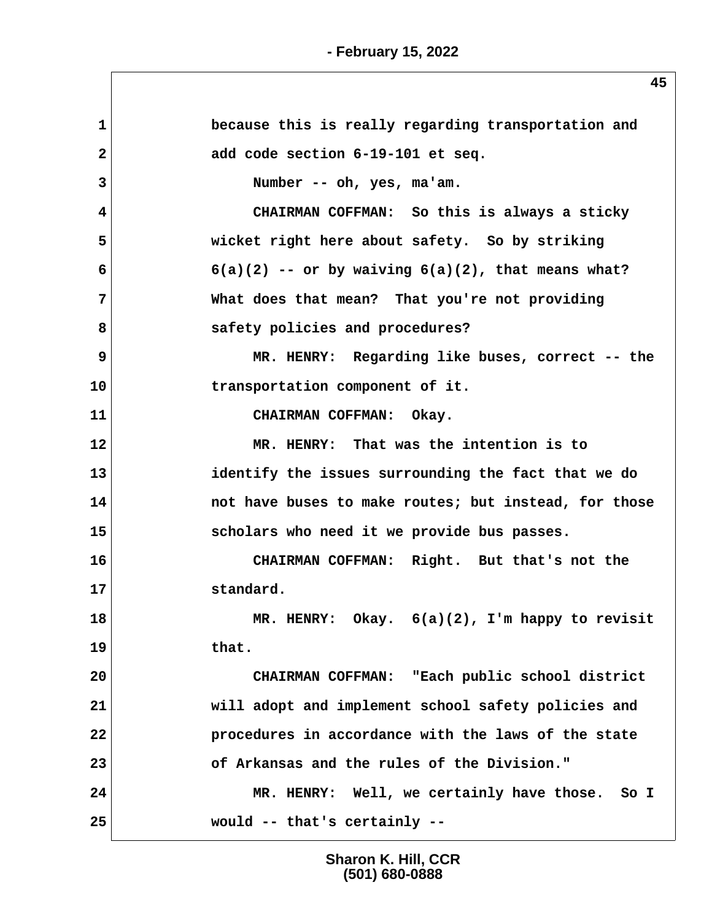because this is really regarding transportation and add code section 6-19-101 et seq.

Number -- oh, yes, ma'am.

CHAIRMAN COFFMAN: So this is always a sticky wicket right here about safety. So by striking 6(a)(2) -- or by waiving 6(a)(2), that means what? What does that mean? That you're not providing safety policies and procedures?

MR. HENRY: Regarding like buses, correct -- the transportation component of it.

CHAIRMAN COFFMAN: Okay.

MR. HENRY: That was the intention is to identify the issues surrounding the fact that we do not have buses to make routes; but instead, for those scholars who need it we provide bus passes.

CHAIRMAN COFFMAN: Right. But that's not the standard.

MR. HENRY: Okay. 6(a)(2), I'm happy to revisit that.

CHAIRMAN COFFMAN: "Each public school district will adopt and implement school safety policies and procedures in accordance with the laws of the state of Arkansas and the rules of the Division."

MR. HENRY: Well, we certainly have those. So I would -- that's certainly --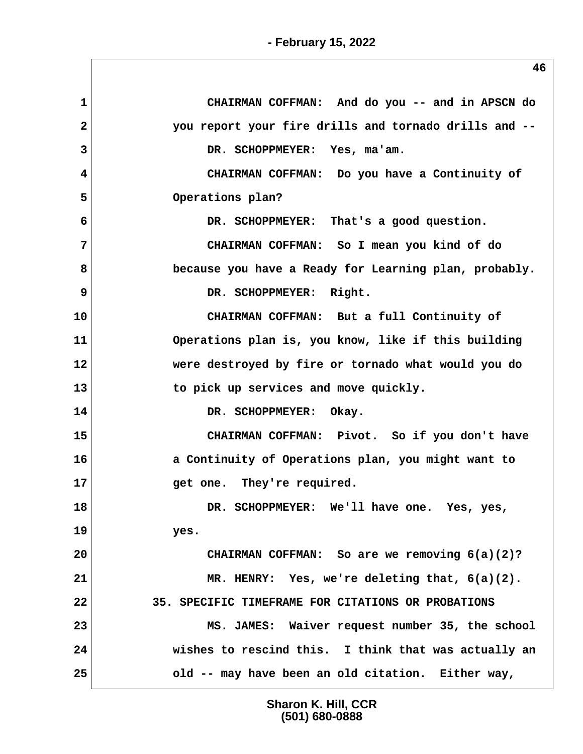CHAIRMAN COFFMAN: And do you -- and in APSCN do you report your fire drills and tornado drills and --

DR. SCHOPPMEYER: Yes, ma'am.

CHAIRMAN COFFMAN: Do you have a Continuity of Operations plan?

DR. SCHOPPMEYER: That's a good question.

CHAIRMAN COFFMAN: So I mean you kind of do because you have a Ready for Learning plan, probably.

DR. SCHOPPMEYER: Right.

CHAIRMAN COFFMAN: But a full Continuity of Operations plan is, you know, like if this building were destroyed by fire or tornado what would you do to pick up services and move quickly.

DR. SCHOPPMEYER: Okay.

CHAIRMAN COFFMAN: Pivot. So if you don't have a Continuity of Operations plan, you might want to get one. They're required.

DR. SCHOPPMEYER: We'll have one. Yes, yes, yes.

CHAIRMAN COFFMAN: So are we removing 6(a)(2)?

MR. HENRY: Yes, we're deleting that, 6(a)(2).

35. SPECIFIC TIMEFRAME FOR CITATIONS OR PROBATIONS

MS. JAMES: Waiver request number 35, the school wishes to rescind this. I think that was actually an old -- may have been an old citation. Either way,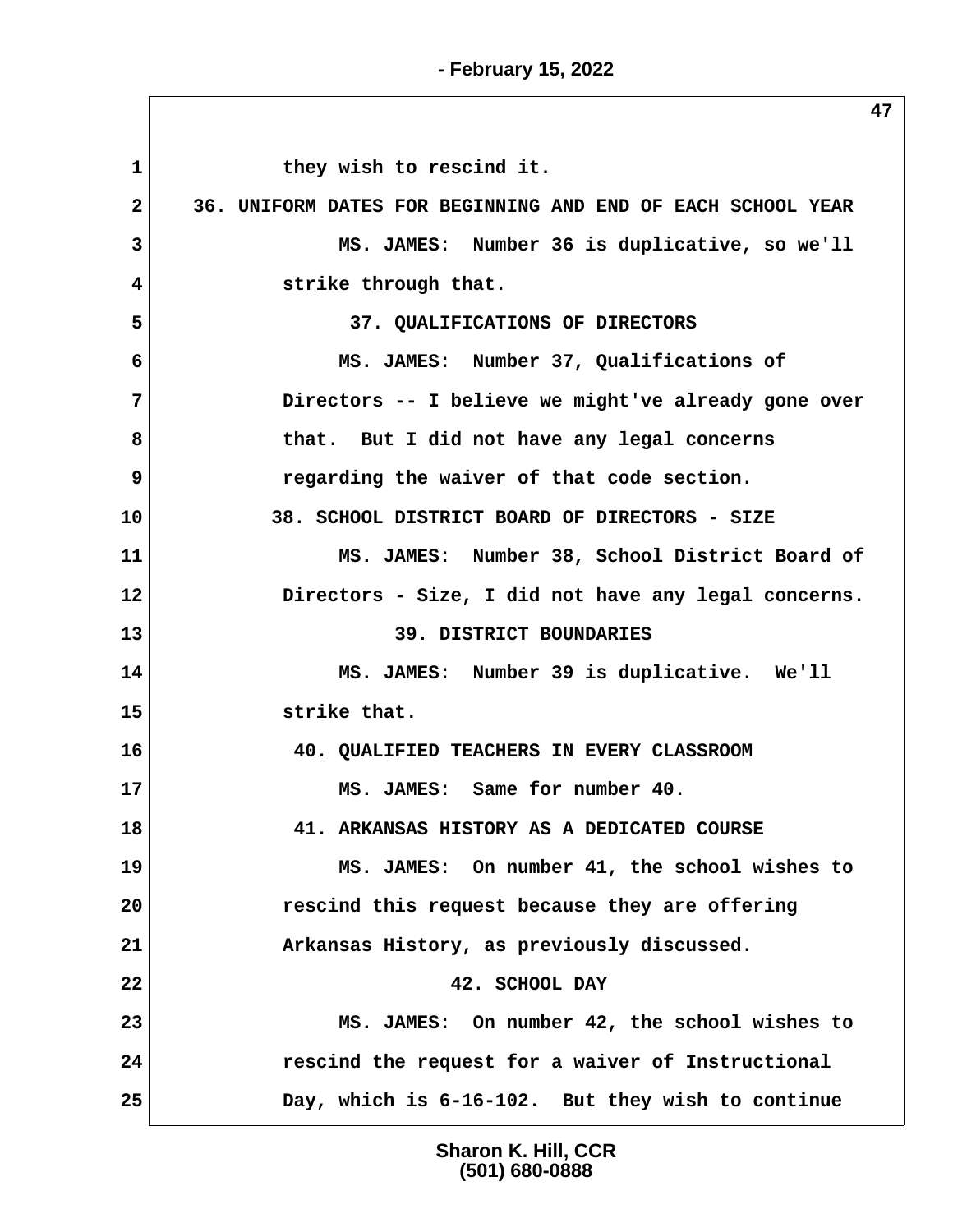they wish to rescind it.

36. UNIFORM DATES FOR BEGINNING AND END OF EACH SCHOOL YEAR

MS. JAMES: Number 36 is duplicative, so we'll strike through that.

37. QUALIFICATIONS OF DIRECTORS

MS. JAMES: Number 37, Qualifications of Directors -- I believe we might've already gone over that. But I did not have any legal concerns regarding the waiver of that code section.

38. SCHOOL DISTRICT BOARD OF DIRECTORS - SIZE

MS. JAMES: Number 38, School District Board of Directors - Size, I did not have any legal concerns.

39. DISTRICT BOUNDARIES

MS. JAMES: Number 39 is duplicative. We'll strike that.

40. QUALIFIED TEACHERS IN EVERY CLASSROOM

MS. JAMES: Same for number 40.

41. ARKANSAS HISTORY AS A DEDICATED COURSE

MS. JAMES: On number 41, the school wishes to rescind this request because they are offering Arkansas History, as previously discussed.

42. SCHOOL DAY

MS. JAMES: On number 42, the school wishes to rescind the request for a waiver of Instructional Day, which is 6-16-102. But they wish to continue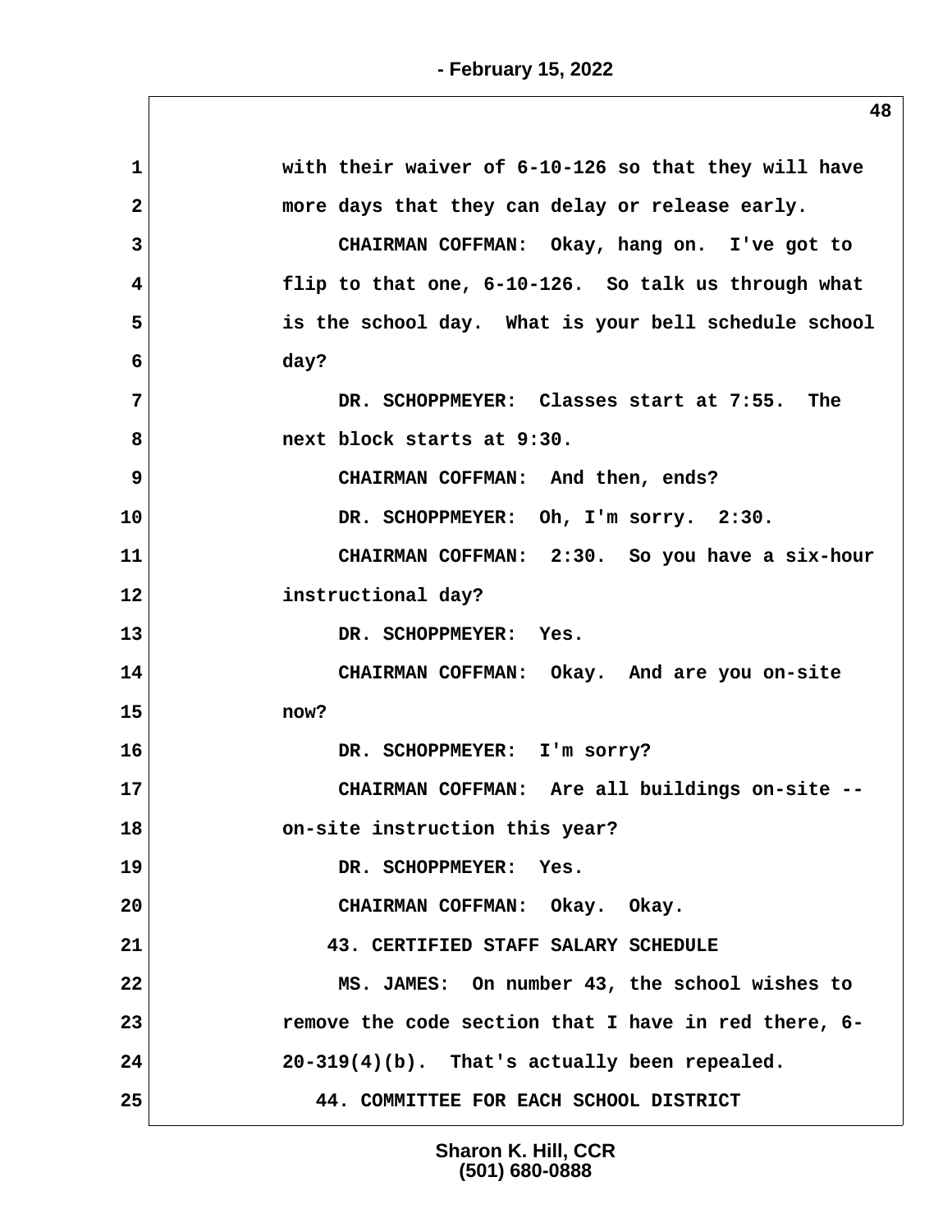with their waiver of 6-10-126 so that they will have more days that they can delay or release early.

CHAIRMAN COFFMAN: Okay, hang on. I've got to flip to that one, 6-10-126. So talk us through what is the school day. What is your bell schedule school day?

DR. SCHOPPMEYER: Classes start at 7:55. The next block starts at 9:30.

CHAIRMAN COFFMAN: And then, ends?

DR. SCHOPPMEYER: Oh, I'm sorry. 2:30.

CHAIRMAN COFFMAN: 2:30. So you have a six-hour instructional day?

DR. SCHOPPMEYER: Yes.

CHAIRMAN COFFMAN: Okay. And are you on-site now?

DR. SCHOPPMEYER: I'm sorry?

CHAIRMAN COFFMAN: Are all buildings on-site -- on-site instruction this year?

DR. SCHOPPMEYER: Yes.

CHAIRMAN COFFMAN: Okay. Okay.

43. CERTIFIED STAFF SALARY SCHEDULE

MS. JAMES: On number 43, the school wishes to remove the code section that I have in red there, 6-20-319(4)(b). That's actually been repealed.

44. COMMITTEE FOR EACH SCHOOL DISTRICT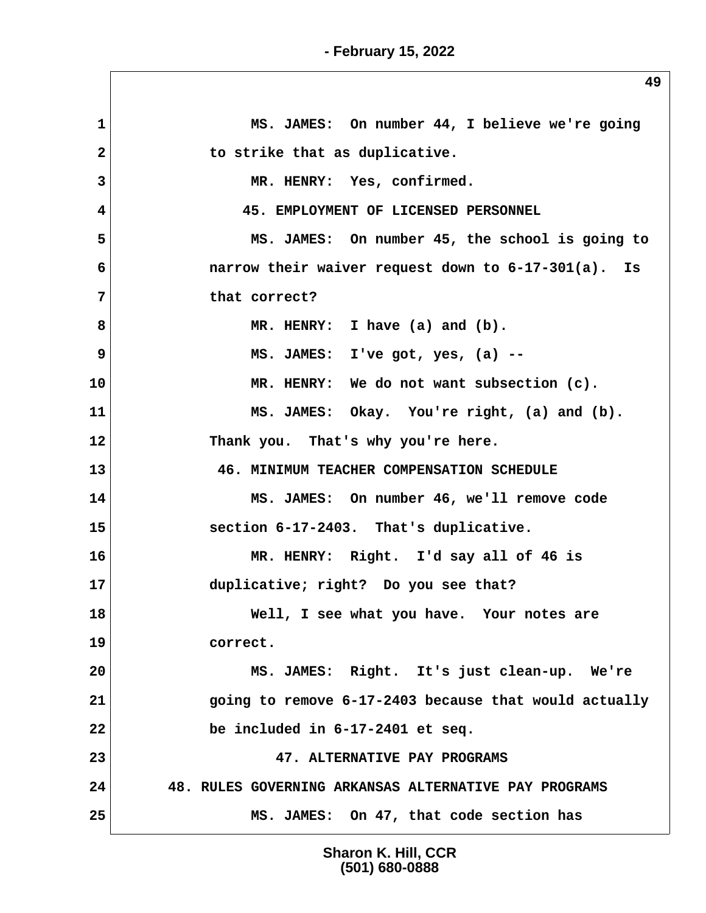MS. JAMES: On number 44, I believe we're going to strike that as duplicative.

MR. HENRY: Yes, confirmed.

45. EMPLOYMENT OF LICENSED PERSONNEL

MS. JAMES: On number 45, the school is going to narrow their waiver request down to 6-17-301(a). Is that correct?

MR. HENRY: I have (a) and (b).

MS. JAMES: I've got, yes, (a) --

MR. HENRY: We do not want subsection (c).

MS. JAMES: Okay. You're right, (a) and (b). Thank you. That's why you're here.

46. MINIMUM TEACHER COMPENSATION SCHEDULE

MS. JAMES: On number 46, we'll remove code section 6-17-2403. That's duplicative.

MR. HENRY: Right. I'd say all of 46 is duplicative; right? Do you see that?

Well, I see what you have. Your notes are correct.

MS. JAMES: Right. It's just clean-up. We're going to remove 6-17-2403 because that would actually be included in 6-17-2401 et seq.

47. ALTERNATIVE PAY PROGRAMS

48. RULES GOVERNING ARKANSAS ALTERNATIVE PAY PROGRAMS

MS. JAMES: On 47, that code section has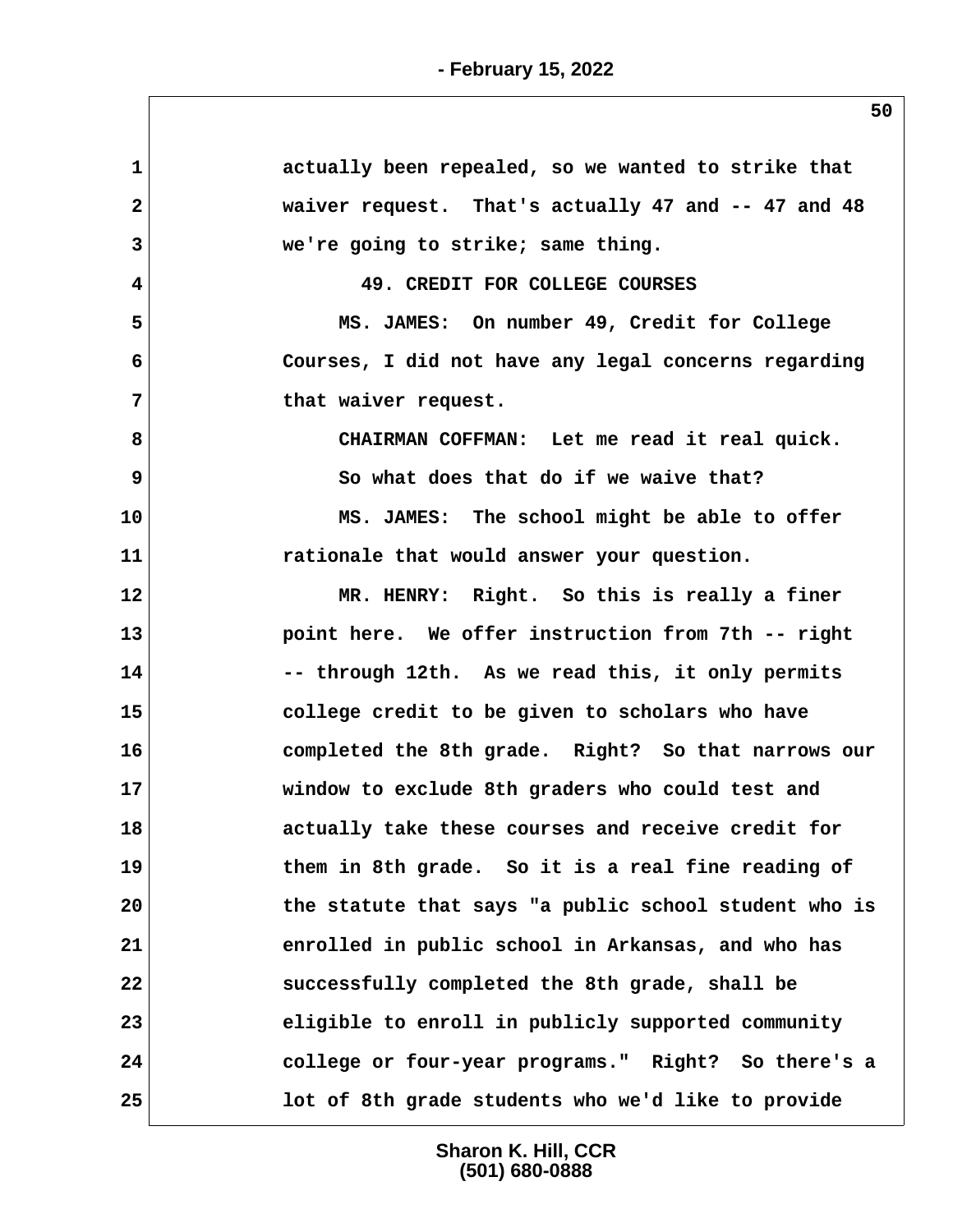actually been repealed, so we wanted to strike that waiver request. That's actually 47 and -- 47 and 48 we're going to strike; same thing.

49. CREDIT FOR COLLEGE COURSES

MS. JAMES: On number 49, Credit for College Courses, I did not have any legal concerns regarding that waiver request.

CHAIRMAN COFFMAN: Let me read it real quick. So what does that do if we waive that?

MS. JAMES: The school might be able to offer rationale that would answer your question.

MR. HENRY: Right. So this is really a finer point here. We offer instruction from 7th -- right -- through 12th. As we read this, it only permits college credit to be given to scholars who have completed the 8th grade. Right? So that narrows our window to exclude 8th graders who could test and actually take these courses and receive credit for them in 8th grade. So it is a real fine reading of the statute that says "a public school student who is enrolled in public school in Arkansas, and who has successfully completed the 8th grade, shall be eligible to enroll in publicly supported community college or four-year programs." Right? So there's a lot of 8th grade students who we'd like to provide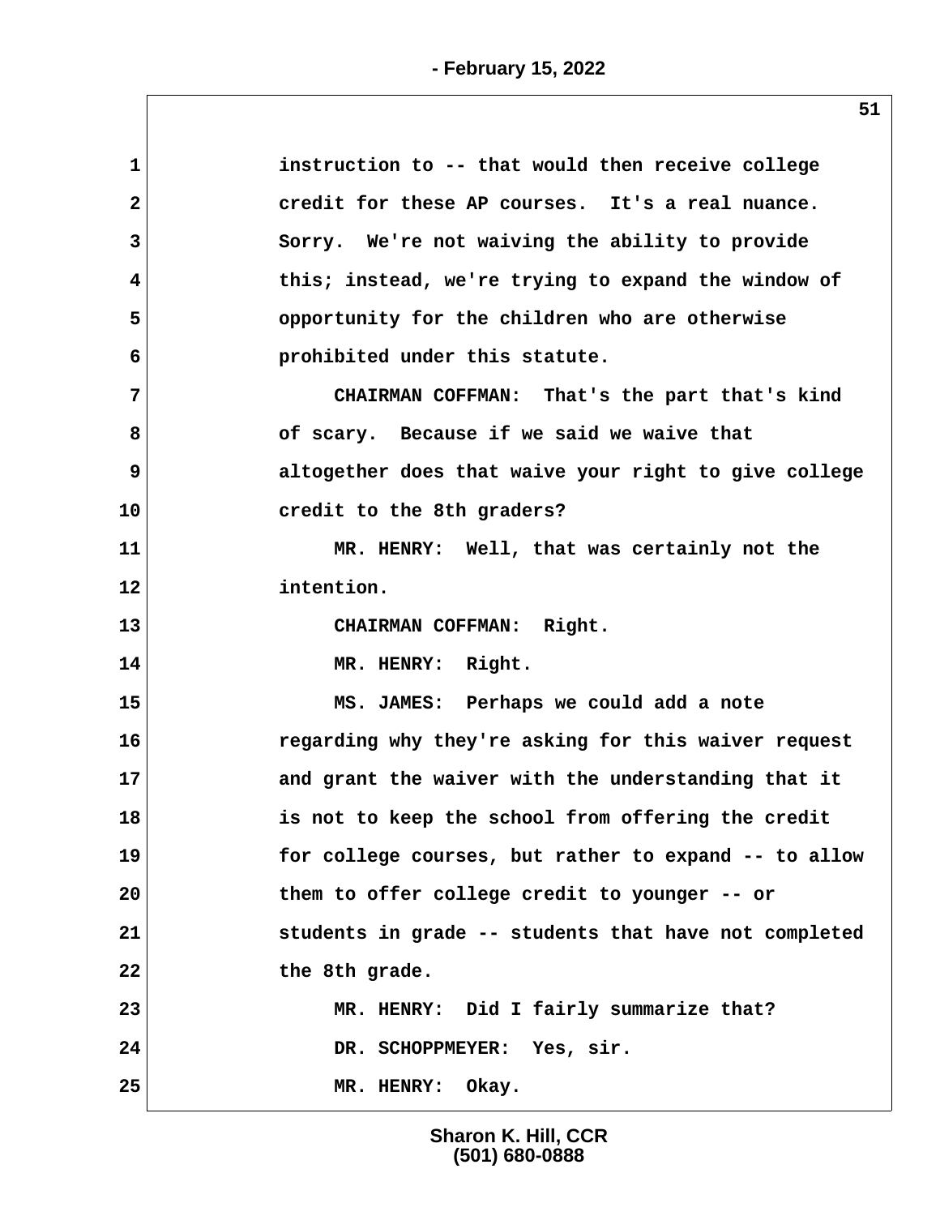instruction to -- that would then receive college credit for these AP courses. It's a real nuance. Sorry. We're not waiving the ability to provide this; instead, we're trying to expand the window of opportunity for the children who are otherwise prohibited under this statute.

CHAIRMAN COFFMAN: That's the part that's kind of scary. Because if we said we waive that altogether does that waive your right to give college credit to the 8th graders?

MR. HENRY: Well, that was certainly not the intention.

CHAIRMAN COFFMAN: Right.

MR. HENRY: Right.

MS. JAMES: Perhaps we could add a note regarding why they're asking for this waiver request and grant the waiver with the understanding that it is not to keep the school from offering the credit for college courses, but rather to expand -- to allow them to offer college credit to younger -- or students in grade -- students that have not completed the 8th grade.

MR. HENRY: Did I fairly summarize that?

DR. SCHOPPMEYER: Yes, sir.

MR. HENRY: Okay.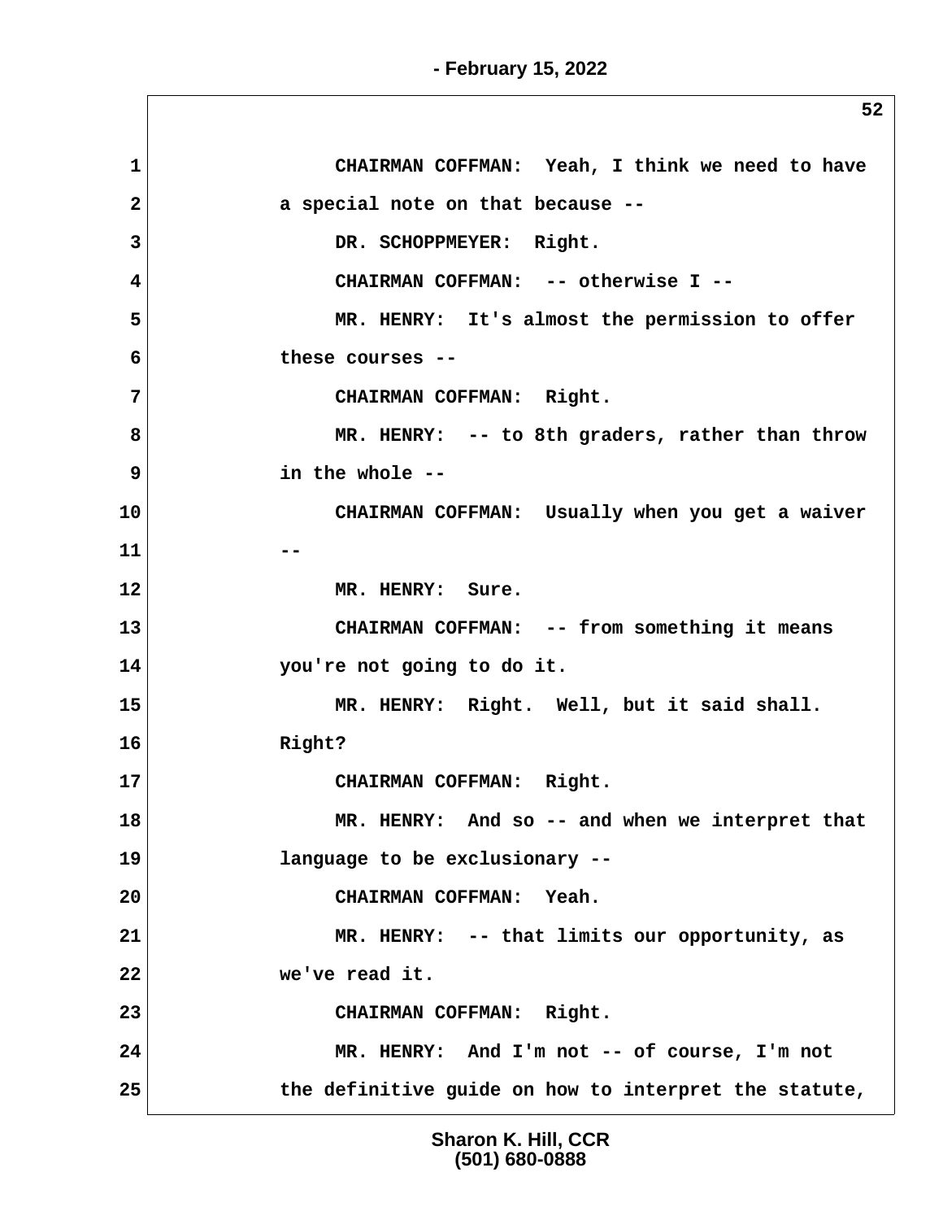CHAIRMAN COFFMAN: Yeah, I think we need to have a special note on that because --

DR. SCHOPPMEYER: Right.

CHAIRMAN COFFMAN: -- otherwise I --

MR. HENRY: It's almost the permission to offer these courses --

CHAIRMAN COFFMAN: Right.

MR. HENRY: -- to 8th graders, rather than throw in the whole --

CHAIRMAN COFFMAN: Usually when you get a waiver --

MR. HENRY: Sure.

CHAIRMAN COFFMAN: -- from something it means you're not going to do it.

MR. HENRY: Right. Well, but it said shall. Right?

CHAIRMAN COFFMAN: Right.

MR. HENRY: And so -- and when we interpret that language to be exclusionary --

CHAIRMAN COFFMAN: Yeah.

MR. HENRY: -- that limits our opportunity, as we've read it.

CHAIRMAN COFFMAN: Right.

MR. HENRY: And I'm not -- of course, I'm not the definitive guide on how to interpret the statute,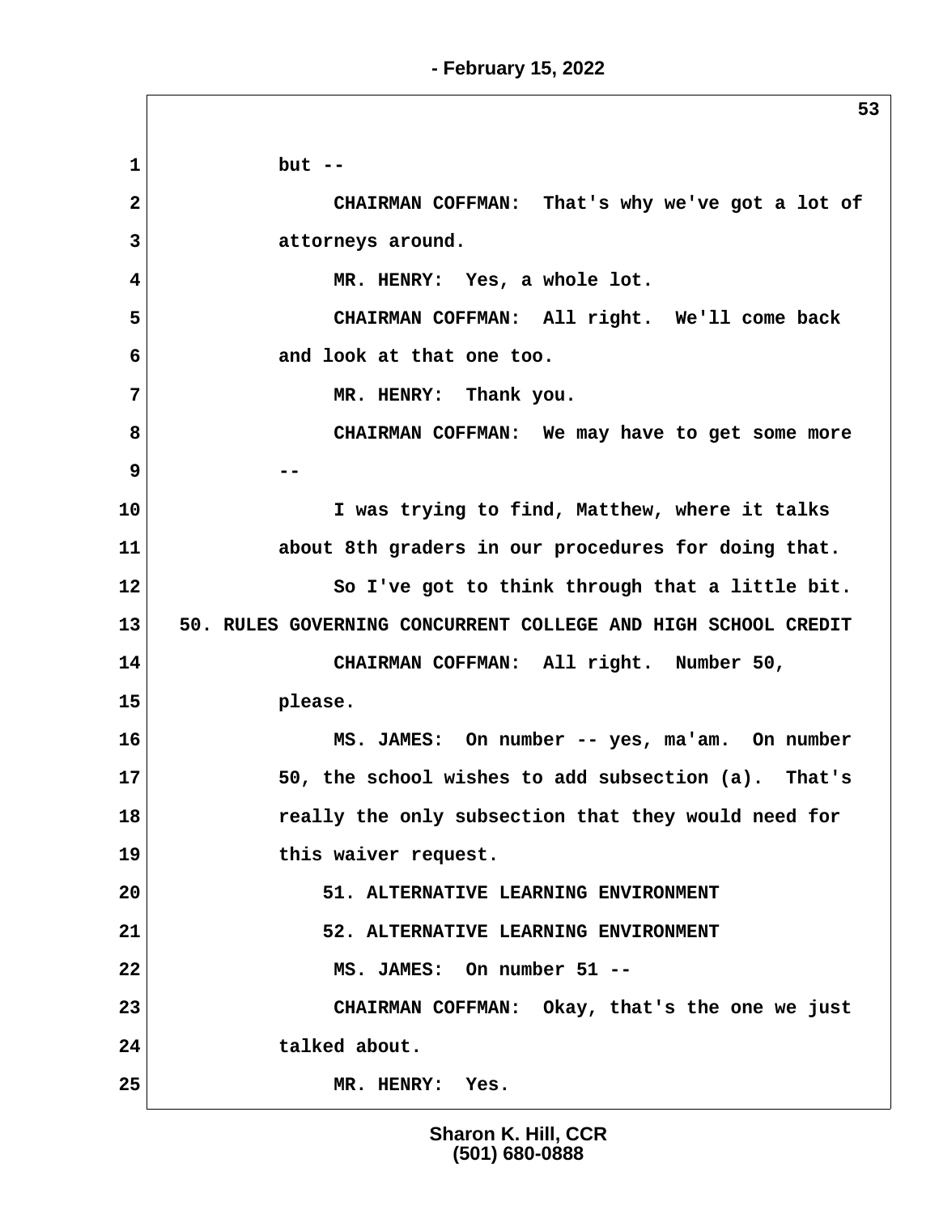but --

CHAIRMAN COFFMAN: That's why we've got a lot of attorneys around.

MR. HENRY: Yes, a whole lot.

CHAIRMAN COFFMAN: All right. We'll come back and look at that one too.

MR. HENRY: Thank you.

CHAIRMAN COFFMAN: We may have to get some more --

I was trying to find, Matthew, where it talks about 8th graders in our procedures for doing that.

So I've got to think through that a little bit.

50. RULES GOVERNING CONCURRENT COLLEGE AND HIGH SCHOOL CREDIT

CHAIRMAN COFFMAN: All right. Number 50, please.

MS. JAMES: On number -- yes, ma'am. On number 50, the school wishes to add subsection (a). That's really the only subsection that they would need for this waiver request.

51. ALTERNATIVE LEARNING ENVIRONMENT

52. ALTERNATIVE LEARNING ENVIRONMENT

MS. JAMES: On number 51 --

CHAIRMAN COFFMAN: Okay, that's the one we just talked about.

MR. HENRY: Yes.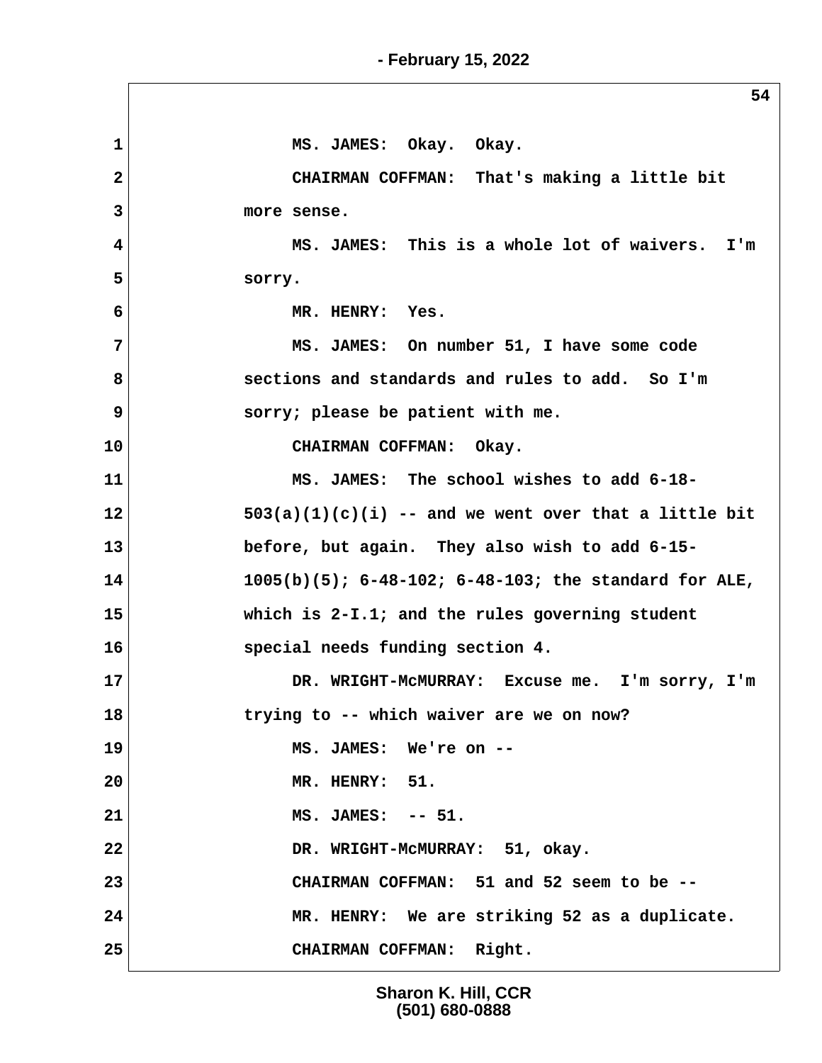MS. JAMES: Okay. Okay.

CHAIRMAN COFFMAN: That's making a little bit more sense.

MS. JAMES: This is a whole lot of waivers. I'm sorry.

MR. HENRY: Yes.

MS. JAMES: On number 51, I have some code sections and standards and rules to add. So I'm sorry; please be patient with me.

CHAIRMAN COFFMAN: Okay.

MS. JAMES: The school wishes to add 6-18-503(a)(1)(c)(i) -- and we went over that a little bit before, but again. They also wish to add 6-15-1005(b)(5); 6-48-102; 6-48-103; the standard for ALE, which is 2-I.1; and the rules governing student special needs funding section 4.

DR. WRIGHT-McMURRAY: Excuse me. I'm sorry, I'm trying to -- which waiver are we on now?

MS. JAMES: We're on --

MR. HENRY: 51.

MS. JAMES: -- 51.

DR. WRIGHT-McMURRAY: 51, okay.

CHAIRMAN COFFMAN: 51 and 52 seem to be --

MR. HENRY: We are striking 52 as a duplicate.

CHAIRMAN COFFMAN: Right.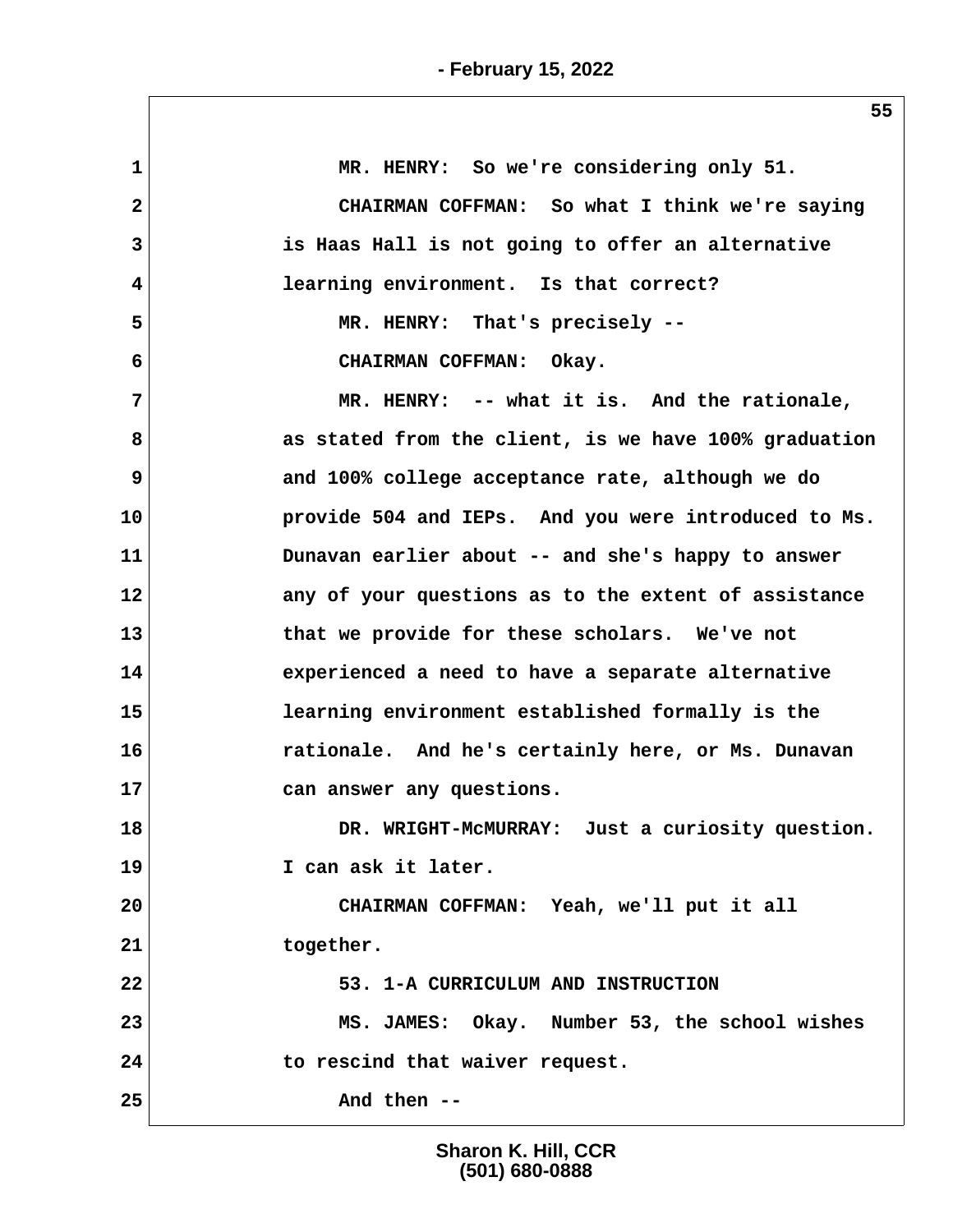MR. HENRY: So we're considering only 51.

CHAIRMAN COFFMAN: So what I think we're saying is Haas Hall is not going to offer an alternative learning environment. Is that correct?

MR. HENRY: That's precisely --

CHAIRMAN COFFMAN: Okay.

MR. HENRY: -- what it is. And the rationale, as stated from the client, is we have 100% graduation and 100% college acceptance rate, although we do provide 504 and IEPs. And you were introduced to Ms. Dunavan earlier about -- and she's happy to answer any of your questions as to the extent of assistance that we provide for these scholars. We've not experienced a need to have a separate alternative learning environment established formally is the rationale. And he's certainly here, or Ms. Dunavan can answer any questions.

DR. WRIGHT-McMURRAY: Just a curiosity question. I can ask it later.

CHAIRMAN COFFMAN: Yeah, we'll put it all together.

53. 1-A CURRICULUM AND INSTRUCTION

MS. JAMES: Okay. Number 53, the school wishes to rescind that waiver request.

And then --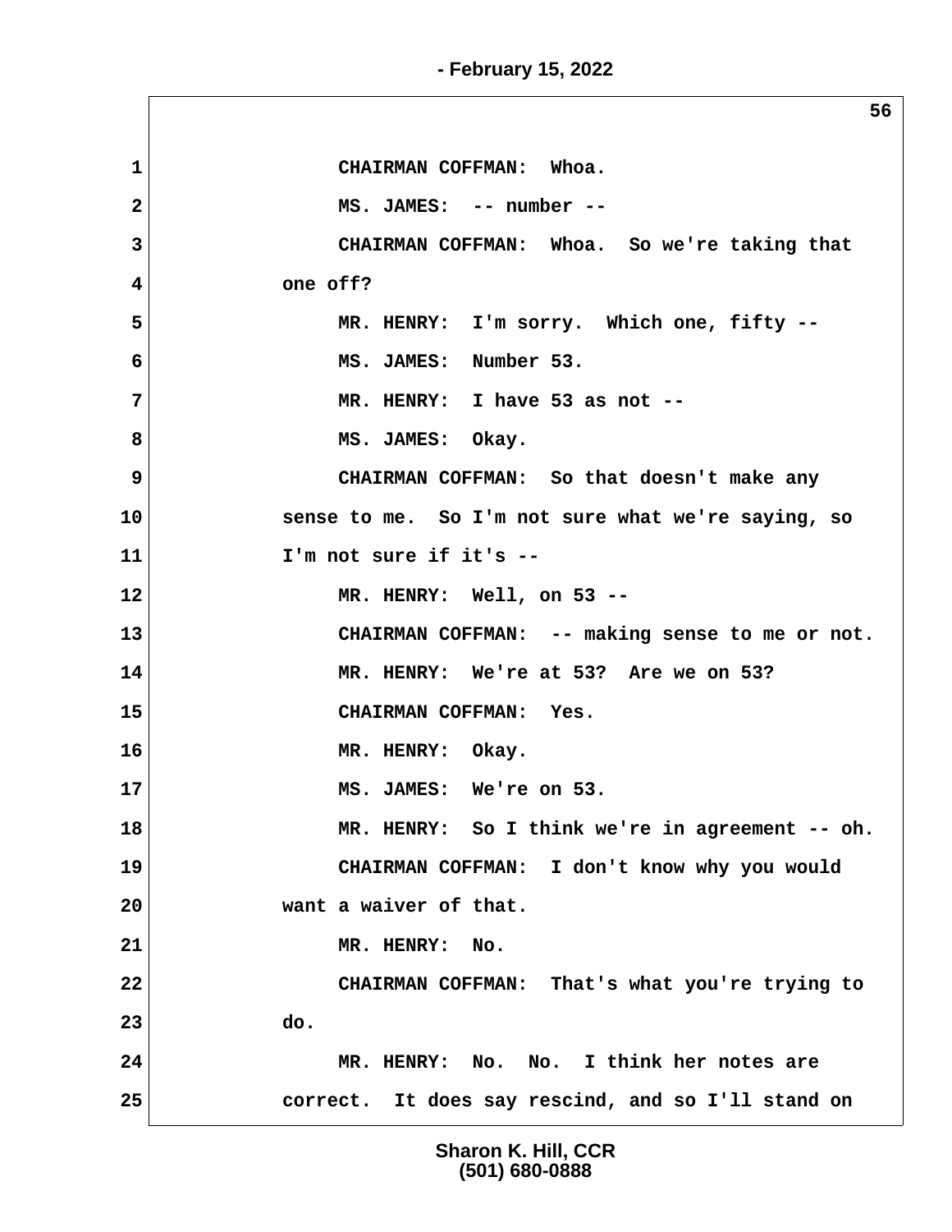1 CHAIRMAN COFFMAN: Whoa.

2 MS. JAMES: -- number --

3 CHAIRMAN COFFMAN: Whoa. So we're taking that

4 one off?

5 MR. HENRY: I'm sorry. Which one, fifty --

6 MS. JAMES: Number 53.

7 MR. HENRY: I have 53 as not --

8 MS. JAMES: Okay.

9 CHAIRMAN COFFMAN: So that doesn't make any

10 sense to me. So I'm not sure what we're saying, so

11 I'm not sure if it's --

12 MR. HENRY: Well, on 53 --

13 CHAIRMAN COFFMAN: -- making sense to me or not.

14 MR. HENRY: We're at 53? Are we on 53?

15 CHAIRMAN COFFMAN: Yes.

16 MR. HENRY: Okay.

17 MS. JAMES: We're on 53.

18 MR. HENRY: So I think we're in agreement -- oh.

19 CHAIRMAN COFFMAN: I don't know why you would

20 want a waiver of that.

21 MR. HENRY: No.

22 CHAIRMAN COFFMAN: That's what you're trying to

23 do.

24 MR. HENRY: No. No. I think her notes are

25 correct. It does say rescind, and so I'll stand on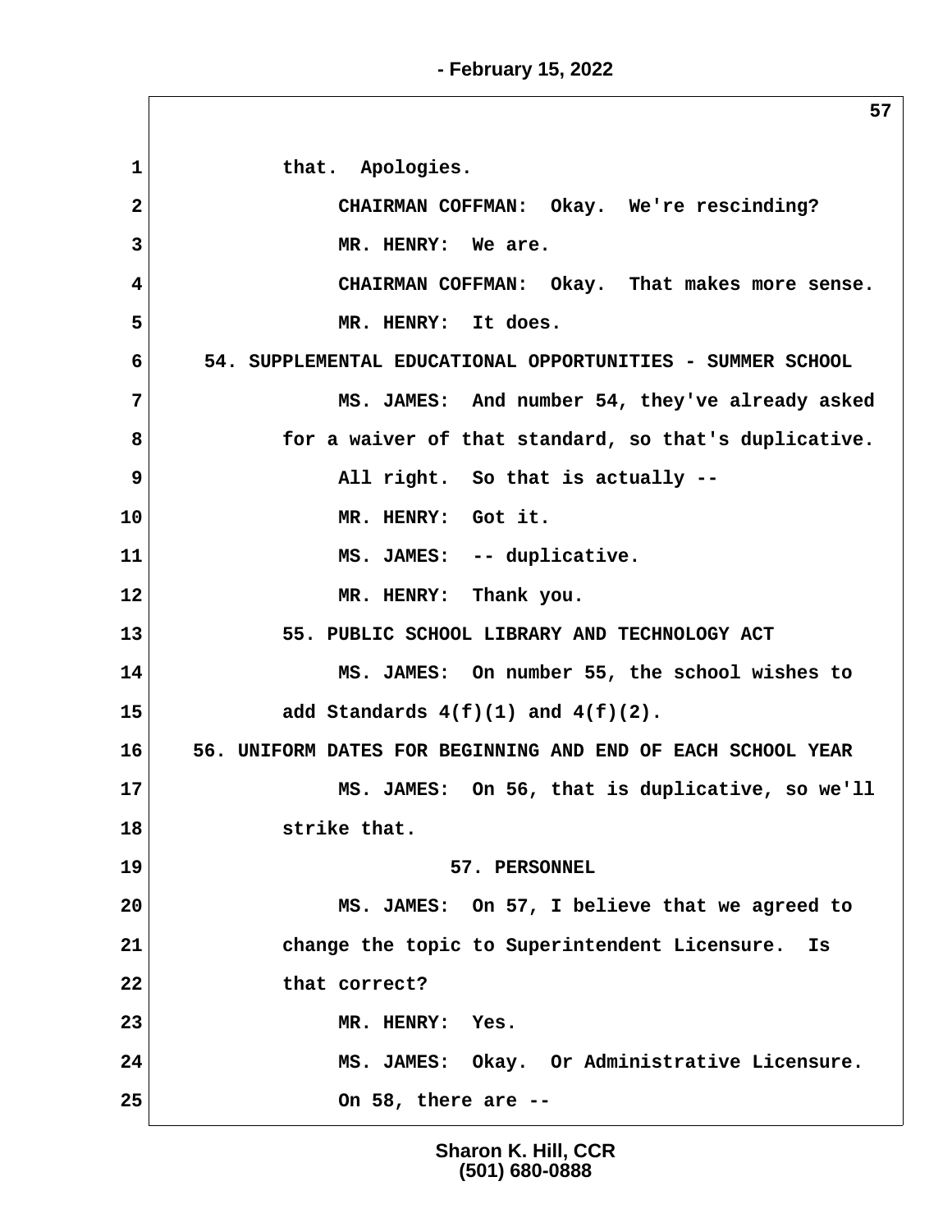that. Apologies.

CHAIRMAN COFFMAN: Okay. We're rescinding?

MR. HENRY: We are.

CHAIRMAN COFFMAN: Okay. That makes more sense.

MR. HENRY: It does.

54. SUPPLEMENTAL EDUCATIONAL OPPORTUNITIES - SUMMER SCHOOL

MS. JAMES: And number 54, they've already asked for a waiver of that standard, so that's duplicative.

All right. So that is actually --

MR. HENRY: Got it.

MS. JAMES: -- duplicative.

MR. HENRY: Thank you.

55. PUBLIC SCHOOL LIBRARY AND TECHNOLOGY ACT

MS. JAMES: On number 55, the school wishes to add Standards 4(f)(1) and 4(f)(2).

56. UNIFORM DATES FOR BEGINNING AND END OF EACH SCHOOL YEAR

MS. JAMES: On 56, that is duplicative, so we'll strike that.

57. PERSONNEL

MS. JAMES: On 57, I believe that we agreed to change the topic to Superintendent Licensure. Is that correct?

MR. HENRY: Yes.

MS. JAMES: Okay. Or Administrative Licensure.

On 58, there are --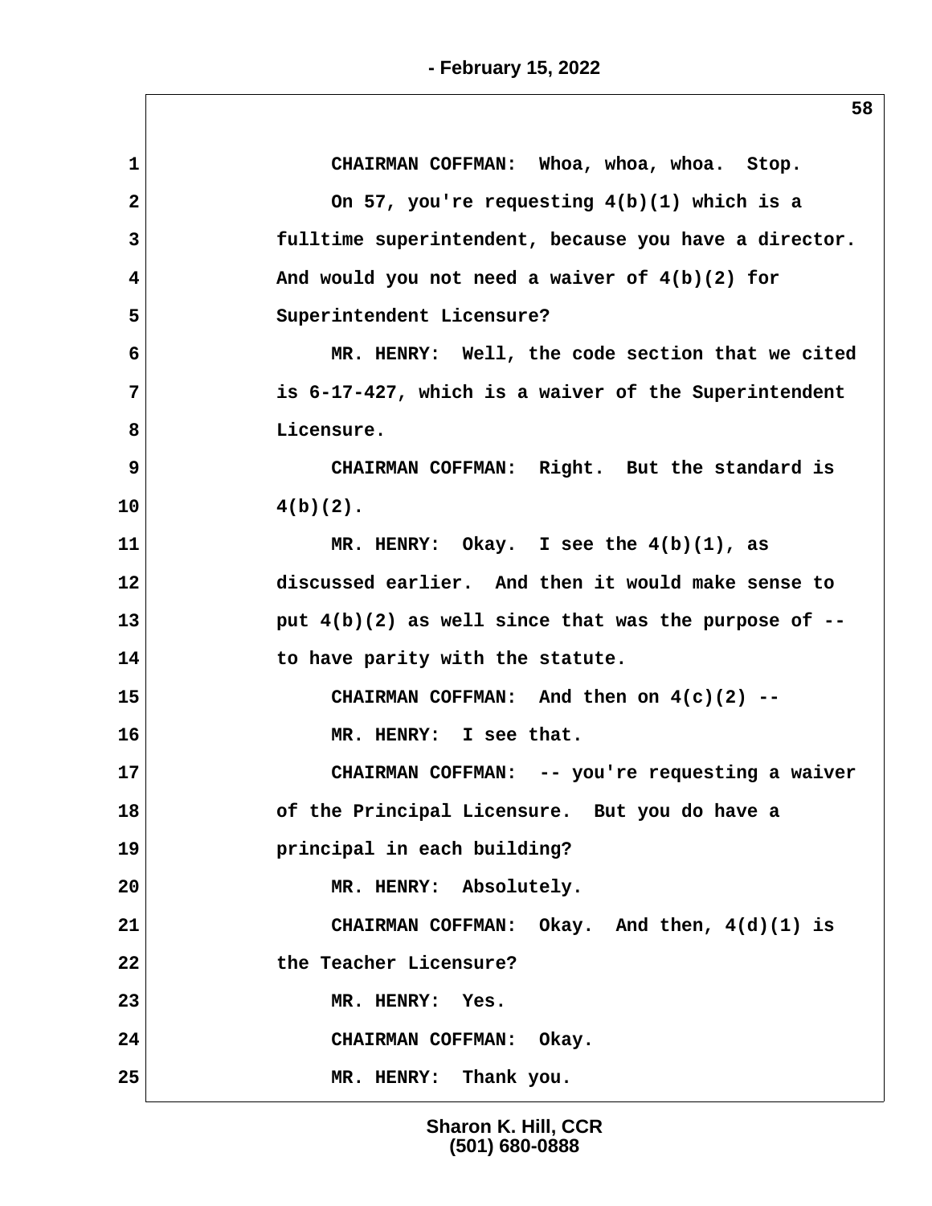CHAIRMAN COFFMAN: Whoa, whoa, whoa. Stop.

On 57, you're requesting 4(b)(1) which is a fulltime superintendent, because you have a director. And would you not need a waiver of 4(b)(2) for Superintendent Licensure?

MR. HENRY: Well, the code section that we cited is 6-17-427, which is a waiver of the Superintendent Licensure.

CHAIRMAN COFFMAN: Right. But the standard is 4(b)(2).

MR. HENRY: Okay. I see the 4(b)(1), as discussed earlier. And then it would make sense to put 4(b)(2) as well since that was the purpose of -- to have parity with the statute.

CHAIRMAN COFFMAN: And then on 4(c)(2) --

MR. HENRY: I see that.

CHAIRMAN COFFMAN: -- you're requesting a waiver of the Principal Licensure. But you do have a principal in each building?

MR. HENRY: Absolutely.

CHAIRMAN COFFMAN: Okay. And then, 4(d)(1) is the Teacher Licensure?

MR. HENRY: Yes.

CHAIRMAN COFFMAN: Okay.

MR. HENRY: Thank you.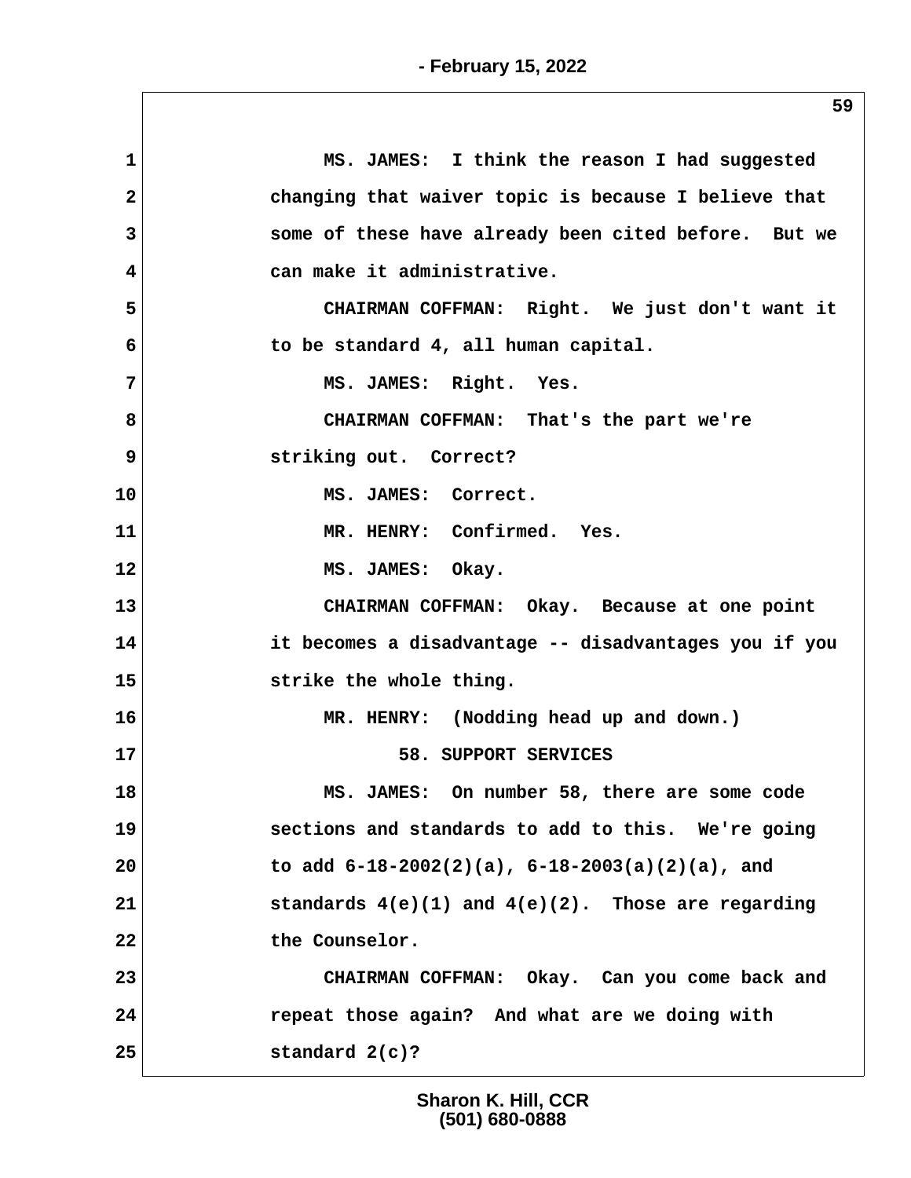MS. JAMES: I think the reason I had suggested changing that waiver topic is because I believe that some of these have already been cited before. But we can make it administrative.

CHAIRMAN COFFMAN: Right. We just don't want it to be standard 4, all human capital.

MS. JAMES: Right. Yes.

CHAIRMAN COFFMAN: That's the part we're striking out. Correct?

MS. JAMES: Correct.

MR. HENRY: Confirmed. Yes.

MS. JAMES: Okay.

CHAIRMAN COFFMAN: Okay. Because at one point it becomes a disadvantage -- disadvantages you if you strike the whole thing.

MR. HENRY: (Nodding head up and down.)

## 58. SUPPORT SERVICES

MS. JAMES: On number 58, there are some code sections and standards to add to this. We're going to add 6-18-2002(2)(a), 6-18-2003(a)(2)(a), and standards 4(e)(1) and 4(e)(2). Those are regarding the Counselor.

CHAIRMAN COFFMAN: Okay. Can you come back and repeat those again? And what are we doing with standard 2(c)?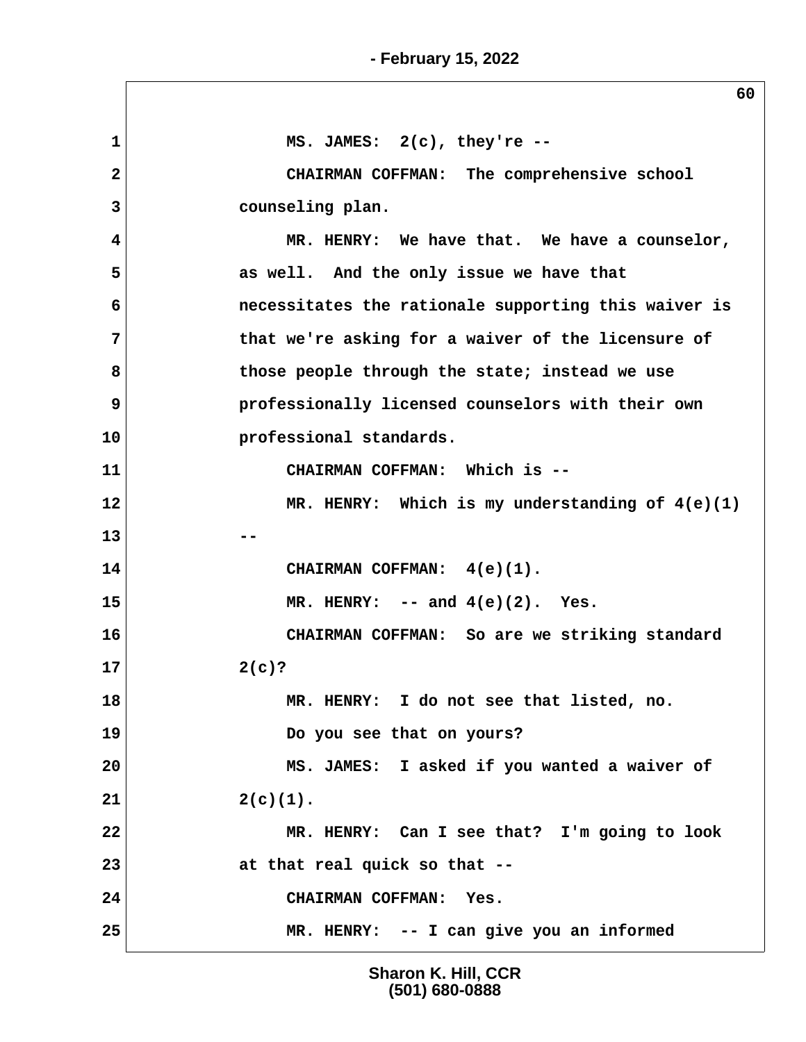1 MS. JAMES: 2(c), they're --

2 CHAIRMAN COFFMAN: The comprehensive school

3 counseling plan.

4 MR. HENRY: We have that. We have a counselor,

5 as well. And the only issue we have that

6 necessitates the rationale supporting this waiver is

7 that we're asking for a waiver of the licensure of

8 those people through the state; instead we use

9 professionally licensed counselors with their own

10 professional standards.

11 CHAIRMAN COFFMAN: Which is --

12 MR. HENRY: Which is my understanding of 4(e)(1)

13 --

14 CHAIRMAN COFFMAN: 4(e)(1).

15 MR. HENRY: -- and 4(e)(2). Yes.

16 CHAIRMAN COFFMAN: So are we striking standard

17 2(c)?

18 MR. HENRY: I do not see that listed, no.

19 Do you see that on yours?

20 MS. JAMES: I asked if you wanted a waiver of

21 2(c)(1).

22 MR. HENRY: Can I see that? I'm going to look

23 at that real quick so that --

24 CHAIRMAN COFFMAN: Yes.

25 MR. HENRY: -- I can give you an informed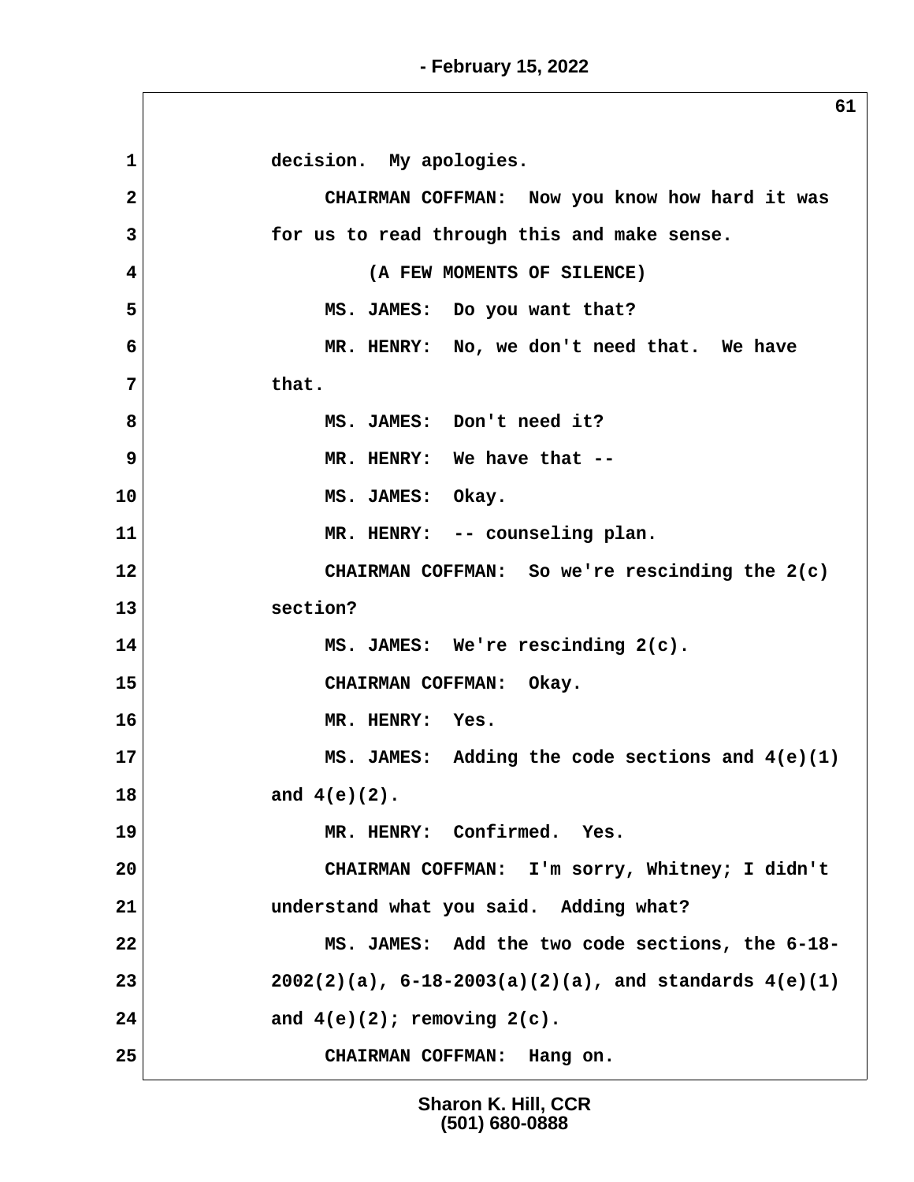1 decision. My apologies.

2 CHAIRMAN COFFMAN: Now you know how hard it was

3 for us to read through this and make sense.

4 (A FEW MOMENTS OF SILENCE)

5 MS. JAMES: Do you want that?

6 MR. HENRY: No, we don't need that. We have

7 that.

8 MS. JAMES: Don't need it?

9 MR. HENRY: We have that --

10 MS. JAMES: Okay.

11 MR. HENRY: -- counseling plan.

12 CHAIRMAN COFFMAN: So we're rescinding the 2(c)

13 section?

14 MS. JAMES: We're rescinding 2(c).

15 CHAIRMAN COFFMAN: Okay.

16 MR. HENRY: Yes.

17 MS. JAMES: Adding the code sections and 4(e)(1)

18 and 4(e)(2).

19 MR. HENRY: Confirmed. Yes.

20 CHAIRMAN COFFMAN: I'm sorry, Whitney; I didn't

21 understand what you said. Adding what?

22 MS. JAMES: Add the two code sections, the 6-18-

23 2002(2)(a), 6-18-2003(a)(2)(a), and standards 4(e)(1)

24 and 4(e)(2); removing 2(c).

25 CHAIRMAN COFFMAN: Hang on.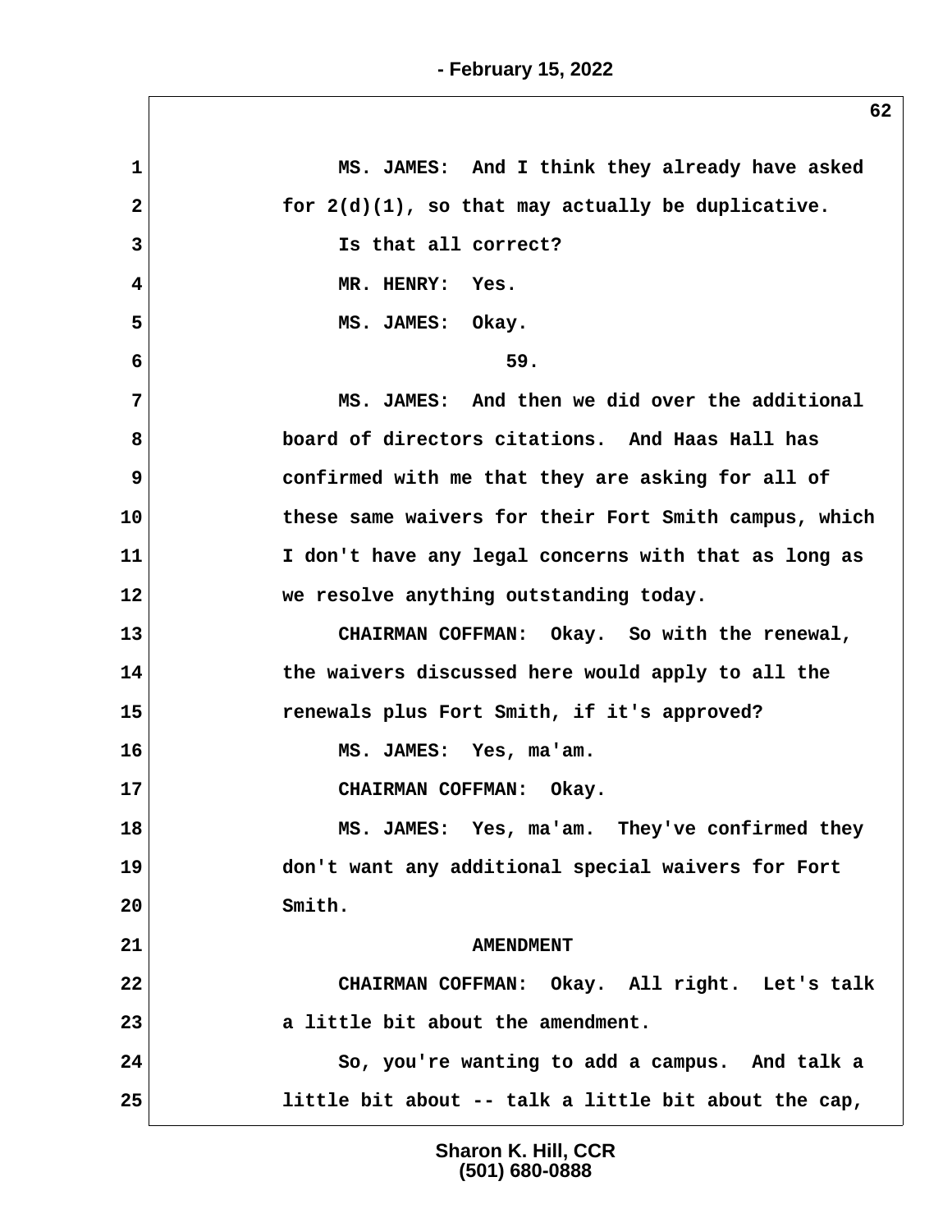MS. JAMES: And I think they already have asked for 2(d)(1), so that may actually be duplicative.

Is that all correct?

MR. HENRY: Yes.

MS. JAMES: Okay.

59.

MS. JAMES: And then we did over the additional board of directors citations. And Haas Hall has confirmed with me that they are asking for all of these same waivers for their Fort Smith campus, which I don't have any legal concerns with that as long as we resolve anything outstanding today.

CHAIRMAN COFFMAN: Okay. So with the renewal, the waivers discussed here would apply to all the renewals plus Fort Smith, if it's approved?

MS. JAMES: Yes, ma'am.

CHAIRMAN COFFMAN: Okay.

MS. JAMES: Yes, ma'am. They've confirmed they don't want any additional special waivers for Fort Smith.

AMENDMENT

CHAIRMAN COFFMAN: Okay. All right. Let's talk a little bit about the amendment.

So, you're wanting to add a campus. And talk a little bit about -- talk a little bit about the cap,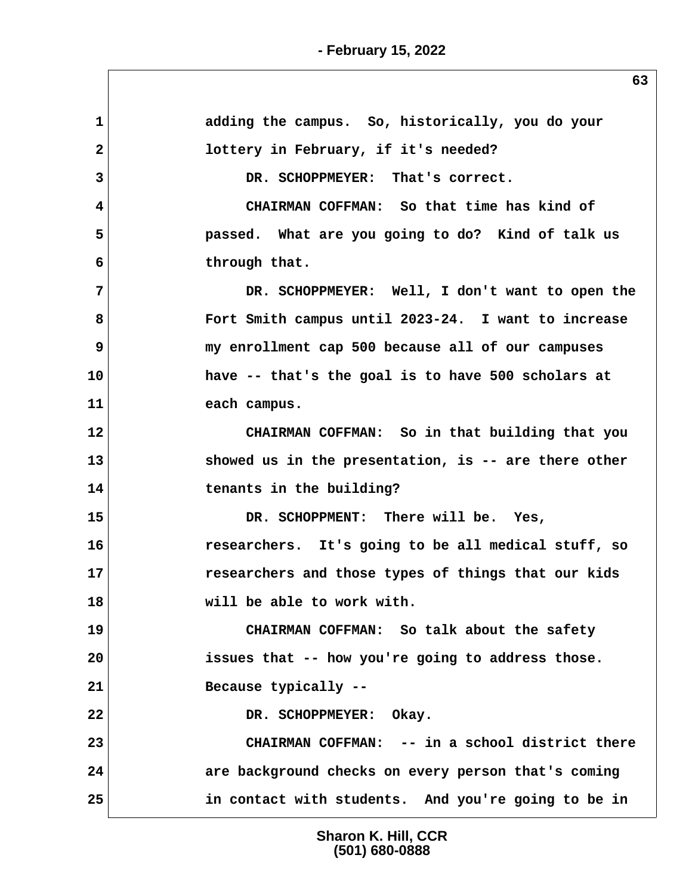1 adding the campus. So, historically, you do your
2 lottery in February, if it's needed?
3 DR. SCHOPPMEYER: That's correct.
4 CHAIRMAN COFFMAN: So that time has kind of
5 passed. What are you going to do? Kind of talk us
6 through that.
7 DR. SCHOPPMEYER: Well, I don't want to open the
8 Fort Smith campus until 2023-24. I want to increase
9 my enrollment cap 500 because all of our campuses
10 have -- that's the goal is to have 500 scholars at
11 each campus.
12 CHAIRMAN COFFMAN: So in that building that you
13 showed us in the presentation, is -- are there other
14 tenants in the building?
15 DR. SCHOPPMENT: There will be. Yes,
16 researchers. It's going to be all medical stuff, so
17 researchers and those types of things that our kids
18 will be able to work with.
19 CHAIRMAN COFFMAN: So talk about the safety
20 issues that -- how you're going to address those.
21 Because typically --
22 DR. SCHOPPMEYER: Okay.
23 CHAIRMAN COFFMAN: -- in a school district there
24 are background checks on every person that's coming
25 in contact with students. And you're going to be in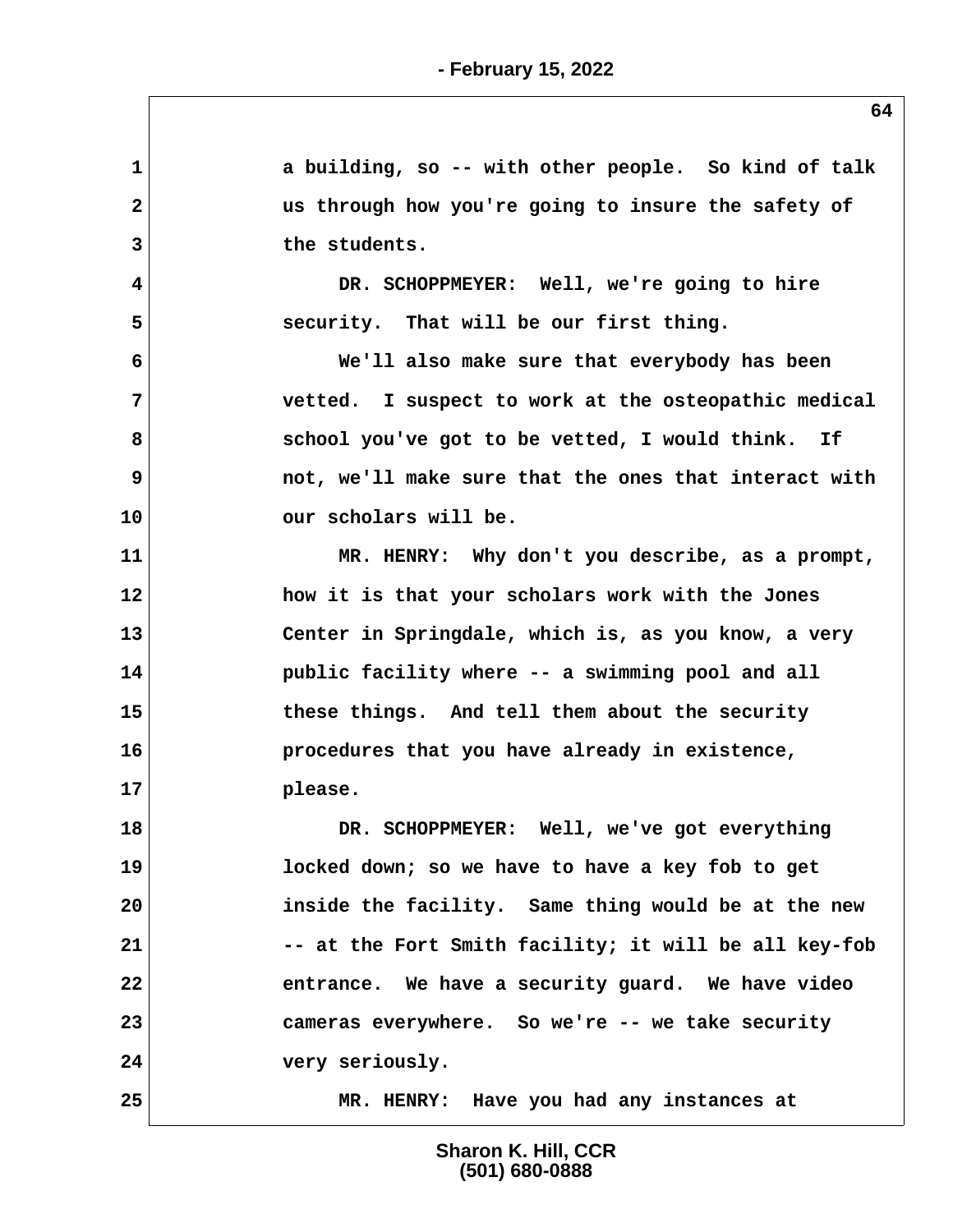1 a building, so -- with other people. So kind of talk
2 us through how you're going to insure the safety of
3 the students.

4 DR. SCHOPPMEYER: Well, we're going to hire
5 security. That will be our first thing.

6 We'll also make sure that everybody has been
7 vetted. I suspect to work at the osteopathic medical
8 school you've got to be vetted, I would think. If
9 not, we'll make sure that the ones that interact with
10 our scholars will be.

11 MR. HENRY: Why don't you describe, as a prompt,
12 how it is that your scholars work with the Jones
13 Center in Springdale, which is, as you know, a very
14 public facility where -- a swimming pool and all
15 these things. And tell them about the security
16 procedures that you have already in existence,
17 please.

18 DR. SCHOPPMEYER: Well, we've got everything
19 locked down; so we have to have a key fob to get
20 inside the facility. Same thing would be at the new
21 -- at the Fort Smith facility; it will be all key-fob
22 entrance. We have a security guard. We have video
23 cameras everywhere. So we're -- we take security
24 very seriously.

25 MR. HENRY: Have you had any instances at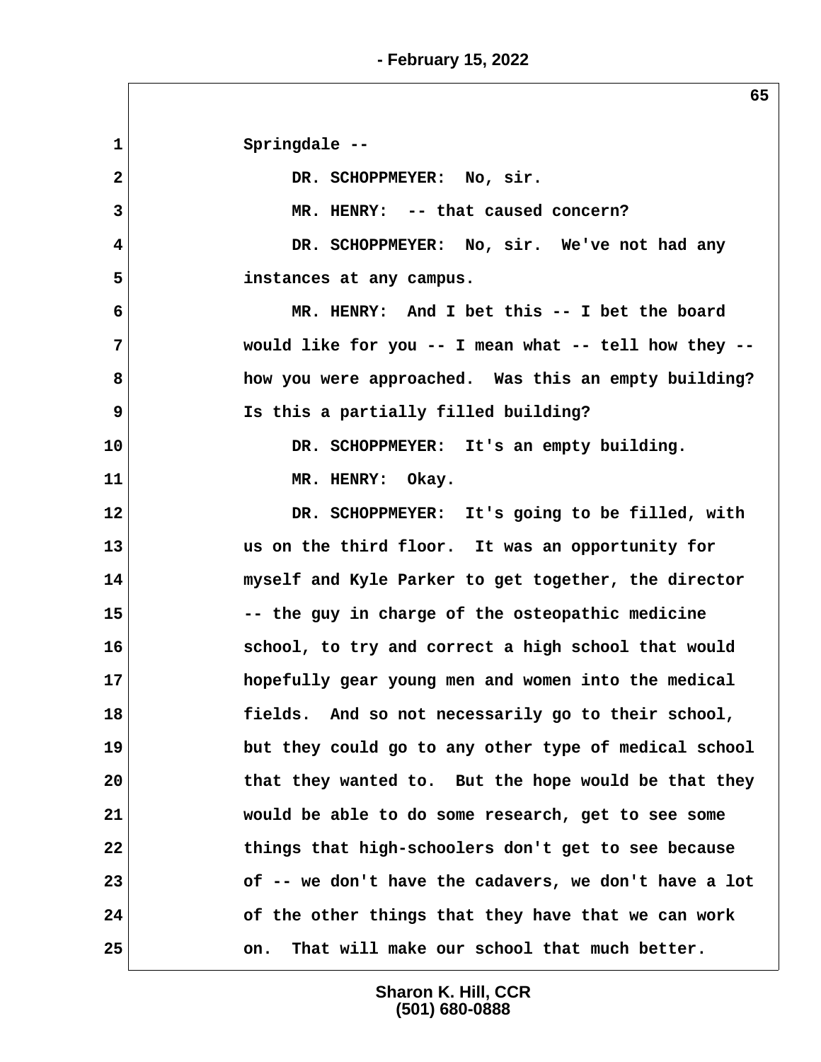Springdale --

DR. SCHOPPMEYER: No, sir.

MR. HENRY: -- that caused concern?

DR. SCHOPPMEYER: No, sir. We've not had any instances at any campus.

MR. HENRY: And I bet this -- I bet the board would like for you -- I mean what -- tell how they -- how you were approached. Was this an empty building? Is this a partially filled building?

DR. SCHOPPMEYER: It's an empty building.

MR. HENRY: Okay.

DR. SCHOPPMEYER: It's going to be filled, with us on the third floor. It was an opportunity for myself and Kyle Parker to get together, the director -- the guy in charge of the osteopathic medicine school, to try and correct a high school that would hopefully gear young men and women into the medical fields. And so not necessarily go to their school, but they could go to any other type of medical school that they wanted to. But the hope would be that they would be able to do some research, get to see some things that high-schoolers don't get to see because of -- we don't have the cadavers, we don't have a lot of the other things that they have that we can work on. That will make our school that much better.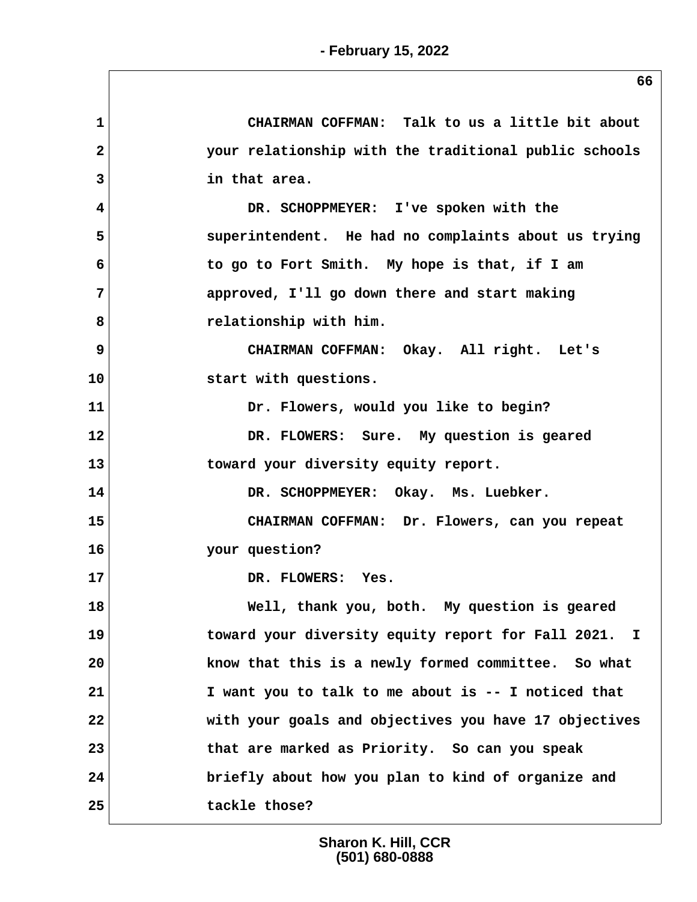1 CHAIRMAN COFFMAN: Talk to us a little bit about
2 your relationship with the traditional public schools
3 in that area.
4 DR. SCHOPPMEYER: I've spoken with the
5 superintendent. He had no complaints about us trying
6 to go to Fort Smith. My hope is that, if I am
7 approved, I'll go down there and start making
8 relationship with him.
9 CHAIRMAN COFFMAN: Okay. All right. Let's
10 start with questions.
11 Dr. Flowers, would you like to begin?
12 DR. FLOWERS: Sure. My question is geared
13 toward your diversity equity report.
14 DR. SCHOPPMEYER: Okay. Ms. Luebker.
15 CHAIRMAN COFFMAN: Dr. Flowers, can you repeat
16 your question?
17 DR. FLOWERS: Yes.
18 Well, thank you, both. My question is geared
19 toward your diversity equity report for Fall 2021. I
20 know that this is a newly formed committee. So what
21 I want you to talk to me about is -- I noticed that
22 with your goals and objectives you have 17 objectives
23 that are marked as Priority. So can you speak
24 briefly about how you plan to kind of organize and
25 tackle those?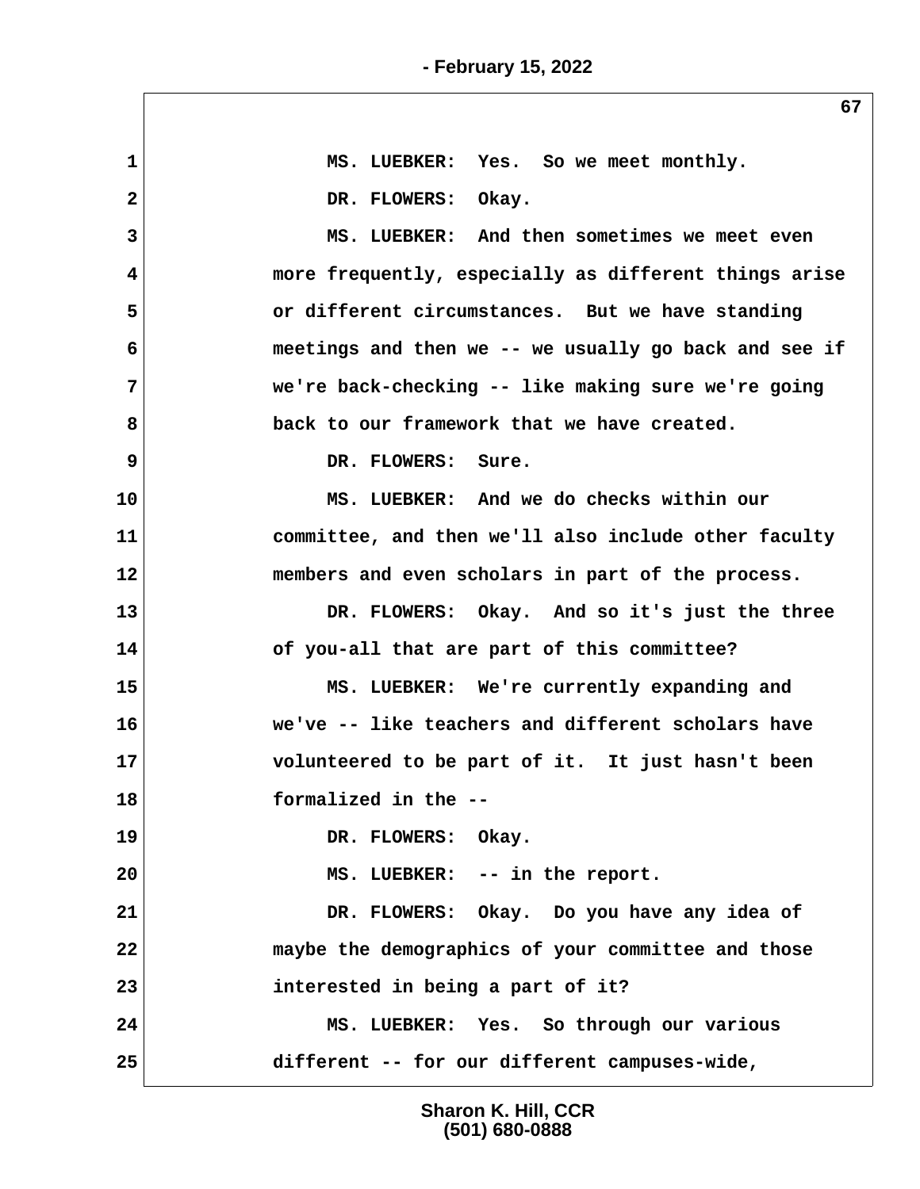MS. LUEBKER: Yes. So we meet monthly.

DR. FLOWERS: Okay.

MS. LUEBKER: And then sometimes we meet even more frequently, especially as different things arise or different circumstances. But we have standing meetings and then we -- we usually go back and see if we're back-checking -- like making sure we're going back to our framework that we have created.

DR. FLOWERS: Sure.

MS. LUEBKER: And we do checks within our committee, and then we'll also include other faculty members and even scholars in part of the process.

DR. FLOWERS: Okay. And so it's just the three of you-all that are part of this committee?

MS. LUEBKER: We're currently expanding and we've -- like teachers and different scholars have volunteered to be part of it. It just hasn't been formalized in the --

DR. FLOWERS: Okay.

MS. LUEBKER: -- in the report.

DR. FLOWERS: Okay. Do you have any idea of maybe the demographics of your committee and those interested in being a part of it?

MS. LUEBKER: Yes. So through our various different -- for our different campuses-wide,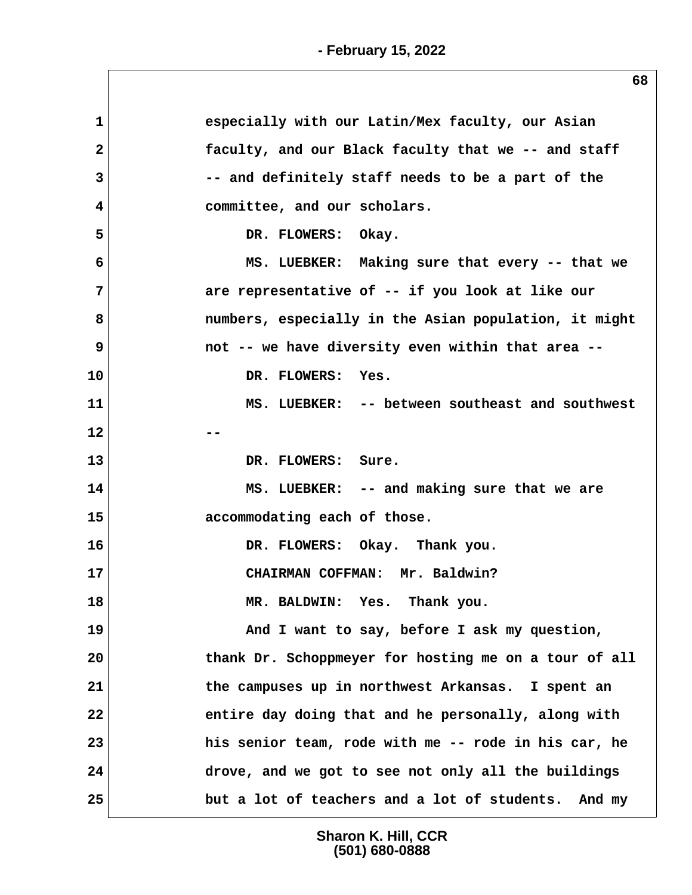especially with our Latin/Mex faculty, our Asian faculty, and our Black faculty that we -- and staff -- and definitely staff needs to be a part of the committee, and our scholars.

DR. FLOWERS: Okay.

MS. LUEBKER: Making sure that every -- that we are representative of -- if you look at like our numbers, especially in the Asian population, it might not -- we have diversity even within that area --

DR. FLOWERS: Yes.

MS. LUEBKER: -- between southeast and southwest --

DR. FLOWERS: Sure.

MS. LUEBKER: -- and making sure that we are accommodating each of those.

DR. FLOWERS: Okay. Thank you.

CHAIRMAN COFFMAN: Mr. Baldwin?

MR. BALDWIN: Yes. Thank you.

And I want to say, before I ask my question, thank Dr. Schoppmeyer for hosting me on a tour of all the campuses up in northwest Arkansas. I spent an entire day doing that and he personally, along with his senior team, rode with me -- rode in his car, he drove, and we got to see not only all the buildings but a lot of teachers and a lot of students. And my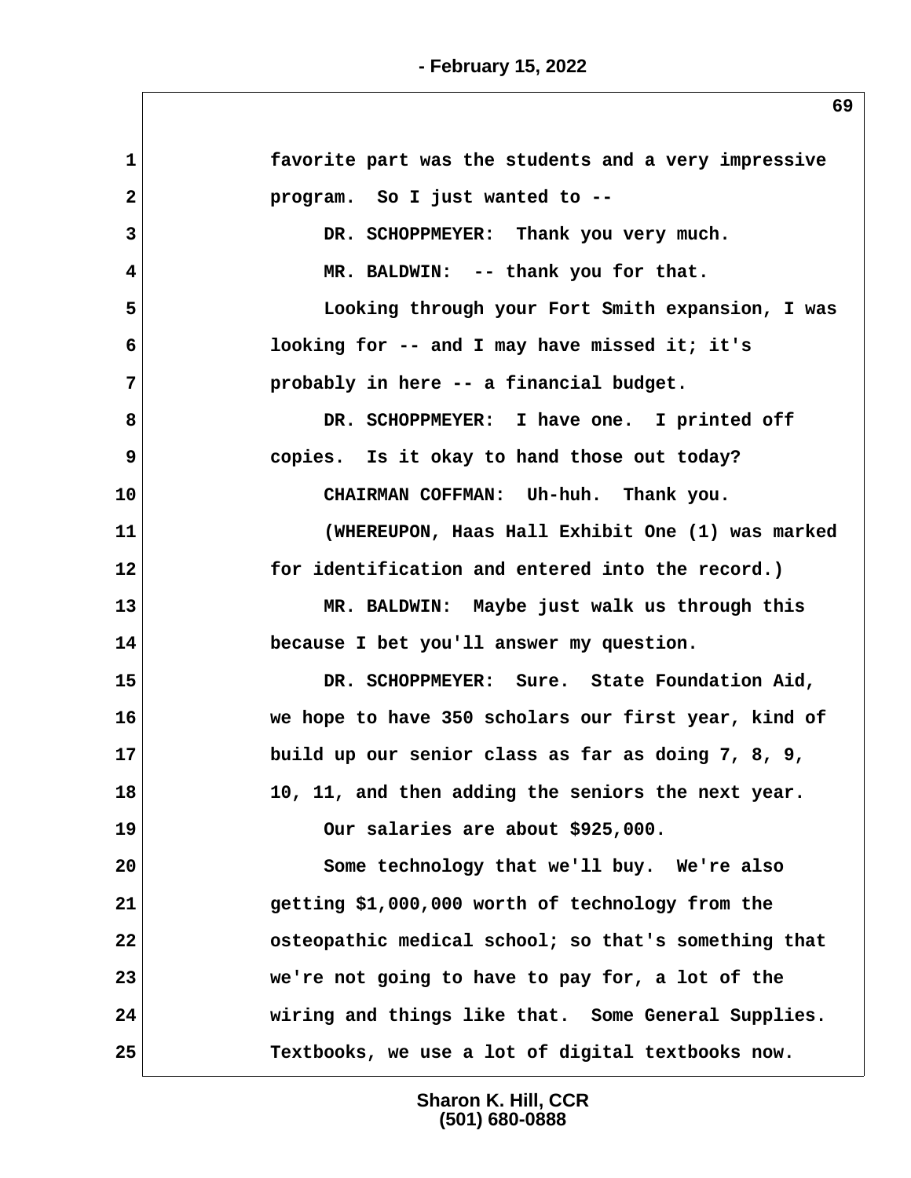1 favorite part was the students and a very impressive
2 program. So I just wanted to --
3 DR. SCHOPPMEYER: Thank you very much.
4 MR. BALDWIN: -- thank you for that.
5 Looking through your Fort Smith expansion, I was
6 looking for -- and I may have missed it; it's
7 probably in here -- a financial budget.
8 DR. SCHOPPMEYER: I have one. I printed off
9 copies. Is it okay to hand those out today?
10 CHAIRMAN COFFMAN: Uh-huh. Thank you.
11 (WHEREUPON, Haas Hall Exhibit One (1) was marked
12 for identification and entered into the record.)
13 MR. BALDWIN: Maybe just walk us through this
14 because I bet you'll answer my question.
15 DR. SCHOPPMEYER: Sure. State Foundation Aid,
16 we hope to have 350 scholars our first year, kind of
17 build up our senior class as far as doing 7, 8, 9,
18 10, 11, and then adding the seniors the next year.
19 Our salaries are about $925,000.
20 Some technology that we'll buy. We're also
21 getting $1,000,000 worth of technology from the
22 osteopathic medical school; so that's something that
23 we're not going to have to pay for, a lot of the
24 wiring and things like that. Some General Supplies.
25 Textbooks, we use a lot of digital textbooks now.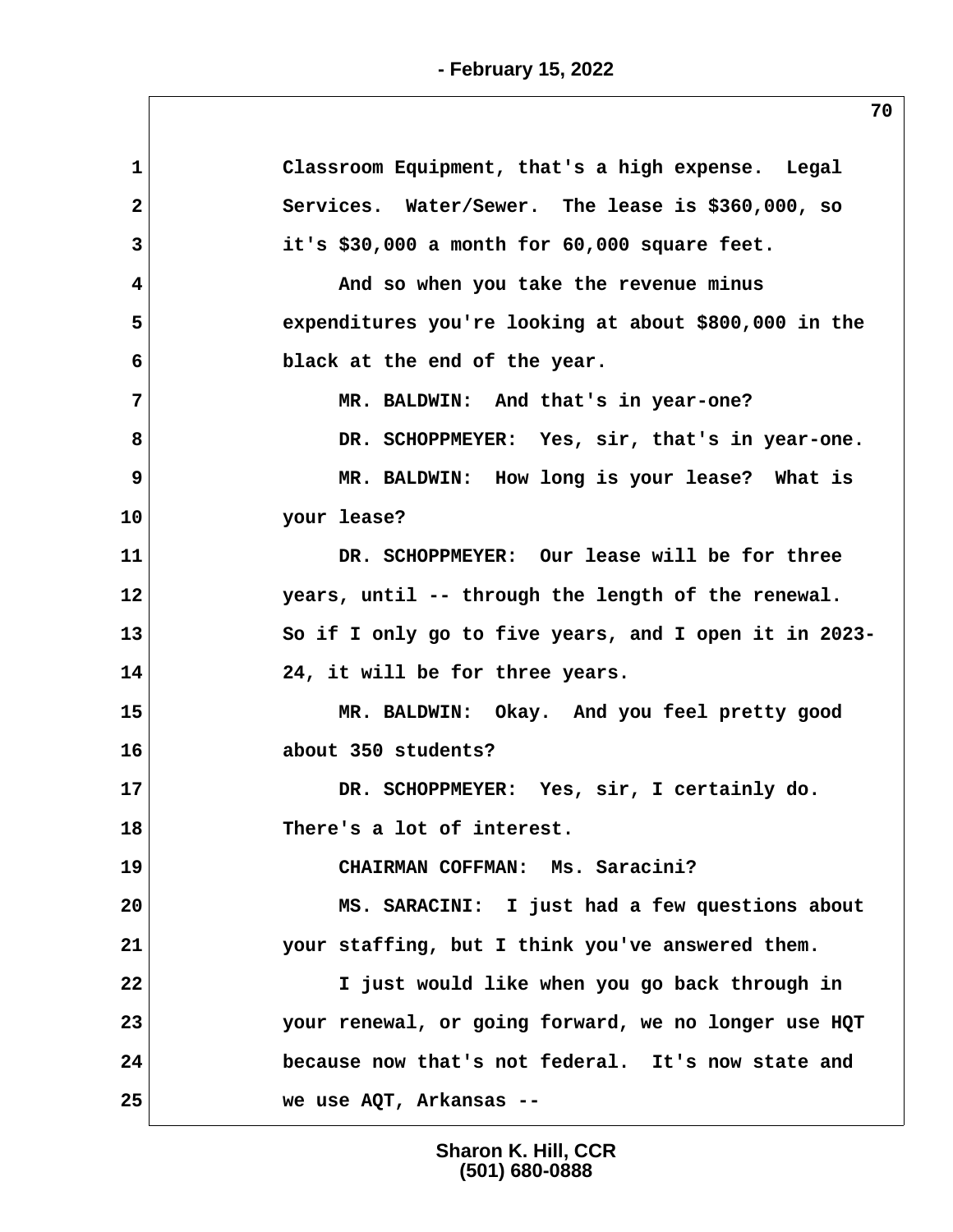Classroom Equipment, that's a high expense. Legal Services. Water/Sewer. The lease is $360,000, so it's $30,000 a month for 60,000 square feet.

And so when you take the revenue minus expenditures you're looking at about $800,000 in the black at the end of the year.

MR. BALDWIN: And that's in year-one?

DR. SCHOPPMEYER: Yes, sir, that's in year-one.

MR. BALDWIN: How long is your lease? What is your lease?

DR. SCHOPPMEYER: Our lease will be for three years, until -- through the length of the renewal. So if I only go to five years, and I open it in 2023-24, it will be for three years.

MR. BALDWIN: Okay. And you feel pretty good about 350 students?

DR. SCHOPPMEYER: Yes, sir, I certainly do. There's a lot of interest.

CHAIRMAN COFFMAN: Ms. Saracini?

MS. SARACINI: I just had a few questions about your staffing, but I think you've answered them.

I just would like when you go back through in your renewal, or going forward, we no longer use HQT because now that's not federal. It's now state and we use AQT, Arkansas --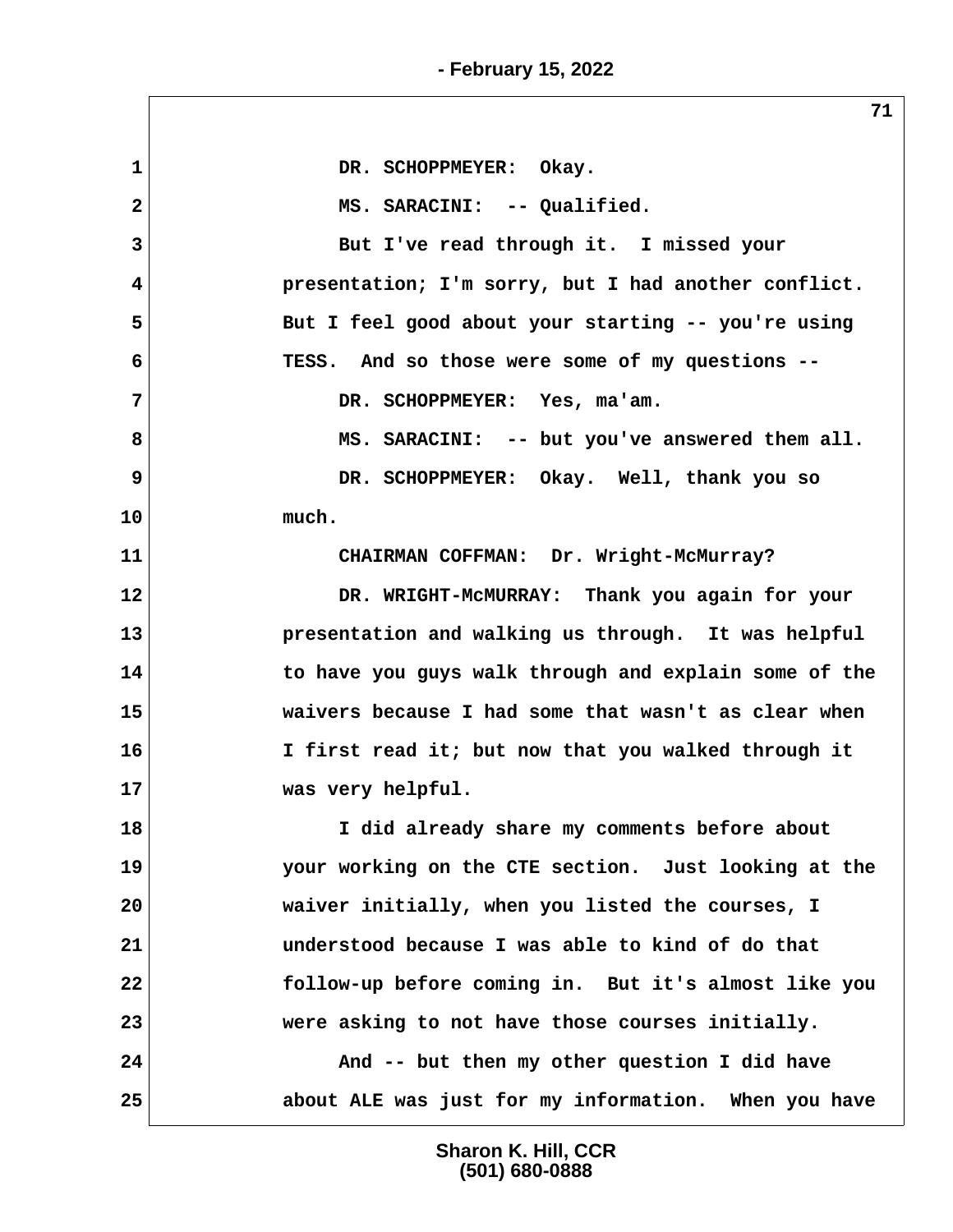DR. SCHOPPMEYER: Okay.

MS. SARACINI: -- Qualified.

But I've read through it. I missed your presentation; I'm sorry, but I had another conflict. But I feel good about your starting -- you're using TESS. And so those were some of my questions --

DR. SCHOPPMEYER: Yes, ma'am.

MS. SARACINI: -- but you've answered them all.

DR. SCHOPPMEYER: Okay. Well, thank you so much.

CHAIRMAN COFFMAN: Dr. Wright-McMurray?

DR. WRIGHT-McMURRAY: Thank you again for your presentation and walking us through. It was helpful to have you guys walk through and explain some of the waivers because I had some that wasn't as clear when I first read it; but now that you walked through it was very helpful.

I did already share my comments before about your working on the CTE section. Just looking at the waiver initially, when you listed the courses, I understood because I was able to kind of do that follow-up before coming in. But it's almost like you were asking to not have those courses initially.

And -- but then my other question I did have about ALE was just for my information. When you have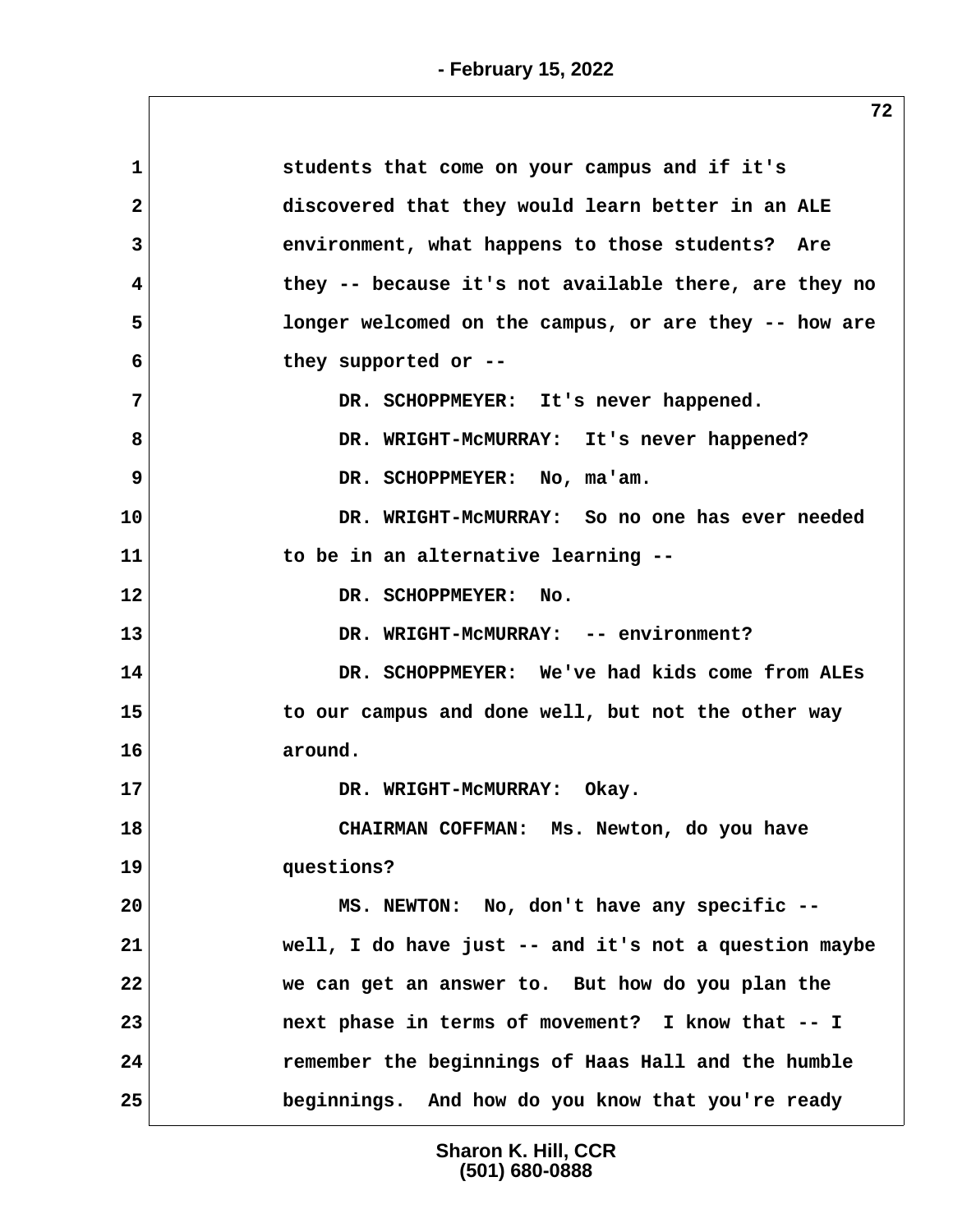students that come on your campus and if it's discovered that they would learn better in an ALE environment, what happens to those students? Are they -- because it's not available there, are they no longer welcomed on the campus, or are they -- how are they supported or --

DR. SCHOPPMEYER: It's never happened.

DR. WRIGHT-McMURRAY: It's never happened?

DR. SCHOPPMEYER: No, ma'am.

DR. WRIGHT-McMURRAY: So no one has ever needed to be in an alternative learning --

DR. SCHOPPMEYER: No.

DR. WRIGHT-McMURRAY: -- environment?

DR. SCHOPPMEYER: We've had kids come from ALEs to our campus and done well, but not the other way around.

DR. WRIGHT-McMURRAY: Okay.

CHAIRMAN COFFMAN: Ms. Newton, do you have questions?

MS. NEWTON: No, don't have any specific -- well, I do have just -- and it's not a question maybe we can get an answer to. But how do you plan the next phase in terms of movement? I know that -- I remember the beginnings of Haas Hall and the humble beginnings. And how do you know that you're ready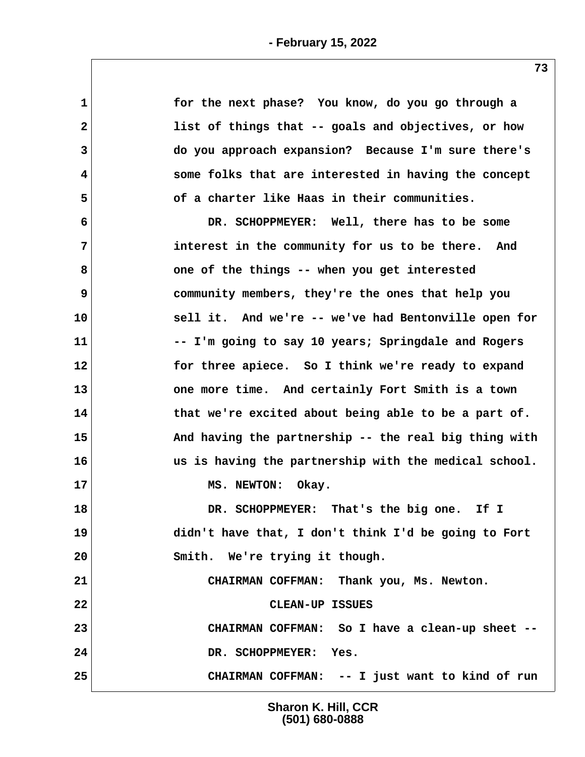for the next phase? You know, do you go through a list of things that -- goals and objectives, or how do you approach expansion? Because I'm sure there's some folks that are interested in having the concept of a charter like Haas in their communities.

DR. SCHOPPMEYER: Well, there has to be some interest in the community for us to be there. And one of the things -- when you get interested community members, they're the ones that help you sell it. And we're -- we've had Bentonville open for -- I'm going to say 10 years; Springdale and Rogers for three apiece. So I think we're ready to expand one more time. And certainly Fort Smith is a town that we're excited about being able to be a part of. And having the partnership -- the real big thing with us is having the partnership with the medical school.

MS. NEWTON: Okay.

DR. SCHOPPMEYER: That's the big one. If I didn't have that, I don't think I'd be going to Fort Smith. We're trying it though.

CHAIRMAN COFFMAN: Thank you, Ms. Newton.

CLEAN-UP ISSUES

CHAIRMAN COFFMAN: So I have a clean-up sheet --

DR. SCHOPPMEYER: Yes.

CHAIRMAN COFFMAN: -- I just want to kind of run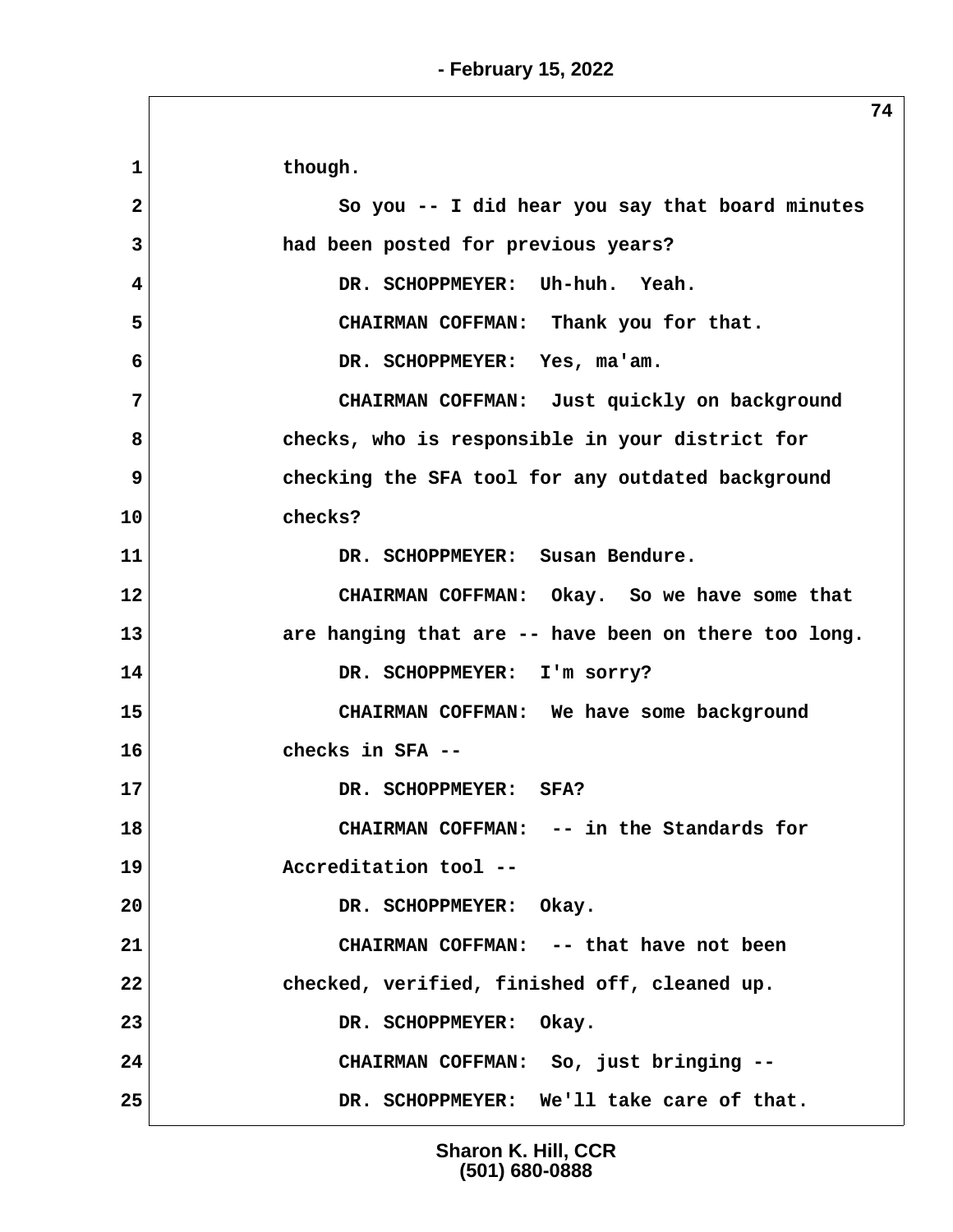1 though.

2 So you -- I did hear you say that board minutes

3 had been posted for previous years?

4 DR. SCHOPPMEYER: Uh-huh. Yeah.

5 CHAIRMAN COFFMAN: Thank you for that.

6 DR. SCHOPPMEYER: Yes, ma'am.

7 CHAIRMAN COFFMAN: Just quickly on background

8 checks, who is responsible in your district for

9 checking the SFA tool for any outdated background

10 checks?

11 DR. SCHOPPMEYER: Susan Bendure.

12 CHAIRMAN COFFMAN: Okay. So we have some that

13 are hanging that are -- have been on there too long.

14 DR. SCHOPPMEYER: I'm sorry?

15 CHAIRMAN COFFMAN: We have some background

16 checks in SFA --

17 DR. SCHOPPMEYER: SFA?

18 CHAIRMAN COFFMAN: -- in the Standards for

19 Accreditation tool --

20 DR. SCHOPPMEYER: Okay.

21 CHAIRMAN COFFMAN: -- that have not been

22 checked, verified, finished off, cleaned up.

23 DR. SCHOPPMEYER: Okay.

24 CHAIRMAN COFFMAN: So, just bringing --

25 DR. SCHOPPMEYER: We'll take care of that.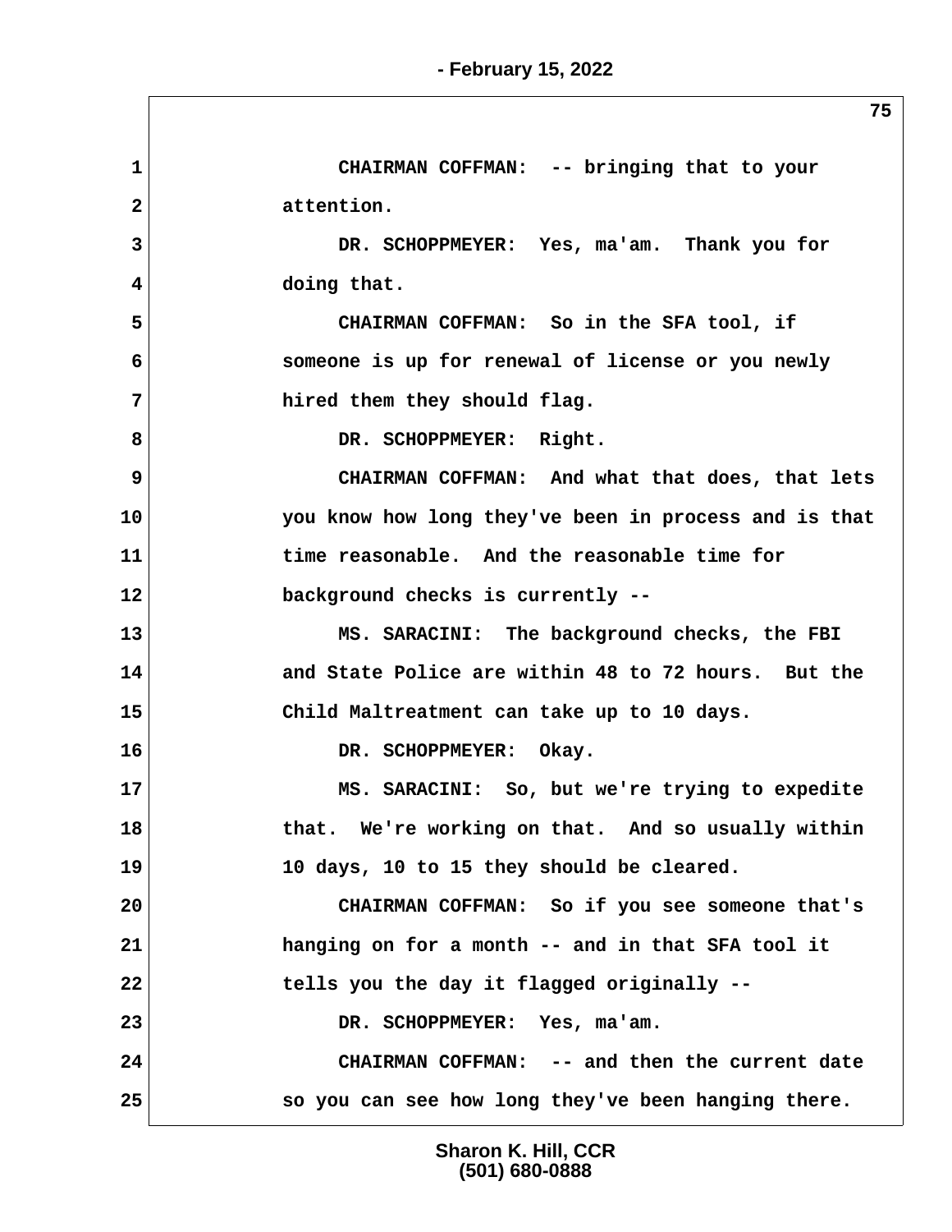CHAIRMAN COFFMAN: -- bringing that to your attention.

DR. SCHOPPMEYER: Yes, ma'am. Thank you for doing that.

CHAIRMAN COFFMAN: So in the SFA tool, if someone is up for renewal of license or you newly hired them they should flag.

DR. SCHOPPMEYER: Right.

CHAIRMAN COFFMAN: And what that does, that lets you know how long they've been in process and is that time reasonable. And the reasonable time for background checks is currently --

MS. SARACINI: The background checks, the FBI and State Police are within 48 to 72 hours. But the Child Maltreatment can take up to 10 days.

DR. SCHOPPMEYER: Okay.

MS. SARACINI: So, but we're trying to expedite that. We're working on that. And so usually within 10 days, 10 to 15 they should be cleared.

CHAIRMAN COFFMAN: So if you see someone that's hanging on for a month -- and in that SFA tool it tells you the day it flagged originally --

DR. SCHOPPMEYER: Yes, ma'am.

CHAIRMAN COFFMAN: -- and then the current date so you can see how long they've been hanging there.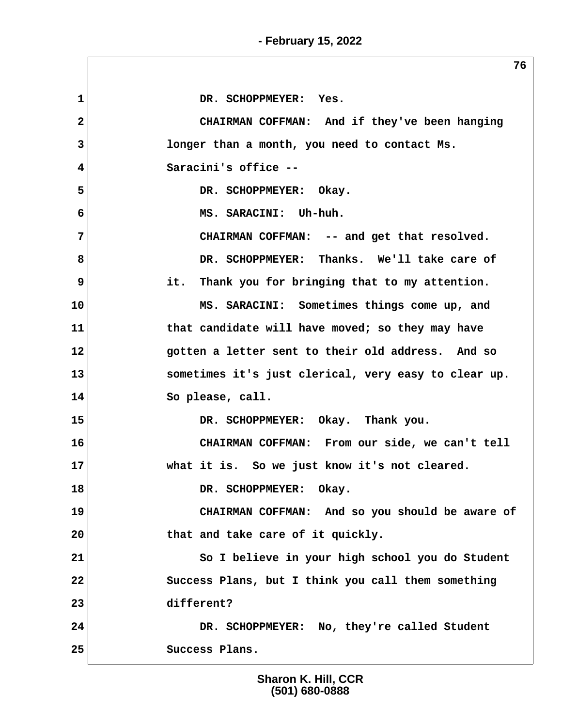DR. SCHOPPMEYER: Yes.

CHAIRMAN COFFMAN: And if they've been hanging longer than a month, you need to contact Ms. Saracini's office --

DR. SCHOPPMEYER: Okay.

MS. SARACINI: Uh-huh.

CHAIRMAN COFFMAN: -- and get that resolved.

DR. SCHOPPMEYER: Thanks. We'll take care of it. Thank you for bringing that to my attention.

MS. SARACINI: Sometimes things come up, and that candidate will have moved; so they may have gotten a letter sent to their old address. And so sometimes it's just clerical, very easy to clear up. So please, call.

DR. SCHOPPMEYER: Okay. Thank you.

CHAIRMAN COFFMAN: From our side, we can't tell what it is. So we just know it's not cleared.

DR. SCHOPPMEYER: Okay.

CHAIRMAN COFFMAN: And so you should be aware of that and take care of it quickly.

So I believe in your high school you do Student Success Plans, but I think you call them something different?

DR. SCHOPPMEYER: No, they're called Student Success Plans.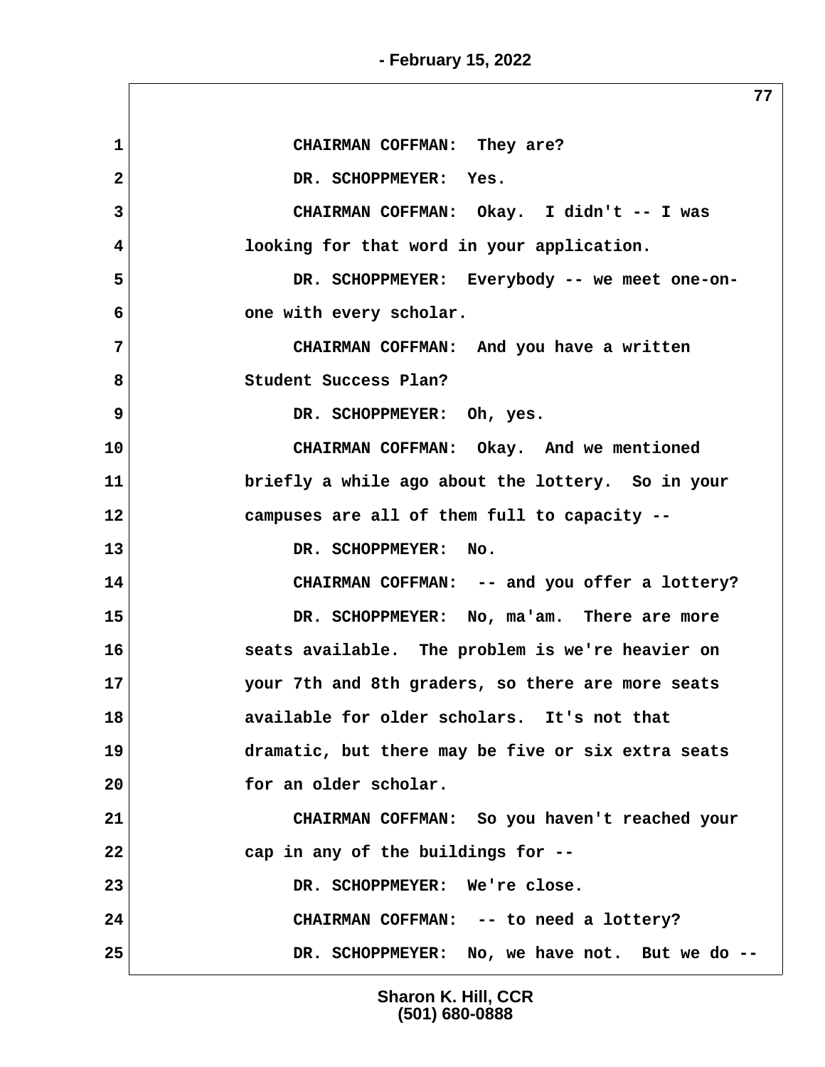CHAIRMAN COFFMAN: They are?

DR. SCHOPPMEYER: Yes.

CHAIRMAN COFFMAN: Okay. I didn't -- I was looking for that word in your application.

DR. SCHOPPMEYER: Everybody -- we meet one-on-one with every scholar.

CHAIRMAN COFFMAN: And you have a written Student Success Plan?

DR. SCHOPPMEYER: Oh, yes.

CHAIRMAN COFFMAN: Okay. And we mentioned briefly a while ago about the lottery. So in your campuses are all of them full to capacity --

DR. SCHOPPMEYER: No.

CHAIRMAN COFFMAN: -- and you offer a lottery?

DR. SCHOPPMEYER: No, ma'am. There are more seats available. The problem is we're heavier on your 7th and 8th graders, so there are more seats available for older scholars. It's not that dramatic, but there may be five or six extra seats for an older scholar.

CHAIRMAN COFFMAN: So you haven't reached your cap in any of the buildings for --

DR. SCHOPPMEYER: We're close.

CHAIRMAN COFFMAN: -- to need a lottery?

DR. SCHOPPMEYER: No, we have not. But we do --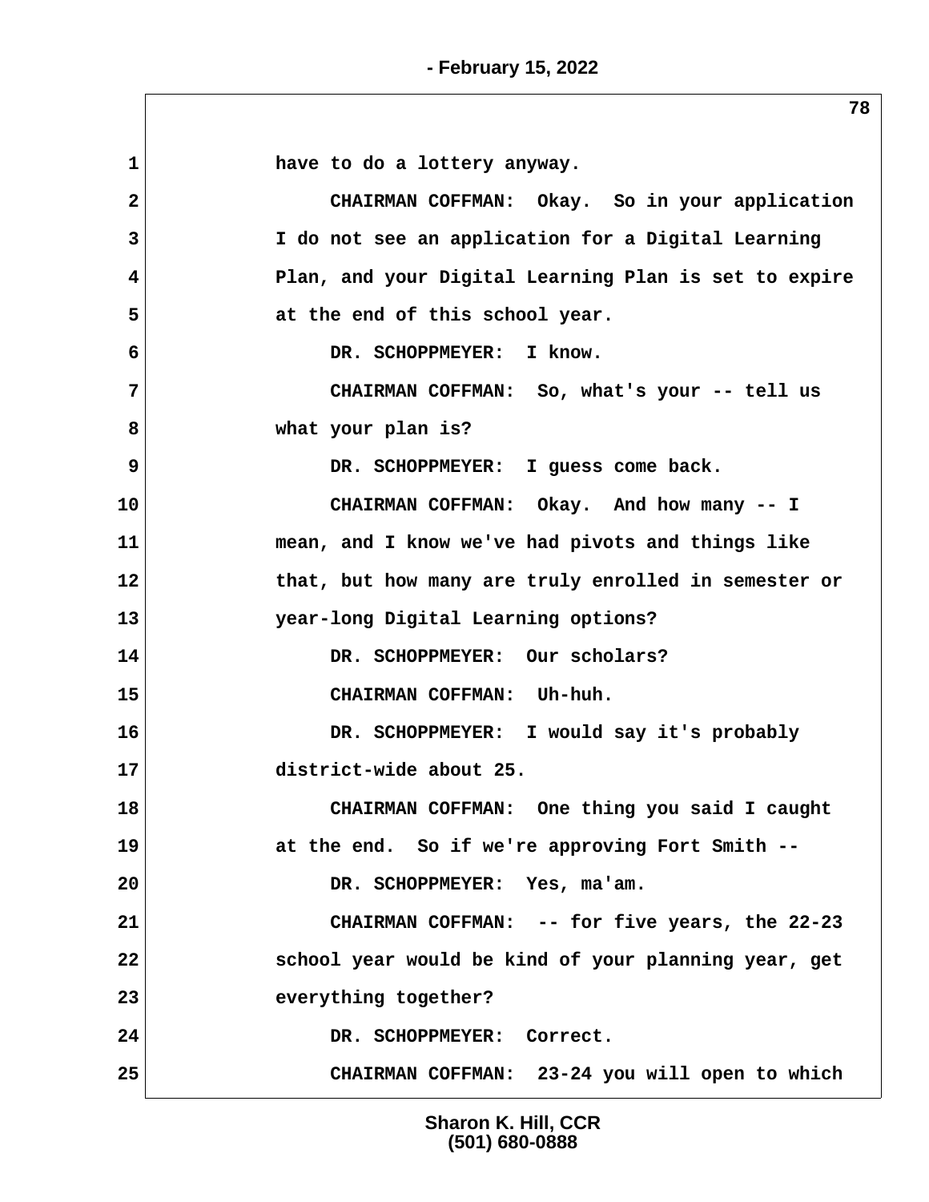1 have to do a lottery anyway.

2 CHAIRMAN COFFMAN: Okay. So in your application

3 I do not see an application for a Digital Learning

4 Plan, and your Digital Learning Plan is set to expire

5 at the end of this school year.

6 DR. SCHOPPMEYER: I know.

7 CHAIRMAN COFFMAN: So, what's your -- tell us

8 what your plan is?

9 DR. SCHOPPMEYER: I guess come back.

10 CHAIRMAN COFFMAN: Okay. And how many -- I

11 mean, and I know we've had pivots and things like

12 that, but how many are truly enrolled in semester or

13 year-long Digital Learning options?

14 DR. SCHOPPMEYER: Our scholars?

15 CHAIRMAN COFFMAN: Uh-huh.

16 DR. SCHOPPMEYER: I would say it's probably

17 district-wide about 25.

18 CHAIRMAN COFFMAN: One thing you said I caught

19 at the end. So if we're approving Fort Smith --

20 DR. SCHOPPMEYER: Yes, ma'am.

21 CHAIRMAN COFFMAN: -- for five years, the 22-23

22 school year would be kind of your planning year, get

23 everything together?

24 DR. SCHOPPMEYER: Correct.

25 CHAIRMAN COFFMAN: 23-24 you will open to which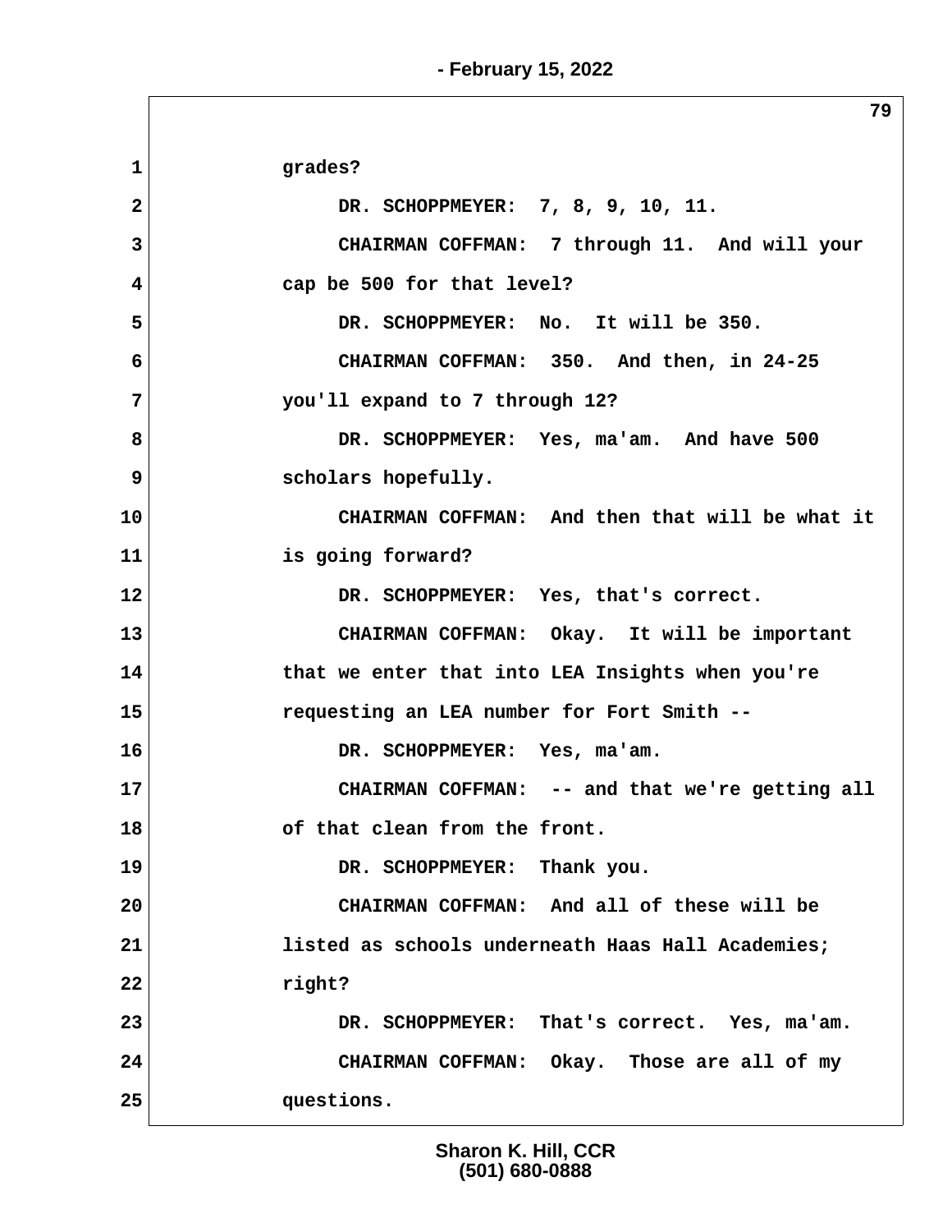grades?

DR. SCHOPPMEYER: 7, 8, 9, 10, 11.

CHAIRMAN COFFMAN: 7 through 11. And will your cap be 500 for that level?

DR. SCHOPPMEYER: No. It will be 350.

CHAIRMAN COFFMAN: 350. And then, in 24-25 you'll expand to 7 through 12?

DR. SCHOPPMEYER: Yes, ma'am. And have 500 scholars hopefully.

CHAIRMAN COFFMAN: And then that will be what it is going forward?

DR. SCHOPPMEYER: Yes, that's correct.

CHAIRMAN COFFMAN: Okay. It will be important that we enter that into LEA Insights when you're requesting an LEA number for Fort Smith --

DR. SCHOPPMEYER: Yes, ma'am.

CHAIRMAN COFFMAN: -- and that we're getting all of that clean from the front.

DR. SCHOPPMEYER: Thank you.

CHAIRMAN COFFMAN: And all of these will be listed as schools underneath Haas Hall Academies; right?

DR. SCHOPPMEYER: That's correct. Yes, ma'am.

CHAIRMAN COFFMAN: Okay. Those are all of my questions.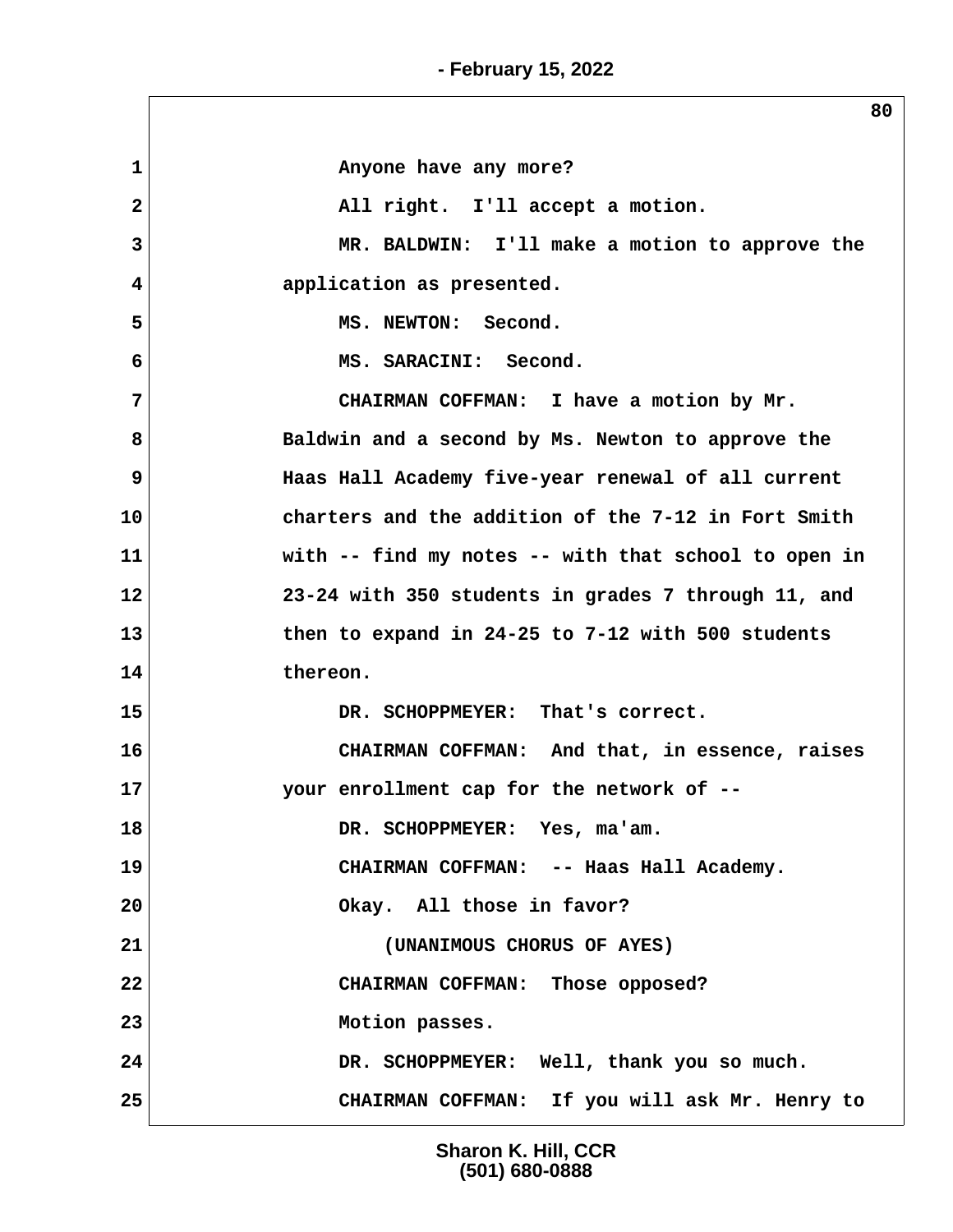1 Anyone have any more?

2 All right. I'll accept a motion.

3 MR. BALDWIN: I'll make a motion to approve the

4 application as presented.

5 MS. NEWTON: Second.

6 MS. SARACINI: Second.

7 CHAIRMAN COFFMAN: I have a motion by Mr.

8 Baldwin and a second by Ms. Newton to approve the

9 Haas Hall Academy five-year renewal of all current

10 charters and the addition of the 7-12 in Fort Smith

11 with -- find my notes -- with that school to open in

12 23-24 with 350 students in grades 7 through 11, and

13 then to expand in 24-25 to 7-12 with 500 students

14 thereon.

15 DR. SCHOPPMEYER: That's correct.

16 CHAIRMAN COFFMAN: And that, in essence, raises

17 your enrollment cap for the network of --

18 DR. SCHOPPMEYER: Yes, ma'am.

19 CHAIRMAN COFFMAN: -- Haas Hall Academy.

20 Okay. All those in favor?

21 (UNANIMOUS CHORUS OF AYES)

22 CHAIRMAN COFFMAN: Those opposed?

23 Motion passes.

24 DR. SCHOPPMEYER: Well, thank you so much.

25 CHAIRMAN COFFMAN: If you will ask Mr. Henry to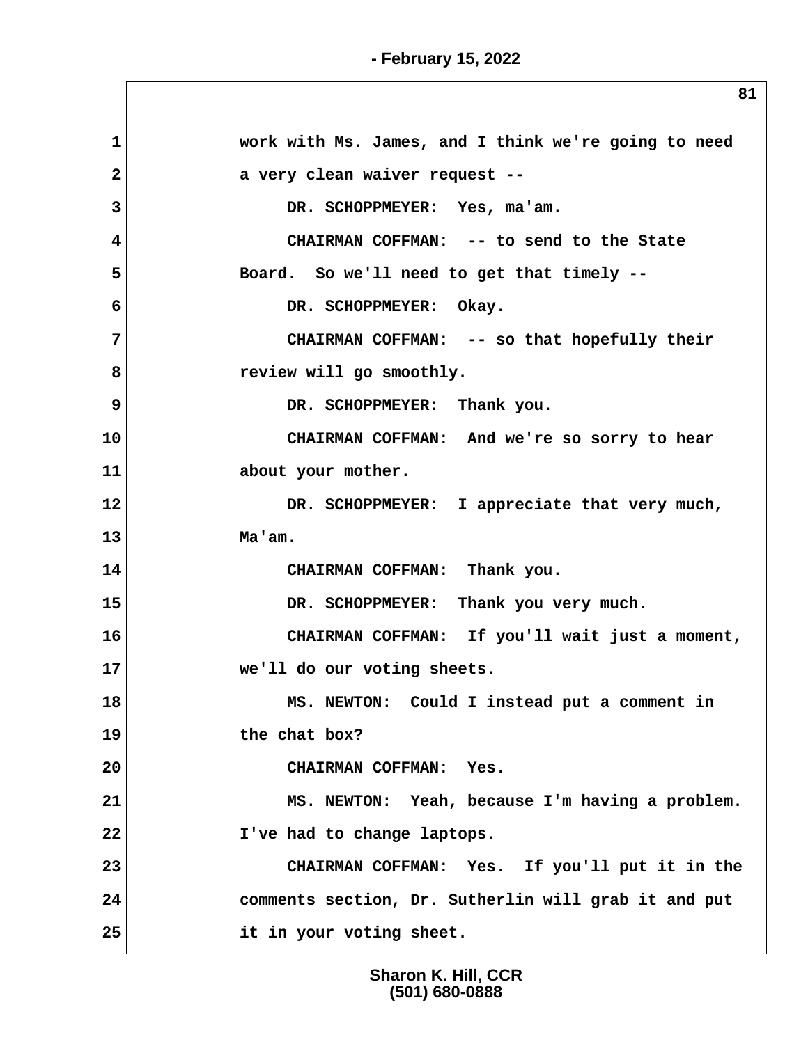work with Ms. James, and I think we're going to need a very clean waiver request --

DR. SCHOPPMEYER: Yes, ma'am.

CHAIRMAN COFFMAN: -- to send to the State Board. So we'll need to get that timely --

DR. SCHOPPMEYER: Okay.

CHAIRMAN COFFMAN: -- so that hopefully their review will go smoothly.

DR. SCHOPPMEYER: Thank you.

CHAIRMAN COFFMAN: And we're so sorry to hear about your mother.

DR. SCHOPPMEYER: I appreciate that very much, Ma'am.

CHAIRMAN COFFMAN: Thank you.

DR. SCHOPPMEYER: Thank you very much.

CHAIRMAN COFFMAN: If you'll wait just a moment, we'll do our voting sheets.

MS. NEWTON: Could I instead put a comment in the chat box?

CHAIRMAN COFFMAN: Yes.

MS. NEWTON: Yeah, because I'm having a problem. I've had to change laptops.

CHAIRMAN COFFMAN: Yes. If you'll put it in the comments section, Dr. Sutherlin will grab it and put it in your voting sheet.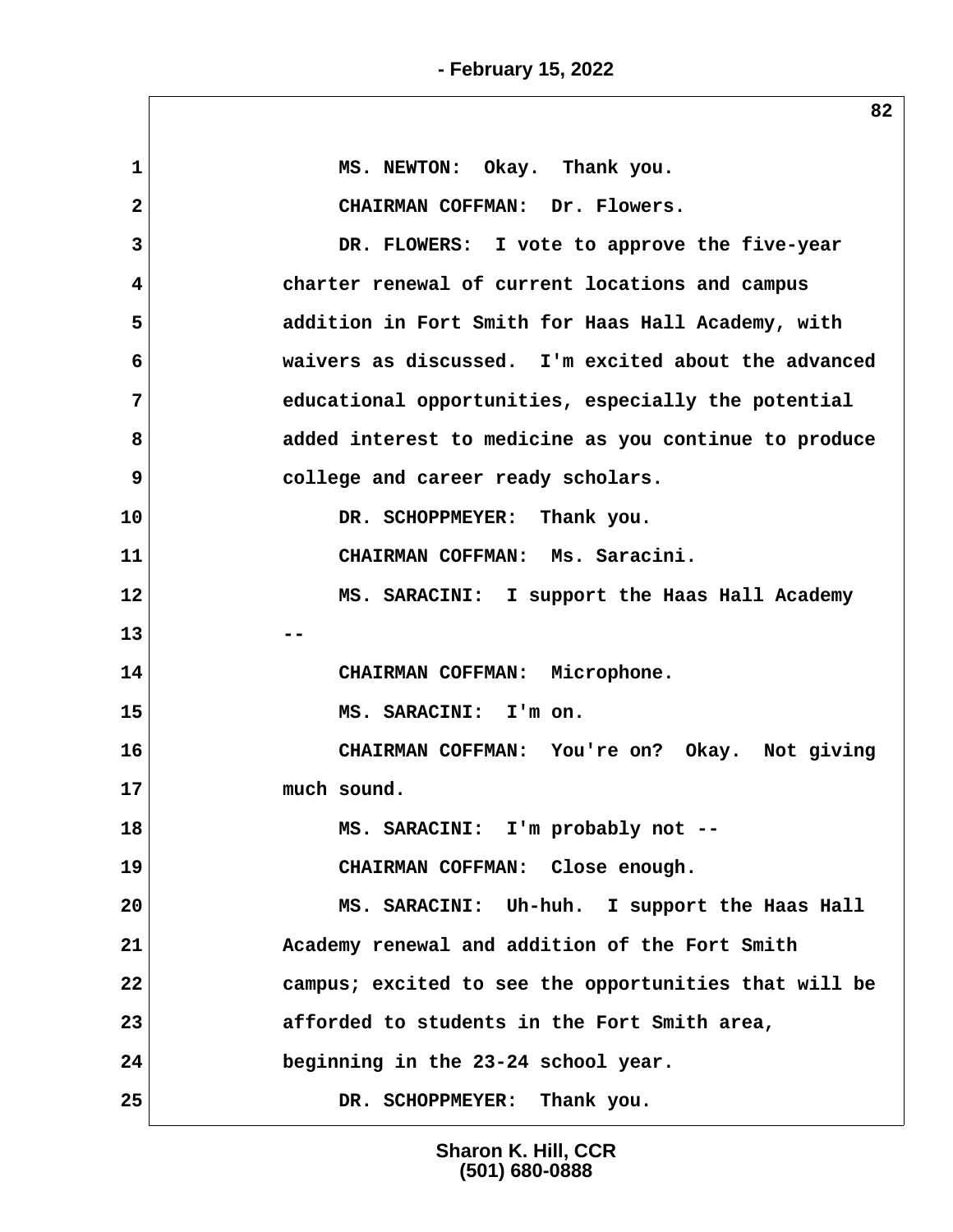MS. NEWTON: Okay. Thank you.

CHAIRMAN COFFMAN: Dr. Flowers.

DR. FLOWERS: I vote to approve the five-year charter renewal of current locations and campus addition in Fort Smith for Haas Hall Academy, with waivers as discussed. I'm excited about the advanced educational opportunities, especially the potential added interest to medicine as you continue to produce college and career ready scholars.

DR. SCHOPPMEYER: Thank you.

CHAIRMAN COFFMAN: Ms. Saracini.

MS. SARACINI: I support the Haas Hall Academy --

CHAIRMAN COFFMAN: Microphone.

MS. SARACINI: I'm on.

CHAIRMAN COFFMAN: You're on? Okay. Not giving much sound.

MS. SARACINI: I'm probably not --

CHAIRMAN COFFMAN: Close enough.

MS. SARACINI: Uh-huh. I support the Haas Hall Academy renewal and addition of the Fort Smith campus; excited to see the opportunities that will be afforded to students in the Fort Smith area, beginning in the 23-24 school year.

DR. SCHOPPMEYER: Thank you.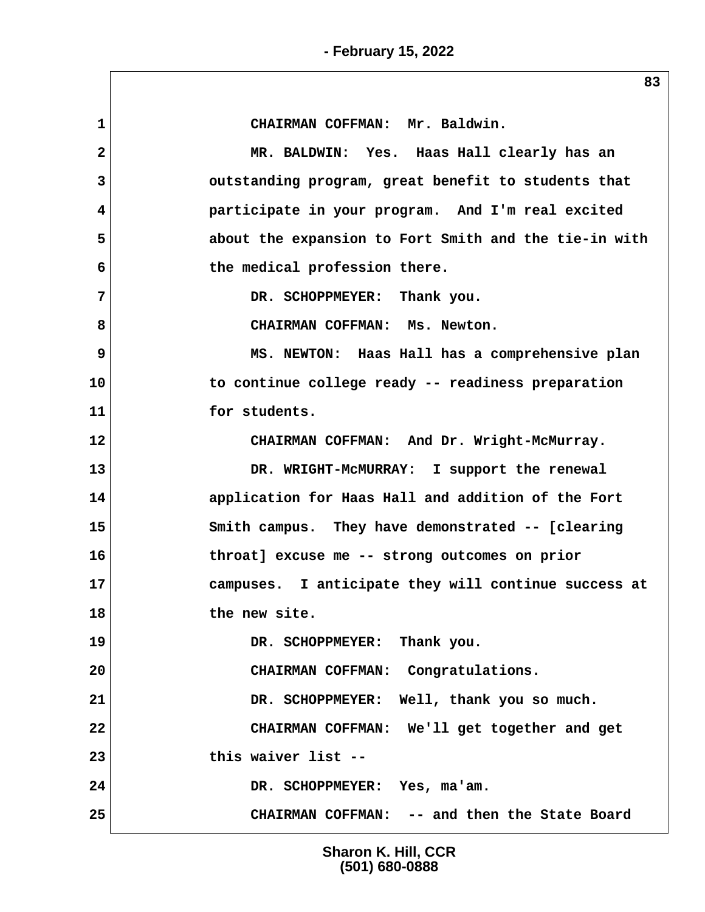CHAIRMAN COFFMAN: Mr. Baldwin.

MR. BALDWIN: Yes. Haas Hall clearly has an outstanding program, great benefit to students that participate in your program. And I'm real excited about the expansion to Fort Smith and the tie-in with the medical profession there.

DR. SCHOPPMEYER: Thank you.

CHAIRMAN COFFMAN: Ms. Newton.

MS. NEWTON: Haas Hall has a comprehensive plan to continue college ready -- readiness preparation for students.

CHAIRMAN COFFMAN: And Dr. Wright-McMurray.

DR. WRIGHT-McMURRAY: I support the renewal application for Haas Hall and addition of the Fort Smith campus. They have demonstrated -- [clearing throat] excuse me -- strong outcomes on prior campuses. I anticipate they will continue success at the new site.

DR. SCHOPPMEYER: Thank you.

CHAIRMAN COFFMAN: Congratulations.

DR. SCHOPPMEYER: Well, thank you so much.

CHAIRMAN COFFMAN: We'll get together and get this waiver list --

DR. SCHOPPMEYER: Yes, ma'am.

CHAIRMAN COFFMAN: -- and then the State Board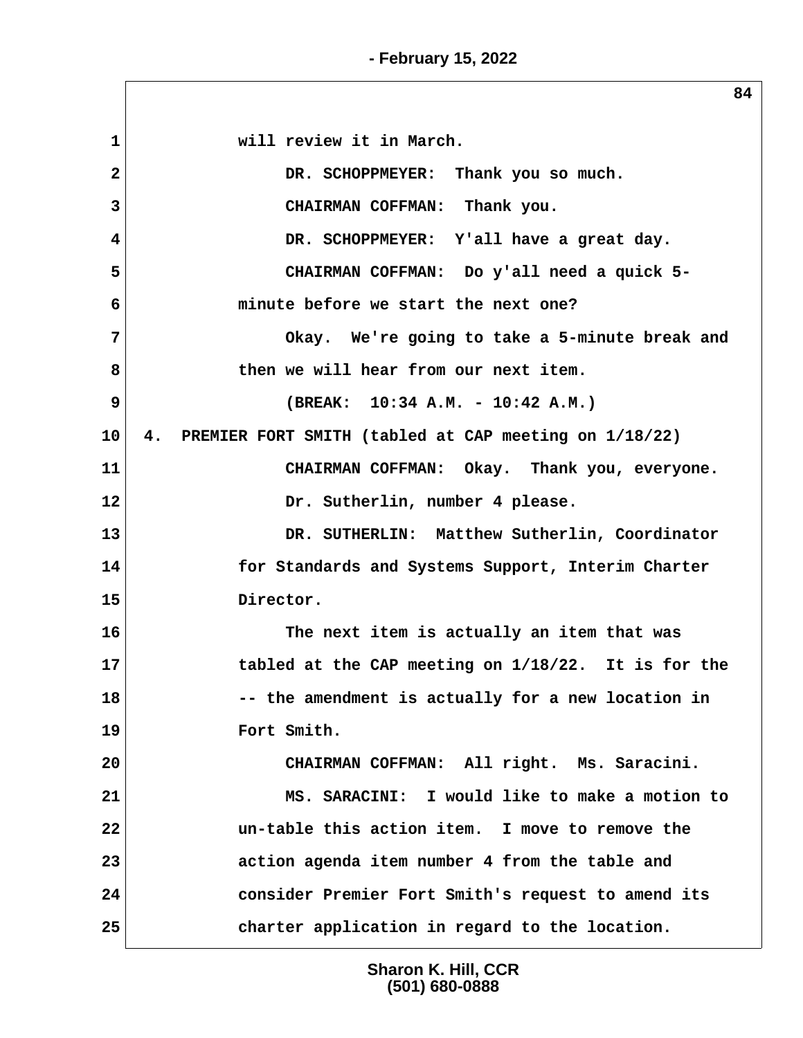will review it in March.

DR. SCHOPPMEYER: Thank you so much.

CHAIRMAN COFFMAN: Thank you.

DR. SCHOPPMEYER: Y'all have a great day.

CHAIRMAN COFFMAN: Do y'all need a quick 5-minute before we start the next one?

Okay. We're going to take a 5-minute break and then we will hear from our next item.

(BREAK: 10:34 A.M. - 10:42 A.M.)

4. PREMIER FORT SMITH (tabled at CAP meeting on 1/18/22)

CHAIRMAN COFFMAN: Okay. Thank you, everyone.

Dr. Sutherlin, number 4 please.

DR. SUTHERLIN: Matthew Sutherlin, Coordinator for Standards and Systems Support, Interim Charter Director.

The next item is actually an item that was tabled at the CAP meeting on 1/18/22. It is for the -- the amendment is actually for a new location in Fort Smith.

CHAIRMAN COFFMAN: All right. Ms. Saracini.

MS. SARACINI: I would like to make a motion to un-table this action item. I move to remove the action agenda item number 4 from the table and consider Premier Fort Smith's request to amend its charter application in regard to the location.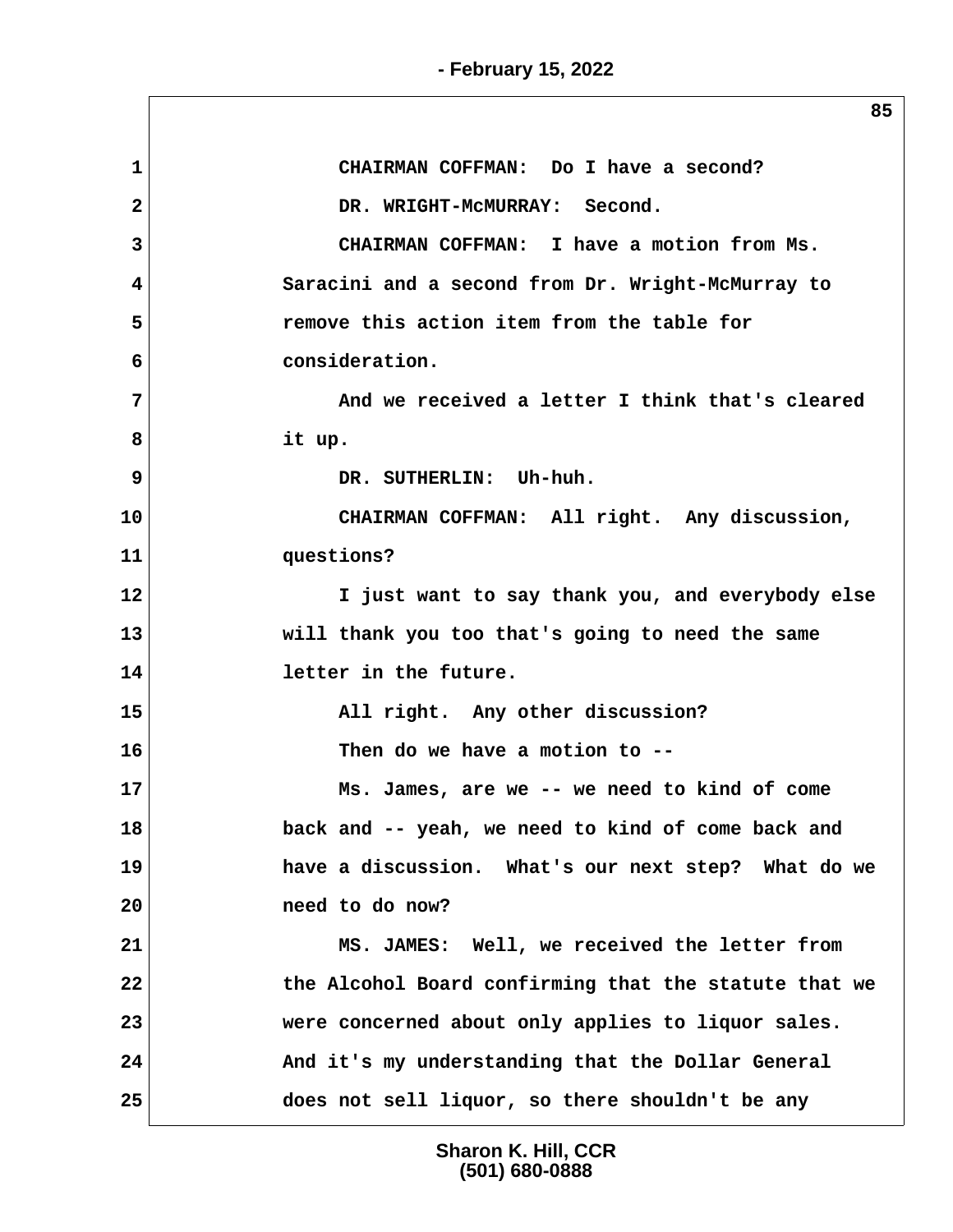CHAIRMAN COFFMAN: Do I have a second?

DR. WRIGHT-McMURRAY: Second.

CHAIRMAN COFFMAN: I have a motion from Ms. Saracini and a second from Dr. Wright-McMurray to remove this action item from the table for consideration.

And we received a letter I think that's cleared it up.

DR. SUTHERLIN: Uh-huh.

CHAIRMAN COFFMAN: All right. Any discussion, questions?

I just want to say thank you, and everybody else will thank you too that's going to need the same letter in the future.

All right. Any other discussion?

Then do we have a motion to --

Ms. James, are we -- we need to kind of come back and -- yeah, we need to kind of come back and have a discussion. What's our next step? What do we need to do now?

MS. JAMES: Well, we received the letter from the Alcohol Board confirming that the statute that we were concerned about only applies to liquor sales. And it's my understanding that the Dollar General does not sell liquor, so there shouldn't be any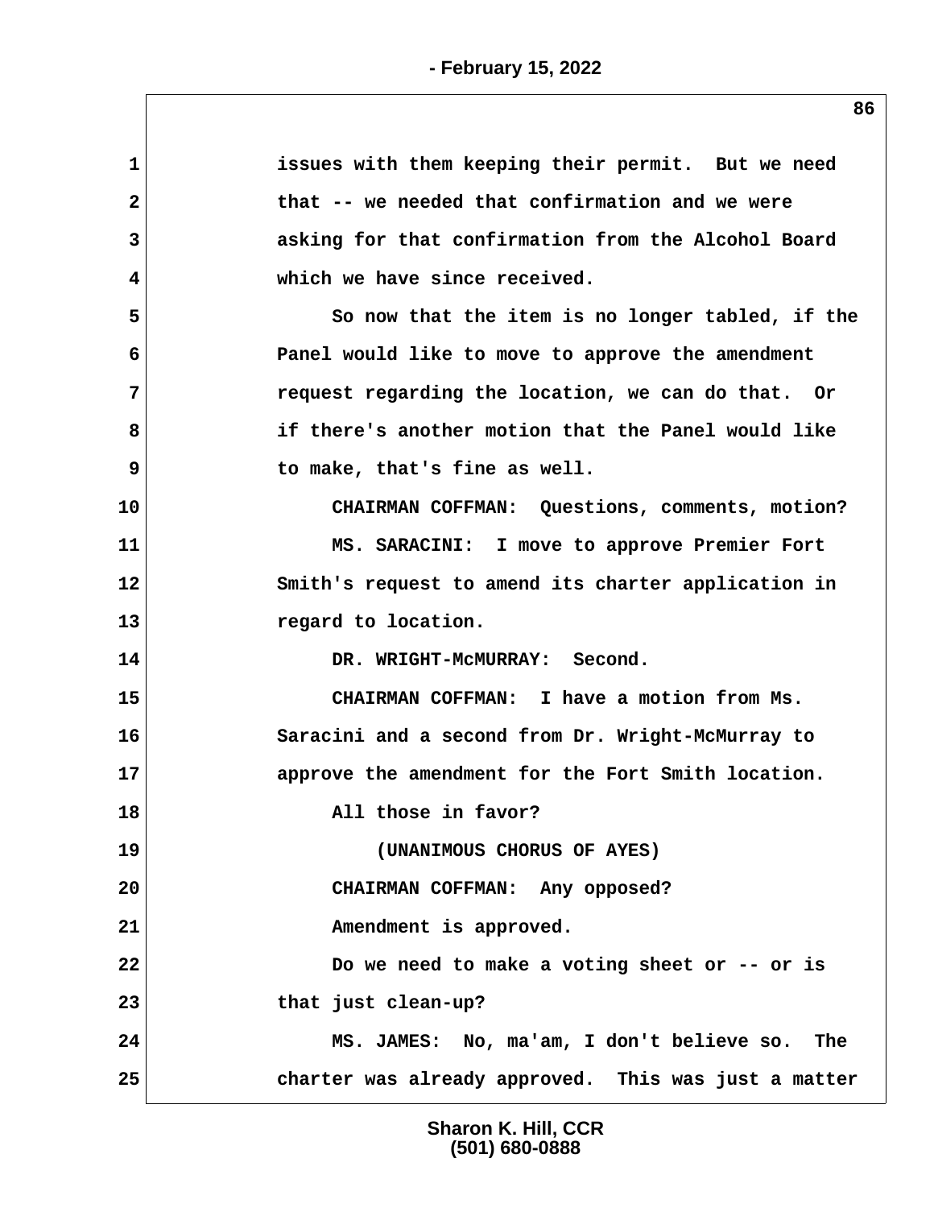issues with them keeping their permit. But we need that -- we needed that confirmation and we were asking for that confirmation from the Alcohol Board which we have since received.

So now that the item is no longer tabled, if the Panel would like to move to approve the amendment request regarding the location, we can do that. Or if there's another motion that the Panel would like to make, that's fine as well.

CHAIRMAN COFFMAN: Questions, comments, motion?

MS. SARACINI: I move to approve Premier Fort Smith's request to amend its charter application in regard to location.

DR. WRIGHT-McMURRAY: Second.

CHAIRMAN COFFMAN: I have a motion from Ms. Saracini and a second from Dr. Wright-McMurray to approve the amendment for the Fort Smith location.

All those in favor?

(UNANIMOUS CHORUS OF AYES)

CHAIRMAN COFFMAN: Any opposed?

Amendment is approved.

Do we need to make a voting sheet or -- or is that just clean-up?

MS. JAMES: No, ma'am, I don't believe so. The charter was already approved. This was just a matter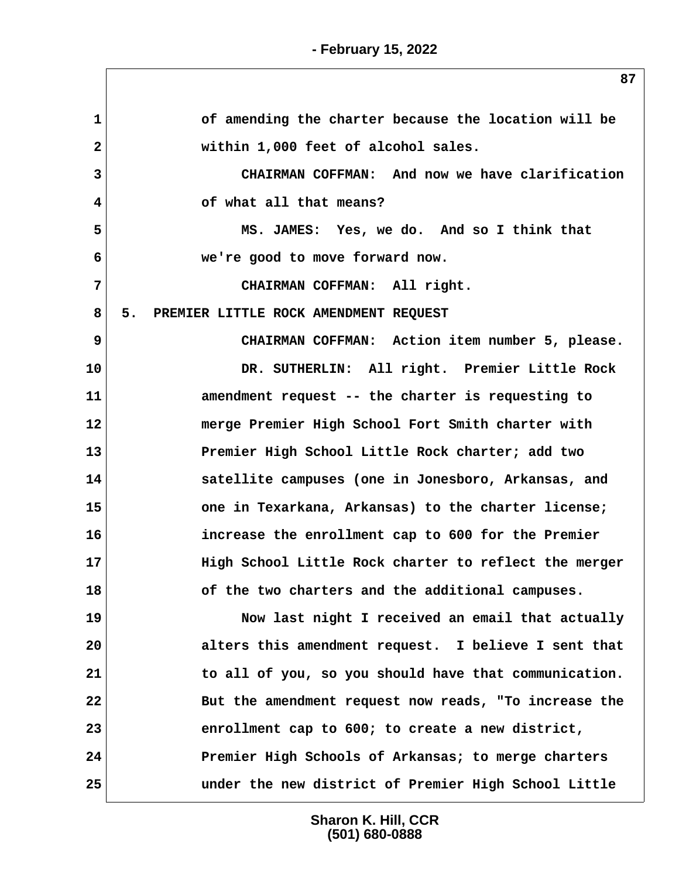of amending the charter because the location will be within 1,000 feet of alcohol sales.

CHAIRMAN COFFMAN: And now we have clarification of what all that means?

MS. JAMES: Yes, we do. And so I think that we're good to move forward now.

CHAIRMAN COFFMAN: All right.

## 5. PREMIER LITTLE ROCK AMENDMENT REQUEST

CHAIRMAN COFFMAN: Action item number 5, please.

DR. SUTHERLIN: All right. Premier Little Rock amendment request -- the charter is requesting to merge Premier High School Fort Smith charter with Premier High School Little Rock charter; add two satellite campuses (one in Jonesboro, Arkansas, and one in Texarkana, Arkansas) to the charter license; increase the enrollment cap to 600 for the Premier High School Little Rock charter to reflect the merger of the two charters and the additional campuses.

Now last night I received an email that actually alters this amendment request. I believe I sent that to all of you, so you should have that communication. But the amendment request now reads, "To increase the enrollment cap to 600; to create a new district, Premier High Schools of Arkansas; to merge charters under the new district of Premier High School Little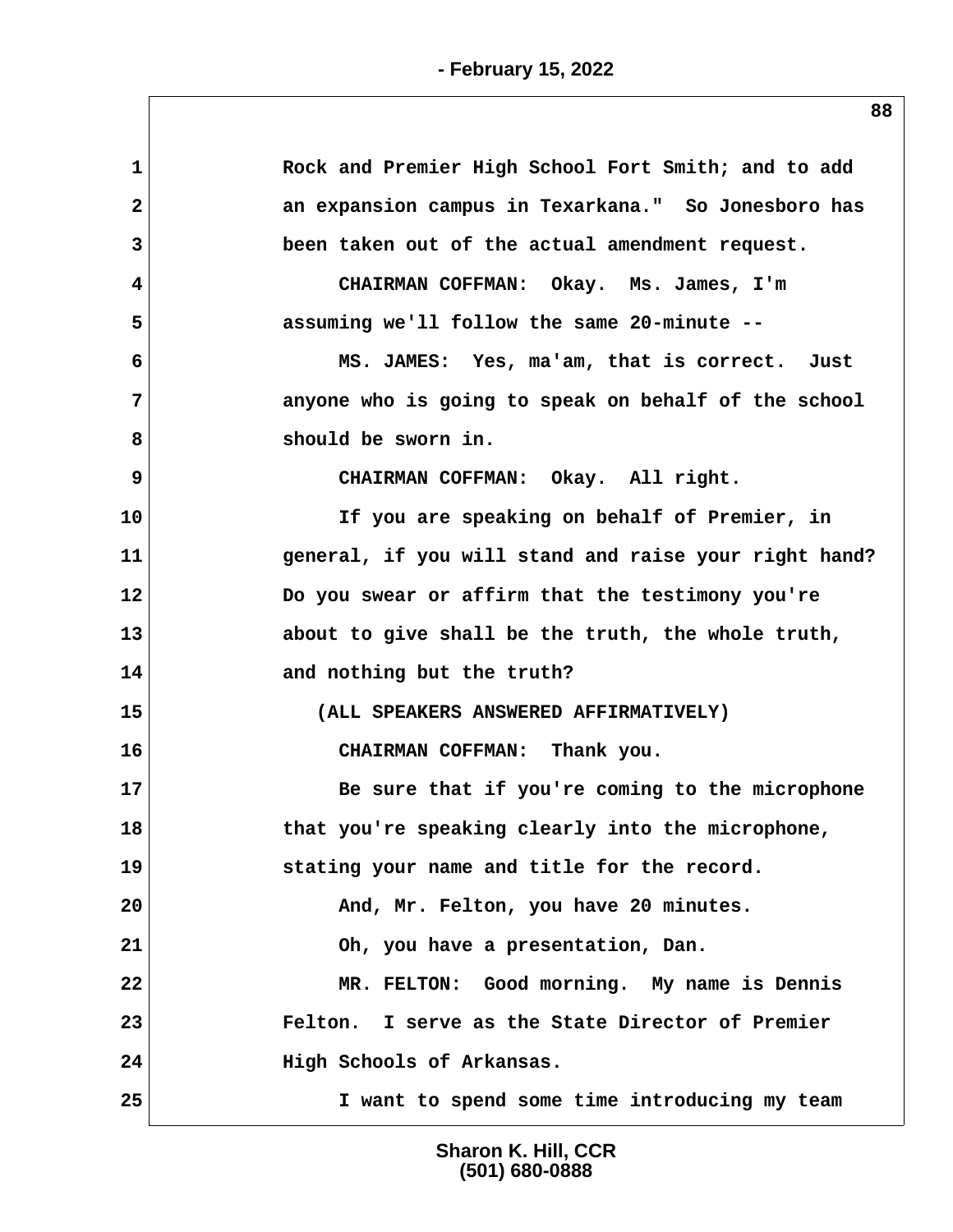Rock and Premier High School Fort Smith; and to add an expansion campus in Texarkana." So Jonesboro has been taken out of the actual amendment request.

CHAIRMAN COFFMAN: Okay. Ms. James, I'm assuming we'll follow the same 20-minute --

MS. JAMES: Yes, ma'am, that is correct. Just anyone who is going to speak on behalf of the school should be sworn in.

CHAIRMAN COFFMAN: Okay. All right.

If you are speaking on behalf of Premier, in general, if you will stand and raise your right hand? Do you swear or affirm that the testimony you're about to give shall be the truth, the whole truth, and nothing but the truth?

(ALL SPEAKERS ANSWERED AFFIRMATIVELY)

CHAIRMAN COFFMAN: Thank you.

Be sure that if you're coming to the microphone that you're speaking clearly into the microphone, stating your name and title for the record.

And, Mr. Felton, you have 20 minutes.

Oh, you have a presentation, Dan.

MR. FELTON: Good morning. My name is Dennis Felton. I serve as the State Director of Premier High Schools of Arkansas.

I want to spend some time introducing my team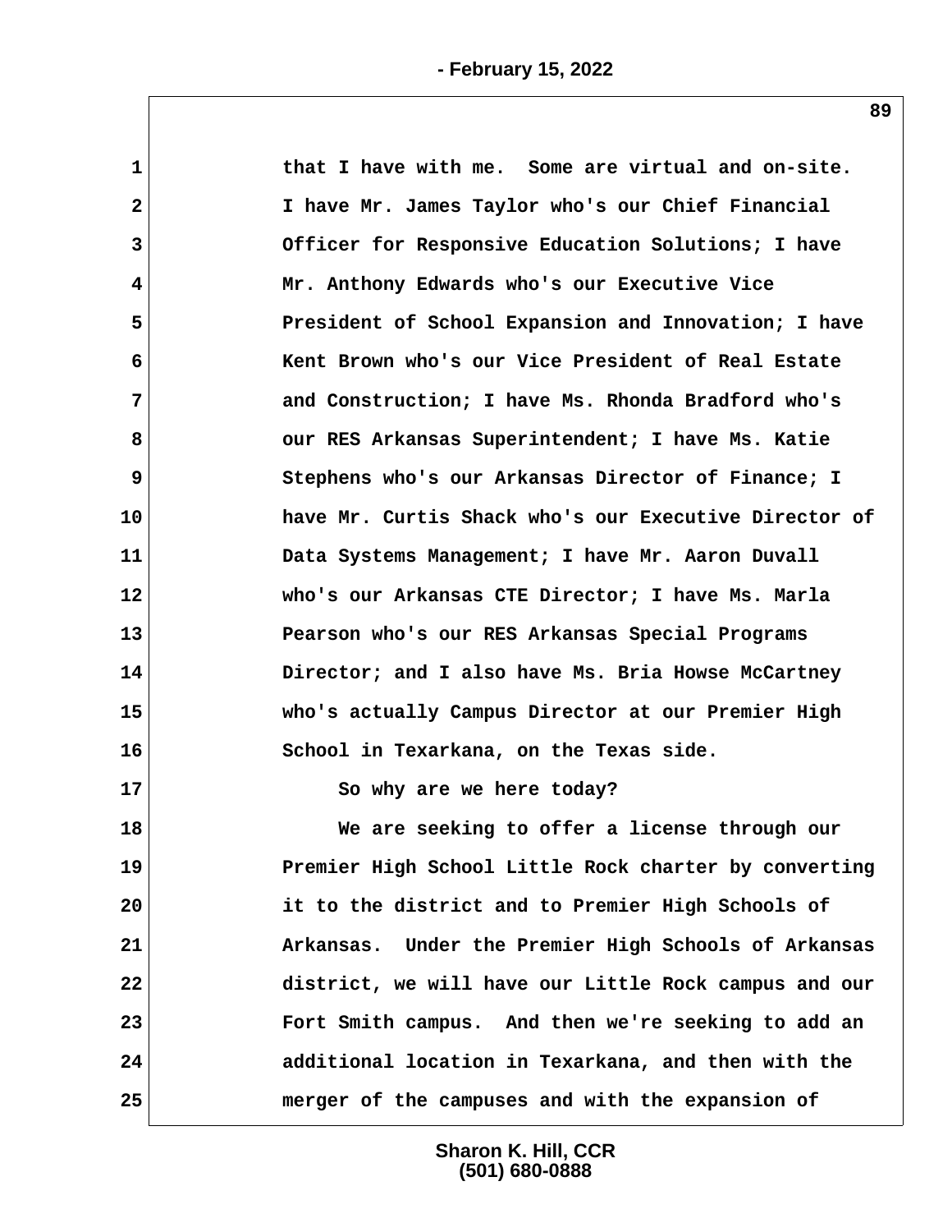1 that I have with me. Some are virtual and on-site.
2 I have Mr. James Taylor who's our Chief Financial
3 Officer for Responsive Education Solutions; I have
4 Mr. Anthony Edwards who's our Executive Vice
5 President of School Expansion and Innovation; I have
6 Kent Brown who's our Vice President of Real Estate
7 and Construction; I have Ms. Rhonda Bradford who's
8 our RES Arkansas Superintendent; I have Ms. Katie
9 Stephens who's our Arkansas Director of Finance; I
10 have Mr. Curtis Shack who's our Executive Director of
11 Data Systems Management; I have Mr. Aaron Duvall
12 who's our Arkansas CTE Director; I have Ms. Marla
13 Pearson who's our RES Arkansas Special Programs
14 Director; and I also have Ms. Bria Howse McCartney
15 who's actually Campus Director at our Premier High
16 School in Texarkana, on the Texas side.
17 So why are we here today?
18 We are seeking to offer a license through our
19 Premier High School Little Rock charter by converting
20 it to the district and to Premier High Schools of
21 Arkansas. Under the Premier High Schools of Arkansas
22 district, we will have our Little Rock campus and our
23 Fort Smith campus. And then we're seeking to add an
24 additional location in Texarkana, and then with the
25 merger of the campuses and with the expansion of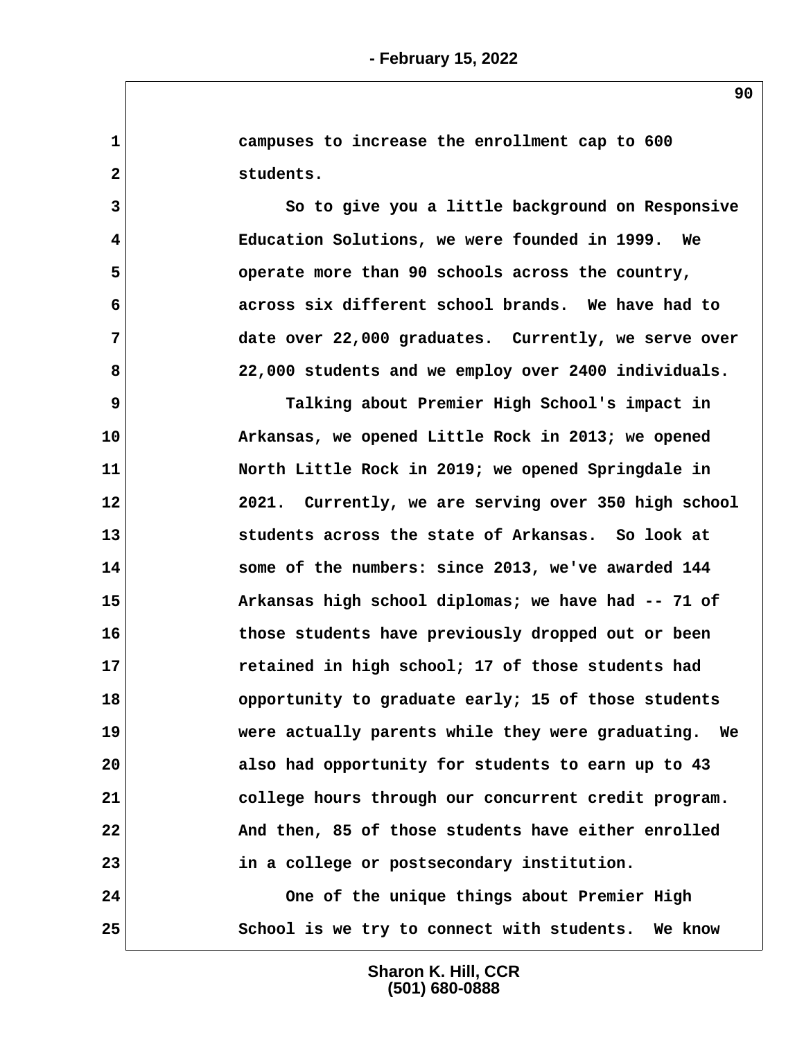campuses to increase the enrollment cap to 600 students.

So to give you a little background on Responsive Education Solutions, we were founded in 1999. We operate more than 90 schools across the country, across six different school brands. We have had to date over 22,000 graduates. Currently, we serve over 22,000 students and we employ over 2400 individuals.

Talking about Premier High School's impact in Arkansas, we opened Little Rock in 2013; we opened North Little Rock in 2019; we opened Springdale in 2021. Currently, we are serving over 350 high school students across the state of Arkansas. So look at some of the numbers: since 2013, we've awarded 144 Arkansas high school diplomas; we have had -- 71 of those students have previously dropped out or been retained in high school; 17 of those students had opportunity to graduate early; 15 of those students were actually parents while they were graduating. We also had opportunity for students to earn up to 43 college hours through our concurrent credit program. And then, 85 of those students have either enrolled in a college or postsecondary institution.

One of the unique things about Premier High School is we try to connect with students. We know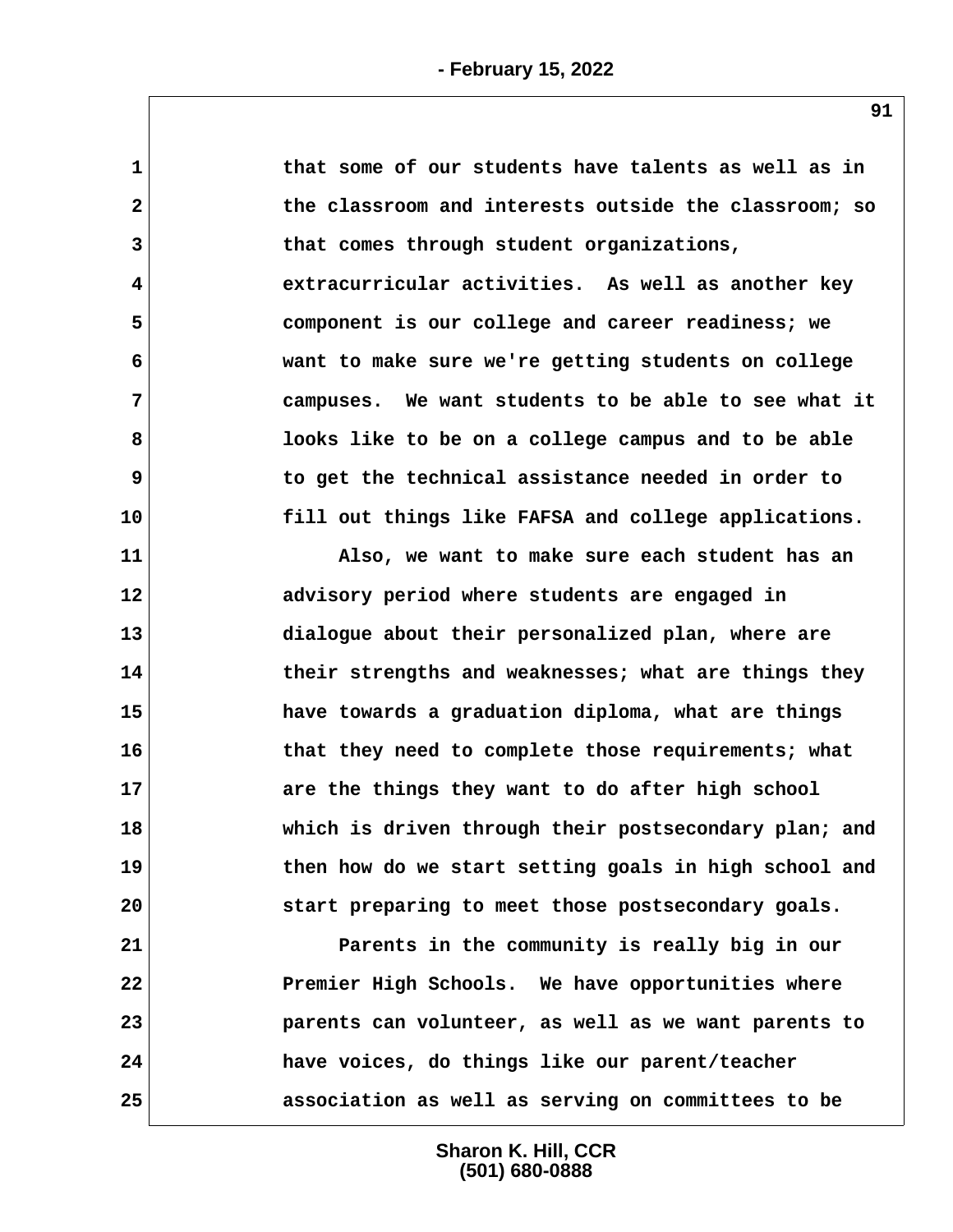that some of our students have talents as well as in the classroom and interests outside the classroom; so that comes through student organizations, extracurricular activities. As well as another key component is our college and career readiness; we want to make sure we're getting students on college campuses. We want students to be able to see what it looks like to be on a college campus and to be able to get the technical assistance needed in order to fill out things like FAFSA and college applications.

Also, we want to make sure each student has an advisory period where students are engaged in dialogue about their personalized plan, where are their strengths and weaknesses; what are things they have towards a graduation diploma, what are things that they need to complete those requirements; what are the things they want to do after high school which is driven through their postsecondary plan; and then how do we start setting goals in high school and start preparing to meet those postsecondary goals.

Parents in the community is really big in our Premier High Schools. We have opportunities where parents can volunteer, as well as we want parents to have voices, do things like our parent/teacher association as well as serving on committees to be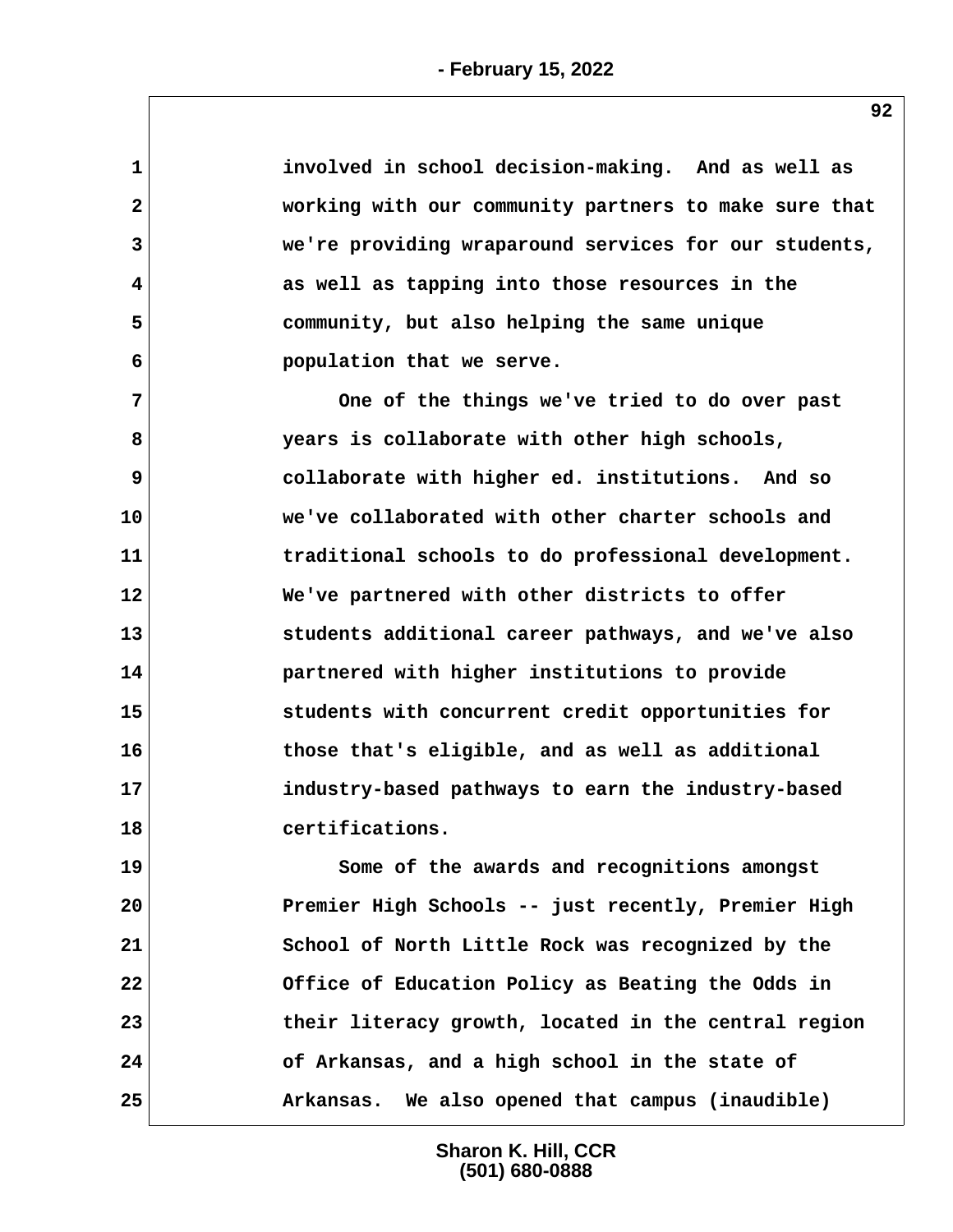involved in school decision-making. And as well as working with our community partners to make sure that we're providing wraparound services for our students, as well as tapping into those resources in the community, but also helping the same unique population that we serve.

One of the things we've tried to do over past years is collaborate with other high schools, collaborate with higher ed. institutions. And so we've collaborated with other charter schools and traditional schools to do professional development. We've partnered with other districts to offer students additional career pathways, and we've also partnered with higher institutions to provide students with concurrent credit opportunities for those that's eligible, and as well as additional industry-based pathways to earn the industry-based certifications.

Some of the awards and recognitions amongst Premier High Schools -- just recently, Premier High School of North Little Rock was recognized by the Office of Education Policy as Beating the Odds in their literacy growth, located in the central region of Arkansas, and a high school in the state of Arkansas. We also opened that campus (inaudible)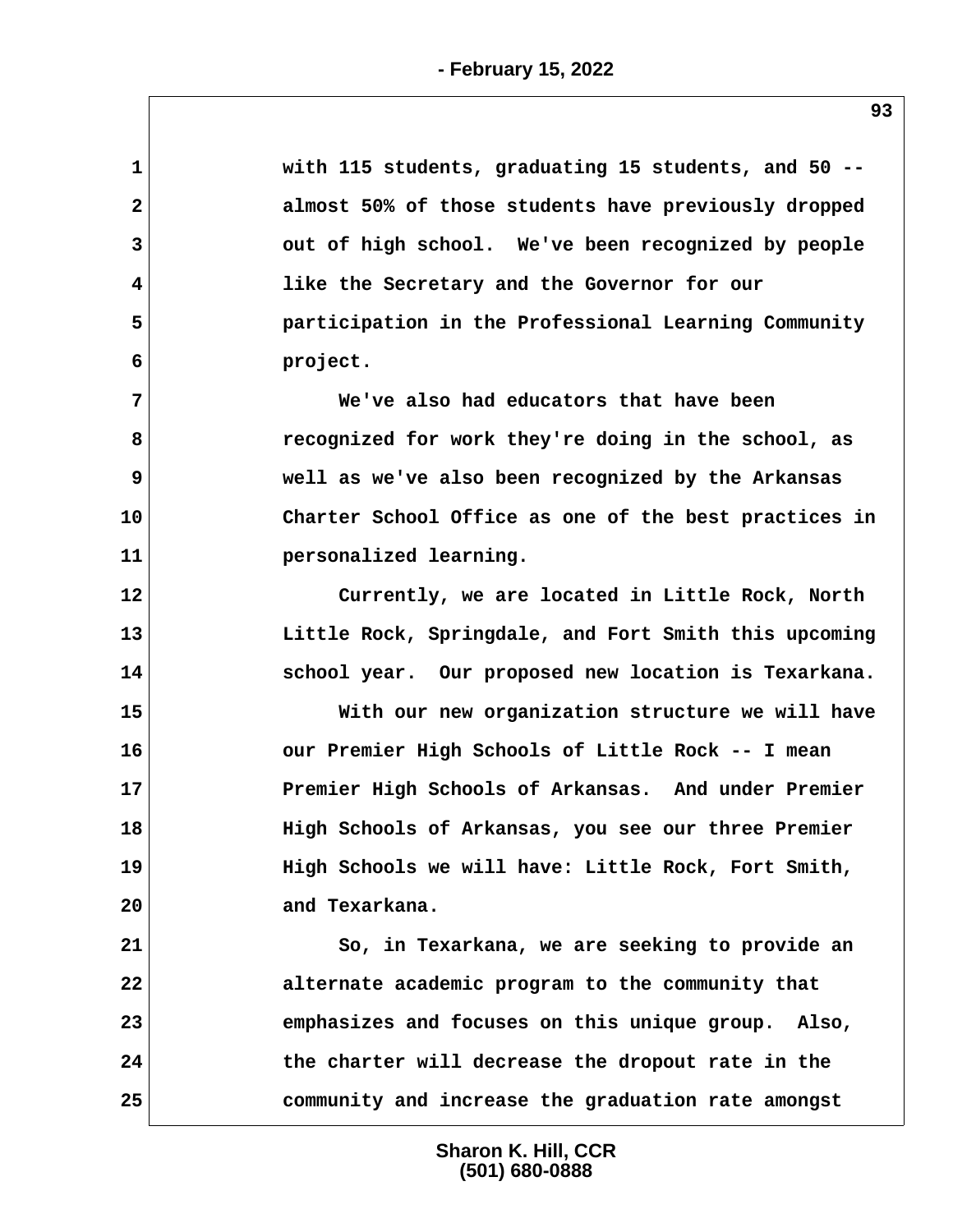with 115 students, graduating 15 students, and 50 -- almost 50% of those students have previously dropped out of high school. We've been recognized by people like the Secretary and the Governor for our participation in the Professional Learning Community project.

We've also had educators that have been recognized for work they're doing in the school, as well as we've also been recognized by the Arkansas Charter School Office as one of the best practices in personalized learning.

Currently, we are located in Little Rock, North Little Rock, Springdale, and Fort Smith this upcoming school year. Our proposed new location is Texarkana.

With our new organization structure we will have our Premier High Schools of Little Rock -- I mean Premier High Schools of Arkansas. And under Premier High Schools of Arkansas, you see our three Premier High Schools we will have: Little Rock, Fort Smith, and Texarkana.

So, in Texarkana, we are seeking to provide an alternate academic program to the community that emphasizes and focuses on this unique group. Also, the charter will decrease the dropout rate in the community and increase the graduation rate amongst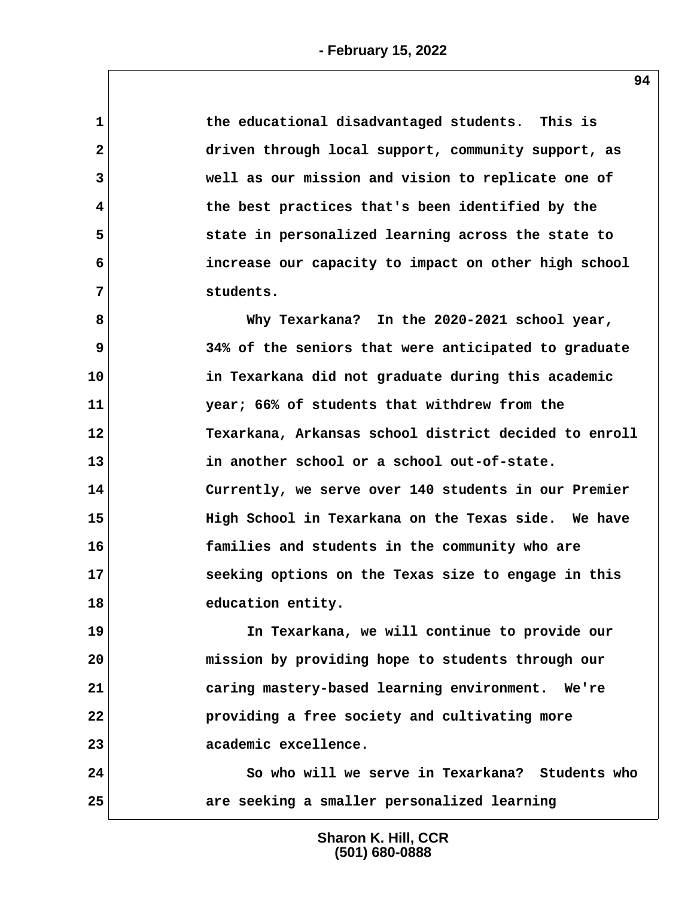the educational disadvantaged students. This is driven through local support, community support, as well as our mission and vision to replicate one of the best practices that's been identified by the state in personalized learning across the state to increase our capacity to impact on other high school students.

Why Texarkana? In the 2020-2021 school year, 34% of the seniors that were anticipated to graduate in Texarkana did not graduate during this academic year; 66% of students that withdrew from the Texarkana, Arkansas school district decided to enroll in another school or a school out-of-state. Currently, we serve over 140 students in our Premier High School in Texarkana on the Texas side. We have families and students in the community who are seeking options on the Texas size to engage in this education entity.

In Texarkana, we will continue to provide our mission by providing hope to students through our caring mastery-based learning environment. We're providing a free society and cultivating more academic excellence.

So who will we serve in Texarkana? Students who are seeking a smaller personalized learning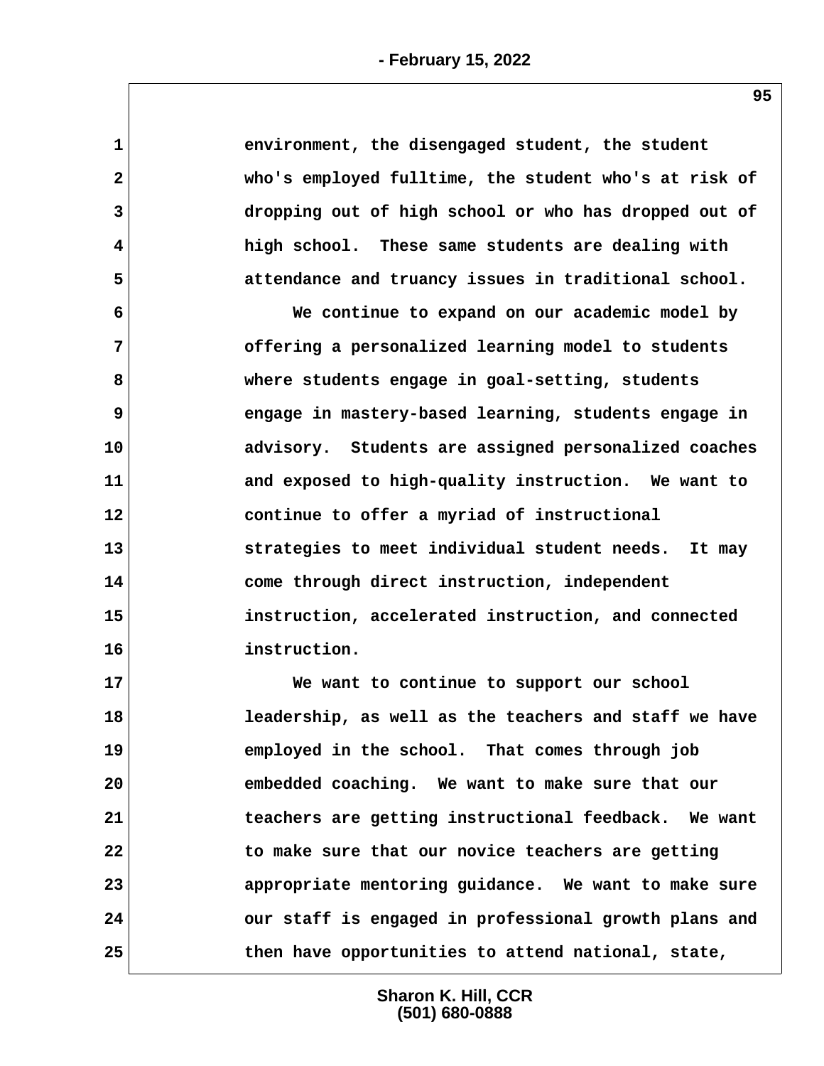environment, the disengaged student, the student who's employed fulltime, the student who's at risk of dropping out of high school or who has dropped out of high school. These same students are dealing with attendance and truancy issues in traditional school.

We continue to expand on our academic model by offering a personalized learning model to students where students engage in goal-setting, students engage in mastery-based learning, students engage in advisory. Students are assigned personalized coaches and exposed to high-quality instruction. We want to continue to offer a myriad of instructional strategies to meet individual student needs. It may come through direct instruction, independent instruction, accelerated instruction, and connected instruction.

We want to continue to support our school leadership, as well as the teachers and staff we have employed in the school. That comes through job embedded coaching. We want to make sure that our teachers are getting instructional feedback. We want to make sure that our novice teachers are getting appropriate mentoring guidance. We want to make sure our staff is engaged in professional growth plans and then have opportunities to attend national, state,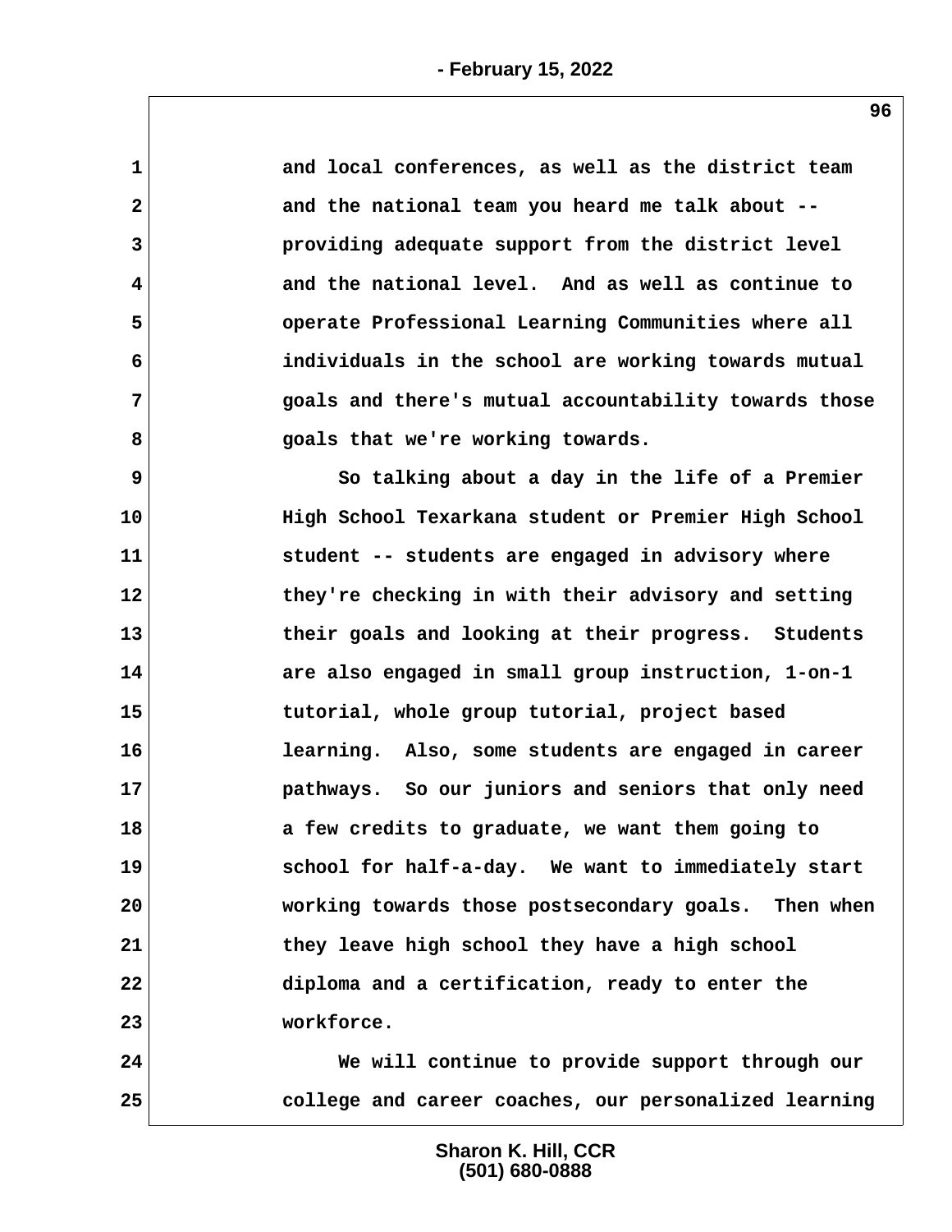and local conferences, as well as the district team and the national team you heard me talk about -- providing adequate support from the district level and the national level. And as well as continue to operate Professional Learning Communities where all individuals in the school are working towards mutual goals and there's mutual accountability towards those goals that we're working towards.

So talking about a day in the life of a Premier High School Texarkana student or Premier High School student -- students are engaged in advisory where they're checking in with their advisory and setting their goals and looking at their progress. Students are also engaged in small group instruction, 1-on-1 tutorial, whole group tutorial, project based learning. Also, some students are engaged in career pathways. So our juniors and seniors that only need a few credits to graduate, we want them going to school for half-a-day. We want to immediately start working towards those postsecondary goals. Then when they leave high school they have a high school diploma and a certification, ready to enter the workforce.

We will continue to provide support through our college and career coaches, our personalized learning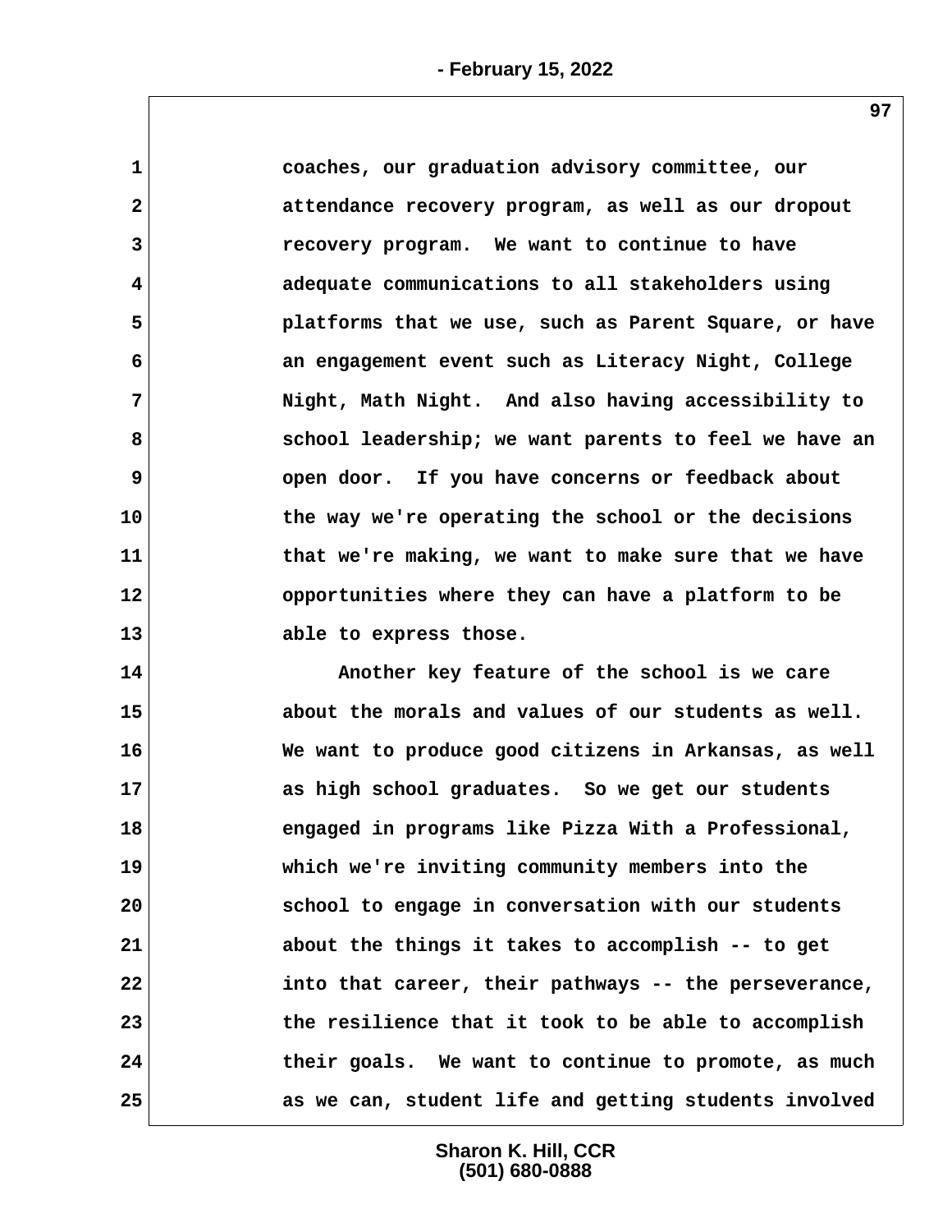coaches, our graduation advisory committee, our attendance recovery program, as well as our dropout recovery program. We want to continue to have adequate communications to all stakeholders using platforms that we use, such as Parent Square, or have an engagement event such as Literacy Night, College Night, Math Night. And also having accessibility to school leadership; we want parents to feel we have an open door. If you have concerns or feedback about the way we're operating the school or the decisions that we're making, we want to make sure that we have opportunities where they can have a platform to be able to express those.

Another key feature of the school is we care about the morals and values of our students as well. We want to produce good citizens in Arkansas, as well as high school graduates. So we get our students engaged in programs like Pizza With a Professional, which we're inviting community members into the school to engage in conversation with our students about the things it takes to accomplish -- to get into that career, their pathways -- the perseverance, the resilience that it took to be able to accomplish their goals. We want to continue to promote, as much as we can, student life and getting students involved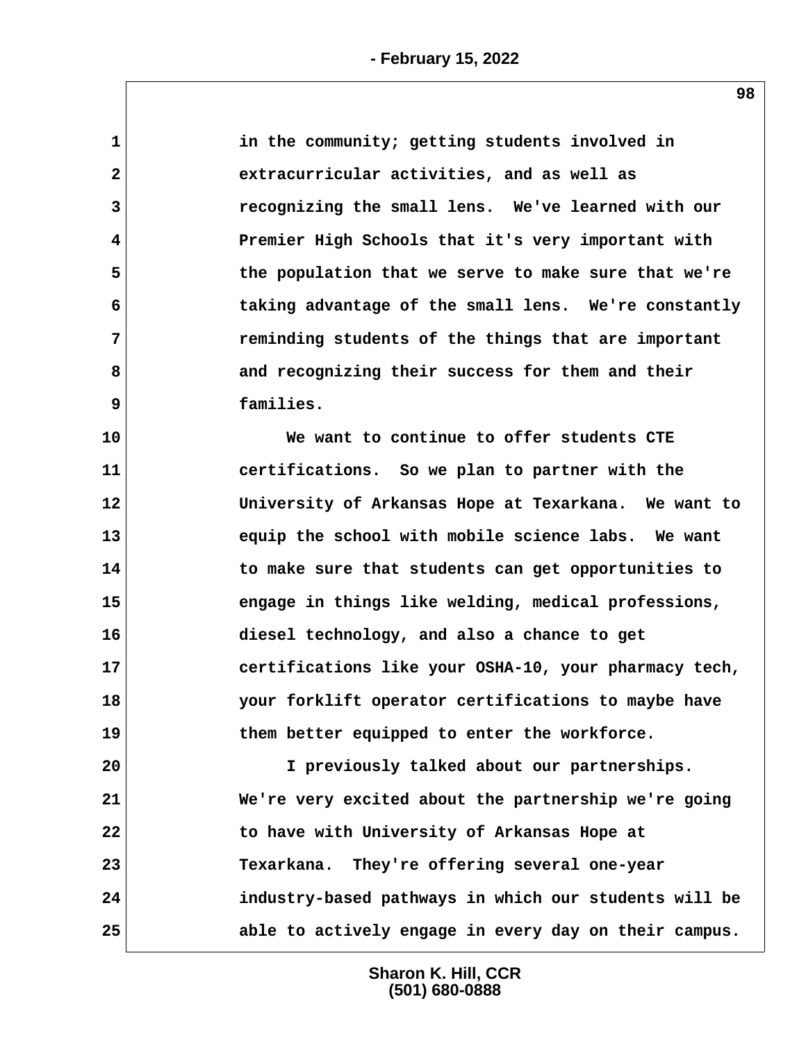in the community; getting students involved in extracurricular activities, and as well as recognizing the small lens. We've learned with our Premier High Schools that it's very important with the population that we serve to make sure that we're taking advantage of the small lens. We're constantly reminding students of the things that are important and recognizing their success for them and their families.

We want to continue to offer students CTE certifications. So we plan to partner with the University of Arkansas Hope at Texarkana. We want to equip the school with mobile science labs. We want to make sure that students can get opportunities to engage in things like welding, medical professions, diesel technology, and also a chance to get certifications like your OSHA-10, your pharmacy tech, your forklift operator certifications to maybe have them better equipped to enter the workforce.

I previously talked about our partnerships. We're very excited about the partnership we're going to have with University of Arkansas Hope at Texarkana. They're offering several one-year industry-based pathways in which our students will be able to actively engage in every day on their campus.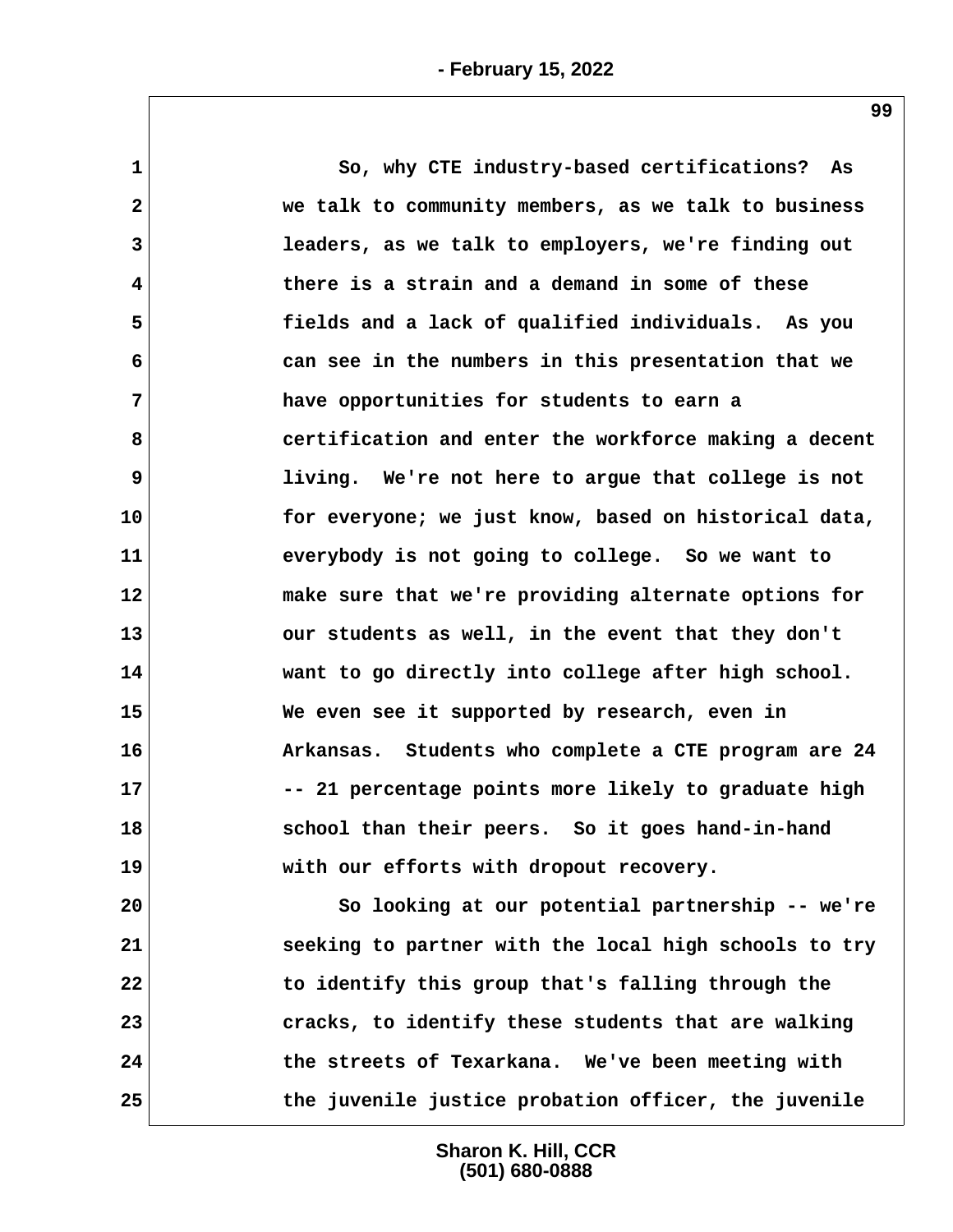So, why CTE industry-based certifications? As we talk to community members, as we talk to business leaders, as we talk to employers, we're finding out there is a strain and a demand in some of these fields and a lack of qualified individuals. As you can see in the numbers in this presentation that we have opportunities for students to earn a certification and enter the workforce making a decent living. We're not here to argue that college is not for everyone; we just know, based on historical data, everybody is not going to college. So we want to make sure that we're providing alternate options for our students as well, in the event that they don't want to go directly into college after high school. We even see it supported by research, even in Arkansas. Students who complete a CTE program are 24 -- 21 percentage points more likely to graduate high school than their peers. So it goes hand-in-hand with our efforts with dropout recovery.

So looking at our potential partnership -- we're seeking to partner with the local high schools to try to identify this group that's falling through the cracks, to identify these students that are walking the streets of Texarkana. We've been meeting with the juvenile justice probation officer, the juvenile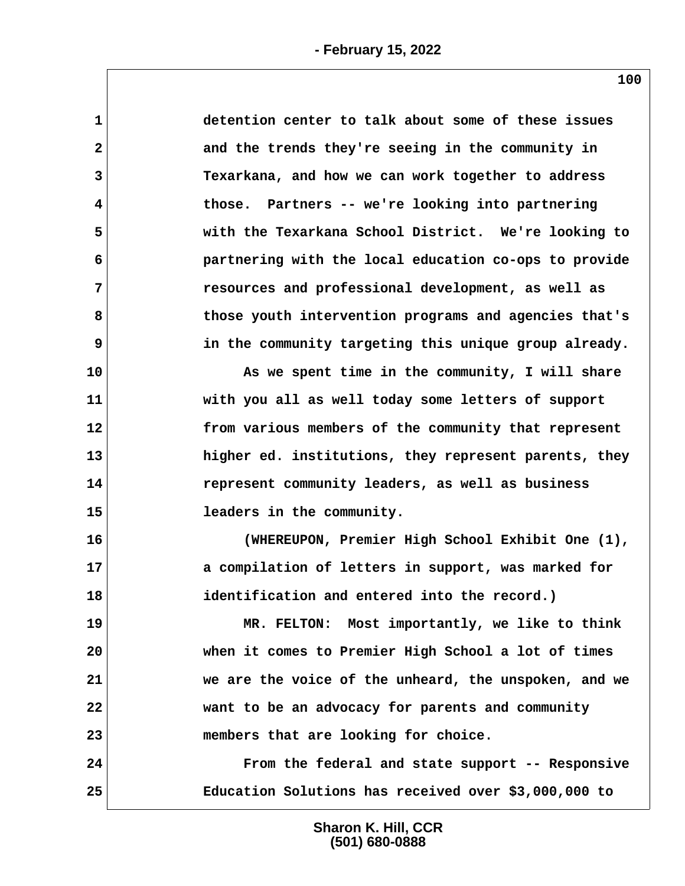detention center to talk about some of these issues and the trends they're seeing in the community in Texarkana, and how we can work together to address those. Partners -- we're looking into partnering with the Texarkana School District. We're looking to partnering with the local education co-ops to provide resources and professional development, as well as those youth intervention programs and agencies that's in the community targeting this unique group already.

As we spent time in the community, I will share with you all as well today some letters of support from various members of the community that represent higher ed. institutions, they represent parents, they represent community leaders, as well as business leaders in the community.

(WHEREUPON, Premier High School Exhibit One (1), a compilation of letters in support, was marked for identification and entered into the record.)

MR. FELTON: Most importantly, we like to think when it comes to Premier High School a lot of times we are the voice of the unheard, the unspoken, and we want to be an advocacy for parents and community members that are looking for choice.

From the federal and state support -- Responsive Education Solutions has received over $3,000,000 to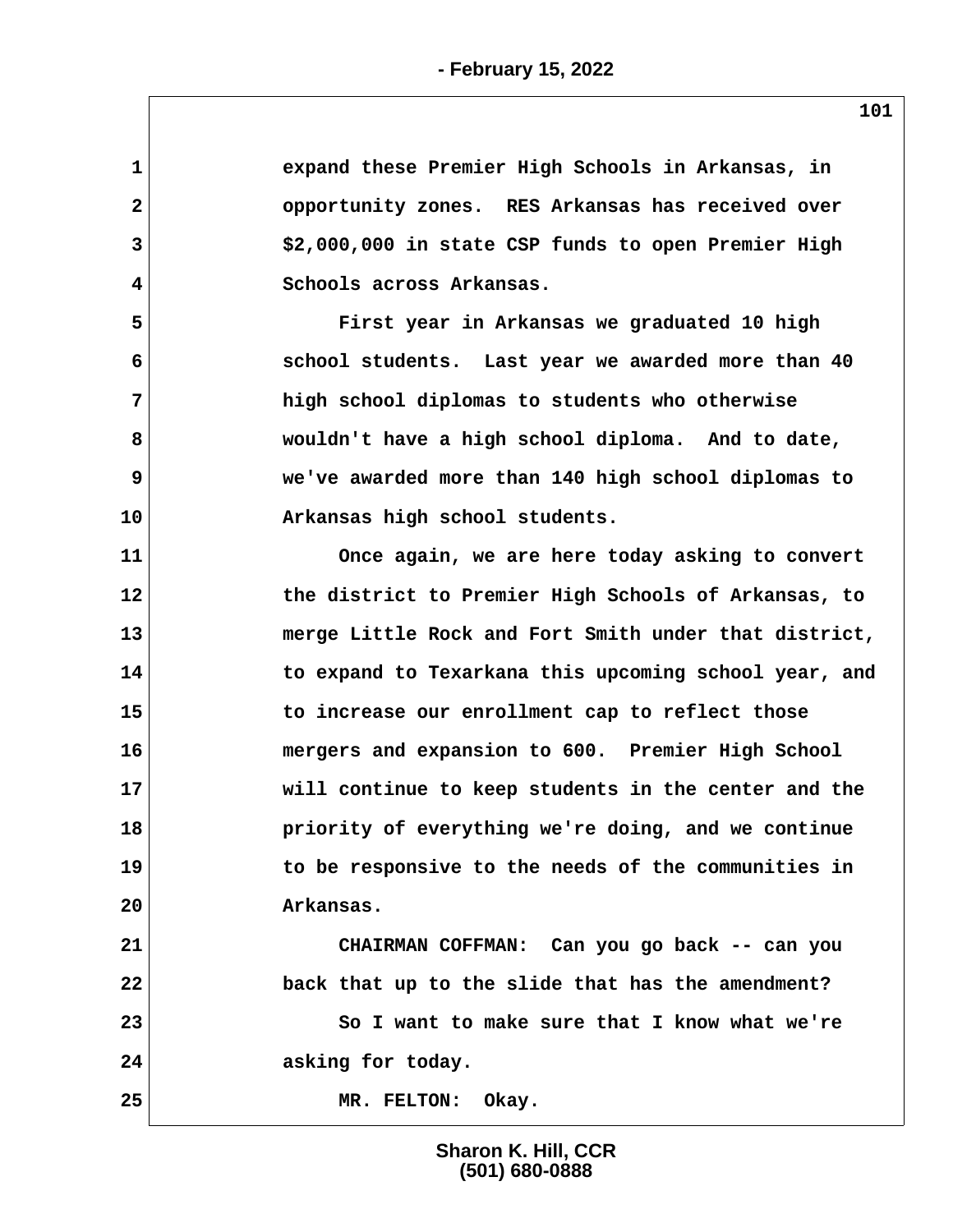1 expand these Premier High Schools in Arkansas, in
2 opportunity zones. RES Arkansas has received over
3 $2,000,000 in state CSP funds to open Premier High
4 Schools across Arkansas.
5 First year in Arkansas we graduated 10 high
6 school students. Last year we awarded more than 40
7 high school diplomas to students who otherwise
8 wouldn't have a high school diploma. And to date,
9 we've awarded more than 140 high school diplomas to
10 Arkansas high school students.
11 Once again, we are here today asking to convert
12 the district to Premier High Schools of Arkansas, to
13 merge Little Rock and Fort Smith under that district,
14 to expand to Texarkana this upcoming school year, and
15 to increase our enrollment cap to reflect those
16 mergers and expansion to 600. Premier High School
17 will continue to keep students in the center and the
18 priority of everything we're doing, and we continue
19 to be responsive to the needs of the communities in
20 Arkansas.
21 CHAIRMAN COFFMAN: Can you go back -- can you
22 back that up to the slide that has the amendment?
23 So I want to make sure that I know what we're
24 asking for today.
25 MR. FELTON: Okay.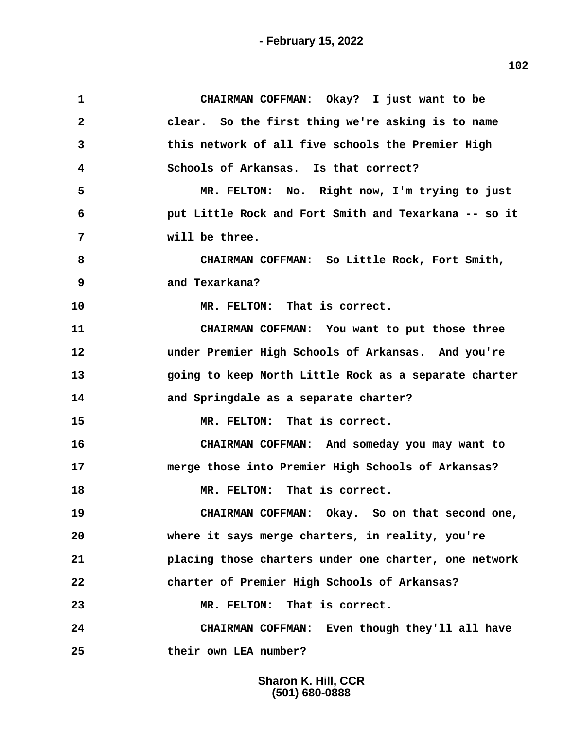CHAIRMAN COFFMAN: Okay? I just want to be clear. So the first thing we're asking is to name this network of all five schools the Premier High Schools of Arkansas. Is that correct?

MR. FELTON: No. Right now, I'm trying to just put Little Rock and Fort Smith and Texarkana -- so it will be three.

CHAIRMAN COFFMAN: So Little Rock, Fort Smith, and Texarkana?

MR. FELTON: That is correct.

CHAIRMAN COFFMAN: You want to put those three under Premier High Schools of Arkansas. And you're going to keep North Little Rock as a separate charter and Springdale as a separate charter?

MR. FELTON: That is correct.

CHAIRMAN COFFMAN: And someday you may want to merge those into Premier High Schools of Arkansas?

MR. FELTON: That is correct.

CHAIRMAN COFFMAN: Okay. So on that second one, where it says merge charters, in reality, you're placing those charters under one charter, one network charter of Premier High Schools of Arkansas?

MR. FELTON: That is correct.

CHAIRMAN COFFMAN: Even though they'll all have their own LEA number?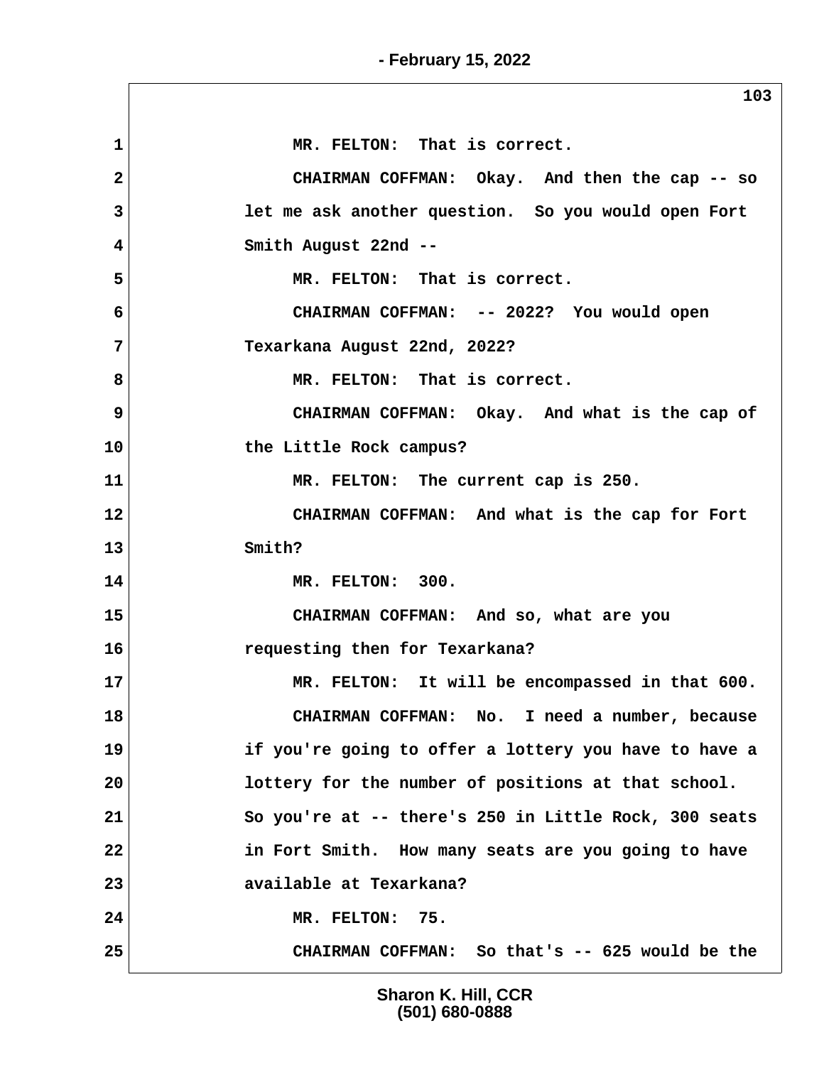1 MR. FELTON: That is correct.

2 CHAIRMAN COFFMAN: Okay. And then the cap -- so

3 let me ask another question. So you would open Fort

4 Smith August 22nd --

5 MR. FELTON: That is correct.

6 CHAIRMAN COFFMAN: -- 2022? You would open

7 Texarkana August 22nd, 2022?

8 MR. FELTON: That is correct.

9 CHAIRMAN COFFMAN: Okay. And what is the cap of

10 the Little Rock campus?

11 MR. FELTON: The current cap is 250.

12 CHAIRMAN COFFMAN: And what is the cap for Fort

13 Smith?

14 MR. FELTON: 300.

15 CHAIRMAN COFFMAN: And so, what are you

16 requesting then for Texarkana?

17 MR. FELTON: It will be encompassed in that 600.

18 CHAIRMAN COFFMAN: No. I need a number, because

19 if you're going to offer a lottery you have to have a

20 lottery for the number of positions at that school.

21 So you're at -- there's 250 in Little Rock, 300 seats

22 in Fort Smith. How many seats are you going to have

23 available at Texarkana?

24 MR. FELTON: 75.

25 CHAIRMAN COFFMAN: So that's -- 625 would be the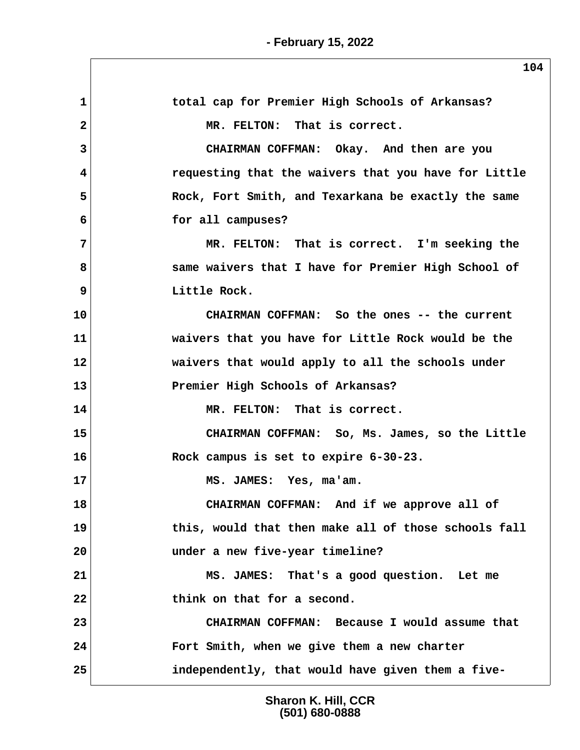1 total cap for Premier High Schools of Arkansas?

2 MR. FELTON: That is correct.

3 CHAIRMAN COFFMAN: Okay. And then are you

4 requesting that the waivers that you have for Little

5 Rock, Fort Smith, and Texarkana be exactly the same

6 for all campuses?

7 MR. FELTON: That is correct. I'm seeking the

8 same waivers that I have for Premier High School of

9 Little Rock.

10 CHAIRMAN COFFMAN: So the ones -- the current

11 waivers that you have for Little Rock would be the

12 waivers that would apply to all the schools under

13 Premier High Schools of Arkansas?

14 MR. FELTON: That is correct.

15 CHAIRMAN COFFMAN: So, Ms. James, so the Little

16 Rock campus is set to expire 6-30-23.

17 MS. JAMES: Yes, ma'am.

18 CHAIRMAN COFFMAN: And if we approve all of

19 this, would that then make all of those schools fall

20 under a new five-year timeline?

21 MS. JAMES: That's a good question. Let me

22 think on that for a second.

23 CHAIRMAN COFFMAN: Because I would assume that

24 Fort Smith, when we give them a new charter

25 independently, that would have given them a five-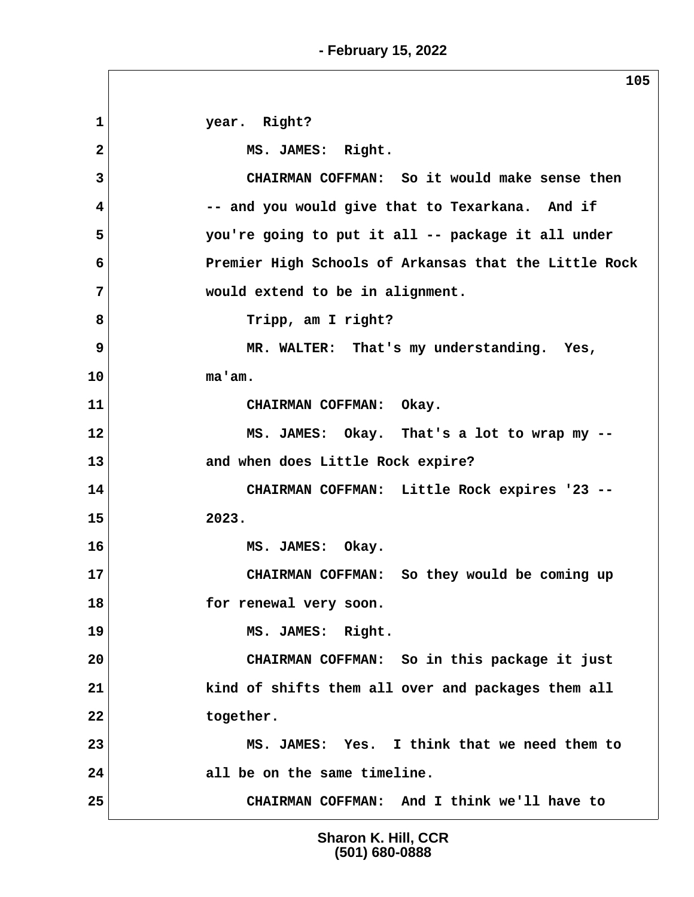year. Right?

MS. JAMES: Right.

CHAIRMAN COFFMAN: So it would make sense then -- and you would give that to Texarkana. And if you're going to put it all -- package it all under Premier High Schools of Arkansas that the Little Rock would extend to be in alignment.

Tripp, am I right?

MR. WALTER: That's my understanding. Yes, ma'am.

CHAIRMAN COFFMAN: Okay.

MS. JAMES: Okay. That's a lot to wrap my -- and when does Little Rock expire?

CHAIRMAN COFFMAN: Little Rock expires '23 -- 2023.

MS. JAMES: Okay.

CHAIRMAN COFFMAN: So they would be coming up for renewal very soon.

MS. JAMES: Right.

CHAIRMAN COFFMAN: So in this package it just kind of shifts them all over and packages them all together.

MS. JAMES: Yes. I think that we need them to all be on the same timeline.

CHAIRMAN COFFMAN: And I think we'll have to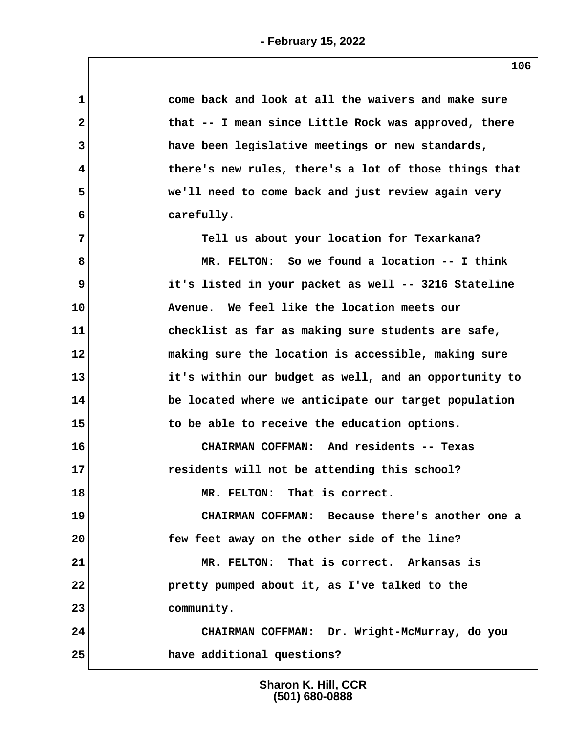come back and look at all the waivers and make sure that -- I mean since Little Rock was approved, there have been legislative meetings or new standards, there's new rules, there's a lot of those things that we'll need to come back and just review again very carefully.

Tell us about your location for Texarkana?

MR. FELTON: So we found a location -- I think it's listed in your packet as well -- 3216 Stateline Avenue. We feel like the location meets our checklist as far as making sure students are safe, making sure the location is accessible, making sure it's within our budget as well, and an opportunity to be located where we anticipate our target population to be able to receive the education options.

CHAIRMAN COFFMAN: And residents -- Texas residents will not be attending this school?

MR. FELTON: That is correct.

CHAIRMAN COFFMAN: Because there's another one a few feet away on the other side of the line?

MR. FELTON: That is correct. Arkansas is pretty pumped about it, as I've talked to the community.

CHAIRMAN COFFMAN: Dr. Wright-McMurray, do you have additional questions?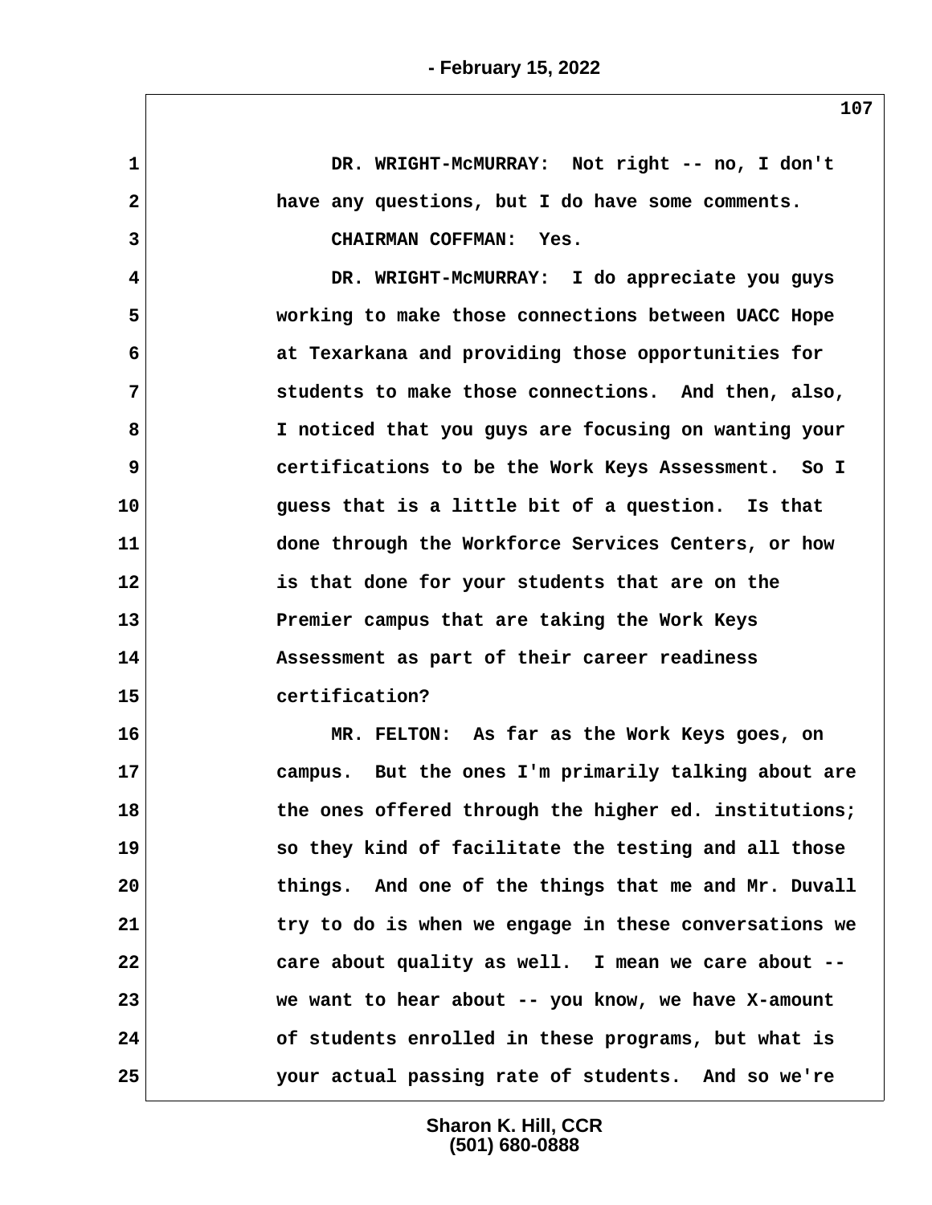1 DR. WRIGHT-McMURRAY: Not right -- no, I don't
2 have any questions, but I do have some comments.
3 CHAIRMAN COFFMAN: Yes.
4 DR. WRIGHT-McMURRAY: I do appreciate you guys
5 working to make those connections between UACC Hope
6 at Texarkana and providing those opportunities for
7 students to make those connections. And then, also,
8 I noticed that you guys are focusing on wanting your
9 certifications to be the Work Keys Assessment. So I
10 guess that is a little bit of a question. Is that
11 done through the Workforce Services Centers, or how
12 is that done for your students that are on the
13 Premier campus that are taking the Work Keys
14 Assessment as part of their career readiness
15 certification?
16 MR. FELTON: As far as the Work Keys goes, on
17 campus. But the ones I'm primarily talking about are
18 the ones offered through the higher ed. institutions;
19 so they kind of facilitate the testing and all those
20 things. And one of the things that me and Mr. Duvall
21 try to do is when we engage in these conversations we
22 care about quality as well. I mean we care about --
23 we want to hear about -- you know, we have X-amount
24 of students enrolled in these programs, but what is
25 your actual passing rate of students. And so we're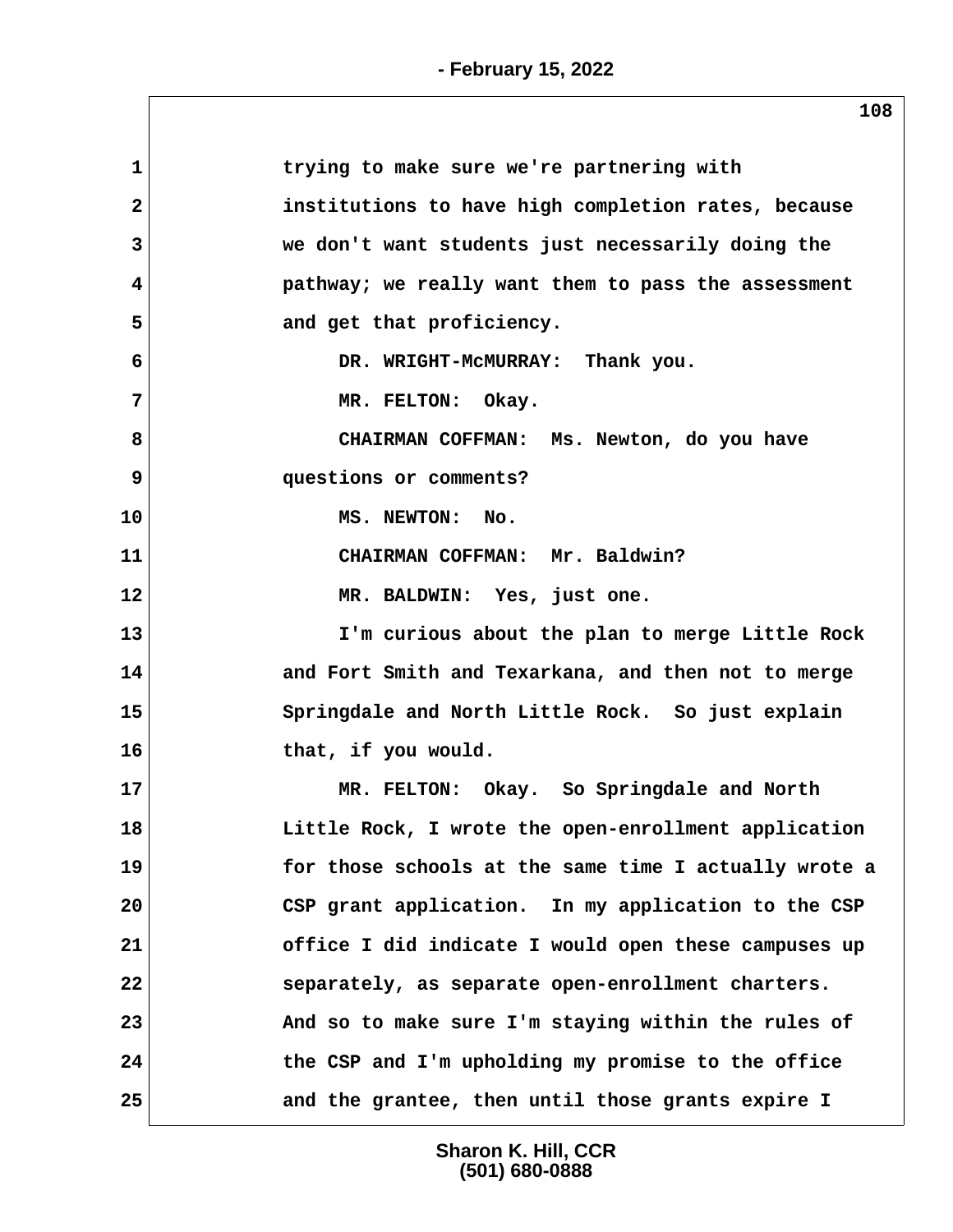trying to make sure we're partnering with institutions to have high completion rates, because we don't want students just necessarily doing the pathway; we really want them to pass the assessment and get that proficiency.

DR. WRIGHT-McMURRAY: Thank you.

MR. FELTON: Okay.

CHAIRMAN COFFMAN: Ms. Newton, do you have questions or comments?

MS. NEWTON: No.

CHAIRMAN COFFMAN: Mr. Baldwin?

MR. BALDWIN: Yes, just one.

I'm curious about the plan to merge Little Rock and Fort Smith and Texarkana, and then not to merge Springdale and North Little Rock. So just explain that, if you would.

MR. FELTON: Okay. So Springdale and North Little Rock, I wrote the open-enrollment application for those schools at the same time I actually wrote a CSP grant application. In my application to the CSP office I did indicate I would open these campuses up separately, as separate open-enrollment charters. And so to make sure I'm staying within the rules of the CSP and I'm upholding my promise to the office and the grantee, then until those grants expire I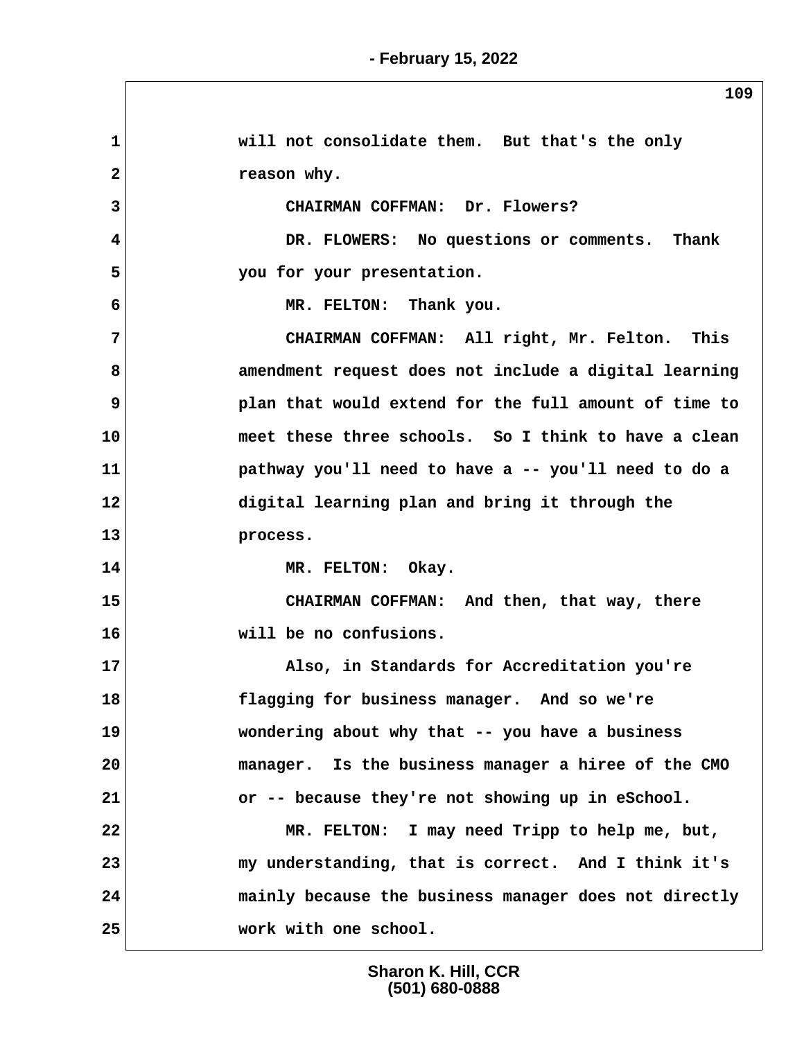will not consolidate them. But that's the only reason why.

CHAIRMAN COFFMAN: Dr. Flowers?

DR. FLOWERS: No questions or comments. Thank you for your presentation.

MR. FELTON: Thank you.

CHAIRMAN COFFMAN: All right, Mr. Felton. This amendment request does not include a digital learning plan that would extend for the full amount of time to meet these three schools. So I think to have a clean pathway you'll need to have a -- you'll need to do a digital learning plan and bring it through the process.

MR. FELTON: Okay.

CHAIRMAN COFFMAN: And then, that way, there will be no confusions.

Also, in Standards for Accreditation you're flagging for business manager. And so we're wondering about why that -- you have a business manager. Is the business manager a hiree of the CMO or -- because they're not showing up in eSchool.

MR. FELTON: I may need Tripp to help me, but, my understanding, that is correct. And I think it's mainly because the business manager does not directly work with one school.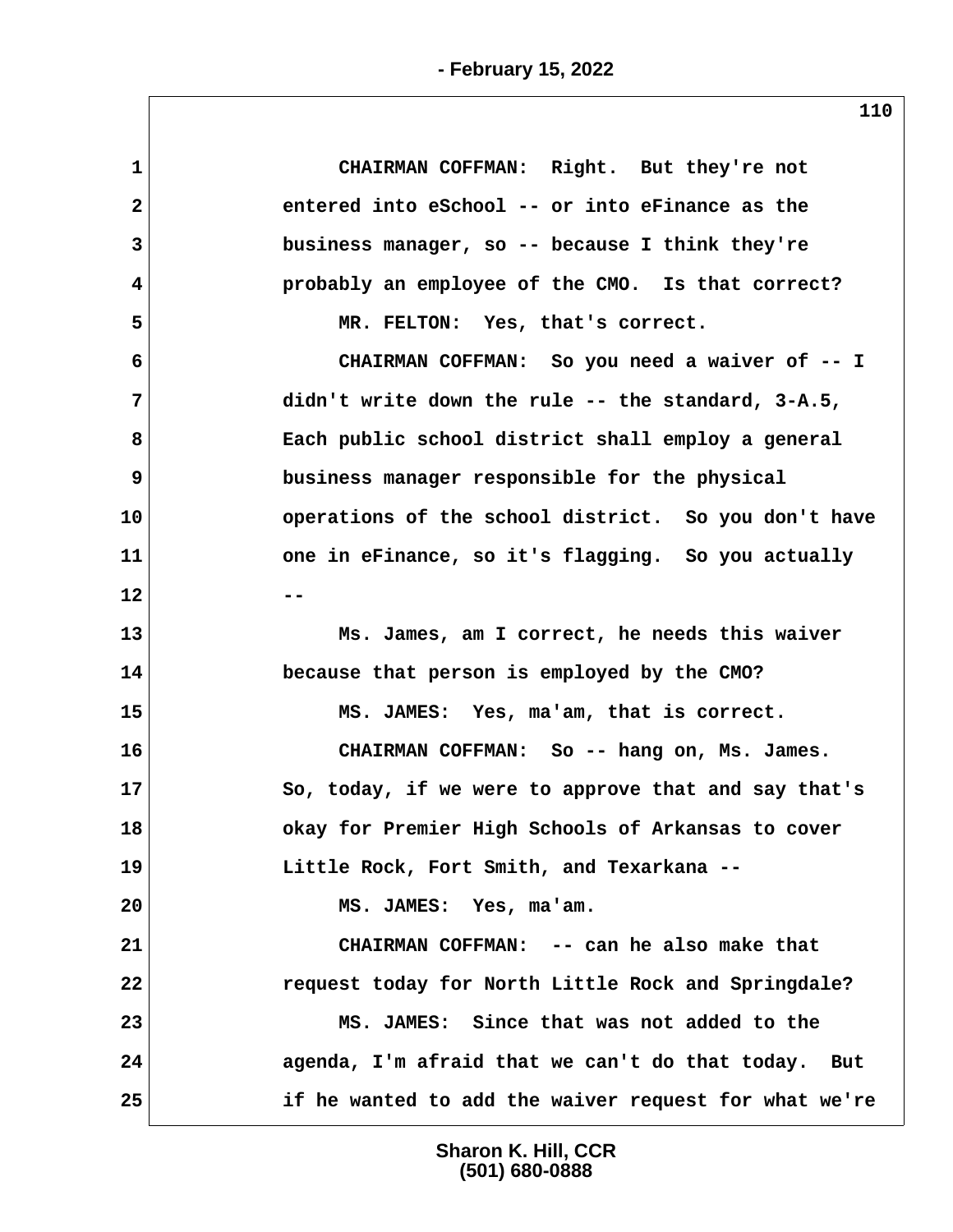CHAIRMAN COFFMAN: Right. But they're not entered into eSchool -- or into eFinance as the business manager, so -- because I think they're probably an employee of the CMO. Is that correct?

MR. FELTON: Yes, that's correct.

CHAIRMAN COFFMAN: So you need a waiver of -- I didn't write down the rule -- the standard, 3-A.5, Each public school district shall employ a general business manager responsible for the physical operations of the school district. So you don't have one in eFinance, so it's flagging. So you actually --

Ms. James, am I correct, he needs this waiver because that person is employed by the CMO?

MS. JAMES: Yes, ma'am, that is correct.

CHAIRMAN COFFMAN: So -- hang on, Ms. James. So, today, if we were to approve that and say that's okay for Premier High Schools of Arkansas to cover Little Rock, Fort Smith, and Texarkana --

MS. JAMES: Yes, ma'am.

CHAIRMAN COFFMAN: -- can he also make that request today for North Little Rock and Springdale?

MS. JAMES: Since that was not added to the agenda, I'm afraid that we can't do that today. But if he wanted to add the waiver request for what we're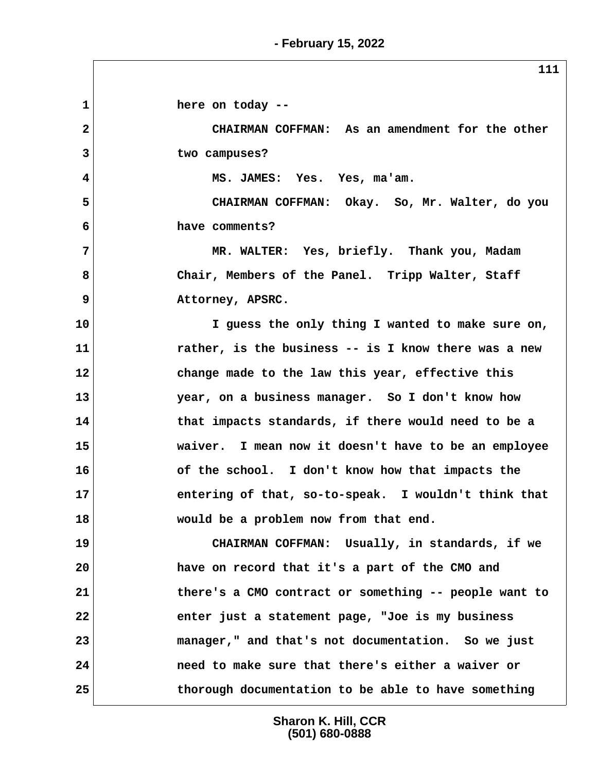here on today --

CHAIRMAN COFFMAN: As an amendment for the other two campuses?

MS. JAMES: Yes. Yes, ma'am.

CHAIRMAN COFFMAN: Okay. So, Mr. Walter, do you have comments?

MR. WALTER: Yes, briefly. Thank you, Madam Chair, Members of the Panel. Tripp Walter, Staff Attorney, APSRC.

I guess the only thing I wanted to make sure on, rather, is the business -- is I know there was a new change made to the law this year, effective this year, on a business manager. So I don't know how that impacts standards, if there would need to be a waiver. I mean now it doesn't have to be an employee of the school. I don't know how that impacts the entering of that, so-to-speak. I wouldn't think that would be a problem now from that end.

CHAIRMAN COFFMAN: Usually, in standards, if we have on record that it's a part of the CMO and there's a CMO contract or something -- people want to enter just a statement page, "Joe is my business manager," and that's not documentation. So we just need to make sure that there's either a waiver or thorough documentation to be able to have something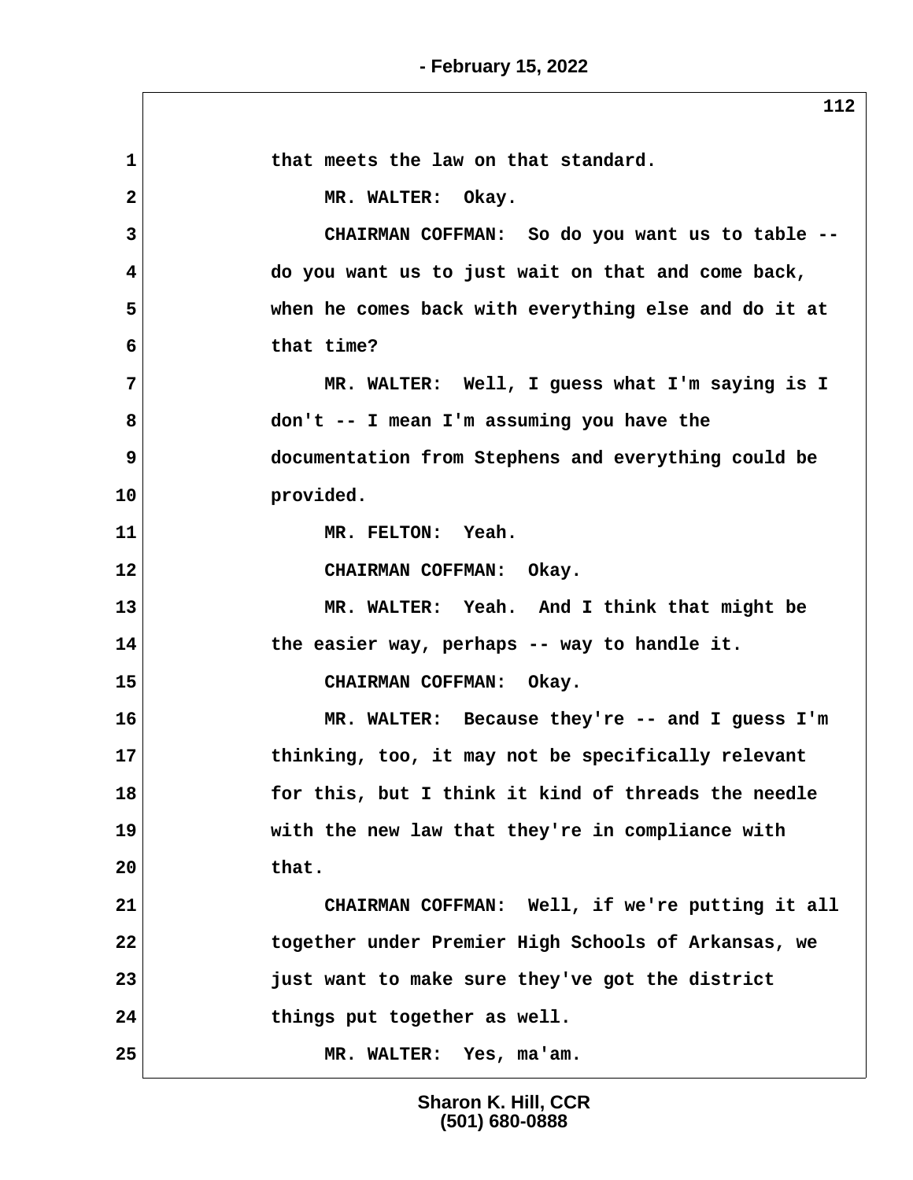that meets the law on that standard.

MR. WALTER: Okay.

CHAIRMAN COFFMAN: So do you want us to table -- do you want us to just wait on that and come back, when he comes back with everything else and do it at that time?

MR. WALTER: Well, I guess what I'm saying is I don't -- I mean I'm assuming you have the documentation from Stephens and everything could be provided.

MR. FELTON: Yeah.

CHAIRMAN COFFMAN: Okay.

MR. WALTER: Yeah. And I think that might be the easier way, perhaps -- way to handle it.

CHAIRMAN COFFMAN: Okay.

MR. WALTER: Because they're -- and I guess I'm thinking, too, it may not be specifically relevant for this, but I think it kind of threads the needle with the new law that they're in compliance with that.

CHAIRMAN COFFMAN: Well, if we're putting it all together under Premier High Schools of Arkansas, we just want to make sure they've got the district things put together as well.

MR. WALTER: Yes, ma'am.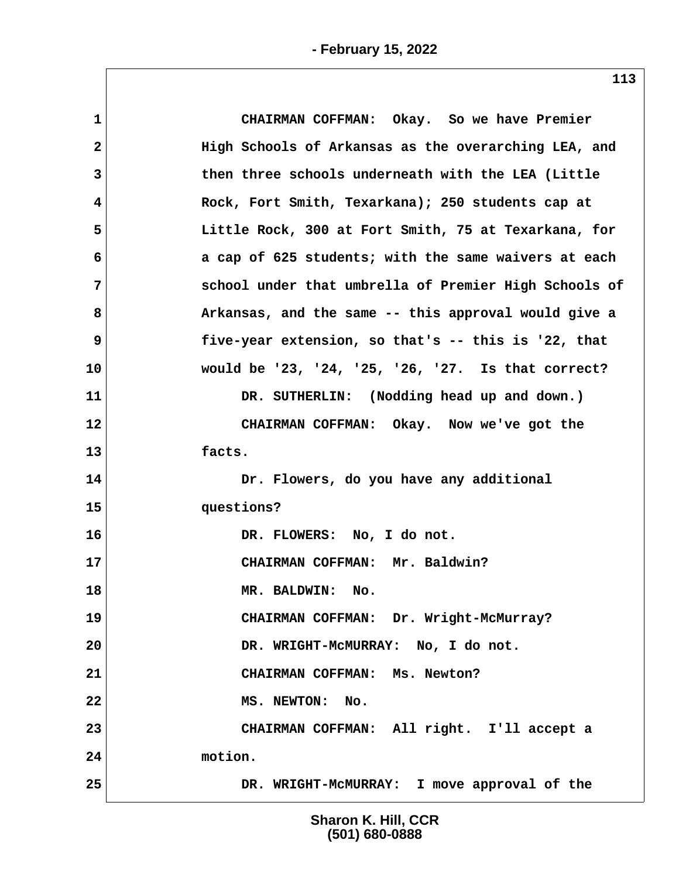1 CHAIRMAN COFFMAN: Okay. So we have Premier
2 High Schools of Arkansas as the overarching LEA, and
3 then three schools underneath with the LEA (Little
4 Rock, Fort Smith, Texarkana); 250 students cap at
5 Little Rock, 300 at Fort Smith, 75 at Texarkana, for
6 a cap of 625 students; with the same waivers at each
7 school under that umbrella of Premier High Schools of
8 Arkansas, and the same -- this approval would give a
9 five-year extension, so that's -- this is '22, that
10 would be '23, '24, '25, '26, '27. Is that correct?
11 DR. SUTHERLIN: (Nodding head up and down.)
12 CHAIRMAN COFFMAN: Okay. Now we've got the
13 facts.
14 Dr. Flowers, do you have any additional
15 questions?
16 DR. FLOWERS: No, I do not.
17 CHAIRMAN COFFMAN: Mr. Baldwin?
18 MR. BALDWIN: No.
19 CHAIRMAN COFFMAN: Dr. Wright-McMurray?
20 DR. WRIGHT-McMURRAY: No, I do not.
21 CHAIRMAN COFFMAN: Ms. Newton?
22 MS. NEWTON: No.
23 CHAIRMAN COFFMAN: All right. I'll accept a
24 motion.
25 DR. WRIGHT-McMURRAY: I move approval of the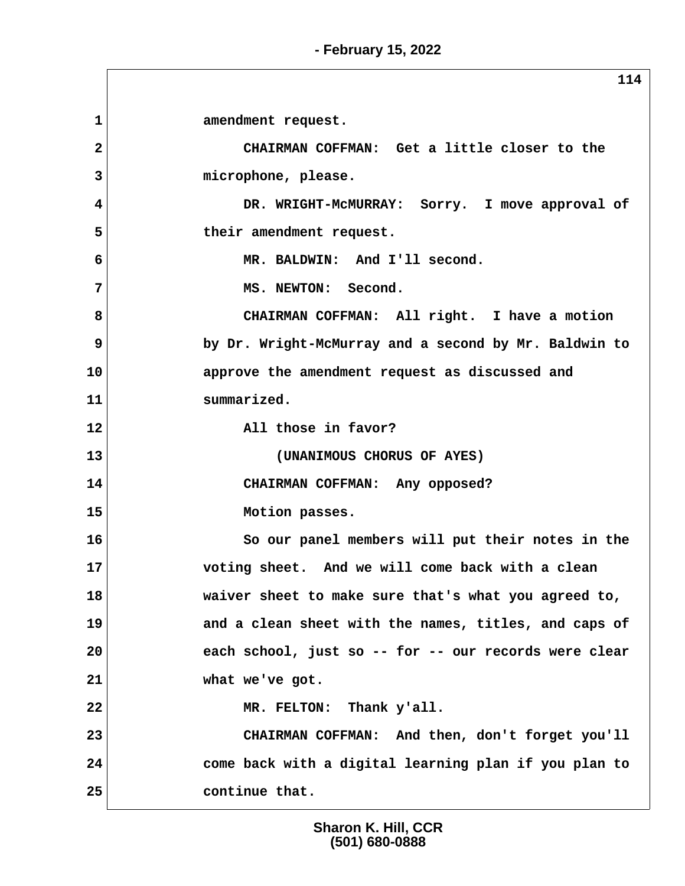amendment request.

CHAIRMAN COFFMAN: Get a little closer to the microphone, please.

DR. WRIGHT-McMURRAY: Sorry. I move approval of their amendment request.

MR. BALDWIN: And I'll second.

MS. NEWTON: Second.

CHAIRMAN COFFMAN: All right. I have a motion by Dr. Wright-McMurray and a second by Mr. Baldwin to approve the amendment request as discussed and summarized.

All those in favor?

(UNANIMOUS CHORUS OF AYES)

CHAIRMAN COFFMAN: Any opposed?

Motion passes.

So our panel members will put their notes in the voting sheet. And we will come back with a clean waiver sheet to make sure that's what you agreed to, and a clean sheet with the names, titles, and caps of each school, just so -- for -- our records were clear what we've got.

MR. FELTON: Thank y'all.

CHAIRMAN COFFMAN: And then, don't forget you'll come back with a digital learning plan if you plan to continue that.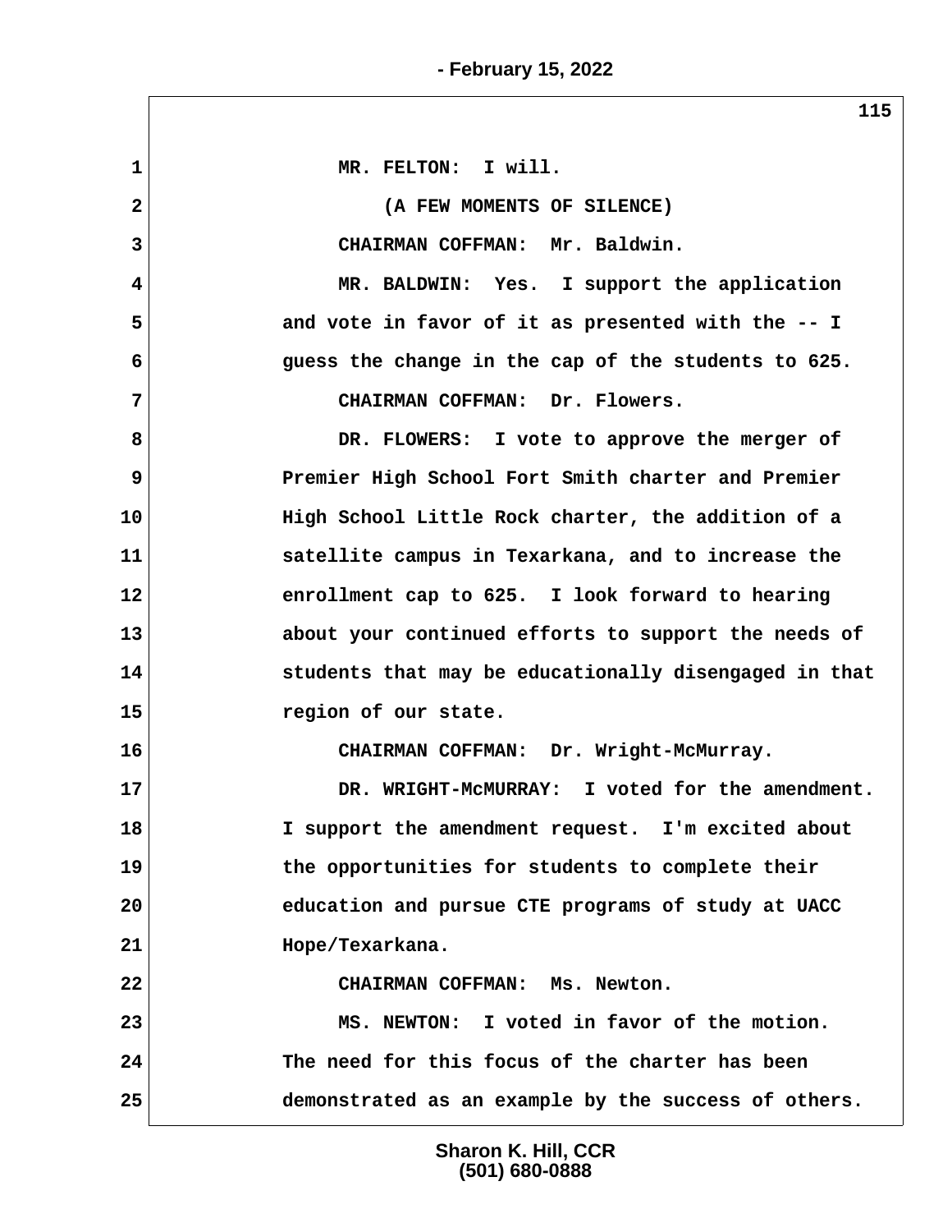MR. FELTON: I will.

(A FEW MOMENTS OF SILENCE)

CHAIRMAN COFFMAN: Mr. Baldwin.

MR. BALDWIN: Yes. I support the application and vote in favor of it as presented with the -- I guess the change in the cap of the students to 625.

CHAIRMAN COFFMAN: Dr. Flowers.

DR. FLOWERS: I vote to approve the merger of Premier High School Fort Smith charter and Premier High School Little Rock charter, the addition of a satellite campus in Texarkana, and to increase the enrollment cap to 625. I look forward to hearing about your continued efforts to support the needs of students that may be educationally disengaged in that region of our state.

CHAIRMAN COFFMAN: Dr. Wright-McMurray.

DR. WRIGHT-McMURRAY: I voted for the amendment. I support the amendment request. I'm excited about the opportunities for students to complete their education and pursue CTE programs of study at UACC Hope/Texarkana.

CHAIRMAN COFFMAN: Ms. Newton.

MS. NEWTON: I voted in favor of the motion. The need for this focus of the charter has been demonstrated as an example by the success of others.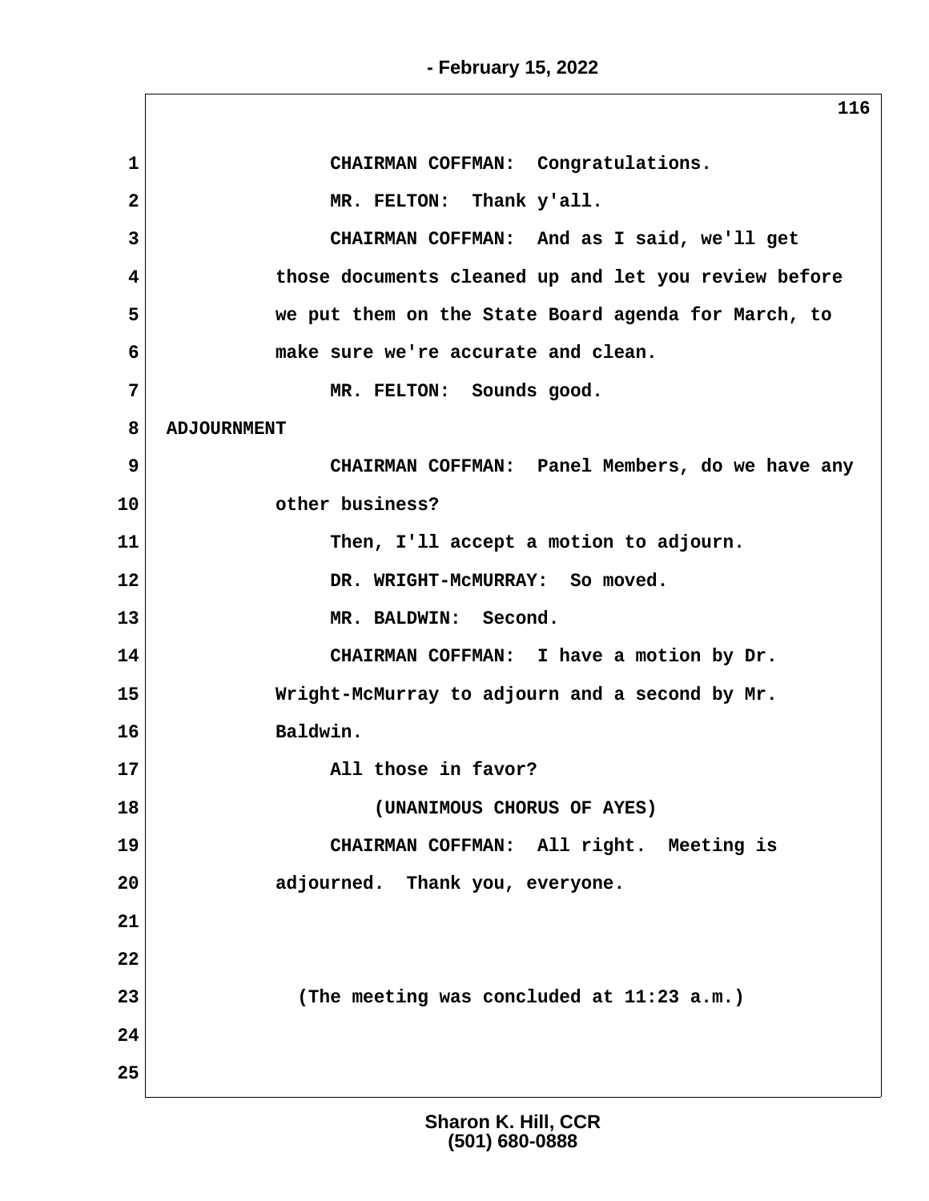CHAIRMAN COFFMAN: Congratulations.

MR. FELTON: Thank y'all.

CHAIRMAN COFFMAN: And as I said, we'll get those documents cleaned up and let you review before we put them on the State Board agenda for March, to make sure we're accurate and clean.

MR. FELTON: Sounds good.

## ADJOURNMENT

CHAIRMAN COFFMAN: Panel Members, do we have any other business?

Then, I'll accept a motion to adjourn.

DR. WRIGHT-McMURRAY: So moved.

MR. BALDWIN: Second.

CHAIRMAN COFFMAN: I have a motion by Dr. Wright-McMurray to adjourn and a second by Mr. Baldwin.

All those in favor?

(UNANIMOUS CHORUS OF AYES)

CHAIRMAN COFFMAN: All right. Meeting is adjourned. Thank you, everyone.

(The meeting was concluded at 11:23 a.m.)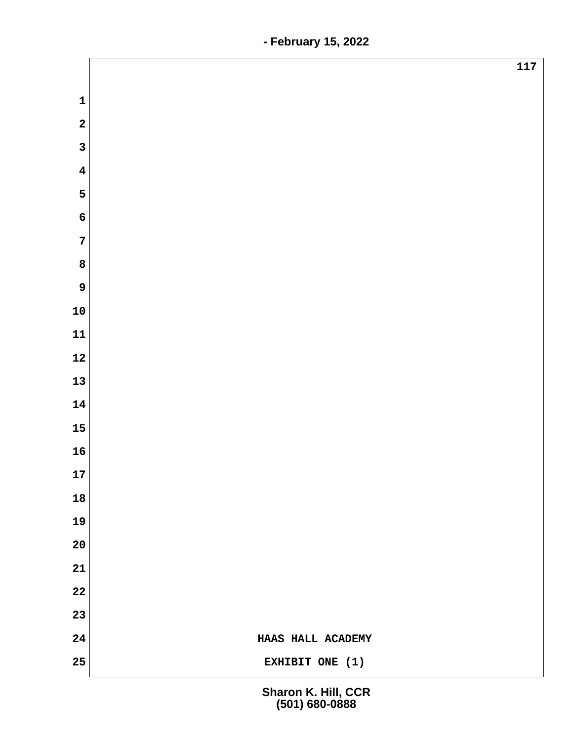HAAS HALL ACADEMY

EXHIBIT ONE (1)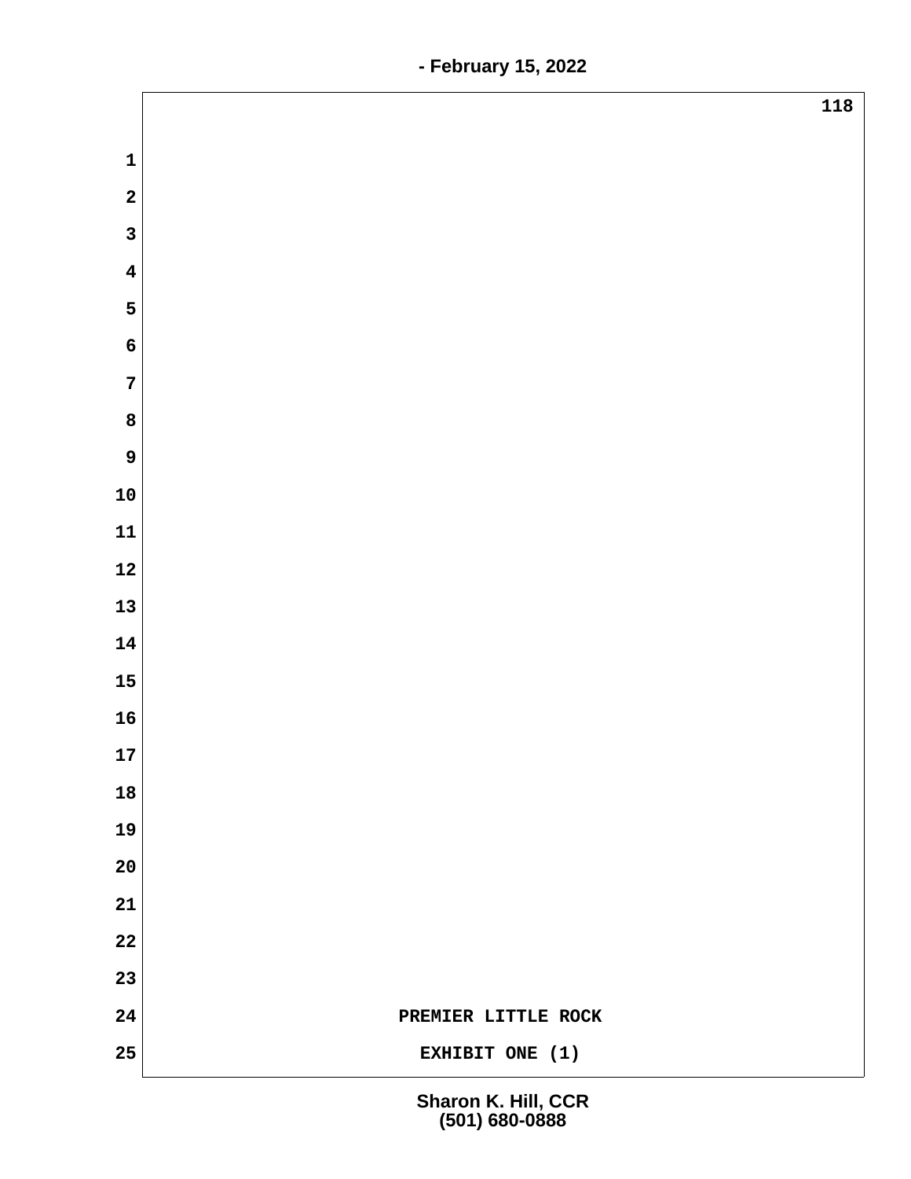PREMIER LITTLE ROCK

EXHIBIT ONE (1)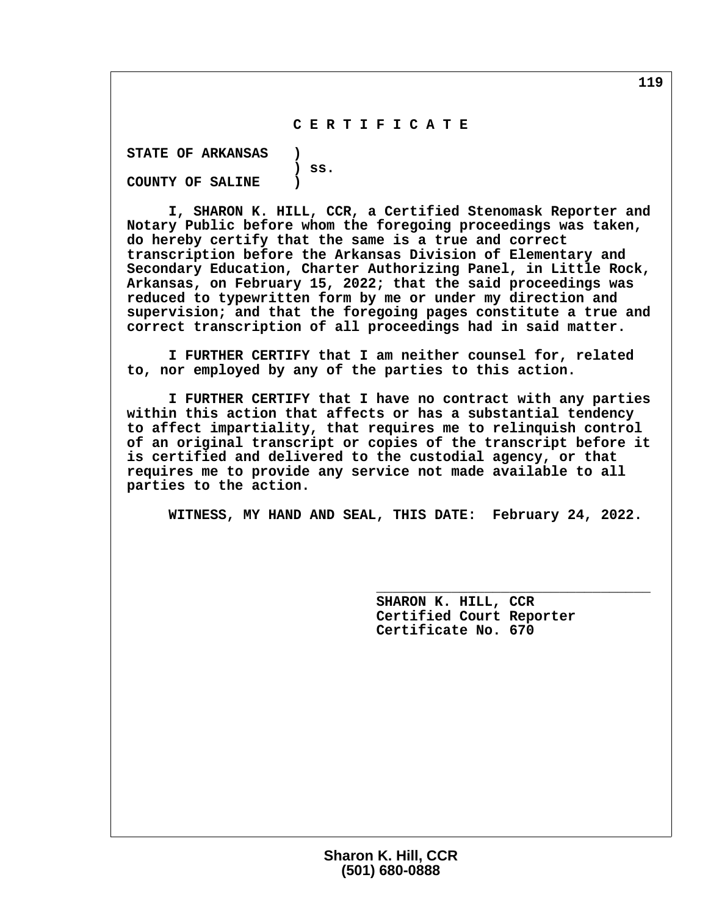# C E R T I F I C A T E

**STATE OF ARKANSAS )**
**) ss.**
**COUNTY OF SALINE )**

**I, SHARON K. HILL, CCR, a Certified Stenomask Reporter and Notary Public before whom the foregoing proceedings was taken, do hereby certify that the same is a true and correct transcription before the Arkansas Division of Elementary and Secondary Education, Charter Authorizing Panel, in Little Rock, Arkansas, on February 15, 2022; that the said proceedings was reduced to typewritten form by me or under my direction and supervision; and that the foregoing pages constitute a true and correct transcription of all proceedings had in said matter.**

**I FURTHER CERTIFY that I am neither counsel for, related to, nor employed by any of the parties to this action.**

**I FURTHER CERTIFY that I have no contract with any parties within this action that affects or has a substantial tendency to affect impartiality, that requires me to relinquish control of an original transcript or copies of the transcript before it is certified and delivered to the custodial agency, or that requires me to provide any service not made available to all parties to the action.**

**WITNESS, MY HAND AND SEAL, THIS DATE: February 24, 2022.**

\_\_\_\_\_\_\_\_\_\_\_\_\_\_\_\_\_\_\_\_\_\_\_\_\_\_\_\_\_\_\_\_\_\_

**SHARON K. HILL, CCR**
**Certified Court Reporter**
**Certificate No. 670**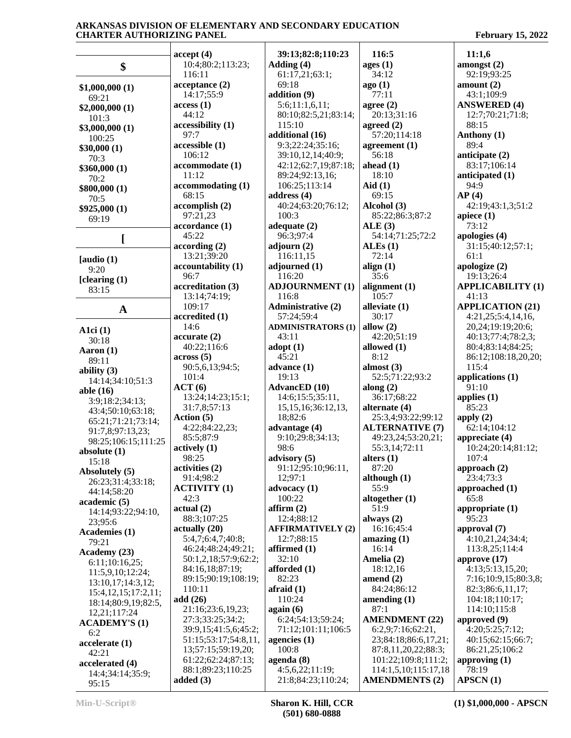**$**

**$1,000,000 (1)**
69:21
**$2,000,000 (1)**
101:3
**$3,000,000 (1)**
100:25
**$30,000 (1)**
70:3
**$360,000 (1)**
70:2
**$800,000 (1)**
70:5
**$925,000 (1)**
69:19

**[**

**[audio (1)**
9:20
**[clearing (1)**
83:15

**A**

**A1ci (1)**
30:18
**Aaron (1)**
89:11
**ability (3)**
14:14;34:10;51:3
**able (16)**
3:9;18:2;34:13;
43:4;50:10;63:18;
65:21;71:21;73:14;
91:7,8;97:13,23;
98:25;106:15;111:25
**absolute (1)**
15:18
**Absolutely (5)**
26:23;31:4;33:18;
44:14;58:20
**academic (5)**
14:14;93:22;94:10,
23;95:6
**Academies (1)**
79:21
**Academy (23)**
6:11;10:16,25;
11:5,9,10;12:24;
13:10,17;14:3,12;
15:4,12,15;17:2,11;
18:14;80:9,19;82:5,
12,21;117:24
**ACADEMY'S (1)**
6:2
**accelerate (1)**
42:21
**accelerated (4)**
14:4;34:14;35:9;
95:15
**accept (4)**
10:4;80:2;113:23;
116:11
**acceptance (2)**
14:17;55:9
**access (1)**
44:12
**accessibility (1)**
97:7
**accessible (1)**
106:12
**accommodate (1)**
11:12
**accommodating (1)**
68:15
**accomplish (2)**
97:21,23
**accordance (1)**
45:22
**according (2)**
13:21;39:20
**accountability (1)**
96:7
**accreditation (3)**
13:14;74:19;
109:17
**accredited (1)**
14:6
**accurate (2)**
40:22;116:6
**across (5)**
90:5,6,13;94:5;
101:4
**ACT (6)**
13:24;14:23;15:1;
31:7,8;57:13
**Action (5)**
4:22;84:22,23;
85:5;87:9
**actively (1)**
98:25
**activities (2)**
91:4;98:2
**ACTIVITY (1)**
42:3
**actual (2)**
88:3;107:25
**actually (20)**
5:4,7;6:4,7;40:8;
46:24;48:24;49:21;
50:1,2,18;57:9;62:2;
84:16,18;87:19;
89:15;90:19;108:19;
110:11
**add (26)**
21:16;23:6,19,23;
27:3;33:25;34:2;
39:9,15;41:5,6;45:2;
51:15;53:17;54:8,11,
13;57:15;59:19,20;
61:22;62:24;87:13;
88:1;89:23;110:25
**added (3)**
39:13;82:8;110:23
**Adding (4)**
61:17,21;63:1;
69:18
**addition (9)**
5:6;11:1,6,11;
80:10;82:5,21;83:14;
115:10
**additional (16)**
9:3;22:24;35:16;
39:10,12,14;40:9;
42:12;62:7,19;87:18;
89:24;92:13,16;
106:25;113:14
**address (4)**
40:24;63:20;76:12;
100:3
**adequate (2)**
96:3;97:4
**adjourn (2)**
116:11,15
**adjourned (1)**
116:20
**ADJOURNMENT (1)**
116:8
**Administrative (2)**
57:24;59:4
**ADMINISTRATORS (1)**
43:11
**adopt (1)**
45:21
**advance (1)**
19:13
**AdvancED (10)**
14:6;15:5;35:11,
15,15,16;36:12,13,
18;82:6
**advantage (4)**
9:10;29:8;34:13;
98:6
**advisory (5)**
91:12;95:10;96:11,
12;97:1
**advocacy (1)**
100:22
**affirm (2)**
12:4;88:12
**AFFIRMATIVELY (2)**
12:7;88:15
**affirmed (1)**
32:10
**afforded (1)**
82:23
**afraid (1)**
110:24
**again (6)**
6:24;54:13;59:24;
71:12;101:11;106:5
**agencies (1)**
100:8
**agenda (8)**
4:5,6,22;11:19;
21:8;84:23;110:24;
116:5
**ages (1)**
34:12
**ago (1)**
77:11
**agree (2)**
20:13;31:16
**agreed (2)**
57:20;114:18
**agreement (1)**
56:18
**ahead (1)**
18:10
**Aid (1)**
69:15
**Alcohol (3)**
85:22;86:3;87:2
**ALE (3)**
54:14;71:25;72:2
**ALEs (1)**
72:14
**align (1)**
35:6
**alignment (1)**
105:7
**alleviate (1)**
30:17
**allow (2)**
42:20;51:19
**allowed (1)**
8:12
**almost (3)**
52:5;71:22;93:2
**along (2)**
36:17;68:22
**alternate (4)**
25:3,4;93:22;99:12
**ALTERNATIVE (7)**
49:23,24;53:20,21;
55:3,14;72:11
**alters (1)**
87:20
**although (1)**
55:9
**altogether (1)**
51:9
**always (2)**
16:16;45:4
**amazing (1)**
16:14
**Amelia (2)**
18:12,16
**amend (2)**
84:24;86:12
**amending (1)**
87:1
**AMENDMENT (22)**
6:2,9;7:16;62:21,
23;84:18;86:6,17,21;
87:8,11,20,22;88:3;
101:22;109:8;111:2;
114:1,5,10;115:17,18
**AMENDMENTS (2)**
11:1,6
**amongst (2)**
92:19;93:25
**amount (2)**
43:1;109:9
**ANSWERED (4)**
12:7;70:21;71:8;
88:15
**Anthony (1)**
89:4
**anticipate (2)**
83:17;106:14
**anticipated (1)**
94:9
**AP (4)**
42:19;43:1,3;51:2
**apiece (1)**
73:12
**apologies (4)**
31:15;40:12;57:1;
61:1
**apologize (2)**
19:13;26:4
**APPLICABILITY (1)**
41:13
**APPLICATION (21)**
4:21,25;5:4,14,16,
20,24;19:19;20:6;
40:13;77:4;78:2,3;
80:4;83:14;84:25;
86:12;108:18,20,20;
115:4
**applications (1)**
91:10
**applies (1)**
85:23
**apply (2)**
62:14;104:12
**appreciate (4)**
10:24;20:14;81:12;
107:4
**approach (2)**
23:4;73:3
**approached (1)**
65:8
**appropriate (1)**
95:23
**approval (7)**
4:10,21,24;34:4;
113:8,25;114:4
**approve (17)**
4:13;5:13,15,20;
7:16;10:9,15;80:3,8;
82:3;86:6,11,17;
104:18;110:17;
114:10;115:8
**approved (9)**
4:20;5:25;7:12;
40:15;62:15;66:7;
86:21,25;106:2
**approving (1)**
78:19
**APSCN (1)**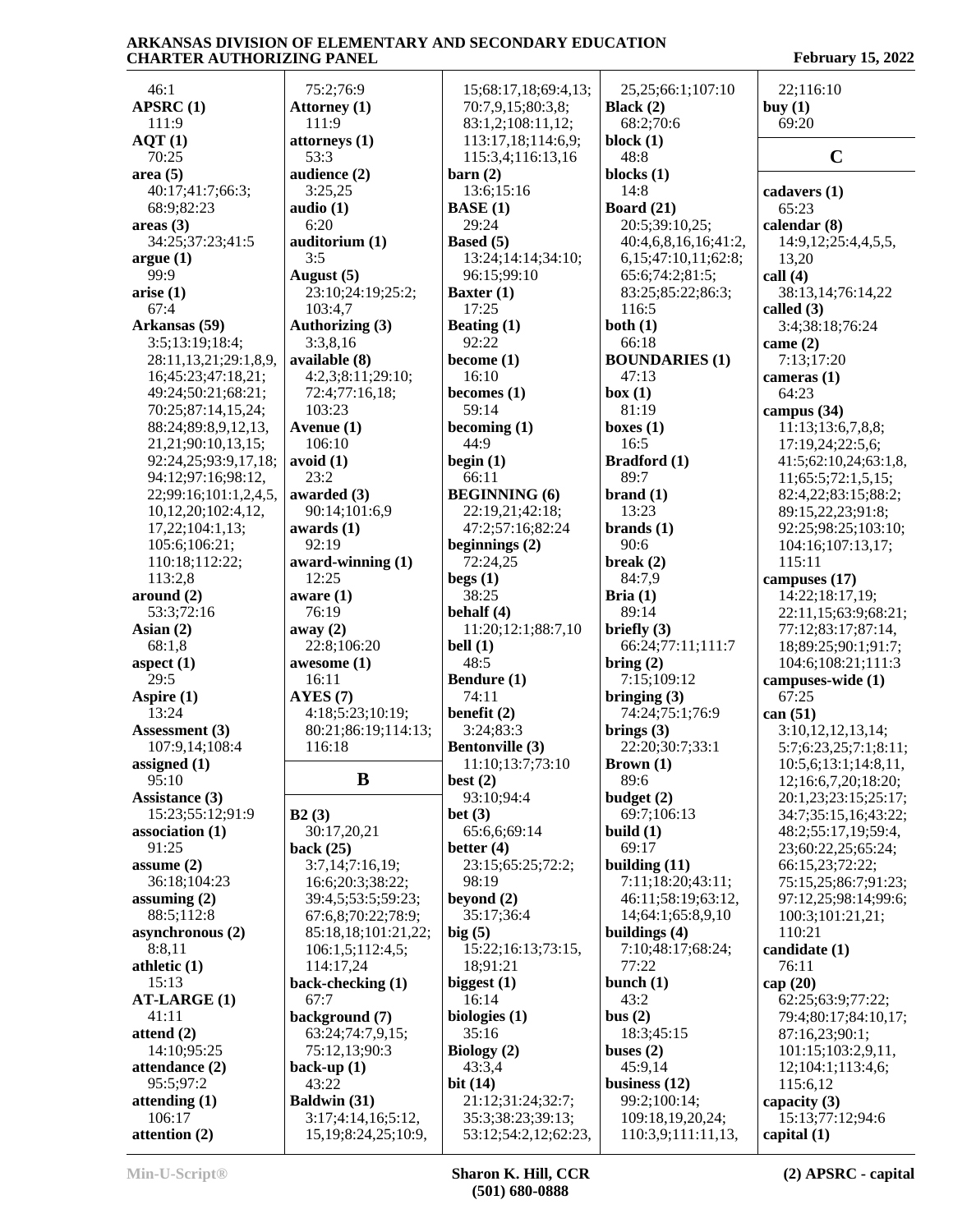46:1
**APSRC (1)**
111:9
**AQT (1)**
70:25
**area (5)**
40:17;41:7;66:3;
68:9;82:23
**areas (3)**
34:25;37:23;41:5
**argue (1)**
99:9
**arise (1)**
67:4
**Arkansas (59)**
3:5;13:19;18:4;
28:11,13,21;29:1,8,9,
16;45:23;47:18,21;
49:24;50:21;68:21;
70:25;87:14,15,24;
88:24;89:8,9,12,13,
21,21;90:10,13,15;
92:24,25;93:9,17,18;
94:12;97:16;98:12,
22;99:16;101:1,2,4,5,
10,12,20;102:4,12,
17,22;104:1,13;
105:6;106:21;
110:18;112:22;
113:2,8
**around (2)**
53:3;72:16
**Asian (2)**
68:1,8
**aspect (1)**
29:5
**Aspire (1)**
13:24
**Assessment (3)**
107:9,14;108:4
**assigned (1)**
95:10
**Assistance (3)**
15:23;55:12;91:9
**association (1)**
91:25
**assume (2)**
36:18;104:23
**assuming (2)**
88:5;112:8
**asynchronous (2)**
8:8,11
**athletic (1)**
15:13
**AT-LARGE (1)**
41:11
**attend (2)**
14:10;95:25
**attendance (2)**
95:5;97:2
**attending (1)**
106:17
**attention (2)**
75:2;76:9
**Attorney (1)**
111:9
**attorneys (1)**
53:3
**audience (2)**
3:25,25
**audio (1)**
6:20
**auditorium (1)**
3:5
**August (5)**
23:10;24:19;25:2;
103:4,7
**Authorizing (3)**
3:3,8,16
**available (8)**
4:2,3;8:11;29:10;
72:4;77:16,18;
103:23
**Avenue (1)**
106:10
**avoid (1)**
23:2
**awarded (3)**
90:14;101:6,9
**awards (1)**
92:19
**award-winning (1)**
12:25
**aware (1)**
76:19
**away (2)**
22:8;106:20
**awesome (1)**
16:11
**AYES (7)**
4:18;5:23;10:19;
80:21;86:19;114:13;
116:18

## B

**B2 (3)**
30:17,20,21
**back (25)**
3:7,14;7:16,19;
16:6;20:3;38:22;
39:4,5;53:5;59:23;
67:6,8;70:22;78:9;
85:18,18;101:21,22;
106:1,5;112:4,5;
114:17,24
**back-checking (1)**
67:7
**background (7)**
63:24;74:7,9,15;
75:12,13;90:3
**back-up (1)**
43:22
**Baldwin (31)**
3:17;4:14,16;5:12,
15,19;8:24,25;10:9,
15;68:17,18;69:4,13;
70:7,9,15;80:3,8;
83:1,2;108:11,12;
113:17,18;114:6,9;
115:3,4;116:13,16
**barn (2)**
13:6;15:16
**BASE (1)**
29:24
**Based (5)**
13:24;14:14;34:10;
96:15;99:10
**Baxter (1)**
17:25
**Beating (1)**
92:22
**become (1)**
16:10
**becomes (1)**
59:14
**becoming (1)**
44:9
**begin (1)**
66:11
**BEGINNING (6)**
22:19,21;42:18;
47:2;57:16;82:24
**beginnings (2)**
72:24,25
**begs (1)**
38:25
**behalf (4)**
11:20;12:1;88:7,10
**bell (1)**
48:5
**Bendure (1)**
74:11
**benefit (2)**
3:24;83:3
**Bentonville (3)**
11:10;13:7;73:10
**best (2)**
93:10;94:4
**bet (3)**
65:6,6;69:14
**better (4)**
23:15;65:25;72:2;
98:19
**beyond (2)**
35:17;36:4
**big (5)**
15:22;16:13;73:15,
18;91:21
**biggest (1)**
16:14
**biologies (1)**
35:16
**Biology (2)**
43:3,4
**bit (14)**
21:12;31:24;32:7;
35:3;38:23;39:13;
53:12;54:2,12;62:23,
25,25;66:1;107:10
**Black (2)**
68:2;70:6
**block (1)**
48:8
**blocks (1)**
14:8
**Board (21)**
20:5;39:10,25;
40:4,6,8,16,16;41:2,
6,15;47:10,11;62:8;
65:6;74:2;81:5;
83:25;85:22;86:3;
116:5
**both (1)**
66:18
**BOUNDARIES (1)**
47:13
**box (1)**
81:19
**boxes (1)**
16:5
**Bradford (1)**
89:7
**brand (1)**
13:23
**brands (1)**
90:6
**break (2)**
84:7,9
**Bria (1)**
89:14
**briefly (3)**
66:24;77:11;111:7
**bring (2)**
7:15;109:12
**bringing (3)**
74:24;75:1;76:9
**brings (3)**
22:20;30:7;33:1
**Brown (1)**
89:6
**budget (2)**
69:7;106:13
**build (1)**
69:17
**building (11)**
7:11;18:20;43:11;
46:11;58:19;63:12,
14;64:1;65:8,9,10
**buildings (4)**
7:10;48:17;68:24;
77:22
**bunch (1)**
43:2
**bus (2)**
18:3;45:15
**buses (2)**
45:9,14
**business (12)**
99:2;100:14;
109:18,19,20,24;
110:3,9;111:11,13,
22;116:10
**buy (1)**
69:20

## C

**cadavers (1)**
65:23
**calendar (8)**
14:9,12;25:4,4,5,5,
13,20
**call (4)**
38:13,14;76:14,22
**called (3)**
3:4;38:18;76:24
**came (2)**
7:13;17:20
**cameras (1)**
64:23
**campus (34)**
11:13;13:6,7,8,8;
17:19,24;22:5,6;
41:5;62:10,24;63:1,8,
11;65:5;72:1,5,15;
82:4,22;83:15;88:2;
89:15,22,23;91:8;
92:25;98:25;103:10;
104:16;107:13,17;
115:11
**campuses (17)**
14:22;18:17,19;
22:11,15;63:9;68:21;
77:12;83:17;87:14,
18;89:25;90:1;91:7;
104:6;108:21;111:3
**campuses-wide (1)**
67:25
**can (51)**
3:10,12,12,13,14;
5:7;6:23,25;7:1;8:11;
10:5,6;13:1;14:8,11,
12;16:6,7,20;18:20;
20:1,23;23:15;25:17;
34:7;35:15,16;43:22;
48:2;55:17,19;59:4,
23;60:22,25;65:24;
66:15,23;72:22;
75:15,25;86:7;91:23;
97:12,25;98:14;99:6;
100:3;101:21,21;
110:21
**candidate (1)**
76:11
**cap (20)**
62:25;63:9;77:22;
79:4;80:17;84:10,17;
87:16,23;90:1;
101:15;103:2,9,11,
12;104:1;113:4,6;
115:6,12
**capacity (3)**
15:13;77:12;94:6
**capital (1)**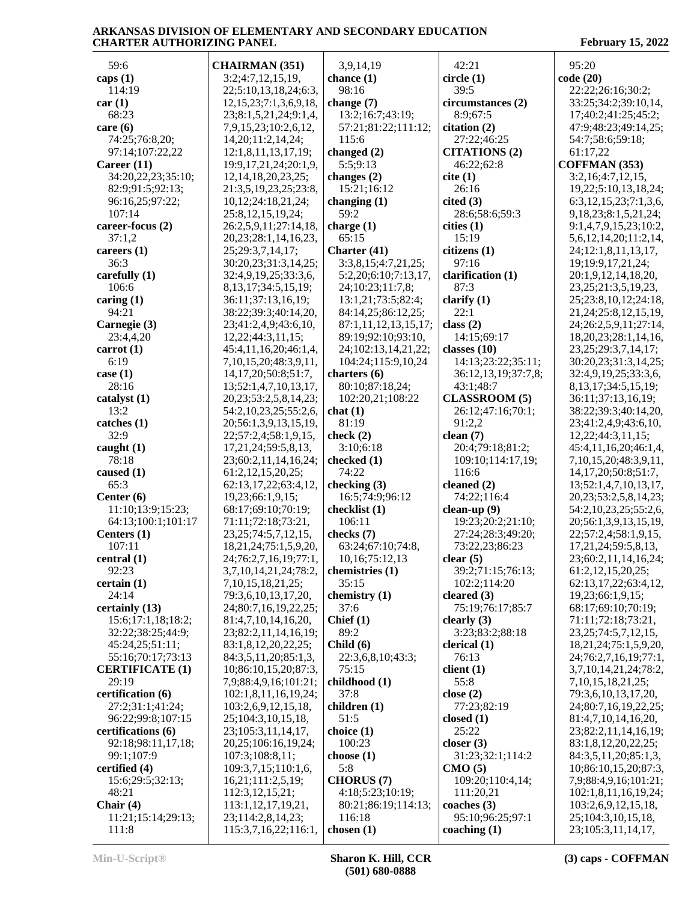59:6
**caps (1)**
114:19
**car (1)**
68:23
**care (6)**
74:25;76:8,20;
97:14;107:22,22
**Career (11)**
34:20,22,23;35:10;
82:9;91:5;92:13;
96:16,25;97:22;
107:14
**career-focus (2)**
37:1,2
**careers (1)**
36:3
**carefully (1)**
106:6
**caring (1)**
94:21
**Carnegie (3)**
23:4,4,20
**carrot (1)**
6:19
**case (1)**
28:16
**catalyst (1)**
13:2
**catches (1)**
32:9
**caught (1)**
78:18
**caused (1)**
65:3
**Center (6)**
11:10;13:9;15:23;
64:13;100:1;101:17
**Centers (1)**
107:11
**central (1)**
92:23
**certain (1)**
24:14
**certainly (13)**
15:6;17:1,18;18:2;
32:22;38:25;44:9;
45:24,25;51:11;
55:16;70:17;73:13
**CERTIFICATE (1)**
29:19
**certification (6)**
27:2;31:1;41:24;
96:22;99:8;107:15
**certifications (6)**
92:18;98:11,17,18;
99:1;107:9
**certified (4)**
15:6;29:5;32:13;
48:21
**Chair (4)**
11:21;15:14;29:13;
111:8

**CHAIRMAN (351)**
3:2;4:7,12,15,19,
22;5:10,13,18,24;6:3,
12,15,23;7:1,3,6,9,18,
23;8:1,5,21,24;9:1,4,
7,9,15,23;10:2,6,12,
14,20;11:2,14,24;
12:1,8,11,13,17,19;
19:9,17,21,24;20:1,9,
12,14,18,20,23,25;
21:3,5,19,23,25;23:8,
10,12;24:18,21,24;
25:8,12,15,19,24;
26:2,5,9,11;27:14,18,
20,23;28:1,14,16,23,
25;29:3,7,14,17;
30:20,23;31:3,14,25;
32:4,9,19,25;33:3,6,
8,13,17;34:5,15,19;
36:11;37:13,16,19;
38:22;39:3;40:14,20,
23;41:2,4,9;43:6,10,
12,22;44:3,11,15;
45:4,11,16,20;46:1,4,
7,10,15,20;48:3,9,11,
14,17,20;50:8;51:7,
13;52:1,4,7,10,13,17,
20,23;53:2,5,8,14,23;
54:2,10,23,25;55:2,6,
20;56:1,3,9,13,15,19,
22;57:2,4;58:1,9,15,
17,21,24;59:5,8,13,
23;60:2,11,14,16,24;
61:2,12,15,20,25;
62:13,17,22;63:4,12,
19,23;66:1,9,15;
68:17;69:10;70:19;
71:11;72:18;73:21,
23,25;74:5,7,12,15,
18,21,24;75:1,5,9,20,
24;76:2,7,16,19;77:1,
3,7,10,14,21,24;78:2,
7,10,15,18,21,25;
79:3,6,10,13,17,20,
24;80:7,16,19,22,25;
81:4,7,10,14,16,20,
23;82:2,11,14,16,19;
83:1,8,12,20,22,25;
84:3,5,11,20;85:1,3,
10;86:10,15,20;87:3,
7,9;88:4,9,16;101:21;
102:1,8,11,16,19,24;
103:2,6,9,12,15,18,
25;104:3,10,15,18,
23;105:3,11,14,17,
20,25;106:16,19,24;
107:3;108:8,11;
109:3,7,15;110:1,6,
16,21;111:2,5,19;
112:3,12,15,21;
113:1,12,17,19,21,
23;114:2,8,14,23;
115:3,7,16,22;116:1,

3,9,14,19
**chance (1)**
98:16
**change (7)**
13:2;16:7;43:19;
57:21;81:22;111:12;
115:6
**changed (2)**
5:5;9:13
**changes (2)**
15:21;16:12
**changing (1)**
59:2
**charge (1)**
65:15
**Charter (41)**
3:3,8,15;4:7,21,25;
5:2,20;6:10;7:13,17,
24;10:23;11:7,8;
13:1,21;73:5;82:4;
84:14,25;86:12,25;
87:1,11,12,13,15,17;
89:19;92:10;93:10,
24;102:13,14,21,22;
104:24;115:9,10,24
**charters (6)**
80:10;87:18,24;
102:20,21;108:22
**chat (1)**
81:19
**check (2)**
3:10;6:18
**checked (1)**
74:22
**checking (3)**
16:5;74:9;96:12
**checklist (1)**
106:11
**checks (7)**
63:24;67:10;74:8,
10,16;75:12,13
**chemistries (1)**
35:15
**chemistry (1)**
37:6
**Chief (1)**
89:2
**Child (6)**
22:3,6,8,10;43:3;
75:15
**childhood (1)**
37:8
**children (1)**
51:5
**choice (1)**
100:23
**choose (1)**
5:8
**CHORUS (7)**
4:18;5:23;10:19;
80:21;86:19;114:13;
116:18
**chosen (1)**

42:21
**circle (1)**
39:5
**circumstances (2)**
8:9;67:5
**citation (2)**
27:22;46:25
**CITATIONS (2)**
46:22;62:8
**cite (1)**
26:16
**cited (3)**
28:6;58:6;59:3
**cities (1)**
15:19
**citizens (1)**
97:16
**clarification (1)**
87:3
**clarify (1)**
22:1
**class (2)**
14:15;69:17
**classes (10)**
14:13;23:22;35:11;
36:12,13,19;37:7,8;
43:1;48:7
**CLASSROOM (5)**
26:12;47:16;70:1;
91:2,2
**clean (7)**
20:4;79:18;81:2;
109:10;114:17,19;
116:6
**cleaned (2)**
74:22;116:4
**clean-up (9)**
19:23;20:2;21:10;
27:24;28:3;49:20;
73:22,23;86:23
**clear (5)**
39:2;71:15;76:13;
102:2;114:20
**cleared (3)**
75:19;76:17;85:7
**clearly (3)**
3:23;83:2;88:18
**clerical (1)**
76:13
**client (1)**
55:8
**close (2)**
77:23;82:19
**closed (1)**
25:22
**closer (3)**
31:23;32:1;114:2
**CMO (5)**
109:20;110:4,14;
111:20,21
**coaches (3)**
95:10;96:25;97:1
**coaching (1)**

95:20
**code (20)**
22:22;26:16;30:2;
33:25;34:2;39:10,14,
17;40:2;41:25;45:2;
47:9;48:23;49:14,25;
54:7;58:6;59:18;
61:17,22
**COFFMAN (353)**
3:2,16;4:7,12,15,
19,22;5:10,13,18,24;
6:3,12,15,23;7:1,3,6,
9,18,23;8:1,5,21,24;
9:1,4,7,9,15,23;10:2,
5,6,12,14,20;11:2,14,
24;12:1,8,11,13,17,
19;19:9,17,21,24;
20:1,9,12,14,18,20,
23,25;21:3,5,19,23,
25;23:8,10,12;24:18,
21,24;25:8,12,15,19,
24;26:2,5,9,11;27:14,
18,20,23;28:1,14,16,
23,25;29:3,7,14,17;
30:20,23;31:3,14,25;
32:4,9,19,25;33:3,6,
8,13,17;34:5,15,19;
36:11;37:13,16,19;
38:22;39:3;40:14,20,
23;41:2,4,9;43:6,10,
12,22;44:3,11,15;
45:4,11,16,20;46:1,4,
7,10,15,20;48:3,9,11,
14,17,20;50:8;51:7,
13;52:1,4,7,10,13,17,
20,23;53:2,5,8,14,23;
54:2,10,23,25;55:2,6,
20;56:1,3,9,13,15,19,
22;57:2,4;58:1,9,15,
17,21,24;59:5,8,13,
23;60:2,11,14,16,24;
61:2,12,15,20,25;
62:13,17,22;63:4,12,
19,23;66:1,9,15;
68:17;69:10;70:19;
71:11;72:18;73:21,
23,25;74:5,7,12,15,
18,21,24;75:1,5,9,20,
24;76:2,7,16,19;77:1,
3,7,10,14,21,24;78:2,
7,10,15,18,21,25;
79:3,6,10,13,17,20,
24;80:7,16,19,22,25;
81:4,7,10,14,16,20,
23;82:2,11,14,16,19;
83:1,8,12,20,22,25;
84:3,5,11,20;85:1,3,
10;86:10,15,20;87:3,
7,9;88:4,9,16;101:21;
102:1,8,11,16,19,24;
103:2,6,9,12,15,18,
25;104:3,10,15,18,
23;105:3,11,14,17,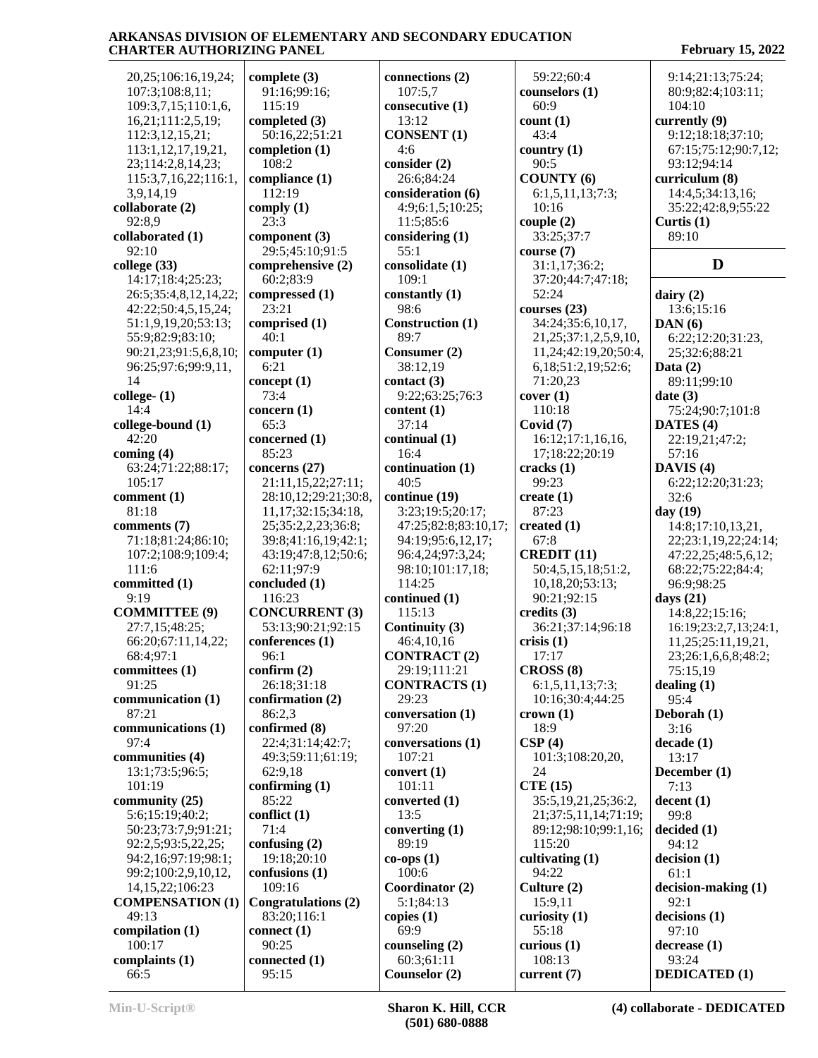20,25;106:16,19,24;
107:3;108:8,11;
109:3,7,15;110:1,6,
16,21;111:2,5,19;
112:3,12,15,21;
113:1,12,17,19,21,
23;114:2,8,14,23;
115:3,7,16,22;116:1,
3,9,14,19

**collaborate (2)**
92:8,9

**collaborated (1)**
92:10

**college (33)**
14:17;18:4;25:23;
26:5;35:4,8,12,14,22;
42:22;50:4,5,15,24;
51:1,9,19,20;53:13;
55:9;82:9;83:10;
90:21,23;91:5,6,8,10;
96:25;97:6;99:9,11,
14

**college- (1)**
14:4

**college-bound (1)**
42:20

**coming (4)**
63:24;71:22;88:17;
105:17

**comment (1)**
81:18

**comments (7)**
71:18;81:24;86:10;
107:2;108:9;109:4;
111:6

**committed (1)**
9:19

**COMMITTEE (9)**
27:7,15;48:25;
66:20;67:11,14,22;
68:4;97:1

**committees (1)**
91:25

**communication (1)**
87:21

**communications (1)**
97:4

**communities (4)**
13:1;73:5;96:5;
101:19

**community (25)**
5:6;15:19;40:2;
50:23;73:7,9;91:21;
92:2,5;93:5,22,25;
94:2,16;97:19;98:1;
99:2;100:2,9,10,12,
14,15,22;106:23

**COMPENSATION (1)**
49:13

**compilation (1)**
100:17

**complaints (1)**
66:5

**complete (3)**
91:16;99:16;
115:19

**completed (3)**
50:16,22;51:21

**completion (1)**
108:2

**compliance (1)**
112:19

**comply (1)**
23:3

**component (3)**
29:5;45:10;91:5

**comprehensive (2)**
60:2;83:9

**compressed (1)**
23:21

**comprised (1)**
40:1

**computer (1)**
6:21

**concept (1)**
73:4

**concern (1)**
65:3

**concerned (1)**
85:23

**concerns (27)**
21:11,15,22;27:11;
28:10,12;29:21;30:8,
11,17;32:15;34:18,
25;35:2,2,23;36:8;
39:8;41:16,19;42:1;
43:19;47:8,12;50:6;
62:11;97:9

**concluded (1)**
116:23

**CONCURRENT (3)**
53:13;90:21;92:15

**conferences (1)**
96:1

**confirm (2)**
26:18;31:18

**confirmation (2)**
86:2,3

**confirmed (8)**
22:4;31:14;42:7;
49:3;59:11;61:19;
62:9,18

**confirming (1)**
85:22

**conflict (1)**
71:4

**confusing (2)**
19:18;20:10

**confusions (1)**
109:16

**Congratulations (2)**
83:20;116:1

**connect (1)**
90:25

**connected (1)**
95:15

**connections (2)**
107:5,7

**consecutive (1)**
13:12

**CONSENT (1)**
4:6

**consider (2)**
26:6;84:24

**consideration (6)**
4:9;6:1,5;10:25;
11:5;85:6

**considering (1)**
55:1

**consolidate (1)**
109:1

**constantly (1)**
98:6

**Construction (1)**
89:7

**Consumer (2)**
38:12,19

**contact (3)**
9:22;63:25;76:3

**content (1)**
37:14

**continual (1)**
16:4

**continuation (1)**
40:5

**continue (19)**
3:23;19:5;20:17;
47:25;82:8;83:10,17;
94:19;95:6,12,17;
96:4,24;97:3,24;
98:10;101:17,18;
114:25

**continued (1)**
115:13

**Continuity (3)**
46:4,10,16

**CONTRACT (2)**
29:19;111:21

**CONTRACTS (1)**
29:23

**conversation (1)**
97:20

**conversations (1)**
107:21

**convert (1)**
101:11

**converted (1)**
13:5

**converting (1)**
89:19

**co-ops (1)**
100:6

**Coordinator (2)**
5:1;84:13

**copies (1)**
69:9

**counseling (2)**
60:3;61:11

**Counselor (2)**
59:22;60:4

**counselors (1)**
60:9

**count (1)**
43:4

**country (1)**
90:5

**COUNTY (6)**
6:1,5,11,13;7:3;
10:16

**couple (2)**
33:25;37:7

**course (7)**
31:1,17;36:2;
37:20;44:7;47:18;
52:24

**courses (23)**
34:24;35:6,10,17,
21,25;37:1,2,5,9,10,
11,24;42:19,20;50:4,
6,18;51:2,19;52:6;
71:20,23

**cover (1)**
110:18

**Covid (7)**
16:12;17:1,16,16,
17;18:22;20:19

**cracks (1)**
99:23

**create (1)**
87:23

**created (1)**
67:8

**CREDIT (11)**
50:4,5,15,18;51:2,
10,18,20;53:13;
90:21;92:15

**credits (3)**
36:21;37:14;96:18

**crisis (1)**
17:17

**CROSS (8)**
6:1,5,11,13;7:3;
10:16;30:4;44:25

**crown (1)**
18:9

**CSP (4)**
101:3;108:20,20,
24

**CTE (15)**
35:5,19,21,25;36:2,
21;37:5,11,14;71:19;
89:12;98:10;99:1,16;
115:20

**cultivating (1)**
94:22

**Culture (2)**
15:9,11

**curiosity (1)**
55:18

**curious (1)**
108:13

**current (7)**
9:14;21:13;75:24;
80:9;82:4;103:11;
104:10

**currently (9)**
9:12;18:18;37:10;
67:15;75:12;90:7,12;
93:12;94:14

**curriculum (8)**
14:4,5;34:13,16;
35:22;42:8,9;55:22

**Curtis (1)**
89:10

## D

**dairy (2)**
13:6;15:16

**DAN (6)**
6:22;12:20;31:23,
25;32:6;88:21

**Data (2)**
89:11;99:10

**date (3)**
75:24;90:7;101:8

**DATES (4)**
22:19,21;47:2;
57:16

**DAVIS (4)**
6:22;12:20;31:23;
32:6

**day (19)**
14:8;17:10,13,21,
22;23:1,19,22;24:14;
47:22,25;48:5,6,12;
68:22;75:22;84:4;
96:9;98:25

**days (21)**
14:8,22;15:16;
16:19;23:2,7,13;24:1,
11,25;25:11,19,21,
23;26:1,6,6,8;48:2;
75:15,19

**dealing (1)**
95:4

**Deborah (1)**
3:16

**decade (1)**
13:17

**December (1)**
7:13

**decent (1)**
99:8

**decided (1)**
94:12

**decision (1)**
61:1

**decision-making (1)**
92:1

**decisions (1)**
97:10

**decrease (1)**
93:24

**DEDICATED (1)**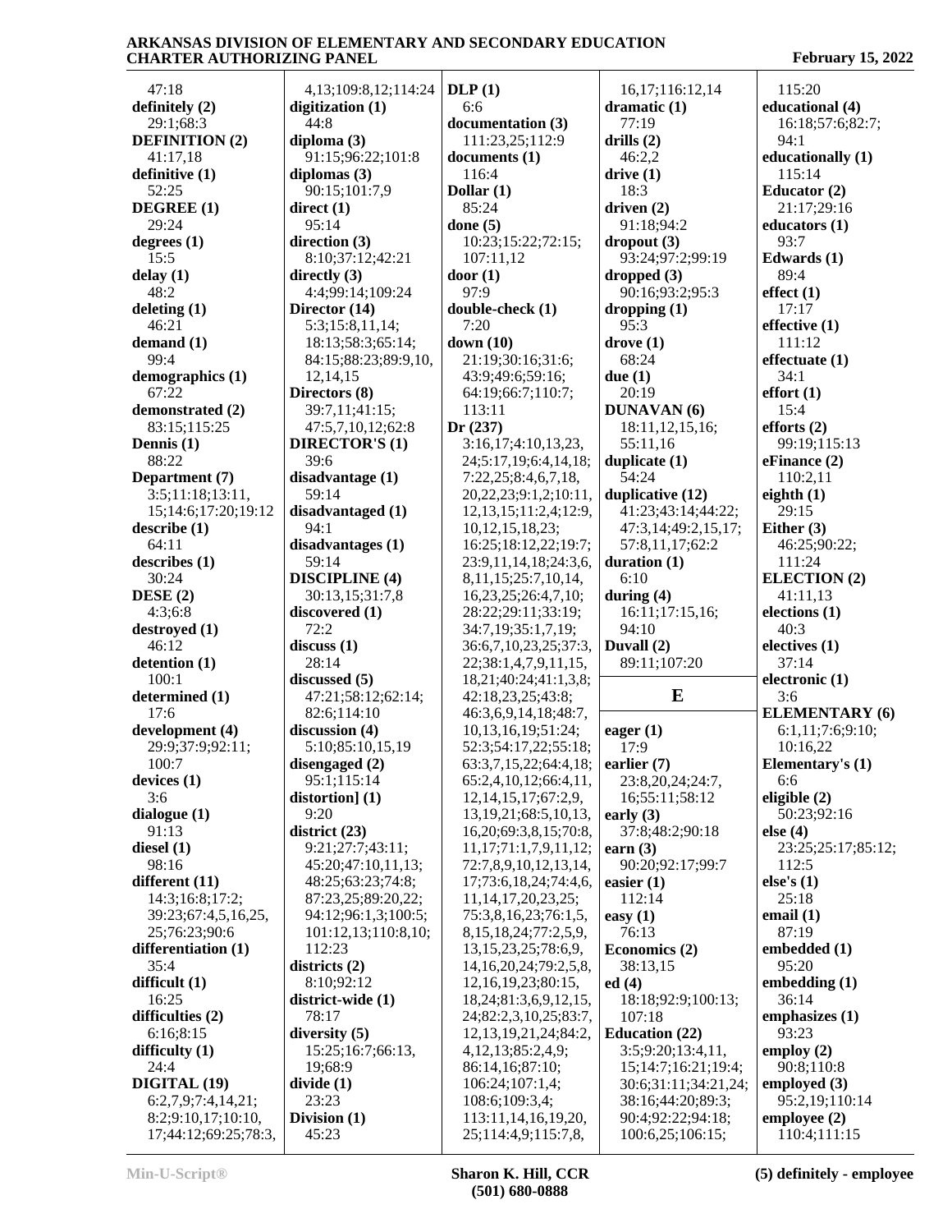47:18
**definitely (2)**
29:1;68:3
**DEFINITION (2)**
41:17,18
**definitive (1)**
52:25
**DEGREE (1)**
29:24
**degrees (1)**
15:5
**delay (1)**
48:2
**deleting (1)**
46:21
**demand (1)**
99:4
**demographics (1)**
67:22
**demonstrated (2)**
83:15;115:25
**Dennis (1)**
88:22
**Department (7)**
3:5;11:18;13:11,15;14:6;17:20;19:12
**describe (1)**
64:11
**describes (1)**
30:24
**DESE (2)**
4:3;6:8
**destroyed (1)**
46:12
**detention (1)**
100:1
**determined (1)**
17:6
**development (4)**
29:9;37:9;92:11;100:7
**devices (1)**
3:6
**dialogue (1)**
91:13
**diesel (1)**
98:16
**different (11)**
14:3;16:8;17:2;39:23;67:4,5,16,25,25;76:23;90:6
**differentiation (1)**
35:4
**difficult (1)**
16:25
**difficulties (2)**
6:16;8:15
**difficulty (1)**
24:4
**DIGITAL (19)**
6:2,7,9;7:4,14,21;8:2;9:10,17;10:10,17;44:12;69:25;78:3,4,13;109:8,12;114:24
**digitization (1)**
44:8
**diploma (3)**
91:15;96:22;101:8
**diplomas (3)**
90:15;101:7,9
**direct (1)**
95:14
**direction (3)**
8:10;37:12;42:21
**directly (3)**
4:4;99:14;109:24
**Director (14)**
5:3;15:8,11,14;18:13;58:3;65:14;84:15;88:23;89:9,10,12,14,15
**Directors (8)**
39:7,11;41:15;47:5,7,10,12;62:8
**DIRECTOR'S (1)**
39:6
**disadvantage (1)**
59:14
**disadvantaged (1)**
94:1
**disadvantages (1)**
59:14
**DISCIPLINE (4)**
30:13,15;31:7,8
**discovered (1)**
72:2
**discuss (1)**
28:14
**discussed (5)**
47:21;58:12;62:14;82:6;114:10
**discussion (4)**
5:10;85:10,15,19
**disengaged (2)**
95:1;115:14
**distortion] (1)**
9:20
**district (23)**
9:21;27:7;43:11;45:20;47:10,11,13;48:25;63:23;74:8;87:23,25;89:20,22;94:12;96:1,3;100:5;101:12,13;110:8,10;112:23
**districts (2)**
8:10;92:12
**district-wide (1)**
78:17
**diversity (5)**
15:25;16:7;66:13,19;68:9
**divide (1)**
23:23
**Division (1)**
45:23
**DLP (1)**
6:6
**documentation (3)**
111:23,25;112:9
**documents (1)**
116:4
**Dollar (1)**
85:24
**done (5)**
10:23;15:22;72:15;107:11,12
**door (1)**
97:9
**double-check (1)**
7:20
**down (10)**
21:19;30:16;31:6;43:9;49:6;59:16;64:19;66:7;110:7;113:11
**Dr (237)**
3:16,17;4:10,13,23,24;5:17,19;6:4,14,18;7:22,25;8:4,6,7,18,20,22,23;9:1,2;10:11,12,13,15;11:2,4;12:9,10,12,15,18,23;16:25;18:12,22;19:7;23:9,11,14,18;24:3,6,8,11,15;25:7,10,14,16,23,25;26:4,7,10;28:22;29:11;33:19;34:7,19;35:1,7,19;36:6,7,10,23,25;37:3,22;38:1,4,7,9,11,15,18,21;40:24;41:1,3,8;42:18,23,25;43:8;46:3,6,9,14,18;48:7,10,13,16,19;51:24;52:3;54:17,22;55:18;63:3,7,15,22;64:4,18;65:2,4,10,12;66:4,11,12,14,15,17;67:2,9,13,19,21;68:5,10,13,16,20;69:3,8,15;70:8,11,17;71:1,7,9,11,12;72:7,8,9,10,12,13,14,17;73:6,18,24;74:4,6,11,14,17,20,23,25;75:3,8,16,23;76:1,5,8,15,18,24;77:2,5,9,13,15,23,25;78:6,9,14,16,20,24;79:2,5,8,12,16,19,23;80:15,18,24;81:3,6,9,12,15,24;82:2,3,10,25;83:7,12,13,19,21,24;84:2,4,12,13;85:2,4,9;86:14,16;87:10;106:24;107:1,4;108:6;109:3,4;113:11,14,16,19,20,25;114:4,9;115:7,8,16,17;116:12,14
**dramatic (1)**
77:19
**drills (2)**
46:2,2
**drive (1)**
18:3
**driven (2)**
91:18;94:2
**dropout (3)**
93:24;97:2;99:19
**dropped (3)**
90:16;93:2;95:3
**dropping (1)**
95:3
**drove (1)**
68:24
**due (1)**
20:19
**DUNAVAN (6)**
18:11,12,15,16;55:11,16
**duplicate (1)**
54:24
**duplicative (12)**
41:23;43:14;44:22;47:3,14;49:2,15,17;57:8,11,17;62:2
**duration (1)**
6:10
**during (4)**
16:11;17:15,16;94:10
**Duvall (2)**
89:11;107:20

## E

**eager (1)**
17:9
**earlier (7)**
23:8,20,24;24:7,16;55:11;58:12
**early (3)**
37:8;48:2;90:18
**earn (3)**
90:20;92:17;99:7
**easier (1)**
112:14
**easy (1)**
76:13
**Economics (2)**
38:13,15
**ed (4)**
18:18;92:9;100:13;107:18
**Education (22)**
3:5;9:20;13:4,11,15;14:7;16:21;19:4;30:6;31:11;34:21,24;38:16;44:20;89:3;90:4;92:22;94:18;100:6,25;106:15;115:20
**educational (4)**
16:18;57:6;82:7;94:1
**educationally (1)**
115:14
**Educator (2)**
21:17;29:16
**educators (1)**
93:7
**Edwards (1)**
89:4
**effect (1)**
17:17
**effective (1)**
111:12
**effectuate (1)**
34:1
**effort (1)**
15:4
**efforts (2)**
99:19;115:13
**eFinance (2)**
110:2,11
**eighth (1)**
29:15
**Either (3)**
46:25;90:22;111:24
**ELECTION (2)**
41:11,13
**elections (1)**
40:3
**electives (1)**
37:14
**electronic (1)**
3:6
**ELEMENTARY (6)**
6:1,11;7:6;9:10;10:16,22
**Elementary's (1)**
6:6
**eligible (2)**
50:23;92:16
**else (4)**
23:25;25:17;85:12;112:5
**else's (1)**
25:18
**email (1)**
87:19
**embedded (1)**
95:20
**embedding (1)**
36:14
**emphasizes (1)**
93:23
**employ (2)**
90:8;110:8
**employed (3)**
95:2,19;110:14
**employee (2)**
110:4;111:15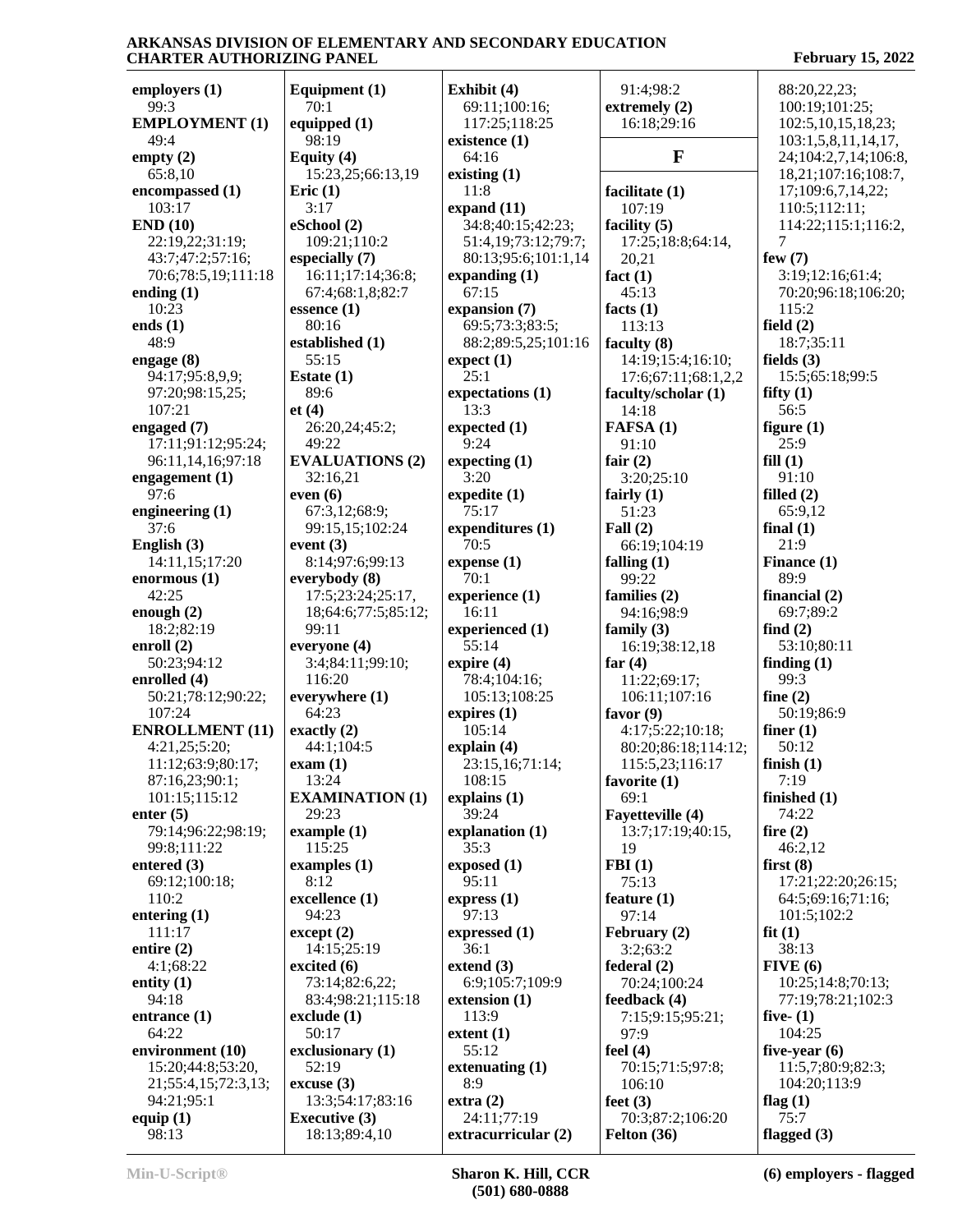**employers (1)**
99:3
**EMPLOYMENT (1)**
49:4
**empty (2)**
65:8,10
**encompassed (1)**
103:17
**END (10)**
22:19,22;31:19;
43:7;47:2;57:16;
70:6;78:5,19;111:18
**ending (1)**
10:23
**ends (1)**
48:9
**engage (8)**
94:17;95:8,9,9;
97:20;98:15,25;
107:21
**engaged (7)**
17:11;91:12;95:24;
96:11,14,16;97:18
**engagement (1)**
97:6
**engineering (1)**
37:6
**English (3)**
14:11,15;17:20
**enormous (1)**
42:25
**enough (2)**
18:2;82:19
**enroll (2)**
50:23;94:12
**enrolled (4)**
50:21;78:12;90:22;
107:24
**ENROLLMENT (11)**
4:21,25;5:20;
11:12;63:9;80:17;
87:16,23;90:1;
101:15;115:12
**enter (5)**
79:14;96:22;98:19;
99:8;111:22
**entered (3)**
69:12;100:18;
110:2
**entering (1)**
111:17
**entire (2)**
4:1;68:22
**entity (1)**
94:18
**entrance (1)**
64:22
**environment (10)**
15:20;44:8;53:20,
21;55:4,15;72:3,13;
94:21;95:1
**equip (1)**
98:13
**Equipment (1)**
70:1
**equipped (1)**
98:19
**Equity (4)**
15:23,25;66:13,19
**Eric (1)**
3:17
**eSchool (2)**
109:21;110:2
**especially (7)**
16:11;17:14;36:8;
67:4;68:1,8;82:7
**essence (1)**
80:16
**established (1)**
55:15
**Estate (1)**
89:6
**et (4)**
26:20,24;45:2;
49:22
**EVALUATIONS (2)**
32:16,21
**even (6)**
67:3,12;68:9;
99:15,15;102:24
**event (3)**
8:14;97:6;99:13
**everybody (8)**
17:5;23:24;25:17,
18;64:6;77:5;85:12;
99:11
**everyone (4)**
3:4;84:11;99:10;
116:20
**everywhere (1)**
64:23
**exactly (2)**
44:1;104:5
**exam (1)**
13:24
**EXAMINATION (1)**
29:23
**example (1)**
115:25
**examples (1)**
8:12
**excellence (1)**
94:23
**except (2)**
14:15;25:19
**excited (6)**
73:14;82:6,22;
83:4;98:21;115:18
**exclude (1)**
50:17
**exclusionary (1)**
52:19
**excuse (3)**
13:3;54:17;83:16
**Executive (3)**
18:13;89:4,10
**Exhibit (4)**
69:11;100:16;
117:25;118:25
**existence (1)**
64:16
**existing (1)**
11:8
**expand (11)**
34:8;40:15;42:23;
51:4,19;73:12;79:7;
80:13;95:6;101:1,14
**expanding (1)**
67:15
**expansion (7)**
69:5;73:3;83:5;
88:2;89:5,25;101:16
**expect (1)**
25:1
**expectations (1)**
13:3
**expected (1)**
9:24
**expecting (1)**
3:20
**expedite (1)**
75:17
**expenditures (1)**
70:5
**expense (1)**
70:1
**experience (1)**
16:11
**experienced (1)**
55:14
**expire (4)**
78:4;104:16;
105:13;108:25
**expires (1)**
105:14
**explain (4)**
23:15,16;71:14;
108:15
**explains (1)**
39:24
**explanation (1)**
35:3
**exposed (1)**
95:11
**express (1)**
97:13
**expressed (1)**
36:1
**extend (3)**
6:9;105:7;109:9
**extension (1)**
113:9
**extent (1)**
55:12
**extenuating (1)**
8:9
**extra (2)**
24:11;77:19
**extracurricular (2)**
91:4;98:2
**extremely (2)**
16:18;29:16

## F

**facilitate (1)**
107:19
**facility (5)**
17:25;18:8;64:14,
20,21
**fact (1)**
45:13
**facts (1)**
113:13
**faculty (8)**
14:19;15:4;16:10;
17:6;67:11;68:1,2,2
**faculty/scholar (1)**
14:18
**FAFSA (1)**
91:10
**fair (2)**
3:20;25:10
**fairly (1)**
51:23
**Fall (2)**
66:19;104:19
**falling (1)**
99:22
**families (2)**
94:16;98:9
**family (3)**
16:19;38:12,18
**far (4)**
11:22;69:17;
106:11;107:16
**favor (9)**
4:17;5:22;10:18;
80:20;86:18;114:12;
115:5,23;116:17
**favorite (1)**
69:1
**Fayetteville (4)**
13:7;17:19;40:15,
19
**FBI (1)**
75:13
**feature (1)**
97:14
**February (2)**
3:2;63:2
**federal (2)**
70:24;100:24
**feedback (4)**
7:15;9:15;95:21;
97:9
**feel (4)**
70:15;71:5;97:8;
106:10
**feet (3)**
70:3;87:2;106:20
**Felton (36)**
88:20,22,23;
100:19;101:25;
102:5,10,15,18,23;
103:1,5,8,11,14,17,
24;104:2,7,14;106:8,
18,21;107:16;108:7,
17;109:6,7,14,22;
110:5;112:11;
114:22;115:1;116:2,
7
**few (7)**
3:19;12:16;61:4;
70:20;96:18;106:20;
115:2
**field (2)**
18:7;35:11
**fields (3)**
15:5;65:18;99:5
**fifty (1)**
56:5
**figure (1)**
25:9
**fill (1)**
91:10
**filled (2)**
65:9,12
**final (1)**
21:9
**Finance (1)**
89:9
**financial (2)**
69:7;89:2
**find (2)**
53:10;80:11
**finding (1)**
99:3
**fine (2)**
50:19;86:9
**finer (1)**
50:12
**finish (1)**
7:19
**finished (1)**
74:22
**fire (2)**
46:2,12
**first (8)**
17:21;22:20;26:15;
64:5;69:16;71:16;
101:5;102:2
**fit (1)**
38:13
**FIVE (6)**
10:25;14:8;70:13;
77:19;78:21;102:3
**five- (1)**
104:25
**five-year (6)**
11:5,7;80:9;82:3;
104:20;113:9
**flag (1)**
75:7
**flagged (3)**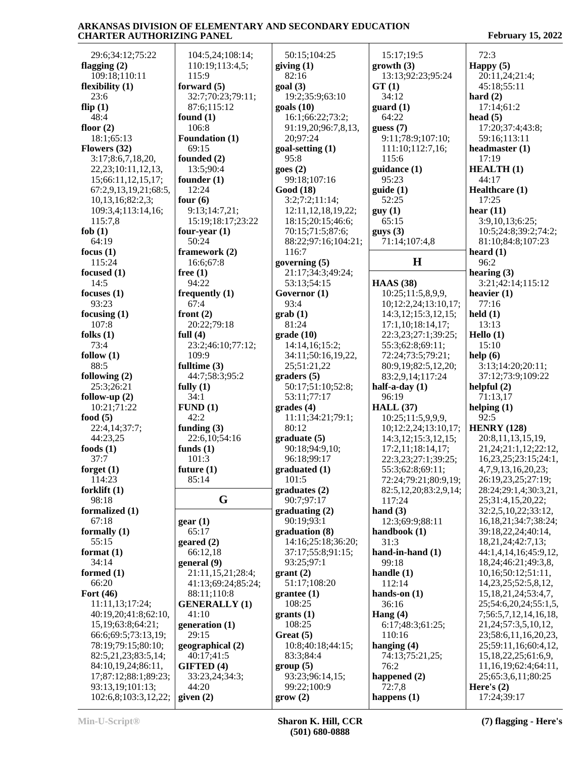29:6;34:12;75:22
**flagging (2)**
109:18;110:11
**flexibility (1)**
23:6
**flip (1)**
48:4
**floor (2)**
18:1;65:13
**Flowers (32)**
3:17;8:6,7,18,20,
22,23;10:11,12,13,
15;66:11,12,15,17;
67:2,9,13,19,21;68:5,
10,13,16;82:2,3;
109:3,4;113:14,16;
115:7,8
**fob (1)**
64:19
**focus (1)**
115:24
**focused (1)**
14:5
**focuses (1)**
93:23
**focusing (1)**
107:8
**folks (1)**
73:4
**follow (1)**
88:5
**following (2)**
25:3;26:21
**follow-up (2)**
10:21;71:22
**food (5)**
22:4,14;37:7;
44:23,25
**foods (1)**
37:7
**forget (1)**
114:23
**forklift (1)**
98:18
**formalized (1)**
67:18
**formally (1)**
55:15
**format (1)**
34:14
**formed (1)**
66:20
**Fort (46)**
11:11,13;17:24;
40:19,20;41:8;62:10,
15,19;63:8;64:21;
66:6;69:5;73:13,19;
78:19;79:15;80:10;
82:5,21,23;83:5,14;
84:10,19,24;86:11,
17;87:12;88:1;89:23;
93:13,19;101:13;
102:6,8;103:3,12,22;
104:5,24;108:14;
110:19;113:4,5;
115:9
**forward (5)**
32:7;70:23;79:11;
87:6;115:12
**found (1)**
106:8
**Foundation (1)**
69:15
**founded (2)**
13:5;90:4
**founder (1)**
12:24
**four (6)**
9:13;14:7,21;
15:19;18:17;23:22
**four-year (1)**
50:24
**framework (2)**
16:6;67:8
**free (1)**
94:22
**frequently (1)**
67:4
**front (2)**
20:22;79:18
**full (4)**
23:2;46:10;77:12;
109:9
**fulltime (3)**
44:7;58:3;95:2
**fully (1)**
34:1
**FUND (1)**
42:2
**funding (3)**
22:6,10;54:16
**funds (1)**
101:3
**future (1)**
85:14

## G

**gear (1)**
65:17
**geared (2)**
66:12,18
**general (9)**
21:11,15,21;28:4;
41:13;69:24;85:24;
88:11;110:8
**GENERALLY (1)**
41:10
**generation (1)**
29:15
**geographical (2)**
40:17;41:5
**GIFTED (4)**
33:23,24;34:3;
44:20
**given (2)**
50:15;104:25
**giving (1)**
82:16
**goal (3)**
19:2;35:9;63:10
**goals (10)**
16:1;66:22;73:2;
91:19,20;96:7,8,13,
20;97:24
**goal-setting (1)**
95:8
**goes (2)**
99:18;107:16
**Good (18)**
3:2;7:2;11:14;
12:11,12,18,19,22;
18:15;20:15;46:6;
70:15;71:5;87:6;
88:22;97:16;104:21;
116:7
**governing (5)**
21:17;34:3;49:24;
53:13;54:15
**Governor (1)**
93:4
**grab (1)**
81:24
**grade (10)**
14:14,16;15:2;
34:11;50:16,19,22,
25;51:21,22
**graders (5)**
50:17;51:10;52:8;
53:11;77:17
**grades (4)**
11:11;34:21;79:1;
80:12
**graduate (5)**
90:18;94:9,10;
96:18;99:17
**graduated (1)**
101:5
**graduates (2)**
90:7;97:17
**graduating (2)**
90:19;93:1
**graduation (8)**
14:16;25:18;36:20;
37:17;55:8;91:15;
93:25;97:1
**grant (2)**
51:17;108:20
**grantee (1)**
108:25
**grants (1)**
108:25
**Great (5)**
10:8;40:18;44:15;
83:3;84:4
**group (5)**
93:23;96:14,15;
99:22;100:9
**grow (2)**
15:17;19:5
**growth (3)**
13:13;92:23;95:24
**GT (1)**
34:12
**guard (1)**
64:22
**guess (7)**
9:11;78:9;107:10;
111:10;112:7,16;
115:6
**guidance (1)**
95:23
**guide (1)**
52:25
**guy (1)**
65:15
**guys (3)**
71:14;107:4,8

## H

**HAAS (38)**
10:25;11:5,8,9,9,
10;12:2,24;13:10,17;
14:3,12;15:3,12,15;
17:1,10;18:14,17;
22:3,23;27:1;39:25;
55:3;62:8;69:11;
72:24;73:5;79:21;
80:9,19;82:5,12,20;
83:2,9,14;117:24
**half-a-day (1)**
96:19
**HALL (37)**
10:25;11:5,9,9,9,
10;12:2,24;13:10,17;
14:3,12;15:3,12,15;
17:2,11;18:14,17;
22:3,23;27:1;39:25;
55:3;62:8;69:11;
72:24;79:21;80:9,19;
82:5,12,20;83:2,9,14;
117:24
**hand (3)**
12:3;69:9;88:11
**handbook (1)**
31:3
**hand-in-hand (1)**
99:18
**handle (1)**
112:14
**hands-on (1)**
36:16
**Hang (4)**
6:17;48:3;61:25;
110:16
**hanging (4)**
74:13;75:21,25;
76:2
**happened (2)**
72:7,8
**happens (1)**
72:3
**Happy (5)**
20:11,24;21:4;
45:18;55:11
**hard (2)**
17:14;61:2
**head (5)**
17:20;37:4;43:8;
59:16;113:11
**headmaster (1)**
17:19
**HEALTH (1)**
44:17
**Healthcare (1)**
17:25
**hear (11)**
3:9,10,13;6:25;
10:5;24:8;39:2;74:2;
81:10;84:8;107:23
**heard (1)**
96:2
**hearing (3)**
3:21;42:14;115:12
**heavier (1)**
77:16
**held (1)**
13:13
**Hello (1)**
15:10
**help (6)**
3:13;14:20;20:11;
37:12;73:9;109:22
**helpful (2)**
71:13,17
**helping (1)**
92:5
**HENRY (128)**
20:8,11,13,15,19,
21,24;21:1,12;22:12,
16,23,25;23:15;24:1,
4,7,9,13,16,20,23;
26:19,23,25;27:19;
28:24;29:1,4;30:3,21,
25;31:4,15,20,22;
32:2,5,10,22;33:12,
16,18,21;34:7;38:24;
39:18,22,24;40:14,
18,21,24;42:7,13;
44:1,4,14,16;45:9,12,
18,24;46:21;49:3,8,
10,16;50:12;51:11,
14,23,25;52:5,8,12,
15,18,21,24;53:4,7,
25;54:6,20,24;55:1,5,
7;56:5,7,12,14,16,18,
21,24;57:3,5,10,12,
23;58:6,11,16,20,23,
25;59:11,16;60:4,12,
15,18,22,25;61:6,9,
11,16,19;62:4;64:11,
25;65:3,6,11;80:25
**Here's (2)**
17:24;39:17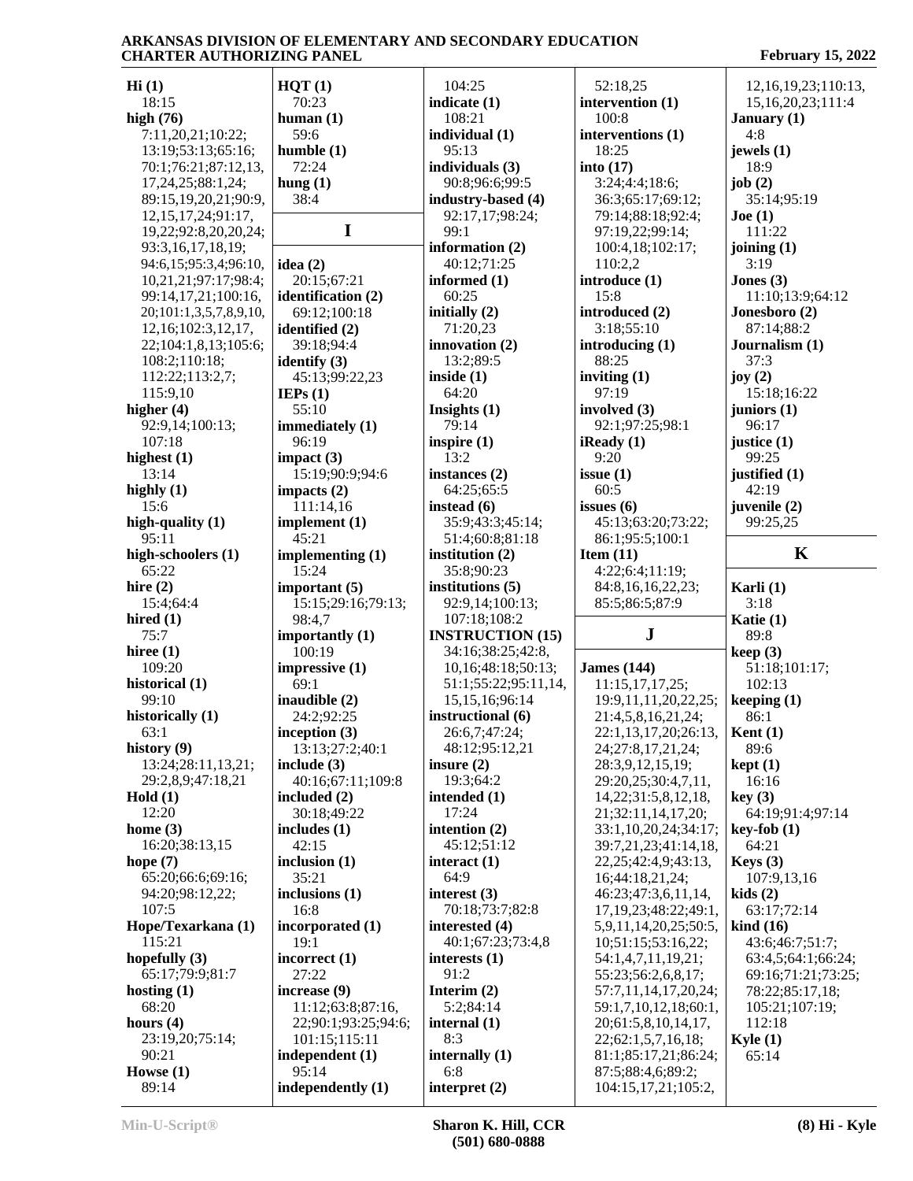**Hi (1)**
18:15
**high (76)**
7:11,20,21;10:22;
13:19;53:13;65:16;
70:1;76:21;87:12,13,
17,24,25;88:1,24;
89:15,19,20,21;90:9,
12,15,17,24;91:17,
19,22;92:8,20,20,24;
93:3,16,17,18,19;
94:6,15;95:3,4;96:10,
10,21,21;97:17;98:4;
99:14,17,21;100:16,
20;101:1,3,5,7,8,9,10,
12,16;102:3,12,17,
22;104:1,8,13;105:6;
108:2;110:18;
112:22;113:2,7;
115:9,10
**higher (4)**
92:9,14;100:13;
107:18
**highest (1)**
13:14
**highly (1)**
15:6
**high-quality (1)**
95:11
**high-schoolers (1)**
65:22
**hire (2)**
15:4;64:4
**hired (1)**
75:7
**hiree (1)**
109:20
**historical (1)**
99:10
**historically (1)**
63:1
**history (9)**
13:24;28:11,13,21;
29:2,8,9;47:18,21
**Hold (1)**
12:20
**home (3)**
16:20;38:13,15
**hope (7)**
65:20;66:6;69:16;
94:20;98:12,22;
107:5
**Hope/Texarkana (1)**
115:21
**hopefully (3)**
65:17;79:9;81:7
**hosting (1)**
68:20
**hours (4)**
23:19,20;75:14;
90:21
**Howse (1)**
89:14
**HQT (1)**
70:23
**human (1)**
59:6
**humble (1)**
72:24
**hung (1)**
38:4

## I

**idea (2)**
20:15;67:21
**identification (2)**
69:12;100:18
**identified (2)**
39:18;94:4
**identify (3)**
45:13;99:22,23
**IEPs (1)**
55:10
**immediately (1)**
96:19
**impact (3)**
15:19;90:9;94:6
**impacts (2)**
111:14,16
**implement (1)**
45:21
**implementing (1)**
15:24
**important (5)**
15:15;29:16;79:13;
98:4,7
**importantly (1)**
100:19
**impressive (1)**
69:1
**inaudible (2)**
24:2;92:25
**inception (3)**
13:13;27:2;40:1
**include (3)**
40:16;67:11;109:8
**included (2)**
30:18;49:22
**includes (1)**
42:15
**inclusion (1)**
35:21
**inclusions (1)**
16:8
**incorporated (1)**
19:1
**incorrect (1)**
27:22
**increase (9)**
11:12;63:8;87:16,
22;90:1;93:25;94:6;
101:15;115:11
**independent (1)**
95:14
**independently (1)**
104:25
**indicate (1)**
108:21
**individual (1)**
95:13
**individuals (3)**
90:8;96:6;99:5
**industry-based (4)**
92:17,17;98:24;
99:1
**information (2)**
40:12;71:25
**informed (1)**
60:25
**initially (2)**
71:20,23
**innovation (2)**
13:2;89:5
**inside (1)**
64:20
**Insights (1)**
79:14
**inspire (1)**
13:2
**instances (2)**
64:25;65:5
**instead (6)**
35:9;43:3;45:14;
51:4;60:8;81:18
**institution (2)**
35:8;90:23
**institutions (5)**
92:9,14;100:13;
107:18;108:2
**INSTRUCTION (15)**
34:16;38:25;42:8,
10,16;48:18;50:13;
51:1;55:22;95:11,14,
15,15,16;96:14
**instructional (6)**
26:6,7;47:24;
48:12;95:12,21
**insure (2)**
19:3;64:2
**intended (1)**
17:24
**intention (2)**
45:12;51:12
**interact (1)**
64:9
**interest (3)**
70:18;73:7;82:8
**interested (4)**
40:1;67:23;73:4,8
**interests (1)**
91:2
**Interim (2)**
5:2;84:14
**internal (1)**
8:3
**internally (1)**
6:8
**interpret (2)**
52:18,25
**intervention (1)**
100:8
**interventions (1)**
18:25
**into (17)**
3:24;4:4;18:6;
36:3;65:17;69:12;
79:14;88:18;92:4;
97:19,22;99:14;
100:4,18;102:17;
110:2,2
**introduce (1)**
15:8
**introduced (2)**
3:18;55:10
**introducing (1)**
88:25
**inviting (1)**
97:19
**involved (3)**
92:1;97:25;98:1
**iReady (1)**
9:20
**issue (1)**
60:5
**issues (6)**
45:13;63:20;73:22;
86:1;95:5;100:1
**Item (11)**
4:22;6:4;11:19;
84:8,16,16,22,23;
85:5;86:5;87:9

## J

**James (144)**
11:15,17,17,25;
19:9,11,11,20,22,25;
21:4,5,8,16,21,24;
22:1,13,17,20;26:13,
24;27:8,17,21,24;
28:3,9,12,15,19;
29:20,25;30:4,7,11,
14,22;31:5,8,12,18,
21;32:11,14,17,20;
33:1,10,20,24;34:17;
39:7,21,23;41:14,18,
22,25;42:4,9;43:13,
16;44:18,21,24;
46:23;47:3,6,11,14,
17,19,23;48:22;49:1,
5,9,11,14,20,25;50:5,
10;51:15;53:16,22;
54:1,4,7,11,19,21;
55:23;56:2,6,8,17;
57:7,11,14,17,20,24;
59:1,7,10,12,18;60:1,
20;61:5,8,10,14,17,
22;62:1,5,7,16,18;
81:1;85:17,21;86:24;
87:5;88:4,6;89:2;
104:15,17,21;105:2,
12,16,19,23;110:13,
15,16,20,23;111:4
**January (1)**
4:8
**jewels (1)**
18:9
**job (2)**
35:14;95:19
**Joe (1)**
111:22
**joining (1)**
3:19
**Jones (3)**
11:10;13:9;64:12
**Jonesboro (2)**
87:14;88:2
**Journalism (1)**
37:3
**joy (2)**
15:18;16:22
**juniors (1)**
96:17
**justice (1)**
99:25
**justified (1)**
42:19
**juvenile (2)**
99:25,25

## K

**Karli (1)**
3:18
**Katie (1)**
89:8
**keep (3)**
51:18;101:17;
102:13
**keeping (1)**
86:1
**Kent (1)**
89:6
**kept (1)**
16:16
**key (3)**
64:19;91:4;97:14
**key-fob (1)**
64:21
**Keys (3)**
107:9,13,16
**kids (2)**
63:17;72:14
**kind (16)**
43:6;46:7;51:7;
63:4,5;64:1;66:24;
69:16;71:21;73:25;
78:22;85:17,18;
105:21;107:19;
112:18
**Kyle (1)**
65:14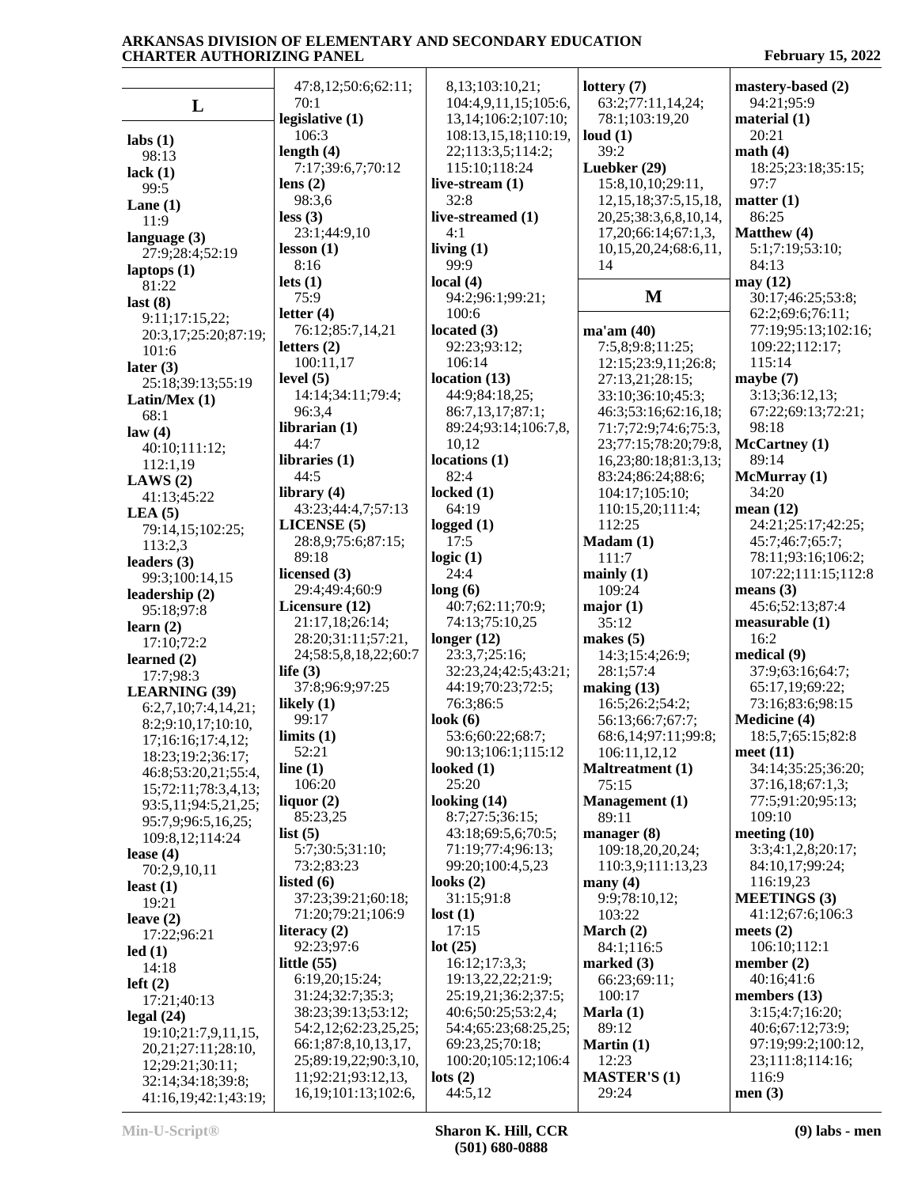## L

**labs (1)**
98:13
**lack (1)**
99:5
**Lane (1)**
11:9
**language (3)**
27:9;28:4;52:19
**laptops (1)**
81:22
**last (8)**
9:11;17:15,22;
20:3,17;25:20;87:19;
101:6
**later (3)**
25:18;39:13;55:19
**Latin/Mex (1)**
68:1
**law (4)**
40:10;111:12;
112:1,19
**LAWS (2)**
41:13;45:22
**LEA (5)**
79:14,15;102:25;
113:2,3
**leaders (3)**
99:3;100:14,15
**leadership (2)**
95:18;97:8
**learn (2)**
17:10;72:2
**learned (2)**
17:7;98:3
**LEARNING (39)**
6:2,7,10;7:4,14,21;
8:2;9:10,17;10:10,
17;16:16;17:4,12;
18:23;19:2;36:17;
46:8;53:20,21;55:4,
15;72:11;78:3,4,13;
93:5,11;94:5,21,25;
95:7,9;96:5,16,25;
109:8,12;114:24
**lease (4)**
70:2,9,10,11
**least (1)**
19:21
**leave (2)**
17:22;96:21
**led (1)**
14:18
**left (2)**
17:21;40:13
**legal (24)**
19:10;21:7,9,11,15,
20,21;27:11;28:10,
12;29:21;30:11;
32:14;34:18;39:8;
41:16,19;42:1;43:19;
47:8,12;50:6;62:11;
70:1
**legislative (1)**
106:3
**length (4)**
7:17;39:6,7;70:12
**lens (2)**
98:3,6
**less (3)**
23:1;44:9,10
**lesson (1)**
8:16
**lets (1)**
75:9
**letter (4)**
76:12;85:7,14,21
**letters (2)**
100:11,17
**level (5)**
14:14;34:11;79:4;
96:3,4
**librarian (1)**
44:7
**libraries (1)**
44:5
**library (4)**
43:23;44:4,7;57:13
**LICENSE (5)**
28:8,9;75:6;87:15;
89:18
**licensed (3)**
29:4;49:4;60:9
**Licensure (12)**
21:17,18;26:14;
28:20;31:11;57:21,
24;58:5,8,18,22;60:7
**life (3)**
37:8;96:9;97:25
**likely (1)**
99:17
**limits (1)**
52:21
**line (1)**
106:20
**liquor (2)**
85:23,25
**list (5)**
5:7;30:5;31:10;
73:2;83:23
**listed (6)**
37:23;39:21;60:18;
71:20;79:21;106:9
**literacy (2)**
92:23;97:6
**little (55)**
6:19,20;15:24;
31:24;32:7;35:3;
38:23;39:13;53:12;
54:2,12;62:23,25,25;
66:1;87:8,10,13,17;
25;89:19,22;90:3,10,
11;92:21;93:12,13,
16,19;101:13;102:6,
8,13;103:10,21;
104:4,9,11,15;105:6,
13,14;106:2;107:10;
108:13,15,18;110:19,
22;113:3,5;114:2;
115:10;118:24
**live-stream (1)**
32:8
**live-streamed (1)**
4:1
**living (1)**
99:9
**local (4)**
94:2;96:1;99:21;
100:6
**located (3)**
92:23;93:12;
106:14
**location (13)**
44:9;84:18,25;
86:7,13,17;87:1;
89:24;93:14;106:7,8,
10,12
**locations (1)**
82:4
**locked (1)**
64:19
**logged (1)**
17:5
**logic (1)**
24:4
**long (6)**
40:7;62:11;70:9;
74:13;75:10,25
**longer (12)**
23:3,7;25:16;
32:23,24;42:5;43:21;
44:19;70:23;72:5;
76:3;86:5
**look (6)**
53:6;60:22;68:7;
90:13;106:1;115:12
**looked (1)**
25:20
**looking (14)**
8:7;27:5;36:15;
43:18;69:5,6;70:5;
71:19;77:4;96:13;
99:20;100:4,5,23
**looks (2)**
31:15;91:8
**lost (1)**
17:15
**lot (25)**
16:12;17:3,3;
19:13,22,22;21:9;
25:19,21;36:2;37:5;
40:6;50:25;53:2,4;
54:4;65:23;68:25,25;
69:23,25;70:18;
100:20;105:12;106:4
**lots (2)**
44:5,12
**lottery (7)**
63:2;77:11,14,24;
78:1;103:19,20
**loud (1)**
39:2
**Luebker (29)**
15:8,10,10;29:11,
12,15,18;37:5,15,18,
20,25;38:3,6,8,10,14,
17,20;66:14;67:1,3,
10,15,20,24;68:6,11,
14

## M

**ma'am (40)**
7:5,8;9:8;11:25;
12:15;23:9,11;26:8;
27:13,21;28:15;
33:10;36:10;45:3;
46:3;53:16;62:16,18;
71:7;72:9;74:6;75:3,
23;77:15;78:20;79:8,
16,23;80:18;81:3,13;
83:24;86:24;88:6;
104:17;105:10;
110:15,20;111:4;
112:25
**Madam (1)**
111:7
**mainly (1)**
109:24
**major (1)**
35:12
**makes (5)**
14:3;15:4;26:9;
28:1;57:4
**making (13)**
16:5;26:2;54:2;
56:13;66:7;67:7;
68:6,14;97:11;99:8;
106:11,12,12
**Maltreatment (1)**
75:15
**Management (1)**
89:11
**manager (8)**
109:18,20,20,24;
110:3,9;111:13,23
**many (4)**
9:9;78:10,12;
103:22
**March (2)**
84:1;116:5
**marked (3)**
66:23;69:11;
100:17
**Marla (1)**
89:12
**Martin (1)**
12:23
**MASTER'S (1)**
29:24
**mastery-based (2)**
94:21;95:9
**material (1)**
20:21
**math (4)**
18:25;23:18;35:15;
97:7
**matter (1)**
86:25
**Matthew (4)**
5:1;7:19;53:10;
84:13
**may (12)**
30:17;46:25;53:8;
62:2;69:6;76:11;
77:19;95:13;102:16;
109:22;112:17;
115:14
**maybe (7)**
3:13;36:12,13;
67:22;69:13;72:21;
98:18
**McCartney (1)**
89:14
**McMurray (1)**
34:20
**mean (12)**
24:21;25:17;42:25;
45:7;46:7;65:7;
78:11;93:16;106:2;
107:22;111:15;112:8
**means (3)**
45:6;52:13;87:4
**measurable (1)**
16:2
**medical (9)**
37:9;63:16;64:7;
65:17,19;69:22;
73:16;83:6;98:15
**Medicine (4)**
18:5,7;65:15;82:8
**meet (11)**
34:14;35:25;36:20;
37:16,18;67:1,3;
77:5;91:20;95:13;
109:10
**meeting (10)**
3:3;4:1,2,8;20:17;
84:10,17;99:24;
116:19,23
**MEETINGS (3)**
41:12;67:6;106:3
**meets (2)**
106:10;112:1
**member (2)**
40:16;41:6
**members (13)**
3:15;4:7;16:20;
40:6;67:12;73:9;
97:19;99:2;100:12,
23;111:8;114:16;
116:9
**men (3)**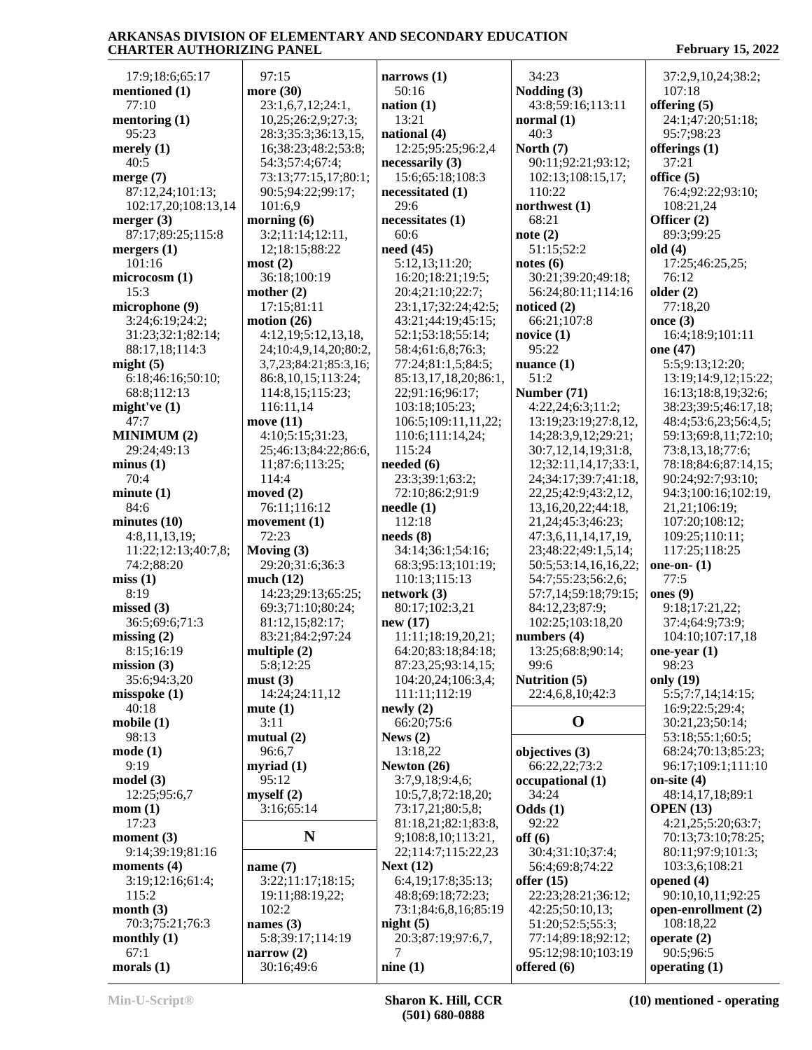17:9;18:6;65:17
**mentioned (1)**
77:10
**mentoring (1)**
95:23
**merely (1)**
40:5
**merge (7)**
87:12,24;101:13;
102:17,20;108:13,14
**merger (3)**
87:17;89:25;115:8
**mergers (1)**
101:16
**microcosm (1)**
15:3
**microphone (9)**
3:24;6:19;24:2;
31:23;32:1;82:14;
88:17,18;114:3
**might (5)**
6:18;46:16;50:10;
68:8;112:13
**might've (1)**
47:7
**MINIMUM (2)**
29:24;49:13
**minus (1)**
70:4
**minute (1)**
84:6
**minutes (10)**
4:8,11,13,19;
11:22;12:13;40:7,8;
74:2;88:20
**miss (1)**
8:19
**missed (3)**
36:5;69:6;71:3
**missing (2)**
8:15;16:19
**mission (3)**
35:6;94:3,20
**misspoke (1)**
40:18
**mobile (1)**
98:13
**mode (1)**
9:19
**model (3)**
12:25;95:6,7
**mom (1)**
17:23
**moment (3)**
9:14;39:19;81:16
**moments (4)**
3:19;12:16;61:4;
115:2
**month (3)**
70:3;75:21;76:3
**monthly (1)**
67:1
**morals (1)**
97:15
**more (30)**
23:1,6,7,12;24:1,
10,25;26:2,9;27:3;
28:3;35:3;36:13,15,
16;38:23;48:2;53:8;
54:3;57:4;67:4;
73:13;77:15,17;80:1;
90:5;94:22;99:17;
101:6,9
**morning (6)**
3:2;11:14;12:11,
12;18:15;88:22
**most (2)**
36:18;100:19
**mother (2)**
17:15;81:11
**motion (26)**
4:12,19;5:12,13,18,
24;10:4,9,14,20;80:2,
3,7,23;84:21;85:3,16;
86:8,10,15;113:24;
114:8,15;115:23;
116:11,14
**move (11)**
4:10;5:15;31:23,
25;46:13;84:22;86:6,
11;87:6;113:25;
114:4
**moved (2)**
76:11;116:12
**movement (1)**
72:23
**Moving (3)**
29:20;31:6;36:3
**much (12)**
14:23;29:13;65:25;
69:3;71:10;80:24;
81:12,15;82:17;
83:21;84:2;97:24
**multiple (2)**
5:8;12:25
**must (3)**
14:24;24:11,12
**mute (1)**
3:11
**mutual (2)**
96:6,7
**myriad (1)**
95:12
**myself (2)**
3:16;65:14

## N

**name (7)**
3:22;11:17;18:15;
19:11;88:19,22;
102:2
**names (3)**
5:8;39:17;114:19
**narrow (2)**
30:16;49:6
**narrows (1)**
50:16
**nation (1)**
13:21
**national (4)**
12:25;95:25;96:2,4
**necessarily (3)**
15:6;65:18;108:3
**necessitated (1)**
29:6
**necessitates (1)**
60:6
**need (45)**
5:12,13;11:20;
16:20;18:21;19:5;
20:4;21:10;22:7;
23:1,17;32:24;42:5;
43:21;44:19;45:15;
52:1;53:18;55:14;
58:4;61:6,8;76:3;
77:24;81:1,5;84:5;
85:13,17,18,20;86:1,
22;91:16;96:17;
103:18;105:23;
106:5;109:11,11,22;
110:6;111:14,24;
115:24
**needed (6)**
23:3;39:1;63:2;
72:10;86:2;91:9
**needle (1)**
112:18
**needs (8)**
34:14;36:1;54:16;
68:3;95:13;101:19;
110:13;115:13
**network (3)**
80:17;102:3,21
**new (17)**
11:11;18:19,20,21;
64:20;83:18;84:18;
87:23,25;93:14,15;
104:20,24;106:3,4;
111:11;112:19
**newly (2)**
66:20;75:6
**News (2)**
13:18,22
**Newton (26)**
3:7,9,18;9:4,6;
10:5,7,8;72:18,20;
73:17,21;80:5,8;
81:18,21;82:1;83:8,
9;108:8,10;113:21,
22;114:7;115:22,23
**Next (12)**
6:4,19;17:8;35:13;
48:8;69:18;72:23;
73:1;84:6,8,16;85:19
**night (5)**
20:3;87:19;97:6,7,
7
**nine (1)**
34:23
**Nodding (3)**
43:8;59:16;113:11
**normal (1)**
40:3
**North (7)**
90:11;92:21;93:12;
102:13;108:15,17;
110:22
**northwest (1)**
68:21
**note (2)**
51:15;52:2
**notes (6)**
30:21;39:20;49:18;
56:24;80:11;114:16
**noticed (2)**
66:21;107:8
**novice (1)**
95:22
**nuance (1)**
51:2
**Number (71)**
4:22,24;6:3;11:2;
13:19;23:19;27:8,12,
14;28:3,9,12;29:21;
30:7,12,14,19;31:8,
12;32:11,14,17;33:1,
24;34:17;39:7;41:18,
22,25;42:9;43:2,12,
13,16,20,22;44:18,
21,24;45:3;46:23;
47:3,6,11,14,17,19,
23;48:22;49:1,5,14;
50:5;53:14,16,16,22;
54:7;55:23;56:2,6;
57:7,14;59:18;79:15;
84:12,23;87:9;
102:25;103:18,20
**numbers (4)**
13:25;68:8;90:14;
99:6
**Nutrition (5)**
22:4,6,8,10;42:3

## O

**objectives (3)**
66:22,22;73:2
**occupational (1)**
34:24
**Odds (1)**
92:22
**off (6)**
30:4;31:10;37:4;
56:4;69:8;74:22
**offer (15)**
22:23;28:21;36:12;
42:25;50:10,13;
51:20;52:5;55:3;
77:14;89:18;92:12;
95:12;98:10;103:19
**offered (6)**
37:2,9,10,24;38:2;
107:18
**offering (5)**
24:1;47:20;51:18;
95:7;98:23
**offerings (1)**
37:21
**office (5)**
76:4;92:22;93:10;
108:21,24
**Officer (2)**
89:3;99:25
**old (4)**
17:25;46:25,25;
76:12
**older (2)**
77:18,20
**once (3)**
16:4;18:9;101:11
**one (47)**
5:5;9:13;12:20;
13:19;14:9,12;15:22;
16:13;18:8,19;32:6;
38:23;39:5;46:17,18;
48:4;53:6,23;56:4,5;
59:13;69:8,11;72:10;
73:8,13,18;77:6;
78:18;84:6;87:14,15;
90:24;92:7;93:10;
94:3;100:16;102:19,
21,21;106:19;
107:20;108:12;
109:25;110:11;
117:25;118:25
**one-on- (1)**
77:5
**ones (9)**
9:18;17:21,22;
37:4;64:9;73:9;
104:10;107:17,18
**one-year (1)**
98:23
**only (19)**
5:5;7:7,14;14:15;
16:9;22:5;29:4;
30:21,23;50:14;
53:18;55:1;60:5;
68:24;70:13;85:23;
96:17;109:1;111:10
**on-site (4)**
48:14,17,18;89:1
**OPEN (13)**
4:21,25;5:20;63:7;
70:13;73:10;78:25;
80:11;97:9;101:3;
103:3,6;108:21
**opened (4)**
90:10,10,11;92:25
**open-enrollment (2)**
108:18,22
**operate (2)**
90:5;96:5
**operating (1)**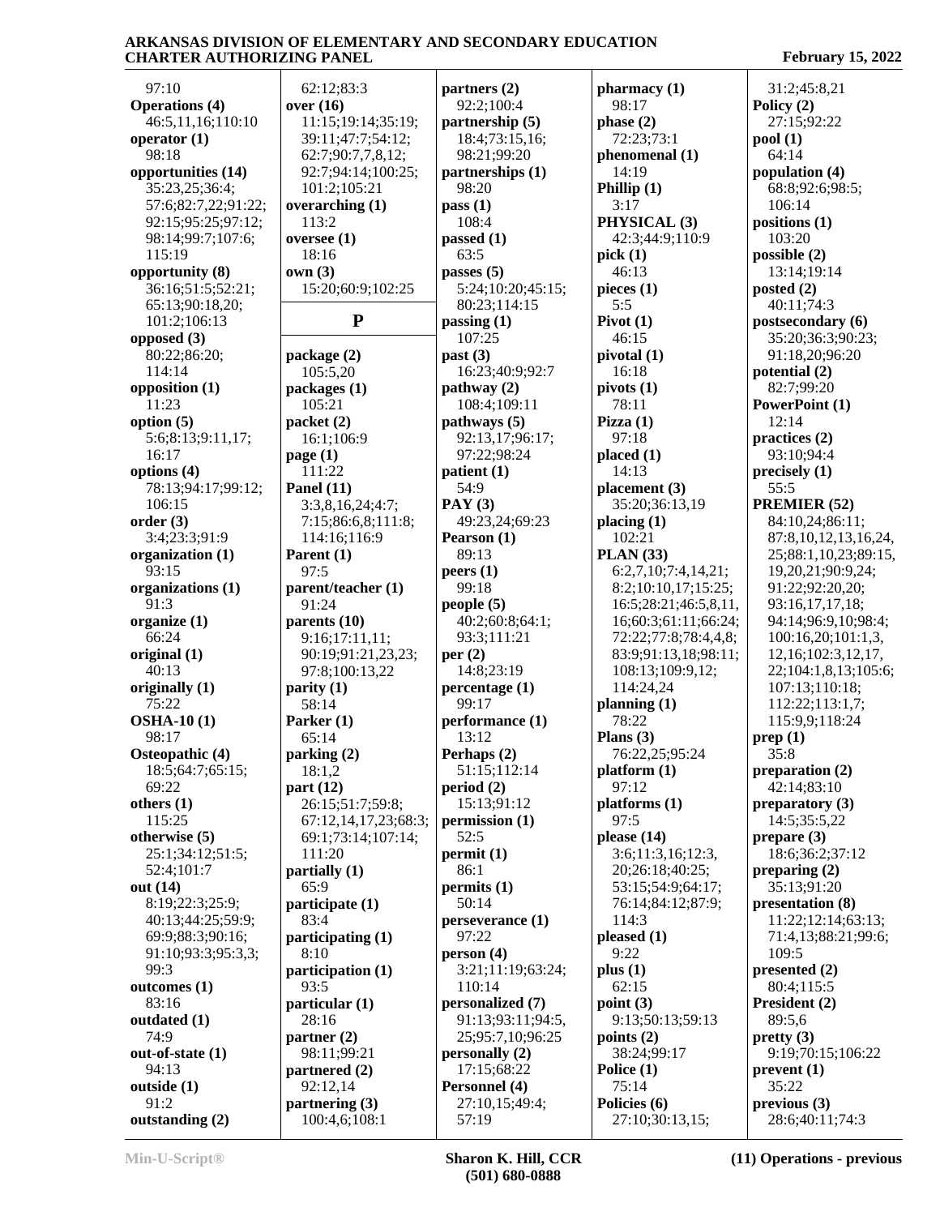97:10
**Operations (4)**
46:5,11,16;110:10
**operator (1)**
98:18
**opportunities (14)**
35:23,25;36:4;
57:6;82:7,22;91:22;
92:15;95:25;97:12;
98:14;99:7;107:6;
115:19
**opportunity (8)**
36:16;51:5;52:21;
65:13;90:18,20;
101:2;106:13
**opposed (3)**
80:22;86:20;
114:14
**opposition (1)**
11:23
**option (5)**
5:6;8:13;9:11,17;
16:17
**options (4)**
78:13;94:17;99:12;
106:15
**order (3)**
3:4;23:3;91:9
**organization (1)**
93:15
**organizations (1)**
91:3
**organize (1)**
66:24
**original (1)**
40:13
**originally (1)**
75:22
**OSHA-10 (1)**
98:17
**Osteopathic (4)**
18:5;64:7;65:15;
69:22
**others (1)**
115:25
**otherwise (5)**
25:1;34:12;51:5;
52:4;101:7
**out (14)**
8:19;22:3;25:9;
40:13;44:25;59:9;
69:9;88:3;90:16;
91:10;93:3;95:3,3;
99:3
**outcomes (1)**
83:16
**outdated (1)**
74:9
**out-of-state (1)**
94:13
**outside (1)**
91:2
**outstanding (2)**
62:12;83:3
**over (16)**
11:15;19:14;35:19;
39:11;47:7;54:12;
62:7;90:7,7,8,12;
92:7;94:14;100:25;
101:2;105:21
**overarching (1)**
113:2
**oversee (1)**
18:16
**own (3)**
15:20;60:9;102:25

## P

**package (2)**
105:5,20
**packages (1)**
105:21
**packet (2)**
16:1;106:9
**page (1)**
111:22
**Panel (11)**
3:3,8,16,24;4:7;
7:15;86:6,8;111:8;
114:16;116:9
**Parent (1)**
97:5
**parent/teacher (1)**
91:24
**parents (10)**
9:16;17:11,11;
90:19;91:21,23,23;
97:8;100:13,22
**parity (1)**
58:14
**Parker (1)**
65:14
**parking (2)**
18:1,2
**part (12)**
26:15;51:7;59:8;
67:12,14,17,23;68:3;
69:1;73:14;107:14;
111:20
**partially (1)**
65:9
**participate (1)**
83:4
**participating (1)**
8:10
**participation (1)**
93:5
**particular (1)**
28:16
**partner (2)**
98:11;99:21
**partnered (2)**
92:12,14
**partnering (3)**
100:4,6;108:1
**partners (2)**
92:2;100:4
**partnership (5)**
18:4;73:15,16;
98:21;99:20
**partnerships (1)**
98:20
**pass (1)**
108:4
**passed (1)**
63:5
**passes (5)**
5:24;10:20;45:15;
80:23;114:15
**passing (1)**
107:25
**past (3)**
16:23;40:9;92:7
**pathway (2)**
108:4;109:11
**pathways (5)**
92:13,17;96:17;
97:22;98:24
**patient (1)**
54:9
**PAY (3)**
49:23,24;69:23
**Pearson (1)**
89:13
**peers (1)**
99:18
**people (5)**
40:2;60:8;64:1;
93:3;111:21
**per (2)**
14:8;23:19
**percentage (1)**
99:17
**performance (1)**
13:12
**Perhaps (2)**
51:15;112:14
**period (2)**
15:13;91:12
**permission (1)**
52:5
**permit (1)**
86:1
**permits (1)**
50:14
**perseverance (1)**
97:22
**person (4)**
3:21;11:19;63:24;
110:14
**personalized (7)**
91:13;93:11;94:5,
25;95:7,10;96:25
**personally (2)**
17:15;68:22
**Personnel (4)**
27:10,15;49:4;
57:19
**pharmacy (1)**
98:17
**phase (2)**
72:23;73:1
**phenomenal (1)**
14:19
**Phillip (1)**
3:17
**PHYSICAL (3)**
42:3;44:9;110:9
**pick (1)**
46:13
**pieces (1)**
5:5
**Pivot (1)**
46:15
**pivotal (1)**
16:18
**pivots (1)**
78:11
**Pizza (1)**
97:18
**placed (1)**
14:13
**placement (3)**
35:20;36:13,19
**placing (1)**
102:21
**PLAN (33)**
6:2,7,10;7:4,14,21;
8:2;10:10,17;15:25;
16:5;28:21;46:5,8,11,
16;60:3;61:11;66:24;
72:22;77:8;78:4,4,8;
83:9;91:13,18;98:11;
108:13;109:9,12;
114:24,24
**planning (1)**
78:22
**Plans (3)**
76:22,25;95:24
**platform (1)**
97:12
**platforms (1)**
97:5
**please (14)**
3:6;11:3,16;12:3,
20;26:18;40:25;
53:15;54:9;64:17;
76:14;84:12;87:9;
114:3
**pleased (1)**
9:22
**plus (1)**
62:15
**point (3)**
9:13;50:13;59:13
**points (2)**
38:24;99:17
**Police (1)**
75:14
**Policies (6)**
27:10;30:13,15;
31:2;45:8,21
**Policy (2)**
27:15;92:22
**pool (1)**
64:14
**population (4)**
68:8;92:6;98:5;
106:14
**positions (1)**
103:20
**possible (2)**
13:14;19:14
**posted (2)**
40:11;74:3
**postsecondary (6)**
35:20;36:3;90:23;
91:18,20;96:20
**potential (2)**
82:7;99:20
**PowerPoint (1)**
12:14
**practices (2)**
93:10;94:4
**precisely (1)**
55:5
**PREMIER (52)**
84:10,24;86:11;
87:8,10,12,13,16,24,
25;88:1,10,23;89:15,
19,20,21;90:9,24;
91:22;92:20,20;
93:16,17,17,18;
94:14;96:9,10;98:4;
100:16,20;101:1,3,
12,16;102:3,12,17,
22;104:1,8,13;105:6;
107:13;110:18;
112:22;113:1,7;
115:9,9;118:24
**prep (1)**
35:8
**preparation (2)**
42:14;83:10
**preparatory (3)**
14:5;35:5,22
**prepare (3)**
18:6;36:2;37:12
**preparing (2)**
35:13;91:20
**presentation (8)**
11:22;12:14;63:13;
71:4,13;88:21;99:6;
109:5
**presented (2)**
80:4;115:5
**President (2)**
89:5,6
**pretty (3)**
9:19;70:15;106:22
**prevent (1)**
35:22
**previous (3)**
28:6;40:11;74:3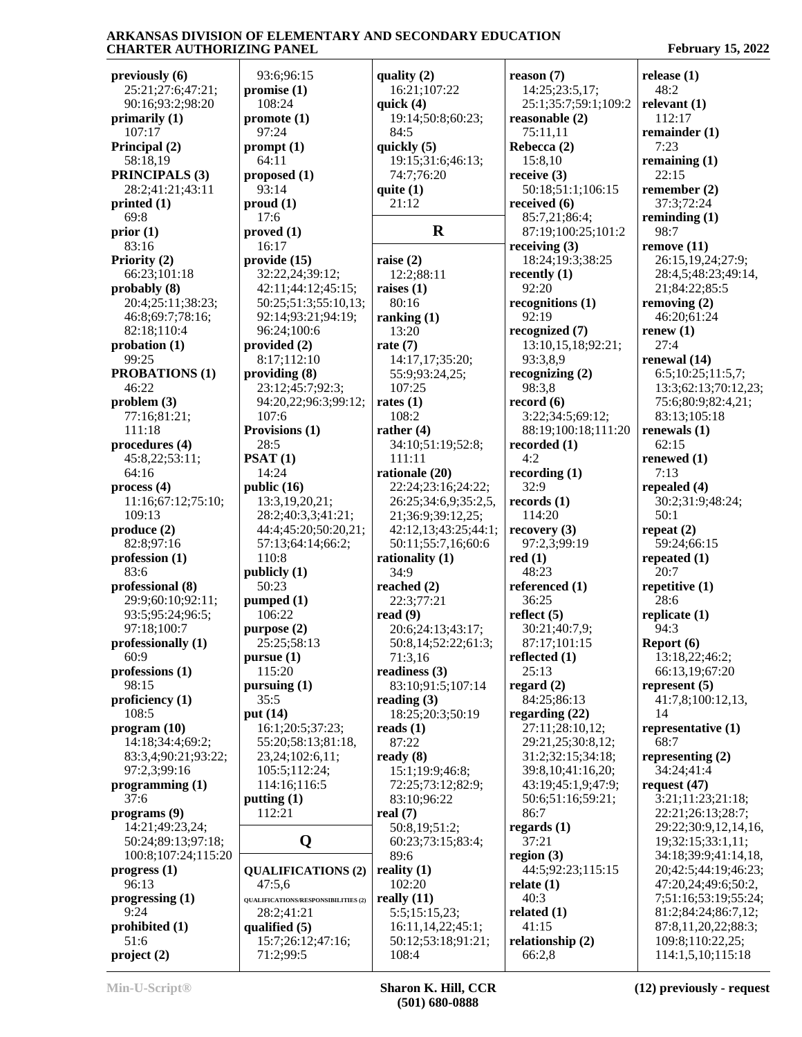**previously (6)**
25:21;27:6;47:21;
90:16;93:2;98:20
**primarily (1)**
107:17
**Principal (2)**
58:18,19
**PRINCIPALS (3)**
28:2;41:21;43:11
**printed (1)**
69:8
**prior (1)**
83:16
**Priority (2)**
66:23;101:18
**probably (8)**
20:4;25:11;38:23;
46:8;69:7;78:16;
82:18;110:4
**probation (1)**
99:25
**PROBATIONS (1)**
46:22
**problem (3)**
77:16;81:21;
111:18
**procedures (4)**
45:8,22;53:11;
64:16
**process (4)**
11:16;67:12;75:10;
109:13
**produce (2)**
82:8;97:16
**profession (1)**
83:6
**professional (8)**
29:9;60:10;92:11;
93:5;95:24;96:5;
97:18;100:7
**professionally (1)**
60:9
**professions (1)**
98:15
**proficiency (1)**
108:5
**program (10)**
14:18;34:4;69:2;
83:3,4;90:21;93:22;
97:2,3;99:16
**programming (1)**
37:6
**programs (9)**
14:21;49:23,24;
50:24;89:13;97:18;
100:8;107:24;115:20
**progress (1)**
96:13
**progressing (1)**
9:24
**prohibited (1)**
51:6
**project (2)**
93:6;96:15
**promise (1)**
108:24
**promote (1)**
97:24
**prompt (1)**
64:11
**proposed (1)**
93:14
**proud (1)**
17:6
**proved (1)**
16:17
**provide (15)**
32:22,24;39:12;
42:11;44:12;45:15;
50:25;51:3;55:10,13;
92:14;93:21;94:19;
96:24;100:6
**provided (2)**
8:17;112:10
**providing (8)**
23:12;45:7;92:3;
94:20,22;96:3;99:12;
107:6
**Provisions (1)**
28:5
**PSAT (1)**
14:24
**public (16)**
13:3,19,20,21;
28:2;40:3,3;41:21;
44:4;45:20;50:20,21;
57:13;64:14;66:2;
110:8
**publicly (1)**
50:23
**pumped (1)**
106:22
**purpose (2)**
25:25;58:13
**pursue (1)**
115:20
**pursuing (1)**
35:5
**put (14)**
16:1;20:5;37:23;
55:20;58:13;81:18,
23,24;102:6,11;
105:5;112:24;
114:16;116:5
**putting (1)**
112:21

## Q

**QUALIFICATIONS (2)**
47:5,6
**QUALIFICATIONS/RESPONSIBILITIES (2)**
28:2;41:21
**qualified (5)**
15:7;26:12;47:16;
71:2;99:5
**quality (2)**
16:21;107:22
**quick (4)**
19:14;50:8;60:23;
84:5
**quickly (5)**
19:15;31:6;46:13;
74:7;76:20
**quite (1)**
21:12

## R

**raise (2)**
12:2;88:11
**raises (1)**
80:16
**ranking (1)**
13:20
**rate (7)**
14:17,17;35:20;
55:9;93:24,25;
107:25
**rates (1)**
108:2
**rather (4)**
34:10;51:19;52:8;
111:11
**rationale (20)**
22:24;23:16;24:22;
26:25;34:6,9;35:2,5,
21;36:9;39:12,25;
42:12,13;43:25;44:1;
50:11;55:7,16;60:6
**rationality (1)**
34:9
**reached (2)**
22:3;77:21
**read (9)**
20:6;24:13;43:17;
50:8,14;52:22;61:3;
71:3,16
**readiness (3)**
83:10;91:5;107:14
**reading (3)**
18:25;20:3;50:19
**reads (1)**
87:22
**ready (8)**
15:1;19:9;46:8;
72:25;73:12;82:9;
83:10;96:22
**real (7)**
50:8,19;51:2;
60:23;73:15;83:4;
89:6
**reality (1)**
102:20
**really (11)**
5:5;15:15,23;
16:11,14,22;45:1;
50:12;53:18;91:21;
108:4
**reason (7)**
14:25;23:5,17;
25:1;35:7;59:1;109:2
**reasonable (2)**
75:11,11
**Rebecca (2)**
15:8,10
**receive (3)**
50:18;51:1;106:15
**received (6)**
85:7,21;86:4;
87:19;100:25;101:2
**receiving (3)**
18:24;19:3;38:25
**recently (1)**
92:20
**recognitions (1)**
92:19
**recognized (7)**
13:10,15,18;92:21;
93:3,8,9
**recognizing (2)**
98:3,8
**record (6)**
3:22;34:5;69:12;
88:19;100:18;111:20
**recorded (1)**
4:2
**recording (1)**
32:9
**records (1)**
114:20
**recovery (3)**
97:2,3;99:19
**red (1)**
48:23
**referenced (1)**
36:25
**reflect (5)**
30:21;40:7,9;
87:17;101:15
**reflected (1)**
25:13
**regard (2)**
84:25;86:13
**regarding (22)**
27:11;28:10,12;
29:21,25;30:8,12;
31:2;32:15;34:18;
39:8,10;41:16,20;
43:19;45:1,9;47:9;
50:6;51:16;59:21;
86:7
**regards (1)**
37:21
**region (3)**
44:5;92:23;115:15
**relate (1)**
40:3
**related (1)**
41:15
**relationship (2)**
66:2,8
**release (1)**
48:2
**relevant (1)**
112:17
**remainder (1)**
7:23
**remaining (1)**
22:15
**remember (2)**
37:3;72:24
**reminding (1)**
98:7
**remove (11)**
26:15,19,24;27:9;
28:4,5;48:23;49:14,
21;84:22;85:5
**removing (2)**
46:20;61:24
**renew (1)**
27:4
**renewal (14)**
6:5;10:25;11:5,7;
13:3;62:13;70:12,23;
75:6;80:9;82:4,21;
83:13;105:18
**renewals (1)**
62:15
**renewed (1)**
7:13
**repealed (4)**
30:2;31:9;48:24;
50:1
**repeat (2)**
59:24;66:15
**repeated (1)**
20:7
**repetitive (1)**
28:6
**replicate (1)**
94:3
**Report (6)**
13:18,22;46:2;
66:13,19;67:20
**represent (5)**
41:7,8;100:12,13,
14
**representative (1)**
68:7
**representing (2)**
34:24;41:4
**request (47)**
3:21;11:23;21:18;
22:21;26:13;28:7;
29:22;30:9,12,14,16,
19;32:15;33:1,11;
34:18;39:9;41:14,18,
20;42:5;44:19;46:23;
47:20,24;49:6;50:2,
7;51:16;53:19;55:24;
81:2;84:24;86:7,12;
87:8,11,20,22;88:3;
109:8;110:22,25;
114:1,5,10;115:18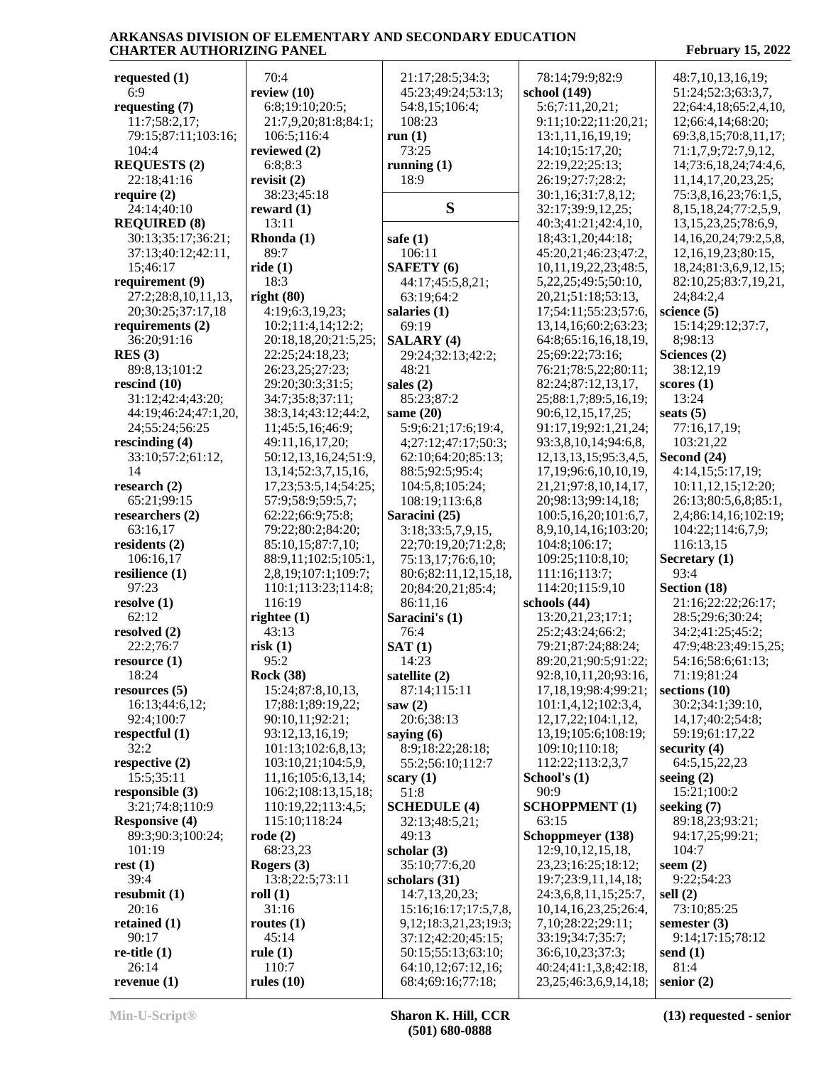**requested (1)**
6:9
**requesting (7)**
11:7;58:2,17;
79:15;87:11;103:16;
104:4
**REQUESTS (2)**
22:18;41:16
**require (2)**
24:14;40:10
**REQUIRED (8)**
30:13;35:17;36:21;
37:13;40:12;42:11,
15;46:17
**requirement (9)**
27:2;28:8,10,11,13,
20;30:25;37:17,18
**requirements (2)**
36:20;91:16
**RES (3)**
89:8,13;101:2
**rescind (10)**
31:12;42:4;43:20;
44:19;46:24;47:1,20,
24;55:24;56:25
**rescinding (4)**
33:10;57:2;61:12,
14
**research (2)**
65:21;99:15
**researchers (2)**
63:16,17
**residents (2)**
106:16,17
**resilience (1)**
97:23
**resolve (1)**
62:12
**resolved (2)**
22:2;76:7
**resource (1)**
18:24
**resources (5)**
16:13;44:6,12;
92:4;100:7
**respectful (1)**
32:2
**respective (2)**
15:5;35:11
**responsible (3)**
3:21;74:8;110:9
**Responsive (4)**
89:3;90:3;100:24;
101:19
**rest (1)**
39:4
**resubmit (1)**
20:16
**retained (1)**
90:17
**re-title (1)**
26:14
**revenue (1)**
70:4
**review (10)**
6:8;19:10;20:5;
21:7,9,20;81:8;84:1;
106:5;116:4
**reviewed (2)**
6:8;8:3
**revisit (2)**
38:23;45:18
**reward (1)**
13:11
**Rhonda (1)**
89:7
**ride (1)**
18:3
**right (80)**
4:19;6:3,19,23;
10:2;11:4,14;12:2;
20:18,18,20;21:5,25;
22:25;24:18,23;
26:23,25;27:23;
29:20;30:3;31:5;
34:7;35:8;37:11;
38:3,14;43:12;44:2,
11;45:5,16;46:9;
49:11,16,17,20;
50:12,13,16,24;51:9,
13,14;52:3,7,15,16,
17,23;53:5,14;54:25;
57:9;58:9;59:5,7;
62:22;66:9;75:8;
79:22;80:2;84:20;
85:10,15;87:7,10;
88:9,11;102:5;105:1,
2,8,19;107:1;109:7;
110:1;113:23;114:8;
116:19
**rightee (1)**
43:13
**risk (1)**
95:2
**Rock (38)**
15:24;87:8,10,13,
17;88:1;89:19,22;
90:10,11;92:21;
93:12,13,16,19;
101:13;102:6,8,13;
103:10,21;104:5,9,
11,16;105:6,13,14;
106:2;108:13,15,18;
110:19,22;113:4,5;
115:10;118:24
**rode (2)**
68:23,23
**Rogers (3)**
13:8;22:5;73:11
**roll (1)**
31:16
**routes (1)**
45:14
**rule (1)**
110:7
**rules (10)**
21:17;28:5;34:3;
45:23;49:24;53:13;
54:8,15;106:4;
108:23
**run (1)**
73:25
**running (1)**
18:9

## S

**safe (1)**
106:11
**SAFETY (6)**
44:17;45:5,8,21;
63:19;64:2
**salaries (1)**
69:19
**SALARY (4)**
29:24;32:13;42:2;
48:21
**sales (2)**
85:23;87:2
**same (20)**
5:9;6:21;17:6;19:4,
4;27:12;47:17;50:3;
62:10;64:20;85:13;
88:5;92:5;95:4;
104:5,8;105:24;
108:19;113:6,8
**Saracini (25)**
3:18;33:5,7,9,15,
22;70:19,20;71:2,8;
75:13,17;76:6,10;
80:6;82:11,12,15,18,
20;84:20,21;85:4;
86:11,16
**Saracini's (1)**
76:4
**SAT (1)**
14:23
**satellite (2)**
87:14;115:11
**saw (2)**
20:6;38:13
**saying (6)**
8:9;18:22;28:18;
55:2;56:10;112:7
**scary (1)**
51:8
**SCHEDULE (4)**
32:13;48:5,21;
49:13
**scholar (3)**
35:10;77:6,20
**scholars (31)**
14:7,13,20,23;
15:16;16:17;17:5,7,8,
9,12;18:3,21,23;19:3;
37:12;42:20;45:15;
50:15;55:13;63:10;
64:10,12;67:12,16;
68:4;69:16;77:18;
78:14;79:9;82:9
**school (149)**
5:6;7:11,20,21;
9:11;10:22;11:20,21;
13:1,11,16,19,19;
14:10;15:17,20;
22:19,22;25:13;
26:19;27:7;28:2;
30:1,16;31:7,8,12;
32:17;39:9,12,25;
40:3;41:21;42:4,10,
18;43:1,20;44:18;
45:20,21;46:23;47:2,
10,11,19,22,23;48:5,
5,22,25;49:5;50:10,
20,21;51:18;53:13,
17;54:11;55:23;57:6,
13,14,16;60:2;63:23;
64:8;65:16,16,18,19,
25;69:22;73:16;
76:21;78:5,22;80:11;
82:24;87:12,13,17,
25;88:1,7;89:5,16,19;
90:6,12,15,17,25;
91:17,19;92:1,21,24;
93:3,8,10,14;94:6,8,
12,13,13,15;95:3,4,5,
17,19;96:6,10,10,19,
21,21;97:8,10,14,17,
20;98:13;99:14,18;
100:5,16,20;101:6,7,
8,9,10,14,16;103:20;
104:8;106:17;
109:25;110:8,10;
111:16;113:7;
114:20;115:9,10
**schools (44)**
13:20,21,23;17:1;
25:2;43:24;66:2;
79:21;87:24;88:24;
89:20,21;90:5;91:22;
92:8,10,11,20;93:16,
17,18,19;98:4;99:21;
101:1,4,12;102:3,4,
12,17,22;104:1,12,
13,19;105:6;108:19;
109:10;110:18;
112:22;113:2,3,7
**School's (1)**
90:9
**SCHOPPMENT (1)**
63:15
**Schoppmeyer (138)**
12:9,10,12,15,18,
23,23;16:25;18:12;
19:7;23:9,11,14,18;
24:3,6,8,11,15;25:7,
10,14,16,23,25;26:4,
7,10;28:22;29:11;
33:19;34:7;35:7;
36:6,10,23;37:3;
40:24;41:1,3,8;42:18,
23,25;46:3,6,9,14,18;
48:7,10,13,16,19;
51:24;52:3;63:3,7,
22;64:4,18;65:2,4,10,
12;66:4,14;68:20;
69:3,8,15;70:8,11,17;
71:1,7,9;72:7,9,12,
14;73:6,18,24;74:4,6,
11,14,17,20,23,25;
75:3,8,16,23;76:1,5,
8,15,18,24;77:2,5,9,
13,15,23,25;78:6,9,
14,16,20,24;79:2,5,8,
12,16,19,23;80:15,
18,24;81:3,6,9,12,15;
82:10,25;83:7,19,21,
24;84:2,4
**science (5)**
15:14;29:12;37:7,
8;98:13
**Sciences (2)**
38:12,19
**scores (1)**
13:24
**seats (5)**
77:16,17,19;
103:21,22
**Second (24)**
4:14,15;5:17,19;
10:11,12,15;12:20;
26:13;80:5,6,8;85:1,
2,4;86:14,16;102:19;
104:22;114:6,7,9;
116:13,15
**Secretary (1)**
93:4
**Section (18)**
21:16;22:22;26:17;
28:5;29:6;30:24;
34:2;41:25;45:2;
47:9;48:23;49:15,25;
54:16;58:6;61:13;
71:19;81:24
**sections (10)**
30:2;34:1;39:10,
14,17;40:2;54:8;
59:19;61:17,22
**security (4)**
64:5,15,22,23
**seeing (2)**
15:21;100:2
**seeking (7)**
89:18,23;93:21;
94:17,25;99:21;
104:7
**seem (2)**
9:22;54:23
**sell (2)**
73:10;85:25
**semester (3)**
9:14;17:15;78:12
**send (1)**
81:4
**senior (2)**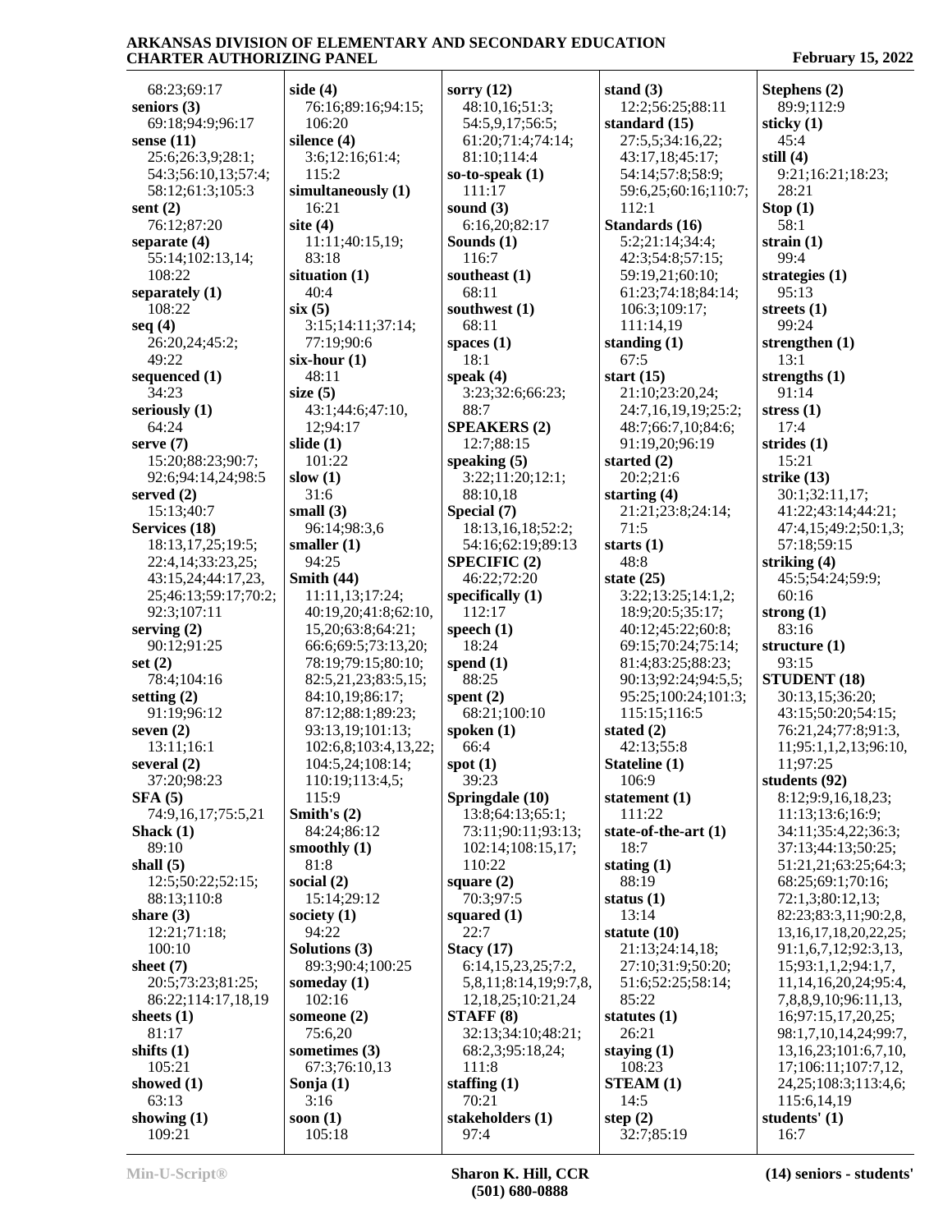68:23;69:17
**seniors (3)**
69:18;94:9;96:17
**sense (11)**
25:6;26:3,9;28:1;
54:3;56:10,13;57:4;
58:12;61:3;105:3
**sent (2)**
76:12;87:20
**separate (4)**
55:14;102:13,14;
108:22
**separately (1)**
108:22
**seq (4)**
26:20,24;45:2;
49:22
**sequenced (1)**
34:23
**seriously (1)**
64:24
**serve (7)**
15:20;88:23;90:7;
92:6;94:14,24;98:5
**served (2)**
15:13;40:7
**Services (18)**
18:13,17,25;19:5;
22:4,14;33:23,25;
43:15,24;44:17,23,
25;46:13;59:17;70:2;
92:3;107:11
**serving (2)**
90:12;91:25
**set (2)**
78:4;104:16
**setting (2)**
91:19;96:12
**seven (2)**
13:11;16:1
**several (2)**
37:20;98:23
**SFA (5)**
74:9,16,17;75:5,21
**Shack (1)**
89:10
**shall (5)**
12:5;50:22;52:15;
88:13;110:8
**share (3)**
12:21;71:18;
100:10
**sheet (7)**
20:5;73:23;81:25;
86:22;114:17,18,19
**sheets (1)**
81:17
**shifts (1)**
105:21
**showed (1)**
63:13
**showing (1)**
109:21

**side (4)**
76:16;89:16;94:15;
106:20
**silence (4)**
3:6;12:16;61:4;
115:2
**simultaneously (1)**
16:21
**site (4)**
11:11;40:15,19;
83:18
**situation (1)**
40:4
**six (5)**
3:15;14:11;37:14;
77:19;90:6
**six-hour (1)**
48:11
**size (5)**
43:1;44:6;47:10,
12;94:17
**slide (1)**
101:22
**slow (1)**
31:6
**small (3)**
96:14;98:3,6
**smaller (1)**
94:25
**Smith (44)**
11:11,13;17:24;
40:19,20;41:8;62:10,
15,20;63:8;64:21;
66:6;69:5;73:13,20;
78:19;79:15;80:10;
82:5,21,23;83:5,15;
84:10,19;86:17;
87:12;88:1;89:23;
93:13,19;101:13;
102:6,8;103:4,13,22;
104:5,24;108:14;
110:19;113:4,5;
115:9
**Smith's (2)**
84:24;86:12
**smoothly (1)**
81:8
**social (2)**
15:14;29:12
**society (1)**
94:22
**Solutions (3)**
89:3;90:4;100:25
**someday (1)**
102:16
**someone (2)**
75:6,20
**sometimes (3)**
67:3;76:10,13
**Sonja (1)**
3:16
**soon (1)**
105:18

**sorry (12)**
48:10,16;51:3;
54:5,9,17;56:5;
61:20;71:4;74:14;
81:10;114:4
**so-to-speak (1)**
111:17
**sound (3)**
6:16,20;82:17
**Sounds (1)**
116:7
**southeast (1)**
68:11
**southwest (1)**
68:11
**spaces (1)**
18:1
**speak (4)**
3:23;32:6;66:23;
88:7
**SPEAKERS (2)**
12:7;88:15
**speaking (5)**
3:22;11:20;12:1;
88:10,18
**Special (7)**
18:13,16,18;52:2;
54:16;62:19;89:13
**SPECIFIC (2)**
46:22;72:20
**specifically (1)**
112:17
**speech (1)**
18:24
**spend (1)**
88:25
**spent (2)**
68:21;100:10
**spoken (1)**
66:4
**spot (1)**
39:23
**Springdale (10)**
13:8;64:13;65:1;
73:11;90:11;93:13;
102:14;108:15,17;
110:22
**square (2)**
70:3;97:5
**squared (1)**
22:7
**Stacy (17)**
6:14,15,23,25;7:2,
5,8,11;8:14,19;9:7,8,
12,18,25;10:21,24
**STAFF (8)**
32:13;34:10;48:21;
68:2,3;95:18,24;
111:8
**staffing (1)**
70:21
**stakeholders (1)**
97:4

**stand (3)**
12:2;56:25;88:11
**standard (15)**
27:5,5;34:16,22;
43:17,18;45:17;
54:14;57:8;58:9;
59:6,25;60:16;110:7;
112:1
**Standards (16)**
5:2;21:14;34:4;
42:3;54:8;57:15;
59:19,21;60:10;
61:23;74:18;84:14;
106:3;109:17;
111:14,19
**standing (1)**
67:5
**start (15)**
21:10;23:20,24;
24:7,16,19,19;25:2;
48:7;66:7,10;84:6;
91:19,20;96:19
**started (2)**
20:2;21:6
**starting (4)**
21:21;23:8;24:14;
71:5
**starts (1)**
48:8
**state (25)**
3:22;13:25;14:1,2;
18:9;20:5;35:17;
40:12;45:22;60:8;
69:15;70:24;75:14;
81:4;83:25;88:23;
90:13;92:24;94:5,5;
95:25;100:24;101:3;
115:15;116:5
**stated (2)**
42:13;55:8
**Stateline (1)**
106:9
**statement (1)**
111:22
**state-of-the-art (1)**
18:7
**stating (1)**
88:19
**status (1)**
13:14
**statute (10)**
21:13;24:14,18;
27:10;31:9;50:20;
51:6;52:25;58:14;
85:22
**statutes (1)**
26:21
**staying (1)**
108:23
**STEAM (1)**
14:5
**step (2)**
32:7;85:19

**Stephens (2)**
89:9;112:9
**sticky (1)**
45:4
**still (4)**
9:21;16:21;18:23;
28:21
**Stop (1)**
58:1
**strain (1)**
99:4
**strategies (1)**
95:13
**streets (1)**
99:24
**strengthen (1)**
13:1
**strengths (1)**
91:14
**stress (1)**
17:4
**strides (1)**
15:21
**strike (13)**
30:1;32:11,17;
41:22;43:14;44:21;
47:4,15;49:2;50:1,3;
57:18;59:15
**striking (4)**
45:5;54:24;59:9;
60:16
**strong (1)**
83:16
**structure (1)**
93:15
**STUDENT (18)**
30:13,15;36:20;
43:15;50:20;54:15;
76:21,24;77:8;91:3,
11;95:1,1,2,13;96:10,
11;97:25
**students (92)**
8:12;9:9,16,18,23;
11:13;13:6;16:9;
34:11;35:4,22;36:3;
37:13;44:13;50:25;
51:21,21;63:25;64:3;
68:25;69:1;70:16;
72:1,3;80:12,13;
82:23;83:3,11;90:2,8,
13,16,17,18,20,22,25;
91:1,6,7,12;92:3,13,
15;93:1,1,2;94:1,7,
11,14,16,20,24;95:4,
7,8,8,9,10;96:11,13,
16;97:15,17,20,25;
98:1,7,10,14,24;99:7,
13,16,23;101:6,7,10,
17;106:11;107:7,12,
24,25;108:3;113:4,6;
115:6,14,19
**students' (1)**
16:7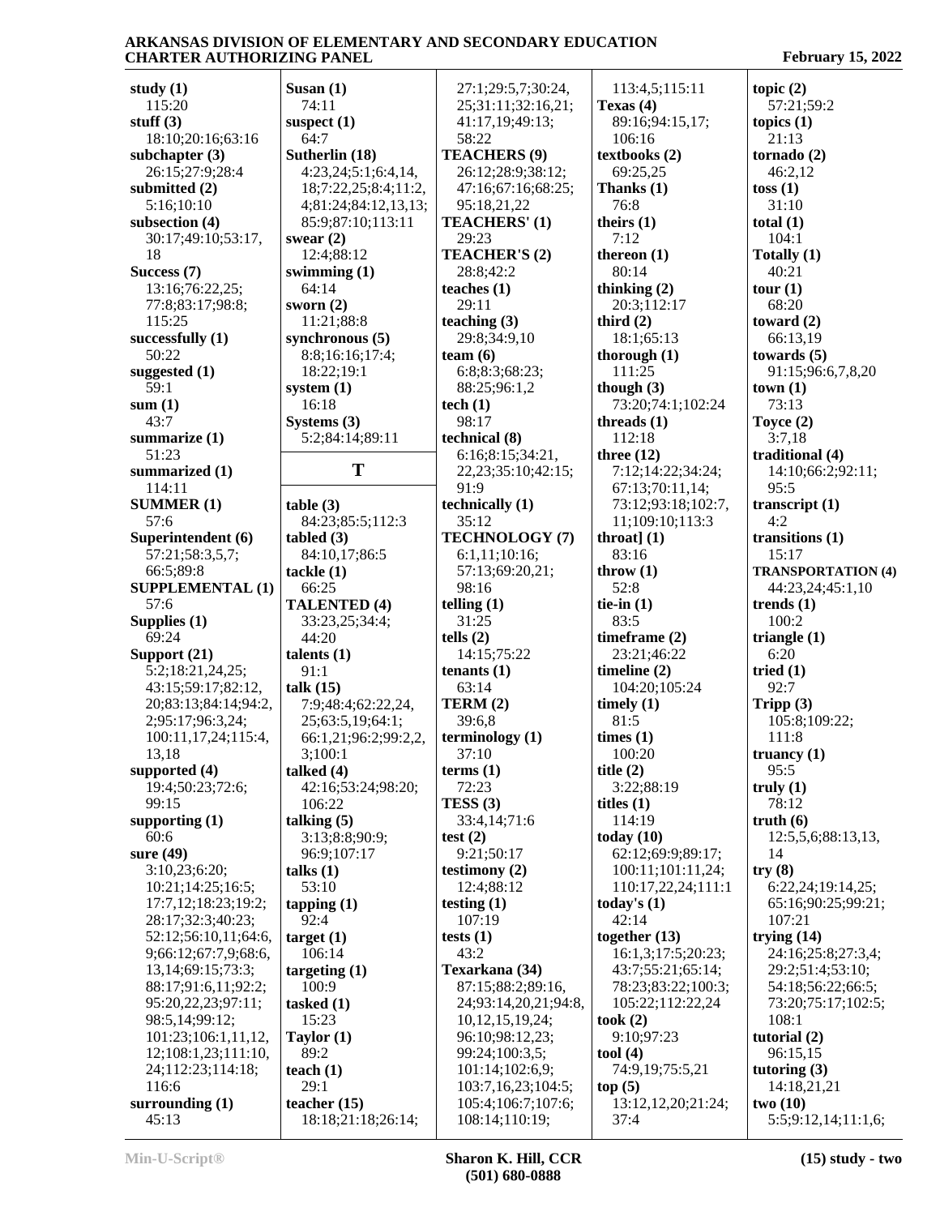**study (1)**
115:20
**stuff (3)**
18:10;20:16;63:16
**subchapter (3)**
26:15;27:9;28:4
**submitted (2)**
5:16;10:10
**subsection (4)**
30:17;49:10;53:17,18
**Success (7)**
13:16;76:22,25;77:8;83:17;98:8;115:25
**successfully (1)**
50:22
**suggested (1)**
59:1
**sum (1)**
43:7
**summarize (1)**
51:23
**summarized (1)**
114:11
**SUMMER (1)**
57:6
**Superintendent (6)**
57:21;58:3,5,7;66:5;89:8
**SUPPLEMENTAL (1)**
57:6
**Supplies (1)**
69:24
**Support (21)**
5:2;18:21,24,25;43:15;59:17;82:12,20;83:13;84:14;94:2,2;95:17;96:3,24;100:11,17,24;115:4,13,18
**supported (4)**
19:4;50:23;72:6;99:15
**supporting (1)**
60:6
**sure (49)**
3:10,23;6:20;10:21;14:25;16:5;17:7,12;18:23;19:2;28:17;32:3;40:23;52:12;56:10,11;64:6,9;66:12;67:7,9;68:6,13,14;69:15;73:3;88:17;91:6,11;92:2;95:20,22,23;97:11;98:5,14;99:12;101:23;106:1,11,12,12;108:1,23;111:10,24;112:23;114:18;116:6
**surrounding (1)**
45:13

**Susan (1)**
74:11
**suspect (1)**
64:7
**Sutherlin (18)**
4:23,24;5:1;6:4,14,18;7:22,25;8:4;11:2,4;81:24;84:12,13,13;85:9;87:10;113:11
**swear (2)**
12:4;88:12
**swimming (1)**
64:14
**sworn (2)**
11:21;88:8
**synchronous (5)**
8:8;16:16;17:4;18:22;19:1
**system (1)**
16:18
**Systems (3)**
5:2;84:14;89:11

## T

**table (3)**
84:23;85:5;112:3
**tabled (3)**
84:10,17;86:5
**tackle (1)**
66:25
**TALENTED (4)**
33:23,25;34:4;44:20
**talents (1)**
91:1
**talk (15)**
7:9;48:4;62:22,24,25;63:5,19;64:1;66:1,21;96:2;99:2,2,3;100:1
**talked (4)**
42:16;53:24;98:20;106:22
**talking (5)**
3:13;8:8;90:9;96:9;107:17
**talks (1)**
53:10
**tapping (1)**
92:4
**target (1)**
106:14
**targeting (1)**
100:9
**tasked (1)**
15:23
**Taylor (1)**
89:2
**teach (1)**
29:1
**teacher (15)**
18:18;21:18;26:14;27:1;29:5,7;30:24,25;31:11;32:16,21;41:17,19;49:13;58:22
**TEACHERS (9)**
26:12;28:9;38:12;47:16;67:16;68:25;95:18,21,22
**TEACHERS' (1)**
29:23
**TEACHER'S (2)**
28:8;42:2
**teaches (1)**
29:11
**teaching (3)**
29:8;34:9,10
**team (6)**
6:8;8:3;68:23;88:25;96:1,2
**tech (1)**
98:17
**technical (8)**
6:16;8:15;34:21,22,23;35:10;42:15;91:9
**technically (1)**
35:12
**TECHNOLOGY (7)**
6:1,11;10:16;57:13;69:20,21;98:16
**telling (1)**
31:25
**tells (2)**
14:15;75:22
**tenants (1)**
63:14
**TERM (2)**
39:6,8
**terminology (1)**
37:10
**terms (1)**
72:23
**TESS (3)**
33:4,14;71:6
**test (2)**
9:21;50:17
**testimony (2)**
12:4;88:12
**testing (1)**
107:19
**tests (1)**
43:2
**Texarkana (34)**
87:15;88:2;89:16,24;93:14,20,21;94:8,10,12,15,19,24;96:10;98:12,23;99:24;100:3,5;101:14;102:6,9;103:7,16,23;104:5;105:4;106:7;107:6;108:14;110:19;113:4,5;115:11
**Texas (4)**
89:16;94:15,17;106:16
**textbooks (2)**
69:25,25
**Thanks (1)**
76:8
**theirs (1)**
7:12
**thereon (1)**
80:14
**thinking (2)**
20:3;112:17
**third (2)**
18:1;65:13
**thorough (1)**
111:25
**though (3)**
73:20;74:1;102:24
**threads (1)**
112:18
**three (12)**
7:12;14:22;34:24;67:13;70:11,14;73:12;93:18;102:7,11;109:10;113:3
**throat] (1)**
83:16
**throw (1)**
52:8
**tie-in (1)**
83:5
**timeframe (2)**
23:21;46:22
**timeline (2)**
104:20;105:24
**timely (1)**
81:5
**times (1)**
100:20
**title (2)**
3:22;88:19
**titles (1)**
114:19
**today (10)**
62:12;69:9;89:17;100:11;101:11,24;110:17,22,24;111:1
**today's (1)**
42:14
**together (13)**
16:1,3;17:5;20:23;43:7;55:21;65:14;78:23;83:22;100:3;105:22;112:22,24
**took (2)**
9:10;97:23
**tool (4)**
74:9,19;75:5,21
**top (5)**
13:12,12,20;21:24;37:4

**topic (2)**
57:21;59:2
**topics (1)**
21:13
**tornado (2)**
46:2,12
**toss (1)**
31:10
**total (1)**
104:1
**Totally (1)**
40:21
**tour (1)**
68:20
**toward (2)**
66:13,19
**towards (5)**
91:15;96:6,7,8,20
**town (1)**
73:13
**Toyce (2)**
3:7,18
**traditional (4)**
14:10;66:2;92:11;95:5
**transcript (1)**
4:2
**transitions (1)**
15:17
**TRANSPORTATION (4)**
44:23,24;45:1,10
**trends (1)**
100:2
**triangle (1)**
6:20
**tried (1)**
92:7
**Tripp (3)**
105:8;109:22;111:8
**truancy (1)**
95:5
**truly (1)**
78:12
**truth (6)**
12:5,5,6;88:13,13,14
**try (8)**
6:22,24;19:14,25;65:16;90:25;99:21;107:21
**trying (14)**
24:16;25:8;27:3,4;29:2;51:4;53:10;54:18;56:22;66:5;73:20;75:17;102:5;108:1
**tutorial (2)**
96:15,15
**tutoring (3)**
14:18,21,21
**two (10)**
5:5;9:12,14;11:1,6;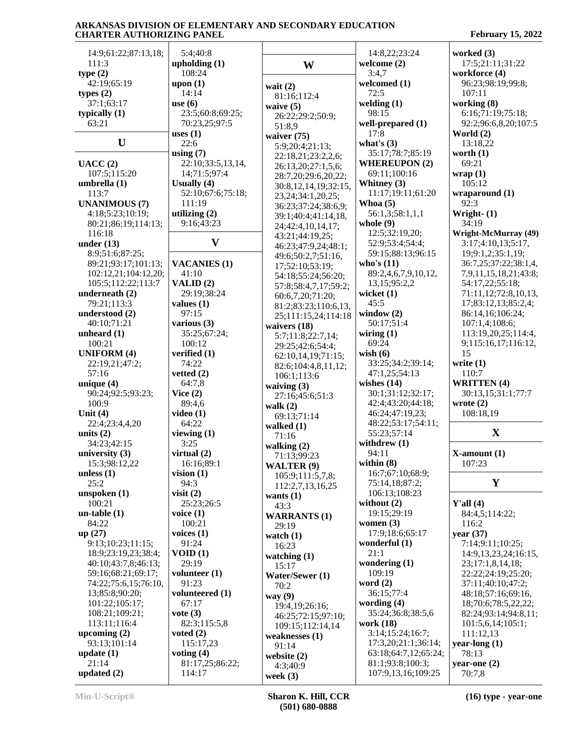14:9;61:22;87:13,18; 111:3
**type (2)**
42:19;65:19
**types (2)**
37:1;63:17
**typically (1)**
63:21

## U

**UACC (2)**
107:5;115:20
**umbrella (1)**
113:7
**UNANIMOUS (7)**
4:18;5:23;10:19; 80:21;86:19;114:13; 116:18
**under (13)**
8:9;51:6;87:25; 89:21;93:17;101:13; 102:12,21;104:12,20; 105:5;112:22;113:7
**underneath (2)**
79:21;113:3
**understood (2)**
40:10;71:21
**unheard (1)**
100:21
**UNIFORM (4)**
22:19,21;47:2; 57:16
**unique (4)**
90:24;92:5;93:23; 100:9
**Unit (4)**
22:4;23:4,4,20
**units (2)**
34:23;42:15
**university (3)**
15:3;98:12,22
**unless (1)**
25:2
**unspoken (1)**
100:21
**un-table (1)**
84:22
**up (27)**
9:13;10:23;11:15; 18:9;23:19,23;38:4; 40:10;43:7,8;46:13; 59:16;68:21;69:17; 74:22;75:6,15;76:10, 13;85:8;90:20; 101:22;105:17; 108:21;109:21; 113:11;116:4
**upcoming (2)**
93:13;101:14
**update (1)**
21:14
**updated (2)**
5:4;40:8
**upholding (1)**
108:24
**upon (1)**
14:14
**use (6)**
23:5;60:8;69:25; 70:23,25;97:5
**uses (1)**
22:6
**using (7)**
22:10;33:5,13,14, 14;71:5;97:4
**Usually (4)**
52:10;67:6;75:18; 111:19
**utilizing (2)**
9:16;43:23

## V

**VACANIES (1)**
41:10
**VALID (2)**
29:19;38:24
**values (1)**
97:15
**various (3)**
35:25;67:24; 100:12
**verified (1)**
74:22
**vetted (2)**
64:7,8
**Vice (2)**
89:4,6
**video (1)**
64:22
**viewing (1)**
3:25
**virtual (2)**
16:16;89:1
**vision (1)**
94:3
**visit (2)**
25:23;26:5
**voice (1)**
100:21
**voices (1)**
91:24
**VOID (1)**
29:19
**volunteer (1)**
91:23
**volunteered (1)**
67:17
**vote (3)**
82:3;115:5,8
**voted (2)**
115:17,23
**voting (4)**
81:17,25;86:22; 114:17

## W

**wait (2)**
81:16;112:4
**waive (5)**
26:22;29:2;50:9; 51:8,9
**waiver (75)**
5:9;20:4;21:13; 22:18,21;23:2,2,6; 26:13,20;27:1,5,6; 28:7,20;29:6,20,22; 30:8,12,14,19;32:15, 23,24;34:1,20,25; 36:23;37:24;38:6,9; 39:1;40:4;41:14,18, 24;42:4,10,14,17; 43:21;44:19,25; 46:23;47:9,24;48:1; 49:6;50:2,7;51:16, 17;52:10;53:19; 54:18;55:24;56:20; 57:8;58:4,7,17;59:2; 60:6,7,20;71:20; 81:2;83:23;110:6,13, 25;111:15,24;114:18
**waivers (18)**
5:7;11:8;22:7,14; 29:25;42:6;54:4; 62:10,14,19;71:15; 82:6;104:4,8,11,12; 106:1;113:6
**waiving (3)**
27:16;45:6;51:3
**walk (2)**
69:13;71:14
**walked (1)**
71:16
**walking (2)**
71:13;99:23
**WALTER (9)**
105:9;111:5,7,8; 112:2,7,13,16,25
**wants (1)**
43:3
**WARRANTS (1)**
29:19
**watch (1)**
16:23
**watching (1)**
15:17
**Water/Sewer (1)**
70:2
**way (9)**
19:4,19;26:16; 46:25;72:15;97:10; 109:15;112:14,14
**weaknesses (1)**
91:14
**website (2)**
4:3;40:9
**week (3)**
14:8,22;23:24
**welcome (2)**
3:4,7
**welcomed (1)**
72:5
**welding (1)**
98:15
**well-prepared (1)**
17:8
**what's (3)**
35:17;78:7;85:19
**WHEREUPON (2)**
69:11;100:16
**Whitney (3)**
11:17;19:11;61:20
**Whoa (5)**
56:1,3;58:1,1,1
**whole (9)**
12:5;32:19,20; 52:9;53:4;54:4; 59:15;88:13;96:15
**who's (11)**
89:2,4,6,7,9,10,12, 13,15;95:2,2
**wicket (1)**
45:5
**window (2)**
50:17;51:4
**wiring (1)**
69:24
**wish (6)**
33:25;34:2;39:14; 47:1,25;54:13
**wishes (14)**
30:1;31:12;32:17; 42:4;43:20;44:18; 46:24;47:19,23; 48:22;53:17;54:11; 55:23;57:14
**withdrew (1)**
94:11
**within (8)**
16:7;67:10;68:9; 75:14,18;87:2; 106:13;108:23
**without (2)**
19:15;29:19
**women (3)**
17:9;18:6;65:17
**wonderful (1)**
21:1
**wondering (1)**
109:19
**word (2)**
36:15;77:4
**wording (4)**
35:24;36:8;38:5,6
**work (18)**
3:14;15:24;16:7; 17:3,20;21:1;36:14; 63:18;64:7,12;65:24; 81:1;93:8;100:3; 107:9,13,16;109:25
**worked (3)**
17:5;21:11;31:22
**workforce (4)**
96:23;98:19;99:8; 107:11
**working (8)**
6:16;71:19;75:18; 92:2;96:6,8,20;107:5
**World (2)**
13:18,22
**worth (1)**
69:21
**wrap (1)**
105:12
**wraparound (1)**
92:3
**Wright- (1)**
34:19
**Wright-McMurray (49)**
3:17;4:10,13;5:17, 19;9:1,2;35:1,19; 36:7,25;37:22;38:1,4, 7,9,11,15,18,21;43:8; 54:17,22;55:18; 71:11,12;72:8,10,13, 17;83:12,13;85:2,4; 86:14,16;106:24; 107:1,4;108:6; 113:19,20,25;114:4, 9;115:16,17;116:12, 15
**write (1)**
110:7
**WRITTEN (4)**
30:13,15;31:1;77:7
**wrote (2)**
108:18,19

## X

**X-amount (1)**
107:23

## Y

**Y'all (4)**
84:4,5;114:22; 116:2
**year (37)**
7:14;9:11;10:25; 14:9,13,23,24;16:15, 23;17:1,8,14,18; 22:22;24:19;25:20; 37:11;40:10;47:2; 48:18;57:16;69:16, 18;70:6;78:5,22,22; 82:24;93:14;94:8,11; 101:5,6,14;105:1; 111:12,13
**year-long (1)**
78:13
**year-one (2)**
70:7,8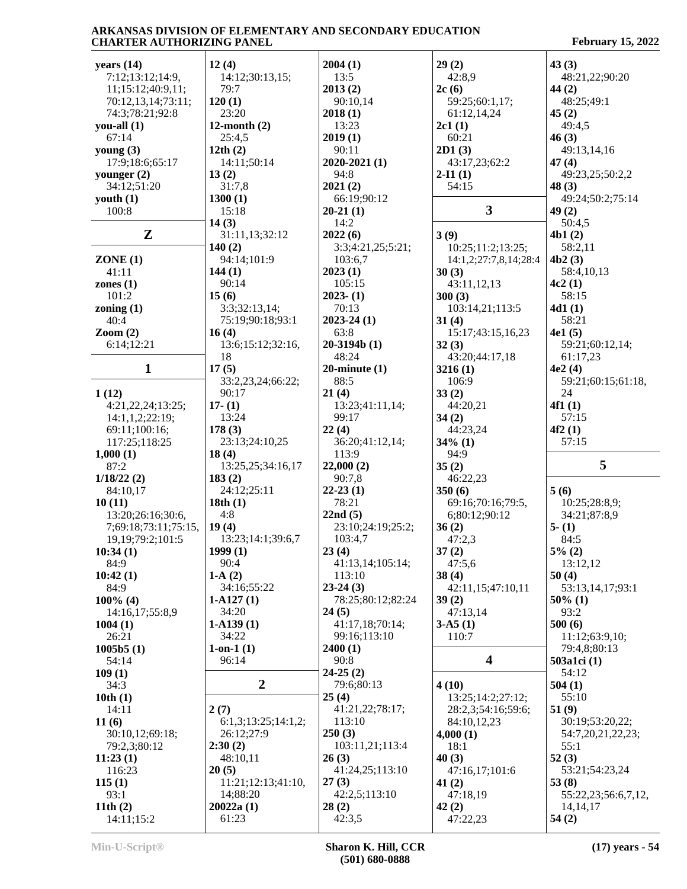**years (14)**
7:12;13:12;14:9,
11;15:12;40:9,11;
70:12,13,14;73:11;
74:3;78:21;92:8
**you-all (1)**
67:14
**young (3)**
17:9;18:6;65:17
**younger (2)**
34:12;51:20
**youth (1)**
100:8

## Z

**ZONE (1)**
41:11
**zones (1)**
101:2
**zoning (1)**
40:4
**Zoom (2)**
6:14;12:21

## 1

**1 (12)**
4:21,22,24;13:25;
14:1,1,2;22:19;
69:11;100:16;
117:25;118:25
**1,000 (1)**
87:2
**1/18/22 (2)**
84:10,17
**10 (11)**
13:20;26:16;30:6,
7;69:18;73:11;75:15,
19,19;79:2;101:5
**10:34 (1)**
84:9
**10:42 (1)**
84:9
**100% (4)**
14:16,17;55:8,9
**1004 (1)**
26:21
**1005b5 (1)**
54:14
**109 (1)**
34:3
**10th (1)**
14:11
**11 (6)**
30:10,12;69:18;
79:2,3;80:12
**11:23 (1)**
116:23
**115 (1)**
93:1
**11th (2)**
14:11;15:2
**12 (4)**
14:12;30:13,15;
79:7
**120 (1)**
23:20
**12-month (2)**
25:4,5
**12th (2)**
14:11;50:14
**13 (2)**
31:7,8
**1300 (1)**
15:18
**14 (3)**
31:11,13;32:12
**140 (2)**
94:14;101:9
**144 (1)**
90:14
**15 (6)**
3:3;32:13,14;
75:19;90:18;93:1
**16 (4)**
13:6;15:12;32:16,
18
**17 (5)**
33:2,23,24;66:22;
90:17
**17- (1)**
13:24
**178 (3)**
23:13;24:10,25
**18 (4)**
13:25,25;34:16,17
**183 (2)**
24:12;25:11
**18th (1)**
4:8
**19 (4)**
13:23;14:1;39:6,7
**1999 (1)**
90:4
**1-A (2)**
34:16;55:22
**1-A127 (1)**
34:20
**1-A139 (1)**
34:22
**1-on-1 (1)**
96:14

## 2

**2 (7)**
6:1,3;13:25;14:1,2;
26:12;27:9
**2:30 (2)**
48:10,11
**20 (5)**
11:21;12:13;41:10,
14;88:20
**20022a (1)**
61:23
**2004 (1)**
13:5
**2013 (2)**
90:10,14
**2018 (1)**
13:23
**2019 (1)**
90:11
**2020-2021 (1)**
94:8
**2021 (2)**
66:19;90:12
**20-21 (1)**
14:2
**2022 (6)**
3:3;4:21,25;5:21;
103:6,7
**2023 (1)**
105:15
**2023- (1)**
70:13
**2023-24 (1)**
63:8
**20-3194b (1)**
48:24
**20-minute (1)**
88:5
**21 (4)**
13:23;41:11,14;
99:17
**22 (4)**
36:20;41:12,14;
113:9
**22,000 (2)**
90:7,8
**22-23 (1)**
78:21
**22nd (5)**
23:10;24:19;25:2;
103:4,7
**23 (4)**
41:13,14;105:14;
113:10
**23-24 (3)**
78:25;80:12;82:24
**24 (5)**
41:17,18;70:14;
99:16;113:10
**2400 (1)**
90:8
**24-25 (2)**
79:6;80:13
**25 (4)**
41:21,22;78:17;
113:10
**250 (3)**
103:11,21;113:4
**26 (3)**
41:24,25;113:10
**27 (3)**
42:2,5;113:10
**28 (2)**
42:3,5
**29 (2)**
42:8,9
**2c (6)**
59:25;60:1,17;
61:12,14,24
**2c1 (1)**
60:21
**2D1 (3)**
43:17,23;62:2
**2-I1 (1)**
54:15

## 3

**3 (9)**
10:25;11:2;13:25;
14:1,2;27:7,8,14;28:4
**30 (3)**
43:11,12,13
**300 (3)**
103:14,21;113:5
**31 (4)**
15:17;43:15,16,23
**32 (3)**
43:20;44:17,18
**3216 (1)**
106:9
**33 (2)**
44:20,21
**34 (2)**
44:23,24
**34% (1)**
94:9
**35 (2)**
46:22,23
**350 (6)**
69:16;70:16;79:5,
6;80:12;90:12
**36 (2)**
47:2,3
**37 (2)**
47:5,6
**38 (4)**
42:11,15;47:10,11
**39 (2)**
47:13,14
**3-A5 (1)**
110:7

## 4

**4 (10)**
13:25;14:2;27:12;
28:2,3;54:16;59:6;
84:10,12,23
**4,000 (1)**
18:1
**40 (3)**
47:16,17;101:6
**41 (2)**
47:18,19
**42 (2)**
47:22,23
**43 (3)**
48:21,22;90:20
**44 (2)**
48:25;49:1
**45 (2)**
49:4,5
**46 (3)**
49:13,14,16
**47 (4)**
49:23,25;50:2,2
**48 (3)**
49:24;50:2;75:14
**49 (2)**
50:4,5
**4b1 (2)**
58:2,11
**4b2 (3)**
58:4,10,13
**4c2 (1)**
58:15
**4d1 (1)**
58:21
**4e1 (5)**
59:21;60:12,14;
61:17,23
**4e2 (4)**
59:21;60:15;61:18,
24
**4f1 (1)**
57:15
**4f2 (1)**
57:15

## 5

**5 (6)**
10:25;28:8,9;
34:21;87:8,9
**5- (1)**
84:5
**5% (2)**
13:12,12
**50 (4)**
53:13,14,17;93:1
**50% (1)**
93:2
**500 (6)**
11:12;63:9,10;
79:4,8;80:13
**503a1ci (1)**
54:12
**504 (1)**
55:10
**51 (9)**
30:19;53:20,22;
54:7,20,21,22,23;
55:1
**52 (3)**
53:21;54:23,24
**53 (8)**
55:22,23;56:6,7,12,
14,14,17
**54 (2)**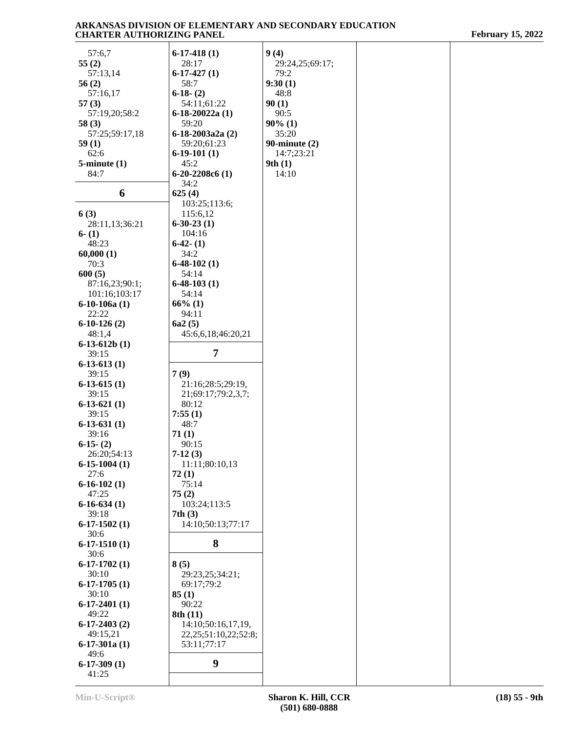57:6,7
**55 (2)**
57:13,14
**56 (2)**
57:16,17
**57 (3)**
57:19,20;58:2
**58 (3)**
57:25;59:17,18
**59 (1)**
62:6
**5-minute (1)**
84:7

## 6

**6 (3)**
28:11,13;36:21
**6- (1)**
48:23
**60,000 (1)**
70:3
**600 (5)**
87:16,23;90:1;
101:16;103:17
**6-10-106a (1)**
22:22
**6-10-126 (2)**
48:1,4
**6-13-612b (1)**
39:15
**6-13-613 (1)**
39:15
**6-13-615 (1)**
39:15
**6-13-621 (1)**
39:15
**6-13-631 (1)**
39:16
**6-15- (2)**
26:20;54:13
**6-15-1004 (1)**
27:6
**6-16-102 (1)**
47:25
**6-16-634 (1)**
39:18
**6-17-1502 (1)**
30:6
**6-17-1510 (1)**
30:6
**6-17-1702 (1)**
30:10
**6-17-1705 (1)**
30:10
**6-17-2401 (1)**
49:22
**6-17-2403 (2)**
49:15,21
**6-17-301a (1)**
49:6
**6-17-309 (1)**
41:25
**6-17-418 (1)**
28:17
**6-17-427 (1)**
58:7
**6-18- (2)**
54:11;61:22
**6-18-20022a (1)**
59:20
**6-18-2003a2a (2)**
59:20;61:23
**6-19-101 (1)**
45:2
**6-20-2208c6 (1)**
34:2
**625 (4)**
103:25;113:6;
115:6,12
**6-30-23 (1)**
104:16
**6-42- (1)**
34:2
**6-48-102 (1)**
54:14
**6-48-103 (1)**
54:14
**66% (1)**
94:11
**6a2 (5)**
45:6,6,18;46:20,21

## 7

**7 (9)**
21:16;28:5;29:19,
21;69:17;79:2,3,7;
80:12
**7:55 (1)**
48:7
**71 (1)**
90:15
**7-12 (3)**
11:11;80:10,13
**72 (1)**
75:14
**75 (2)**
103:24;113:5
**7th (3)**
14:10;50:13;77:17

## 8

**8 (5)**
29:23,25;34:21;
69:17;79:2
**85 (1)**
90:22
**8th (11)**
14:10;50:16,17,19,
22,25;51:10,22;52:8;
53:11;77:17

## 9

**9 (4)**
29:24,25;69:17;
79:2
**9:30 (1)**
48:8
**90 (1)**
90:5
**90% (1)**
35:20
**90-minute (2)**
14:7;23:21
**9th (1)**
14:10